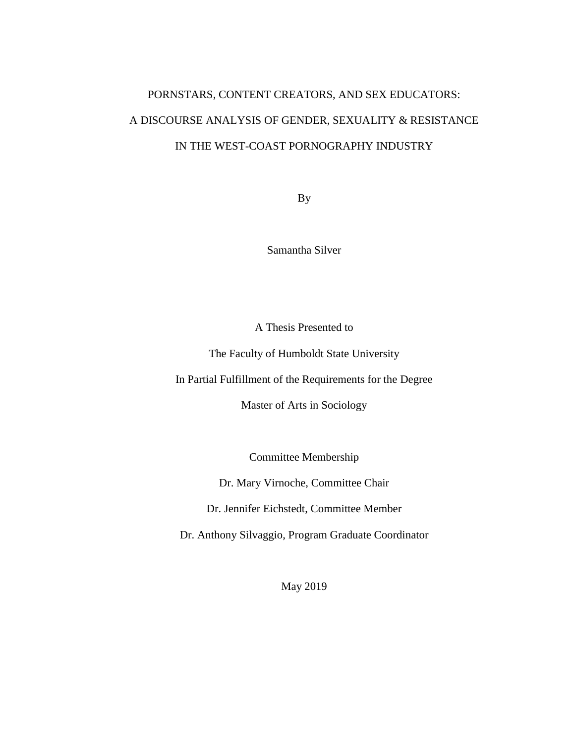# PORNSTARS, CONTENT CREATORS, AND SEX EDUCATORS:
# A DISCOURSE ANALYSIS OF GENDER, SEXUALITY & RESISTANCE
# IN THE WEST-COAST PORNOGRAPHY INDUSTRY

By

Samantha Silver

A Thesis Presented to

The Faculty of Humboldt State University

In Partial Fulfillment of the Requirements for the Degree

Master of Arts in Sociology

Committee Membership

Dr. Mary Virnoche, Committee Chair

Dr. Jennifer Eichstedt, Committee Member

Dr. Anthony Silvaggio, Program Graduate Coordinator

May 2019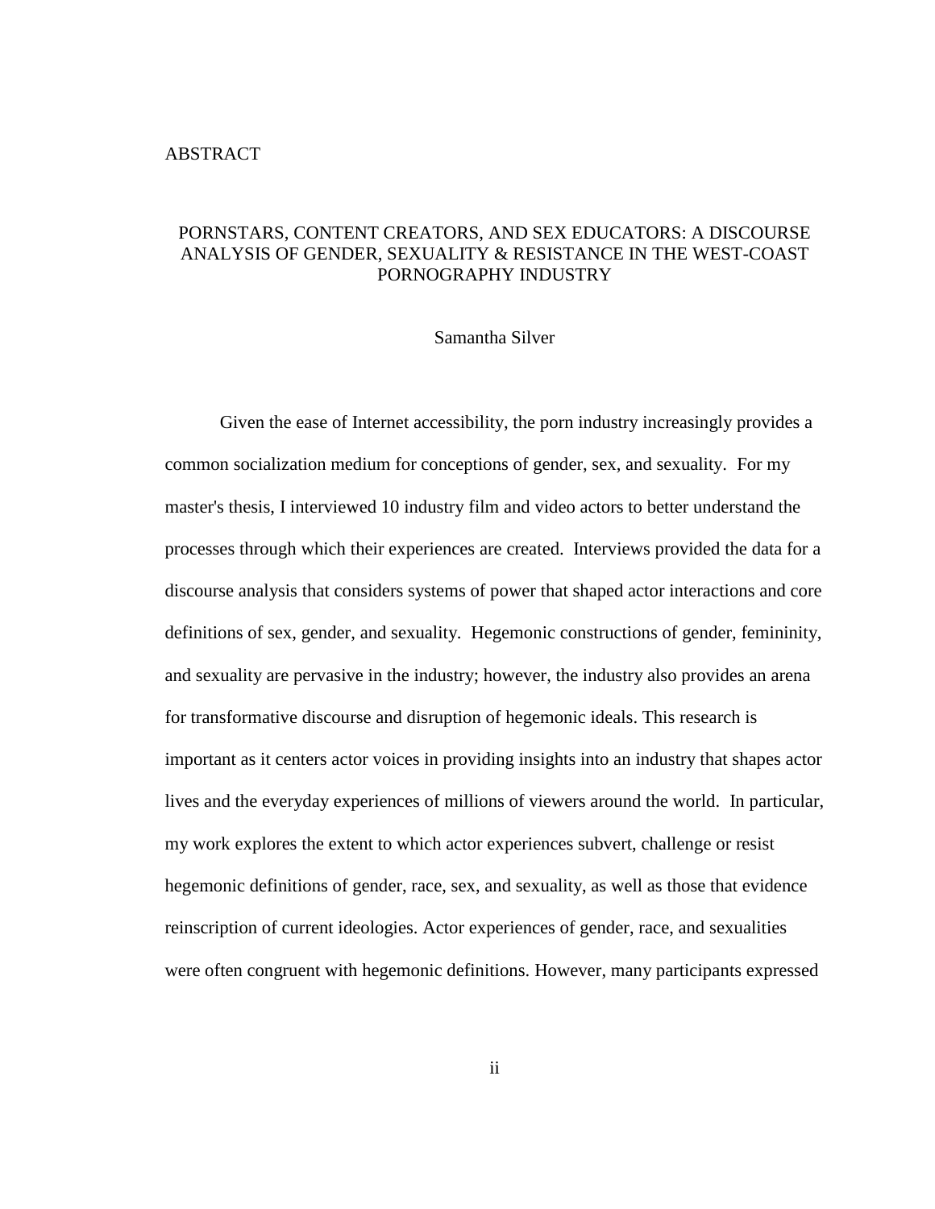## ABSTRACT

PORNSTARS, CONTENT CREATORS, AND SEX EDUCATORS: A DISCOURSE ANALYSIS OF GENDER, SEXUALITY & RESISTANCE IN THE WEST-COAST PORNOGRAPHY INDUSTRY

Samantha Silver

Given the ease of Internet accessibility, the porn industry increasingly provides a common socialization medium for conceptions of gender, sex, and sexuality. For my master's thesis, I interviewed 10 industry film and video actors to better understand the processes through which their experiences are created. Interviews provided the data for a discourse analysis that considers systems of power that shaped actor interactions and core definitions of sex, gender, and sexuality. Hegemonic constructions of gender, femininity, and sexuality are pervasive in the industry; however, the industry also provides an arena for transformative discourse and disruption of hegemonic ideals. This research is important as it centers actor voices in providing insights into an industry that shapes actor lives and the everyday experiences of millions of viewers around the world. In particular, my work explores the extent to which actor experiences subvert, challenge or resist hegemonic definitions of gender, race, sex, and sexuality, as well as those that evidence reinscription of current ideologies. Actor experiences of gender, race, and sexualities were often congruent with hegemonic definitions. However, many participants expressed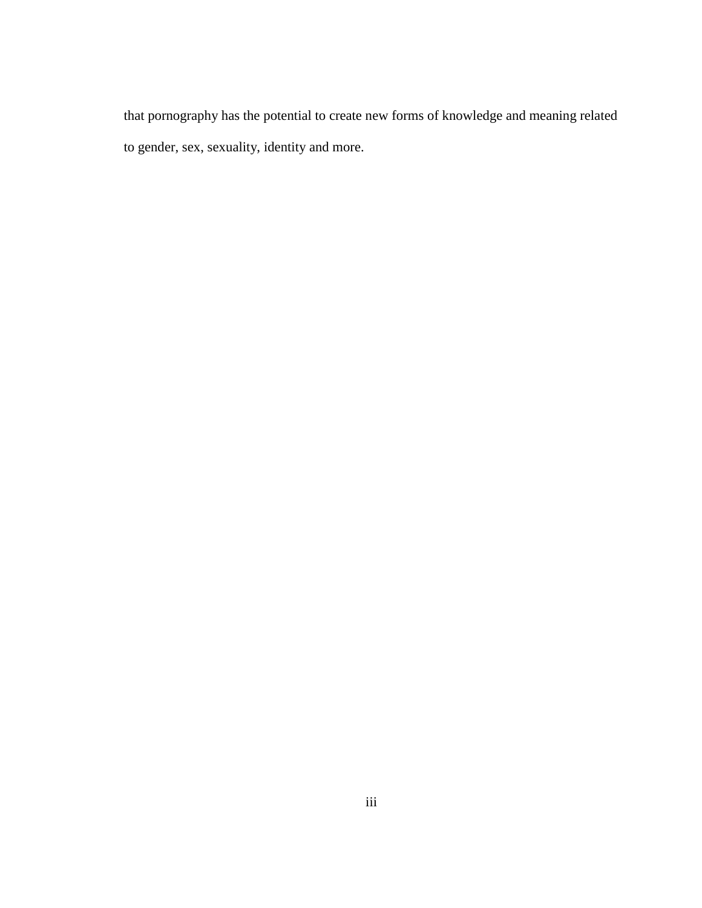that pornography has the potential to create new forms of knowledge and meaning related to gender, sex, sexuality, identity and more.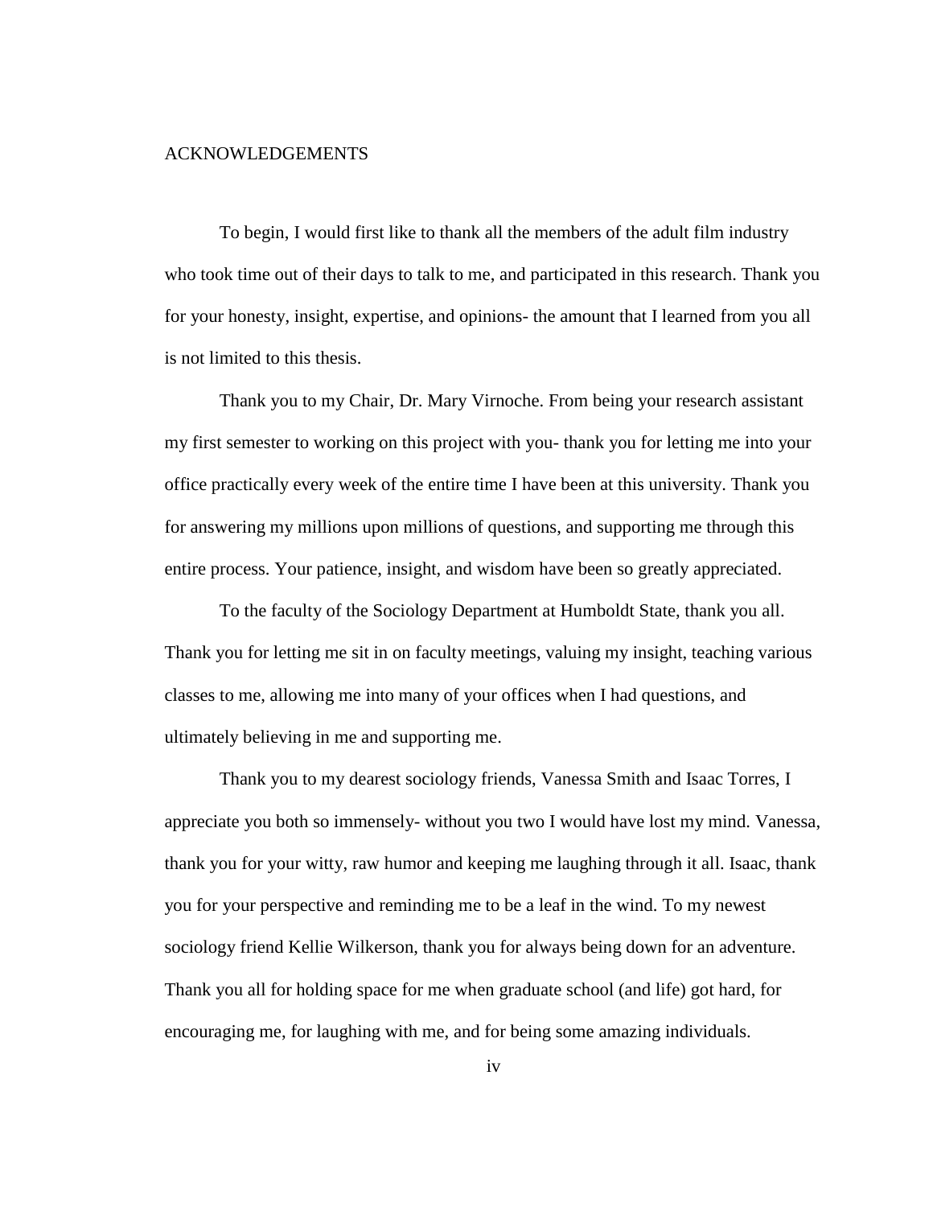# ACKNOWLEDGEMENTS

To begin, I would first like to thank all the members of the adult film industry who took time out of their days to talk to me, and participated in this research. Thank you for your honesty, insight, expertise, and opinions- the amount that I learned from you all is not limited to this thesis.

Thank you to my Chair, Dr. Mary Virnoche. From being your research assistant my first semester to working on this project with you- thank you for letting me into your office practically every week of the entire time I have been at this university. Thank you for answering my millions upon millions of questions, and supporting me through this entire process. Your patience, insight, and wisdom have been so greatly appreciated.

To the faculty of the Sociology Department at Humboldt State, thank you all. Thank you for letting me sit in on faculty meetings, valuing my insight, teaching various classes to me, allowing me into many of your offices when I had questions, and ultimately believing in me and supporting me.

Thank you to my dearest sociology friends, Vanessa Smith and Isaac Torres, I appreciate you both so immensely- without you two I would have lost my mind. Vanessa, thank you for your witty, raw humor and keeping me laughing through it all. Isaac, thank you for your perspective and reminding me to be a leaf in the wind. To my newest sociology friend Kellie Wilkerson, thank you for always being down for an adventure. Thank you all for holding space for me when graduate school (and life) got hard, for encouraging me, for laughing with me, and for being some amazing individuals.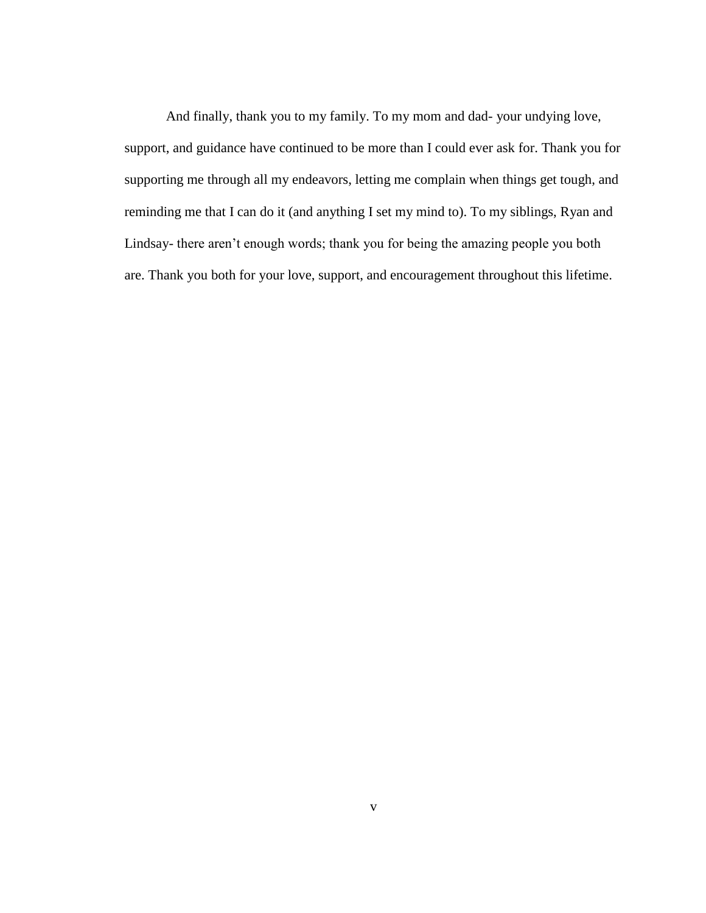And finally, thank you to my family. To my mom and dad- your undying love, support, and guidance have continued to be more than I could ever ask for. Thank you for supporting me through all my endeavors, letting me complain when things get tough, and reminding me that I can do it (and anything I set my mind to). To my siblings, Ryan and Lindsay- there aren't enough words; thank you for being the amazing people you both are. Thank you both for your love, support, and encouragement throughout this lifetime.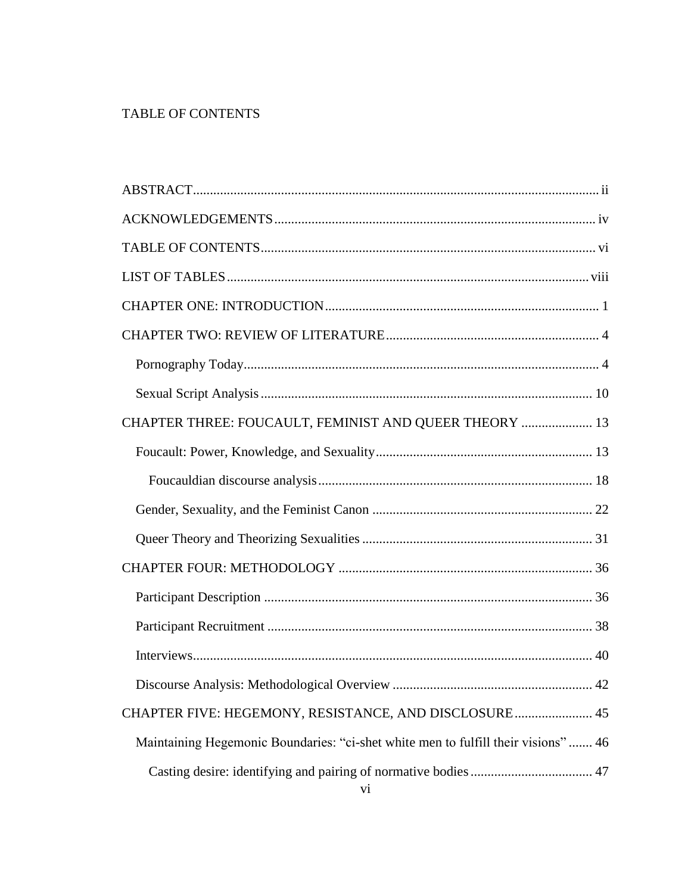TABLE OF CONTENTS

ABSTRACT ..... ii

ACKNOWLEDGEMENTS ..... iv

TABLE OF CONTENTS ..... vi

LIST OF TABLES ..... viii

CHAPTER ONE: INTRODUCTION ..... 1

CHAPTER TWO: REVIEW OF LITERATURE ..... 4

- Pornography Today ..... 4
- Sexual Script Analysis ..... 10

CHAPTER THREE: FOUCAULT, FEMINIST AND QUEER THEORY ..... 13

- Foucault: Power, Knowledge, and Sexuality ..... 13
  - Foucauldian discourse analysis ..... 18
- Gender, Sexuality, and the Feminist Canon ..... 22
- Queer Theory and Theorizing Sexualities ..... 31

CHAPTER FOUR: METHODOLOGY ..... 36

- Participant Description ..... 36
- Participant Recruitment ..... 38
- Interviews ..... 40
- Discourse Analysis: Methodological Overview ..... 42

CHAPTER FIVE: HEGEMONY, RESISTANCE, AND DISCLOSURE ..... 45

- Maintaining Hegemonic Boundaries: "ci-shet white men to fulfill their visions" ..... 46
  - Casting desire: identifying and pairing of normative bodies ..... 47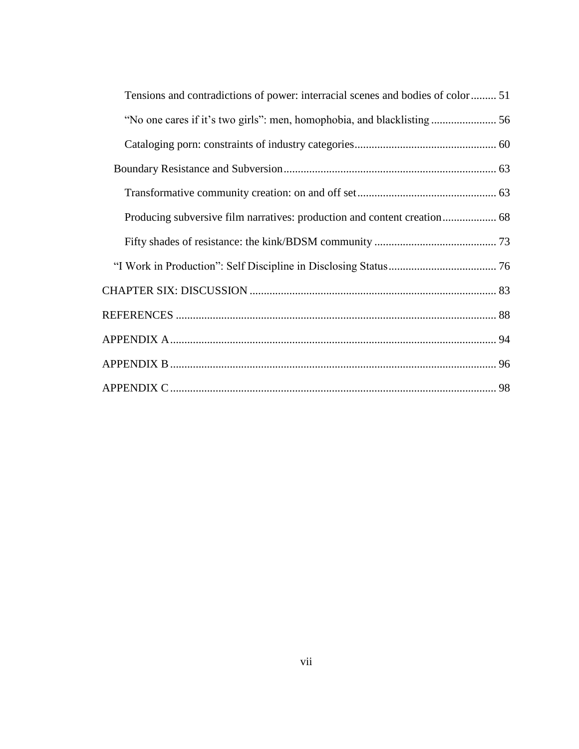Tensions and contradictions of power: interracial scenes and bodies of color ......... 51

"No one cares if it's two girls": men, homophobia, and blacklisting ....................... 56

Cataloging porn: constraints of industry categories.................................................. 60

Boundary Resistance and Subversion........................................................................... 63

Transformative community creation: on and off set................................................. 63

Producing subversive film narratives: production and content creation................... 68

Fifty shades of resistance: the kink/BDSM community ........................................... 73

"I Work in Production": Self Discipline in Disclosing Status...................................... 76

CHAPTER SIX: DISCUSSION ....................................................................................... 83

REFERENCES ................................................................................................................. 88

APPENDIX A................................................................................................................... 94

APPENDIX B................................................................................................................... 96

APPENDIX C................................................................................................................... 98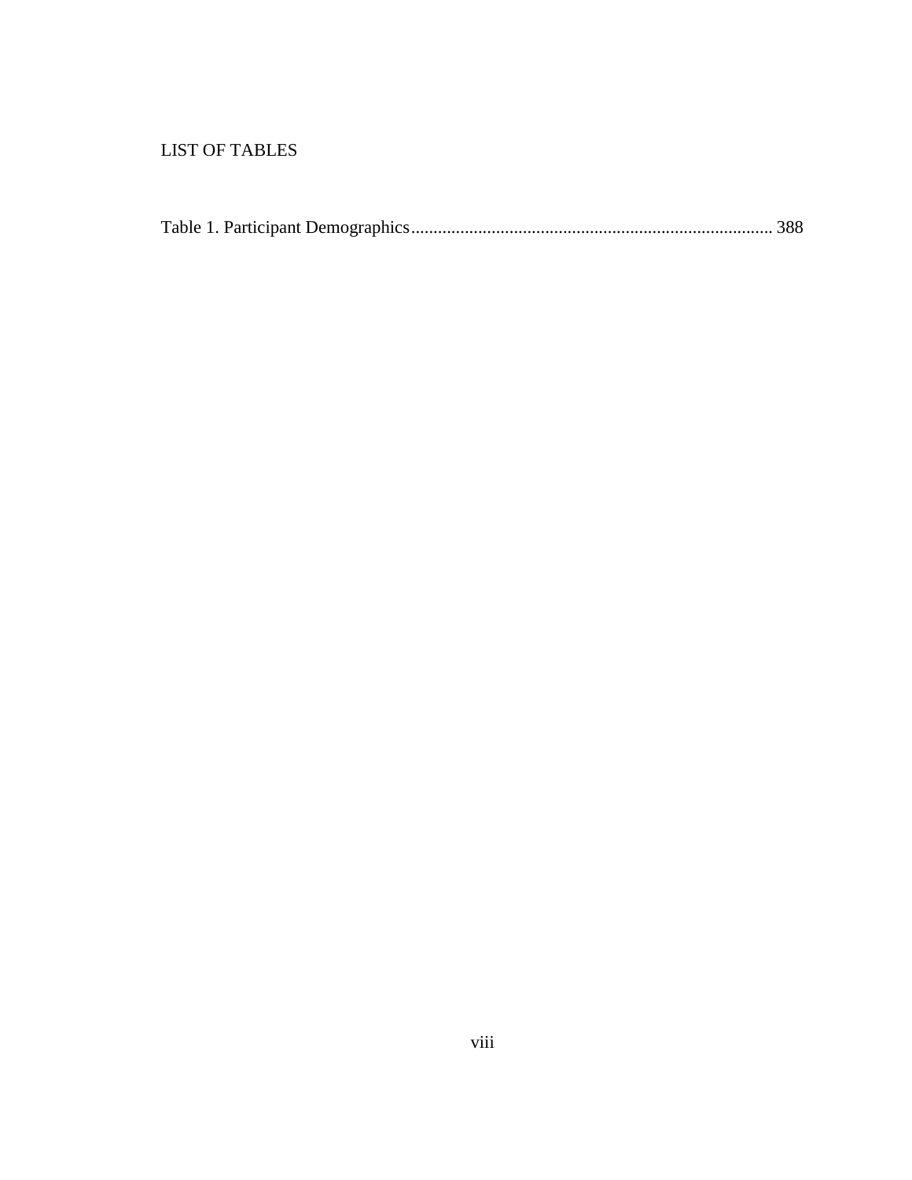# LIST OF TABLES

Table 1. Participant Demographics................................................................................ 388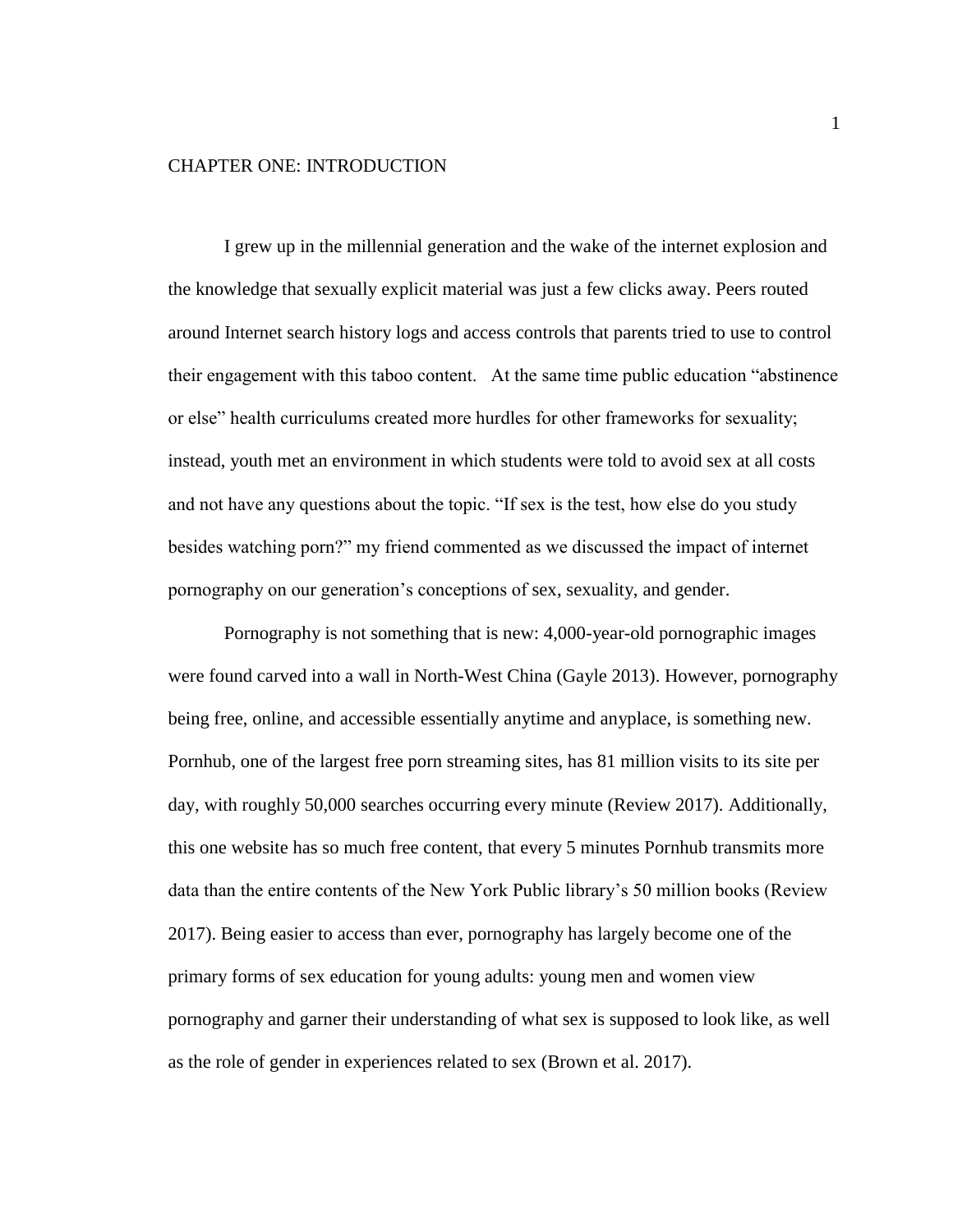# CHAPTER ONE: INTRODUCTION

I grew up in the millennial generation and the wake of the internet explosion and the knowledge that sexually explicit material was just a few clicks away. Peers routed around Internet search history logs and access controls that parents tried to use to control their engagement with this taboo content. At the same time public education "abstinence or else" health curriculums created more hurdles for other frameworks for sexuality; instead, youth met an environment in which students were told to avoid sex at all costs and not have any questions about the topic. "If sex is the test, how else do you study besides watching porn?" my friend commented as we discussed the impact of internet pornography on our generation's conceptions of sex, sexuality, and gender.

Pornography is not something that is new: 4,000-year-old pornographic images were found carved into a wall in North-West China (Gayle 2013). However, pornography being free, online, and accessible essentially anytime and anyplace, is something new. Pornhub, one of the largest free porn streaming sites, has 81 million visits to its site per day, with roughly 50,000 searches occurring every minute (Review 2017). Additionally, this one website has so much free content, that every 5 minutes Pornhub transmits more data than the entire contents of the New York Public library's 50 million books (Review 2017). Being easier to access than ever, pornography has largely become one of the primary forms of sex education for young adults: young men and women view pornography and garner their understanding of what sex is supposed to look like, as well as the role of gender in experiences related to sex (Brown et al. 2017).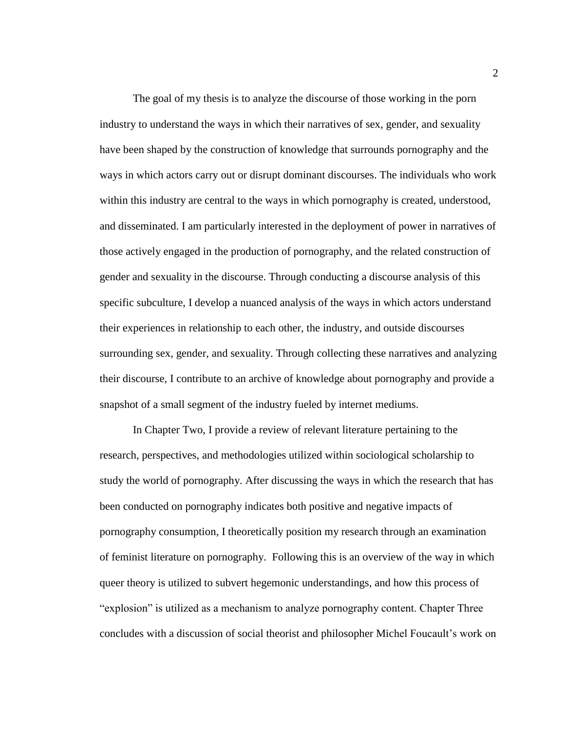The goal of my thesis is to analyze the discourse of those working in the porn industry to understand the ways in which their narratives of sex, gender, and sexuality have been shaped by the construction of knowledge that surrounds pornography and the ways in which actors carry out or disrupt dominant discourses. The individuals who work within this industry are central to the ways in which pornography is created, understood, and disseminated. I am particularly interested in the deployment of power in narratives of those actively engaged in the production of pornography, and the related construction of gender and sexuality in the discourse. Through conducting a discourse analysis of this specific subculture, I develop a nuanced analysis of the ways in which actors understand their experiences in relationship to each other, the industry, and outside discourses surrounding sex, gender, and sexuality. Through collecting these narratives and analyzing their discourse, I contribute to an archive of knowledge about pornography and provide a snapshot of a small segment of the industry fueled by internet mediums.

In Chapter Two, I provide a review of relevant literature pertaining to the research, perspectives, and methodologies utilized within sociological scholarship to study the world of pornography. After discussing the ways in which the research that has been conducted on pornography indicates both positive and negative impacts of pornography consumption, I theoretically position my research through an examination of feminist literature on pornography. Following this is an overview of the way in which queer theory is utilized to subvert hegemonic understandings, and how this process of "explosion" is utilized as a mechanism to analyze pornography content. Chapter Three concludes with a discussion of social theorist and philosopher Michel Foucault's work on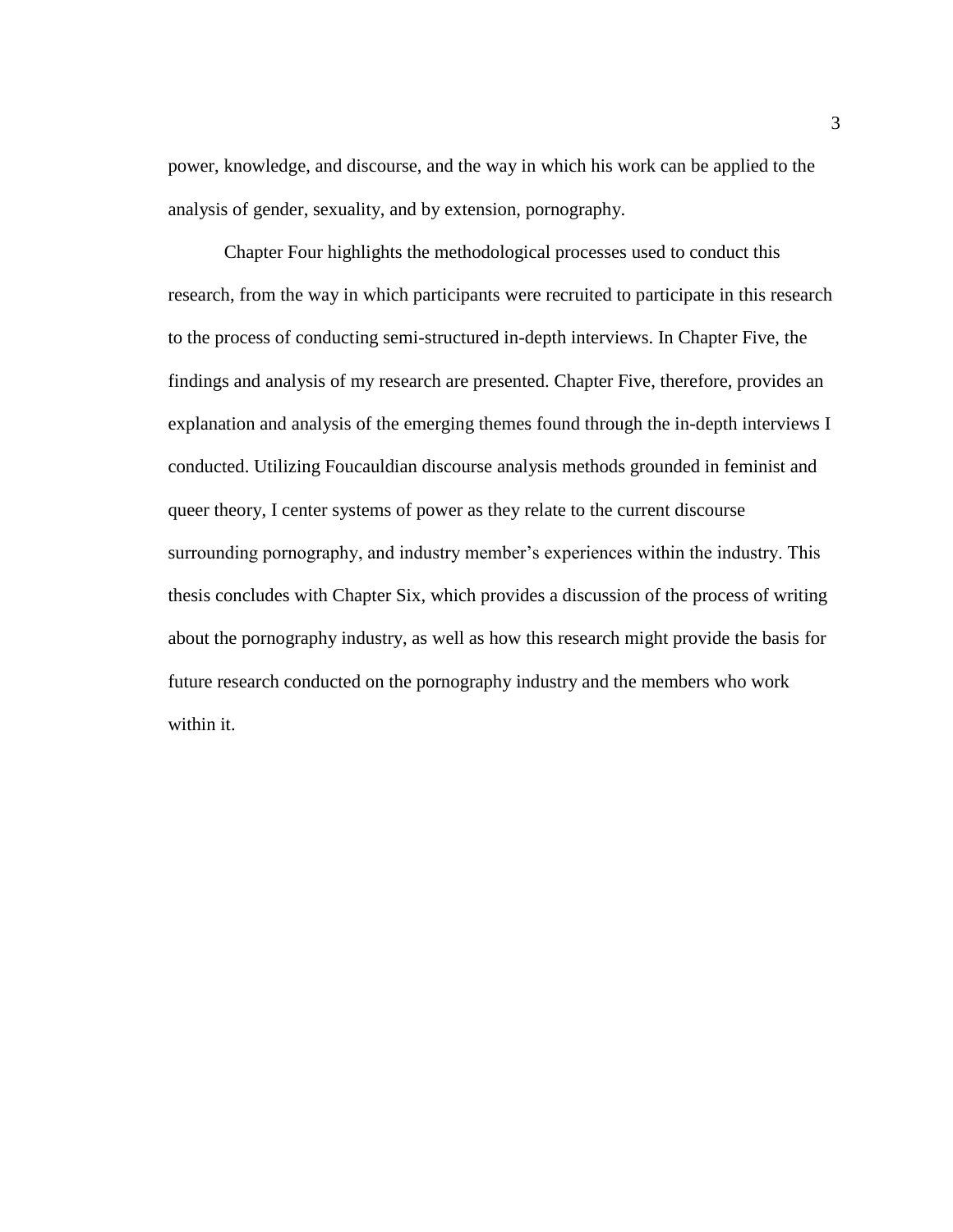power, knowledge, and discourse, and the way in which his work can be applied to the analysis of gender, sexuality, and by extension, pornography.

Chapter Four highlights the methodological processes used to conduct this research, from the way in which participants were recruited to participate in this research to the process of conducting semi-structured in-depth interviews. In Chapter Five, the findings and analysis of my research are presented. Chapter Five, therefore, provides an explanation and analysis of the emerging themes found through the in-depth interviews I conducted. Utilizing Foucauldian discourse analysis methods grounded in feminist and queer theory, I center systems of power as they relate to the current discourse surrounding pornography, and industry member's experiences within the industry. This thesis concludes with Chapter Six, which provides a discussion of the process of writing about the pornography industry, as well as how this research might provide the basis for future research conducted on the pornography industry and the members who work within it.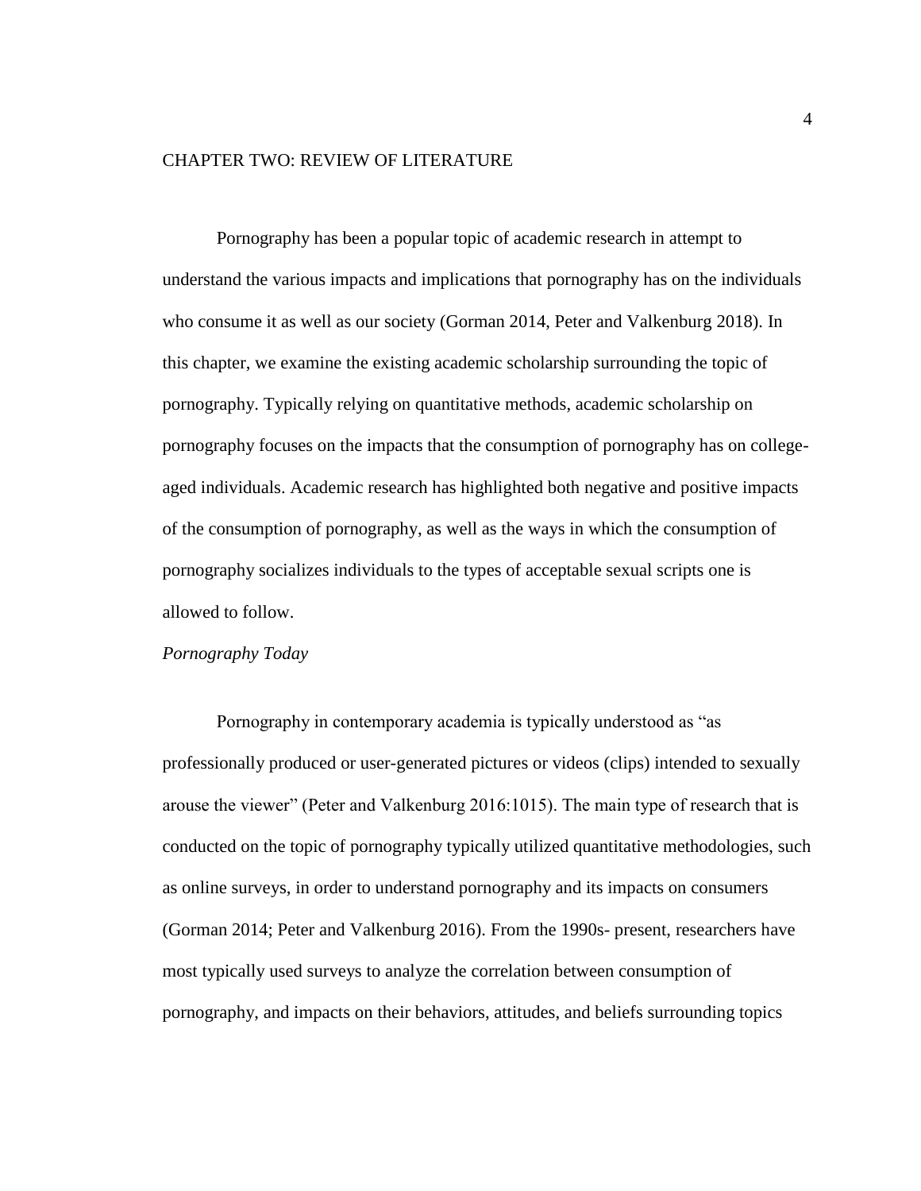# CHAPTER TWO: REVIEW OF LITERATURE

Pornography has been a popular topic of academic research in attempt to understand the various impacts and implications that pornography has on the individuals who consume it as well as our society (Gorman 2014, Peter and Valkenburg 2018). In this chapter, we examine the existing academic scholarship surrounding the topic of pornography. Typically relying on quantitative methods, academic scholarship on pornography focuses on the impacts that the consumption of pornography has on college-aged individuals. Academic research has highlighted both negative and positive impacts of the consumption of pornography, as well as the ways in which the consumption of pornography socializes individuals to the types of acceptable sexual scripts one is allowed to follow.

*Pornography Today*

Pornography in contemporary academia is typically understood as "as professionally produced or user-generated pictures or videos (clips) intended to sexually arouse the viewer" (Peter and Valkenburg 2016:1015). The main type of research that is conducted on the topic of pornography typically utilized quantitative methodologies, such as online surveys, in order to understand pornography and its impacts on consumers (Gorman 2014; Peter and Valkenburg 2016). From the 1990s- present, researchers have most typically used surveys to analyze the correlation between consumption of pornography, and impacts on their behaviors, attitudes, and beliefs surrounding topics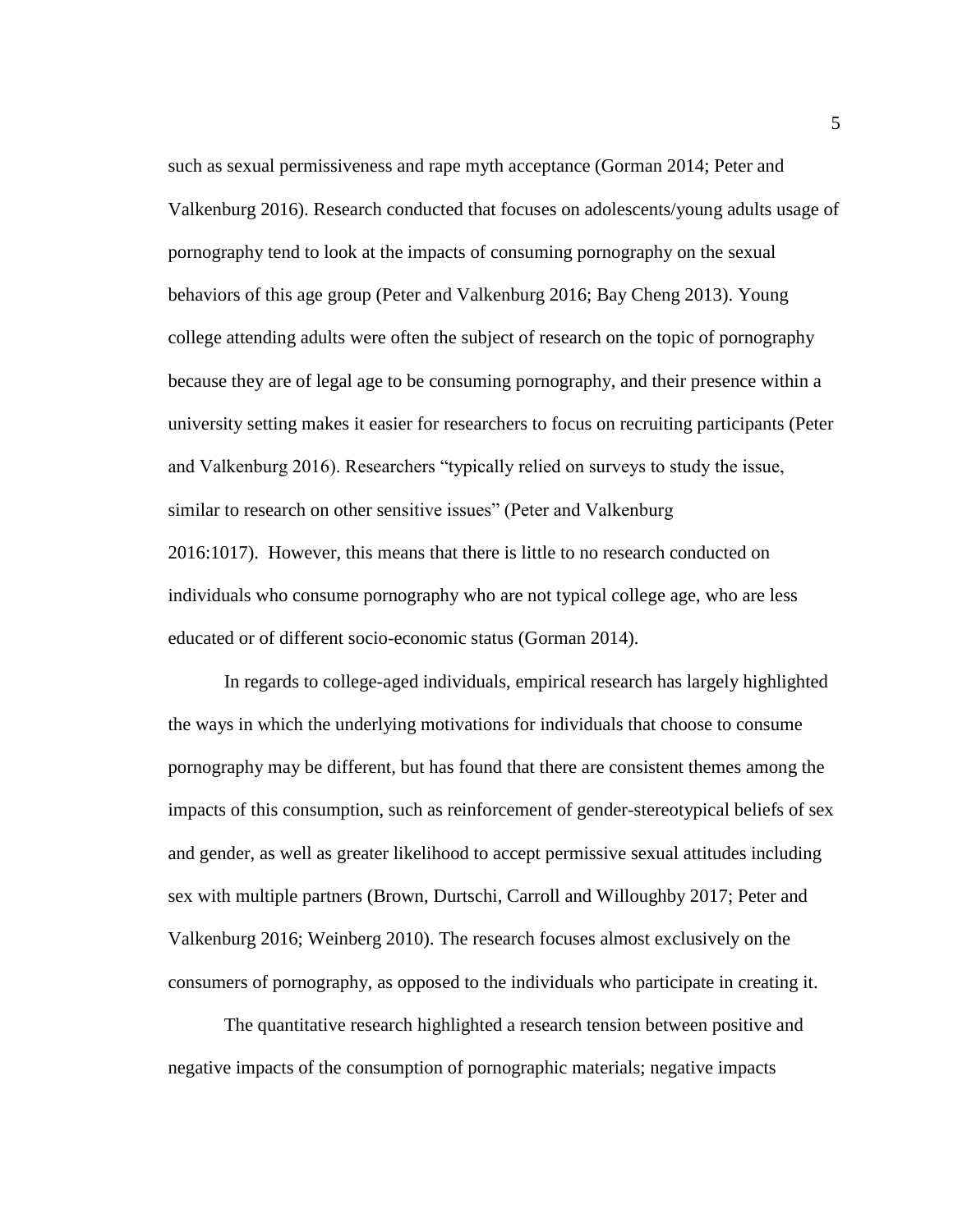such as sexual permissiveness and rape myth acceptance (Gorman 2014; Peter and Valkenburg 2016). Research conducted that focuses on adolescents/young adults usage of pornography tend to look at the impacts of consuming pornography on the sexual behaviors of this age group (Peter and Valkenburg 2016; Bay Cheng 2013). Young college attending adults were often the subject of research on the topic of pornography because they are of legal age to be consuming pornography, and their presence within a university setting makes it easier for researchers to focus on recruiting participants (Peter and Valkenburg 2016). Researchers "typically relied on surveys to study the issue, similar to research on other sensitive issues" (Peter and Valkenburg 2016:1017). However, this means that there is little to no research conducted on individuals who consume pornography who are not typical college age, who are less educated or of different socio-economic status (Gorman 2014).

In regards to college-aged individuals, empirical research has largely highlighted the ways in which the underlying motivations for individuals that choose to consume pornography may be different, but has found that there are consistent themes among the impacts of this consumption, such as reinforcement of gender-stereotypical beliefs of sex and gender, as well as greater likelihood to accept permissive sexual attitudes including sex with multiple partners (Brown, Durtschi, Carroll and Willoughby 2017; Peter and Valkenburg 2016; Weinberg 2010). The research focuses almost exclusively on the consumers of pornography, as opposed to the individuals who participate in creating it.

The quantitative research highlighted a research tension between positive and negative impacts of the consumption of pornographic materials; negative impacts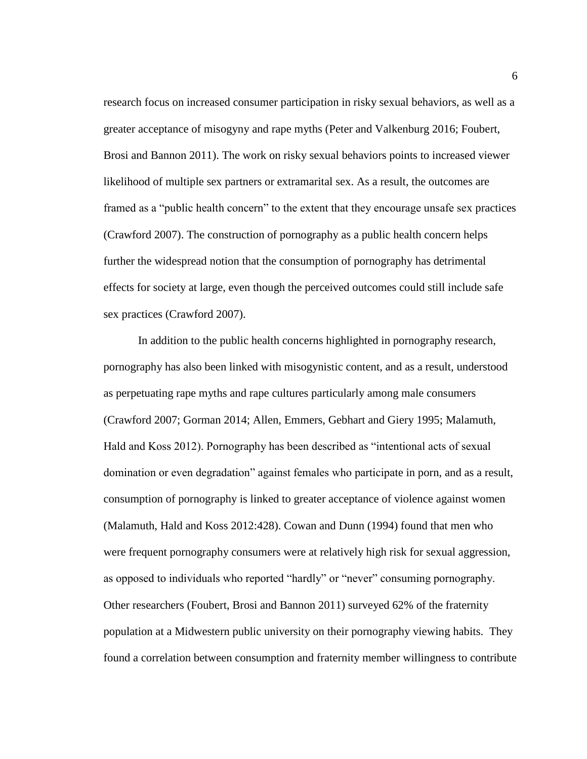research focus on increased consumer participation in risky sexual behaviors, as well as a greater acceptance of misogyny and rape myths (Peter and Valkenburg 2016; Foubert, Brosi and Bannon 2011). The work on risky sexual behaviors points to increased viewer likelihood of multiple sex partners or extramarital sex. As a result, the outcomes are framed as a "public health concern" to the extent that they encourage unsafe sex practices (Crawford 2007). The construction of pornography as a public health concern helps further the widespread notion that the consumption of pornography has detrimental effects for society at large, even though the perceived outcomes could still include safe sex practices (Crawford 2007).

In addition to the public health concerns highlighted in pornography research, pornography has also been linked with misogynistic content, and as a result, understood as perpetuating rape myths and rape cultures particularly among male consumers (Crawford 2007; Gorman 2014; Allen, Emmers, Gebhart and Giery 1995; Malamuth, Hald and Koss 2012). Pornography has been described as "intentional acts of sexual domination or even degradation" against females who participate in porn, and as a result, consumption of pornography is linked to greater acceptance of violence against women (Malamuth, Hald and Koss 2012:428). Cowan and Dunn (1994) found that men who were frequent pornography consumers were at relatively high risk for sexual aggression, as opposed to individuals who reported "hardly" or "never" consuming pornography. Other researchers (Foubert, Brosi and Bannon 2011) surveyed 62% of the fraternity population at a Midwestern public university on their pornography viewing habits. They found a correlation between consumption and fraternity member willingness to contribute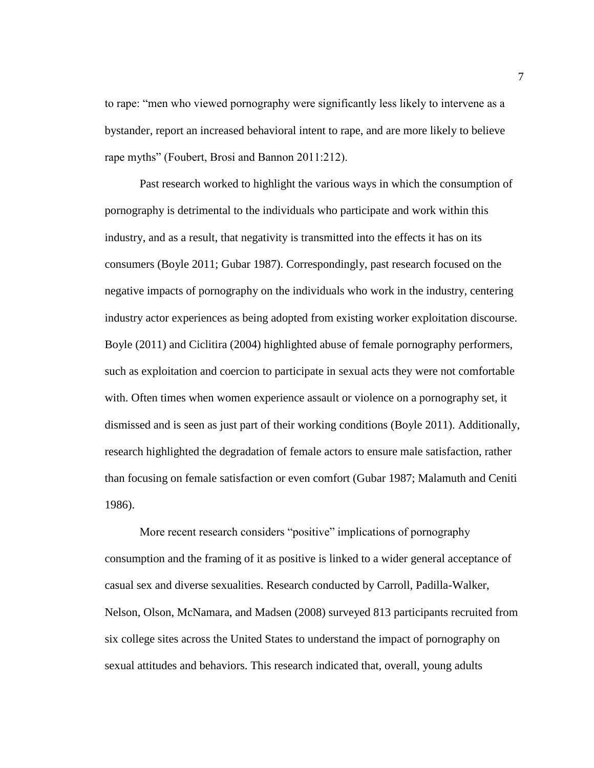to rape: "men who viewed pornography were significantly less likely to intervene as a bystander, report an increased behavioral intent to rape, and are more likely to believe rape myths" (Foubert, Brosi and Bannon 2011:212).

Past research worked to highlight the various ways in which the consumption of pornography is detrimental to the individuals who participate and work within this industry, and as a result, that negativity is transmitted into the effects it has on its consumers (Boyle 2011; Gubar 1987). Correspondingly, past research focused on the negative impacts of pornography on the individuals who work in the industry, centering industry actor experiences as being adopted from existing worker exploitation discourse. Boyle (2011) and Ciclitira (2004) highlighted abuse of female pornography performers, such as exploitation and coercion to participate in sexual acts they were not comfortable with. Often times when women experience assault or violence on a pornography set, it dismissed and is seen as just part of their working conditions (Boyle 2011). Additionally, research highlighted the degradation of female actors to ensure male satisfaction, rather than focusing on female satisfaction or even comfort (Gubar 1987; Malamuth and Ceniti 1986).

More recent research considers "positive" implications of pornography consumption and the framing of it as positive is linked to a wider general acceptance of casual sex and diverse sexualities. Research conducted by Carroll, Padilla-Walker, Nelson, Olson, McNamara, and Madsen (2008) surveyed 813 participants recruited from six college sites across the United States to understand the impact of pornography on sexual attitudes and behaviors. This research indicated that, overall, young adults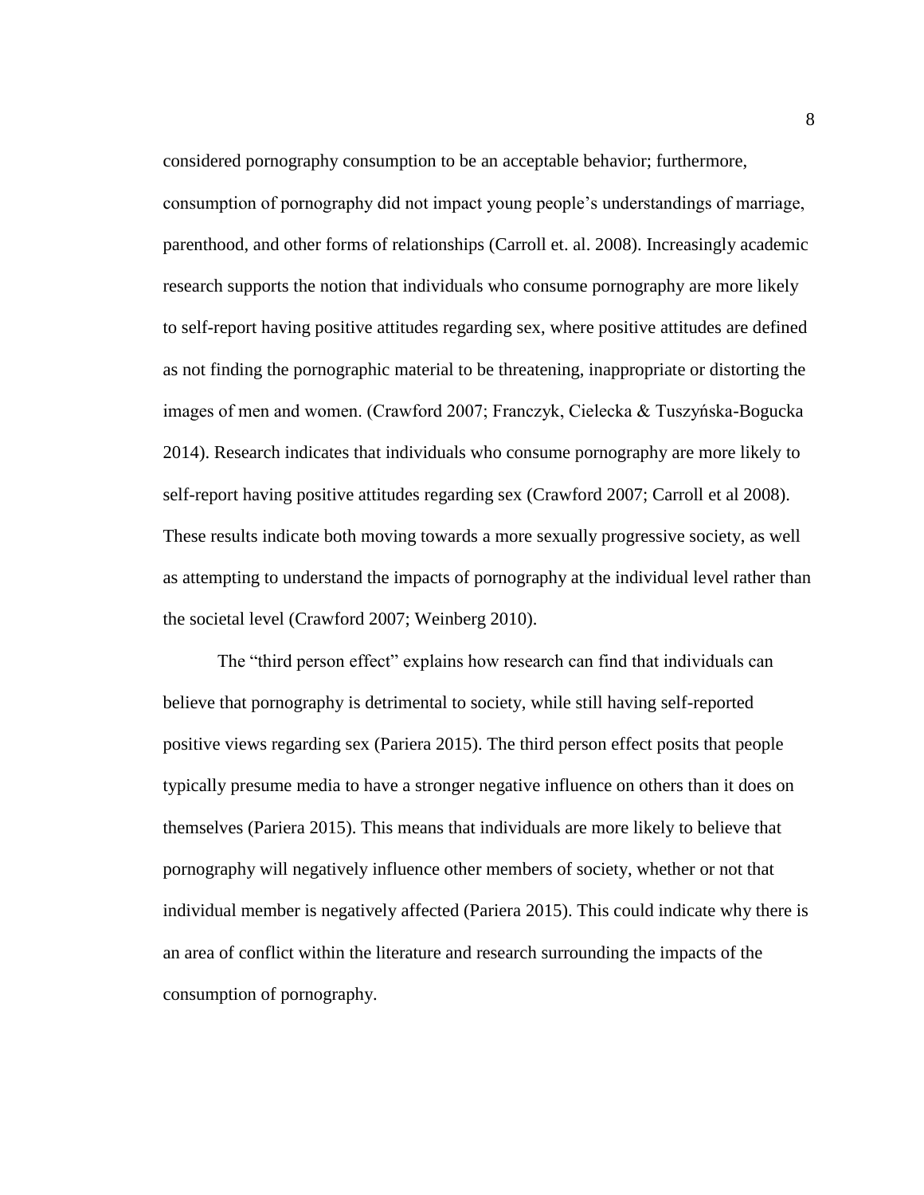considered pornography consumption to be an acceptable behavior; furthermore, consumption of pornography did not impact young people's understandings of marriage, parenthood, and other forms of relationships (Carroll et. al. 2008). Increasingly academic research supports the notion that individuals who consume pornography are more likely to self-report having positive attitudes regarding sex, where positive attitudes are defined as not finding the pornographic material to be threatening, inappropriate or distorting the images of men and women. (Crawford 2007; Franczyk, Cielecka & Tuszyńska-Bogucka 2014). Research indicates that individuals who consume pornography are more likely to self-report having positive attitudes regarding sex (Crawford 2007; Carroll et al 2008). These results indicate both moving towards a more sexually progressive society, as well as attempting to understand the impacts of pornography at the individual level rather than the societal level (Crawford 2007; Weinberg 2010).

The "third person effect" explains how research can find that individuals can believe that pornography is detrimental to society, while still having self-reported positive views regarding sex (Pariera 2015). The third person effect posits that people typically presume media to have a stronger negative influence on others than it does on themselves (Pariera 2015). This means that individuals are more likely to believe that pornography will negatively influence other members of society, whether or not that individual member is negatively affected (Pariera 2015). This could indicate why there is an area of conflict within the literature and research surrounding the impacts of the consumption of pornography.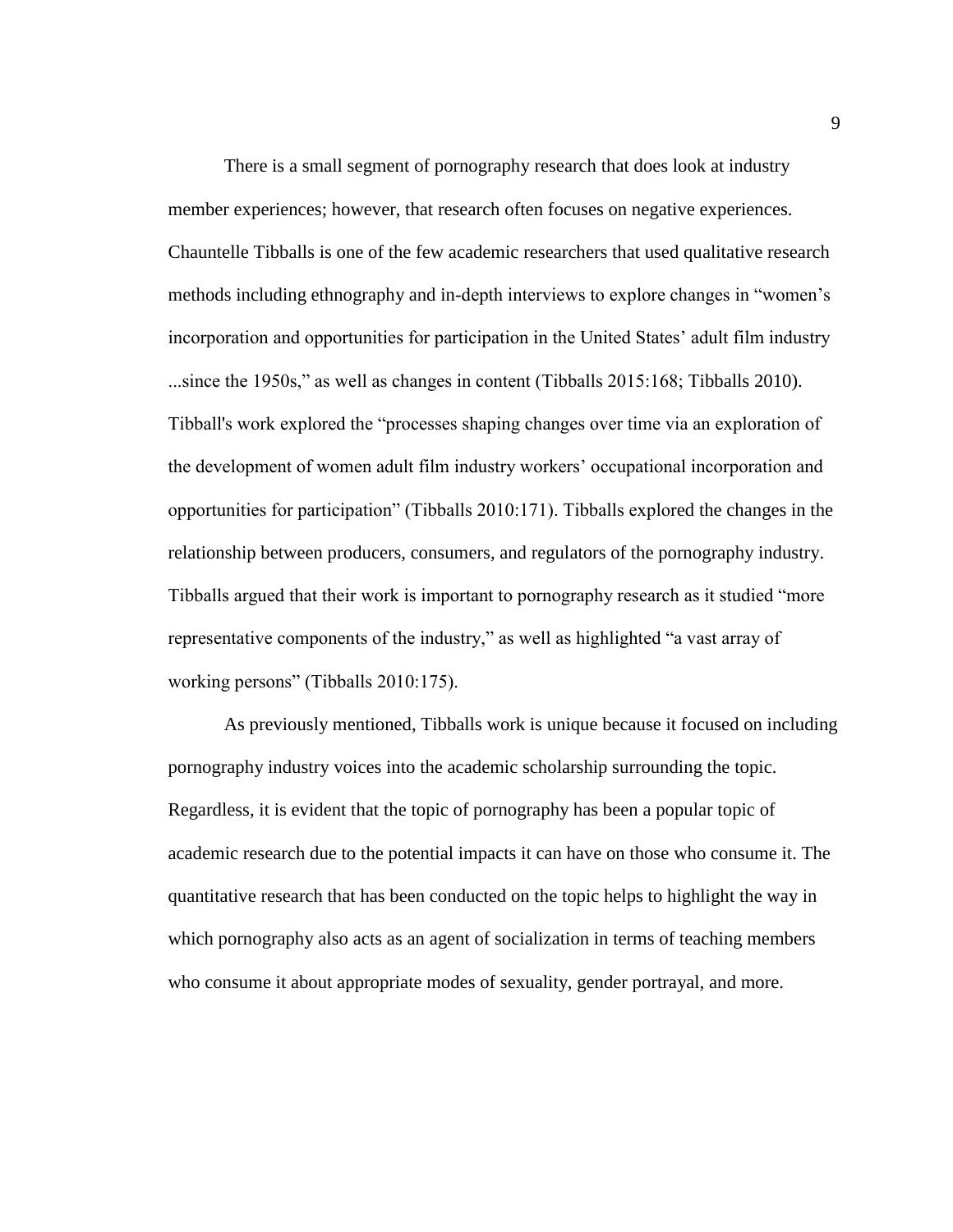There is a small segment of pornography research that does look at industry member experiences; however, that research often focuses on negative experiences. Chauntelle Tibballs is one of the few academic researchers that used qualitative research methods including ethnography and in-depth interviews to explore changes in "women's incorporation and opportunities for participation in the United States' adult film industry ...since the 1950s," as well as changes in content (Tibballs 2015:168; Tibballs 2010). Tibball's work explored the "processes shaping changes over time via an exploration of the development of women adult film industry workers' occupational incorporation and opportunities for participation" (Tibballs 2010:171). Tibballs explored the changes in the relationship between producers, consumers, and regulators of the pornography industry. Tibballs argued that their work is important to pornography research as it studied "more representative components of the industry," as well as highlighted "a vast array of working persons" (Tibballs 2010:175).

As previously mentioned, Tibballs work is unique because it focused on including pornography industry voices into the academic scholarship surrounding the topic. Regardless, it is evident that the topic of pornography has been a popular topic of academic research due to the potential impacts it can have on those who consume it. The quantitative research that has been conducted on the topic helps to highlight the way in which pornography also acts as an agent of socialization in terms of teaching members who consume it about appropriate modes of sexuality, gender portrayal, and more.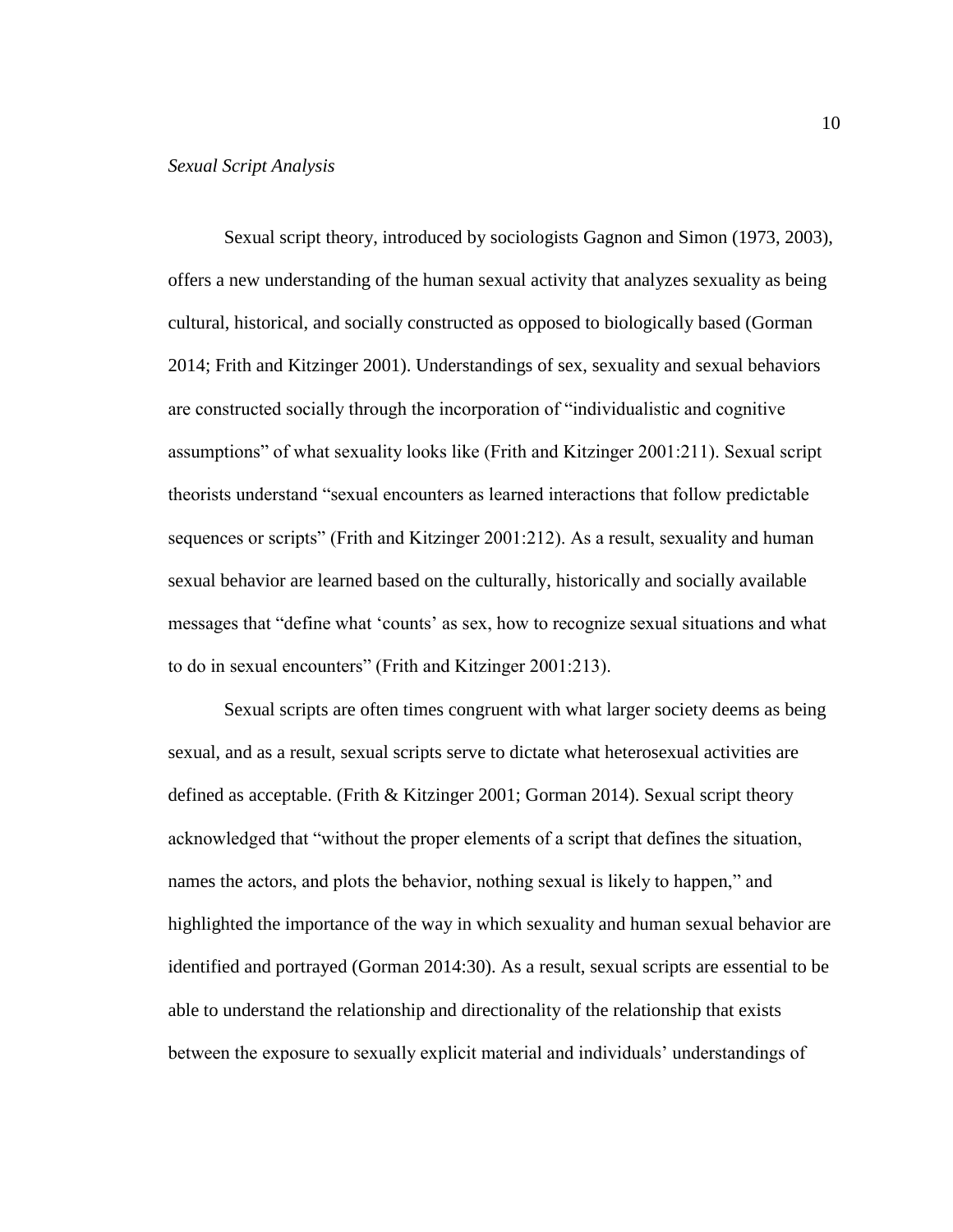*Sexual Script Analysis*

Sexual script theory, introduced by sociologists Gagnon and Simon (1973, 2003), offers a new understanding of the human sexual activity that analyzes sexuality as being cultural, historical, and socially constructed as opposed to biologically based (Gorman 2014; Frith and Kitzinger 2001). Understandings of sex, sexuality and sexual behaviors are constructed socially through the incorporation of "individualistic and cognitive assumptions" of what sexuality looks like (Frith and Kitzinger 2001:211). Sexual script theorists understand "sexual encounters as learned interactions that follow predictable sequences or scripts" (Frith and Kitzinger 2001:212). As a result, sexuality and human sexual behavior are learned based on the culturally, historically and socially available messages that "define what 'counts' as sex, how to recognize sexual situations and what to do in sexual encounters" (Frith and Kitzinger 2001:213).

Sexual scripts are often times congruent with what larger society deems as being sexual, and as a result, sexual scripts serve to dictate what heterosexual activities are defined as acceptable. (Frith & Kitzinger 2001; Gorman 2014). Sexual script theory acknowledged that "without the proper elements of a script that defines the situation, names the actors, and plots the behavior, nothing sexual is likely to happen," and highlighted the importance of the way in which sexuality and human sexual behavior are identified and portrayed (Gorman 2014:30). As a result, sexual scripts are essential to be able to understand the relationship and directionality of the relationship that exists between the exposure to sexually explicit material and individuals' understandings of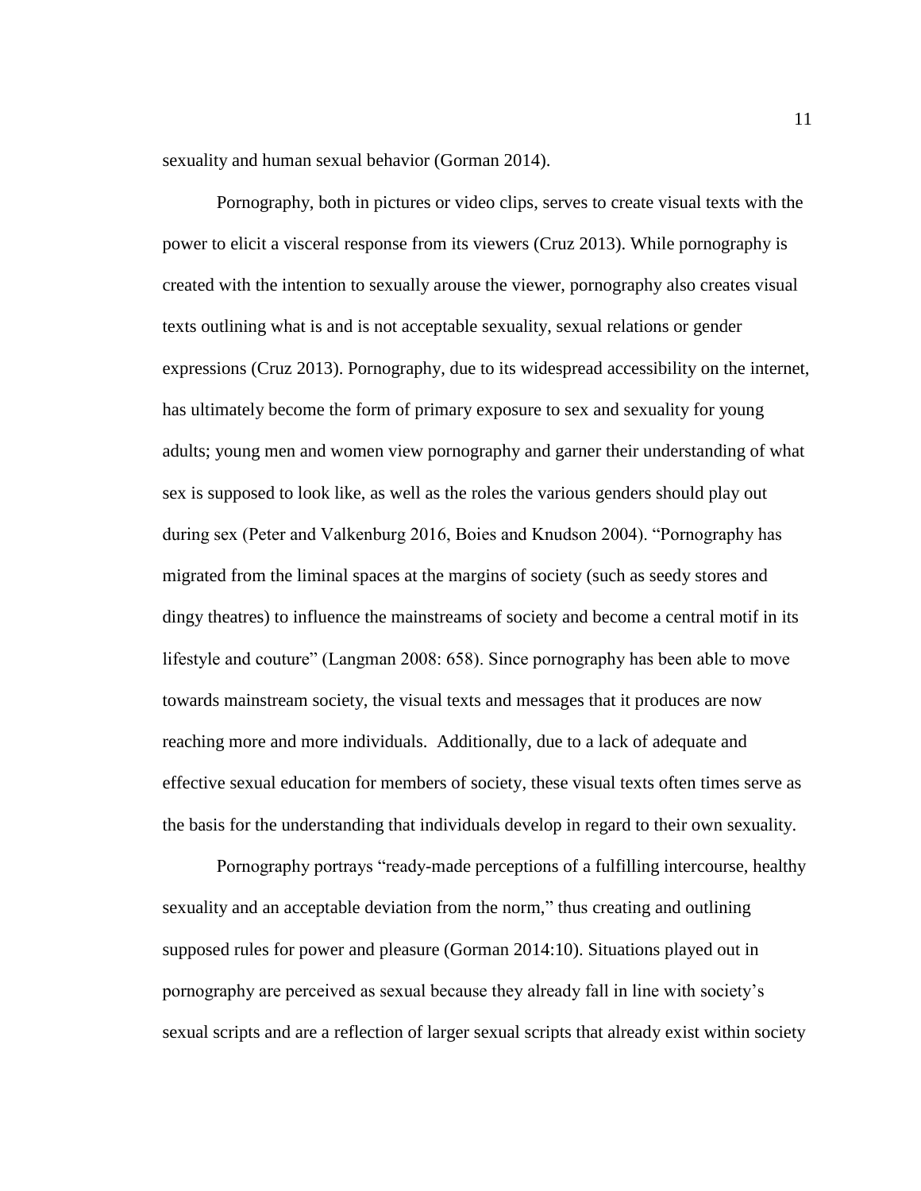sexuality and human sexual behavior (Gorman 2014).

Pornography, both in pictures or video clips, serves to create visual texts with the power to elicit a visceral response from its viewers (Cruz 2013). While pornography is created with the intention to sexually arouse the viewer, pornography also creates visual texts outlining what is and is not acceptable sexuality, sexual relations or gender expressions (Cruz 2013). Pornography, due to its widespread accessibility on the internet, has ultimately become the form of primary exposure to sex and sexuality for young adults; young men and women view pornography and garner their understanding of what sex is supposed to look like, as well as the roles the various genders should play out during sex (Peter and Valkenburg 2016, Boies and Knudson 2004). "Pornography has migrated from the liminal spaces at the margins of society (such as seedy stores and dingy theatres) to influence the mainstreams of society and become a central motif in its lifestyle and couture" (Langman 2008: 658). Since pornography has been able to move towards mainstream society, the visual texts and messages that it produces are now reaching more and more individuals. Additionally, due to a lack of adequate and effective sexual education for members of society, these visual texts often times serve as the basis for the understanding that individuals develop in regard to their own sexuality.

Pornography portrays "ready-made perceptions of a fulfilling intercourse, healthy sexuality and an acceptable deviation from the norm," thus creating and outlining supposed rules for power and pleasure (Gorman 2014:10). Situations played out in pornography are perceived as sexual because they already fall in line with society's sexual scripts and are a reflection of larger sexual scripts that already exist within society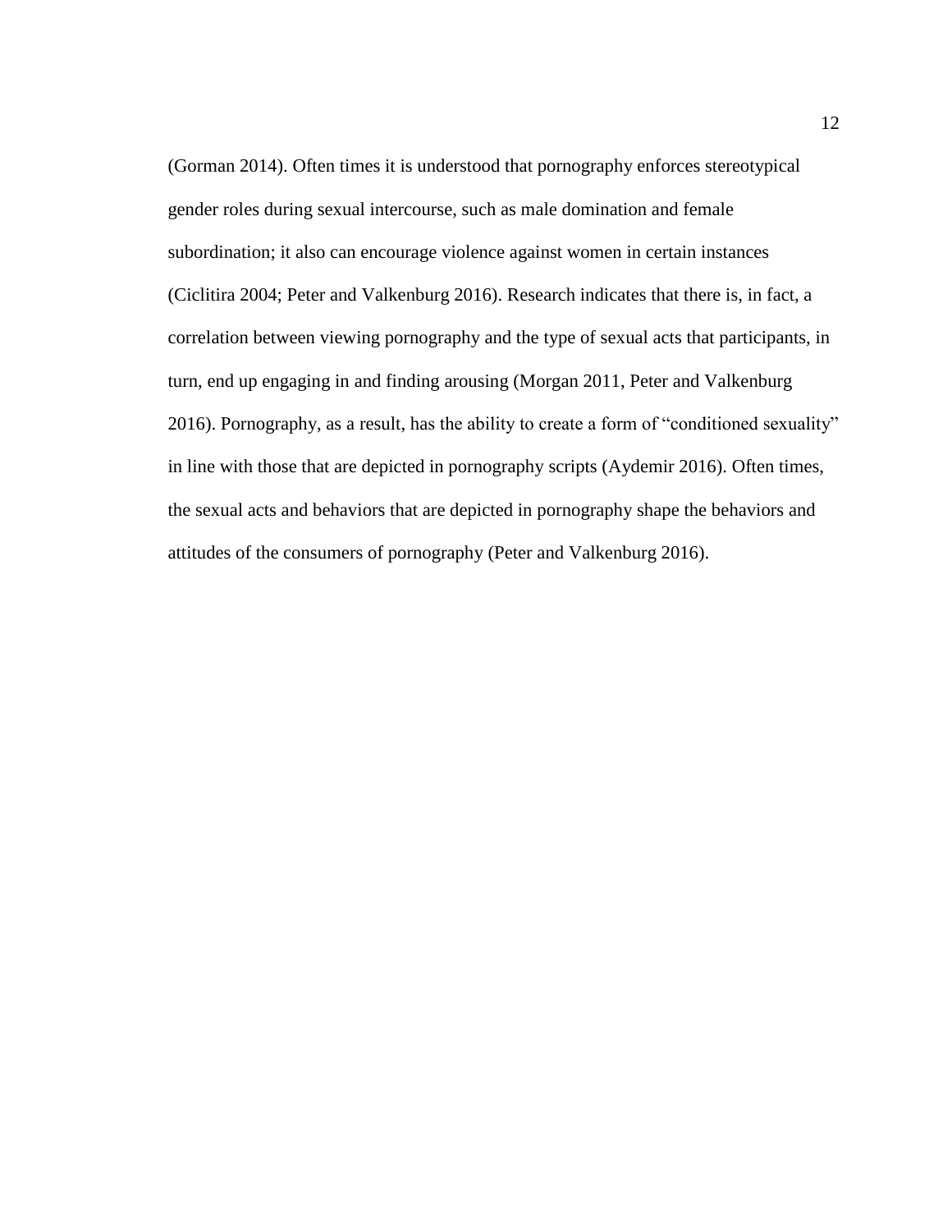(Gorman 2014). Often times it is understood that pornography enforces stereotypical gender roles during sexual intercourse, such as male domination and female subordination; it also can encourage violence against women in certain instances (Ciclitira 2004; Peter and Valkenburg 2016). Research indicates that there is, in fact, a correlation between viewing pornography and the type of sexual acts that participants, in turn, end up engaging in and finding arousing (Morgan 2011, Peter and Valkenburg 2016). Pornography, as a result, has the ability to create a form of "conditioned sexuality" in line with those that are depicted in pornography scripts (Aydemir 2016). Often times, the sexual acts and behaviors that are depicted in pornography shape the behaviors and attitudes of the consumers of pornography (Peter and Valkenburg 2016).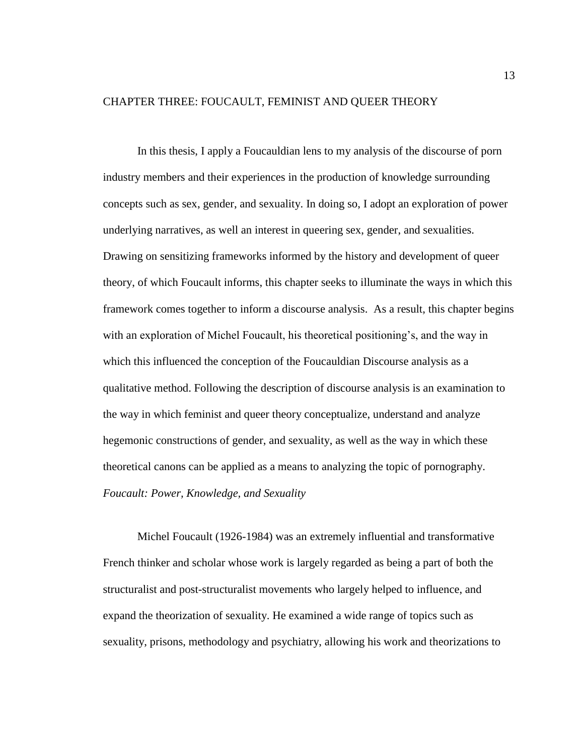# CHAPTER THREE: FOUCAULT, FEMINIST AND QUEER THEORY

In this thesis, I apply a Foucauldian lens to my analysis of the discourse of porn industry members and their experiences in the production of knowledge surrounding concepts such as sex, gender, and sexuality. In doing so, I adopt an exploration of power underlying narratives, as well an interest in queering sex, gender, and sexualities. Drawing on sensitizing frameworks informed by the history and development of queer theory, of which Foucault informs, this chapter seeks to illuminate the ways in which this framework comes together to inform a discourse analysis. As a result, this chapter begins with an exploration of Michel Foucault, his theoretical positioning's, and the way in which this influenced the conception of the Foucauldian Discourse analysis as a qualitative method. Following the description of discourse analysis is an examination to the way in which feminist and queer theory conceptualize, understand and analyze hegemonic constructions of gender, and sexuality, as well as the way in which these theoretical canons can be applied as a means to analyzing the topic of pornography.

*Foucault: Power, Knowledge, and Sexuality*

Michel Foucault (1926-1984) was an extremely influential and transformative French thinker and scholar whose work is largely regarded as being a part of both the structuralist and post-structuralist movements who largely helped to influence, and expand the theorization of sexuality. He examined a wide range of topics such as sexuality, prisons, methodology and psychiatry, allowing his work and theorizations to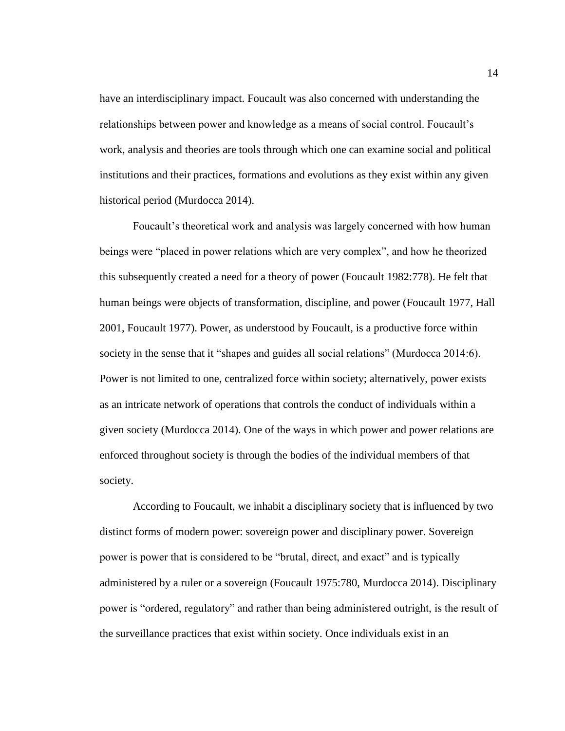have an interdisciplinary impact. Foucault was also concerned with understanding the relationships between power and knowledge as a means of social control. Foucault's work, analysis and theories are tools through which one can examine social and political institutions and their practices, formations and evolutions as they exist within any given historical period (Murdocca 2014).

Foucault's theoretical work and analysis was largely concerned with how human beings were "placed in power relations which are very complex", and how he theorized this subsequently created a need for a theory of power (Foucault 1982:778). He felt that human beings were objects of transformation, discipline, and power (Foucault 1977, Hall 2001, Foucault 1977). Power, as understood by Foucault, is a productive force within society in the sense that it "shapes and guides all social relations" (Murdocca 2014:6). Power is not limited to one, centralized force within society; alternatively, power exists as an intricate network of operations that controls the conduct of individuals within a given society (Murdocca 2014). One of the ways in which power and power relations are enforced throughout society is through the bodies of the individual members of that society.

According to Foucault, we inhabit a disciplinary society that is influenced by two distinct forms of modern power: sovereign power and disciplinary power. Sovereign power is power that is considered to be "brutal, direct, and exact" and is typically administered by a ruler or a sovereign (Foucault 1975:780, Murdocca 2014). Disciplinary power is "ordered, regulatory" and rather than being administered outright, is the result of the surveillance practices that exist within society. Once individuals exist in an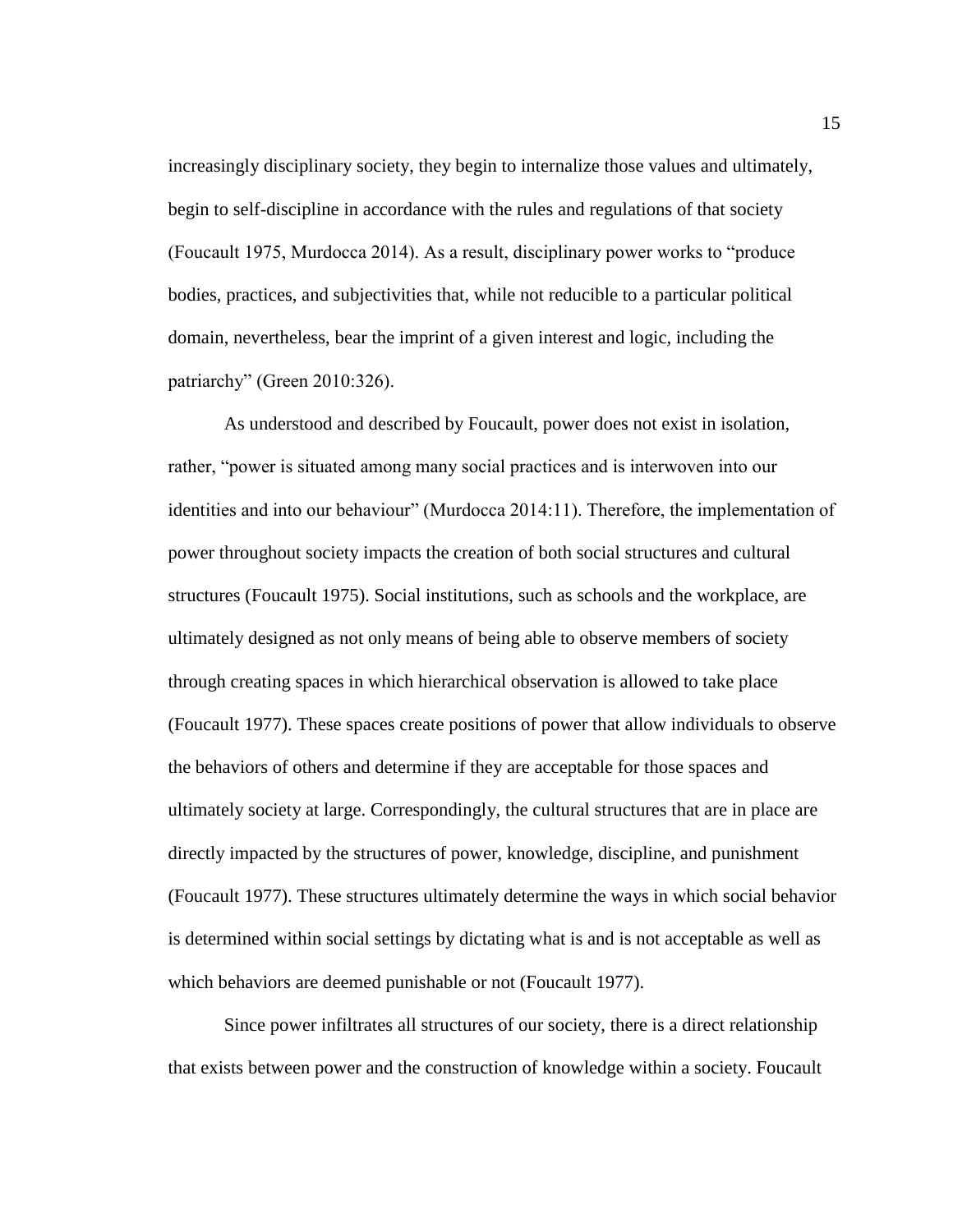increasingly disciplinary society, they begin to internalize those values and ultimately, begin to self-discipline in accordance with the rules and regulations of that society (Foucault 1975, Murdocca 2014). As a result, disciplinary power works to "produce bodies, practices, and subjectivities that, while not reducible to a particular political domain, nevertheless, bear the imprint of a given interest and logic, including the patriarchy" (Green 2010:326).

As understood and described by Foucault, power does not exist in isolation, rather, "power is situated among many social practices and is interwoven into our identities and into our behaviour" (Murdocca 2014:11). Therefore, the implementation of power throughout society impacts the creation of both social structures and cultural structures (Foucault 1975). Social institutions, such as schools and the workplace, are ultimately designed as not only means of being able to observe members of society through creating spaces in which hierarchical observation is allowed to take place (Foucault 1977). These spaces create positions of power that allow individuals to observe the behaviors of others and determine if they are acceptable for those spaces and ultimately society at large. Correspondingly, the cultural structures that are in place are directly impacted by the structures of power, knowledge, discipline, and punishment (Foucault 1977). These structures ultimately determine the ways in which social behavior is determined within social settings by dictating what is and is not acceptable as well as which behaviors are deemed punishable or not (Foucault 1977).

Since power infiltrates all structures of our society, there is a direct relationship that exists between power and the construction of knowledge within a society. Foucault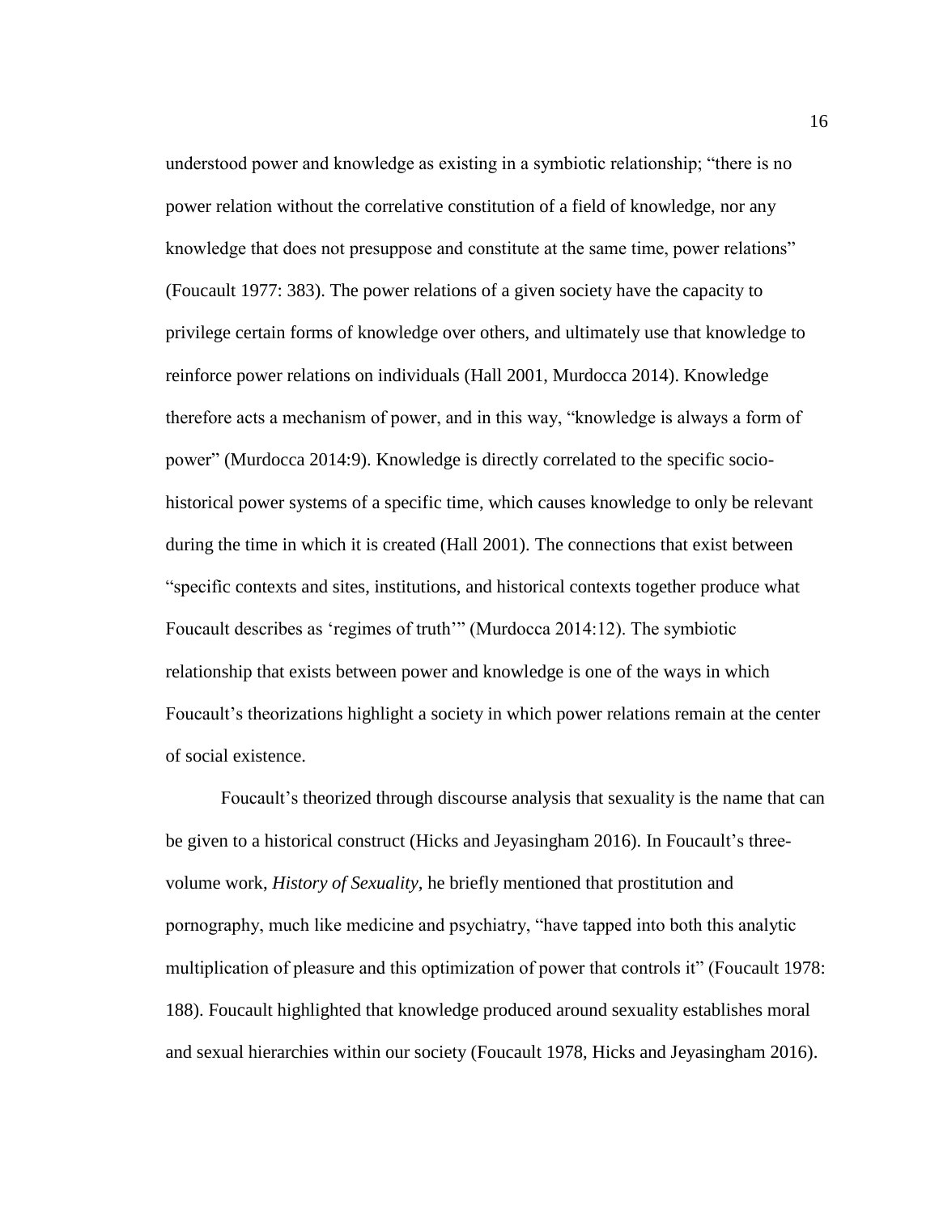understood power and knowledge as existing in a symbiotic relationship; “there is no power relation without the correlative constitution of a field of knowledge, nor any knowledge that does not presuppose and constitute at the same time, power relations” (Foucault 1977: 383). The power relations of a given society have the capacity to privilege certain forms of knowledge over others, and ultimately use that knowledge to reinforce power relations on individuals (Hall 2001, Murdocca 2014). Knowledge therefore acts a mechanism of power, and in this way, “knowledge is always a form of power” (Murdocca 2014:9). Knowledge is directly correlated to the specific socio-historical power systems of a specific time, which causes knowledge to only be relevant during the time in which it is created (Hall 2001). The connections that exist between “specific contexts and sites, institutions, and historical contexts together produce what Foucault describes as ‘regimes of truth’” (Murdocca 2014:12). The symbiotic relationship that exists between power and knowledge is one of the ways in which Foucault’s theorizations highlight a society in which power relations remain at the center of social existence.

Foucault’s theorized through discourse analysis that sexuality is the name that can be given to a historical construct (Hicks and Jeyasingham 2016). In Foucault’s three-volume work, *History of Sexuality*, he briefly mentioned that prostitution and pornography, much like medicine and psychiatry, “have tapped into both this analytic multiplication of pleasure and this optimization of power that controls it” (Foucault 1978: 188). Foucault highlighted that knowledge produced around sexuality establishes moral and sexual hierarchies within our society (Foucault 1978, Hicks and Jeyasingham 2016).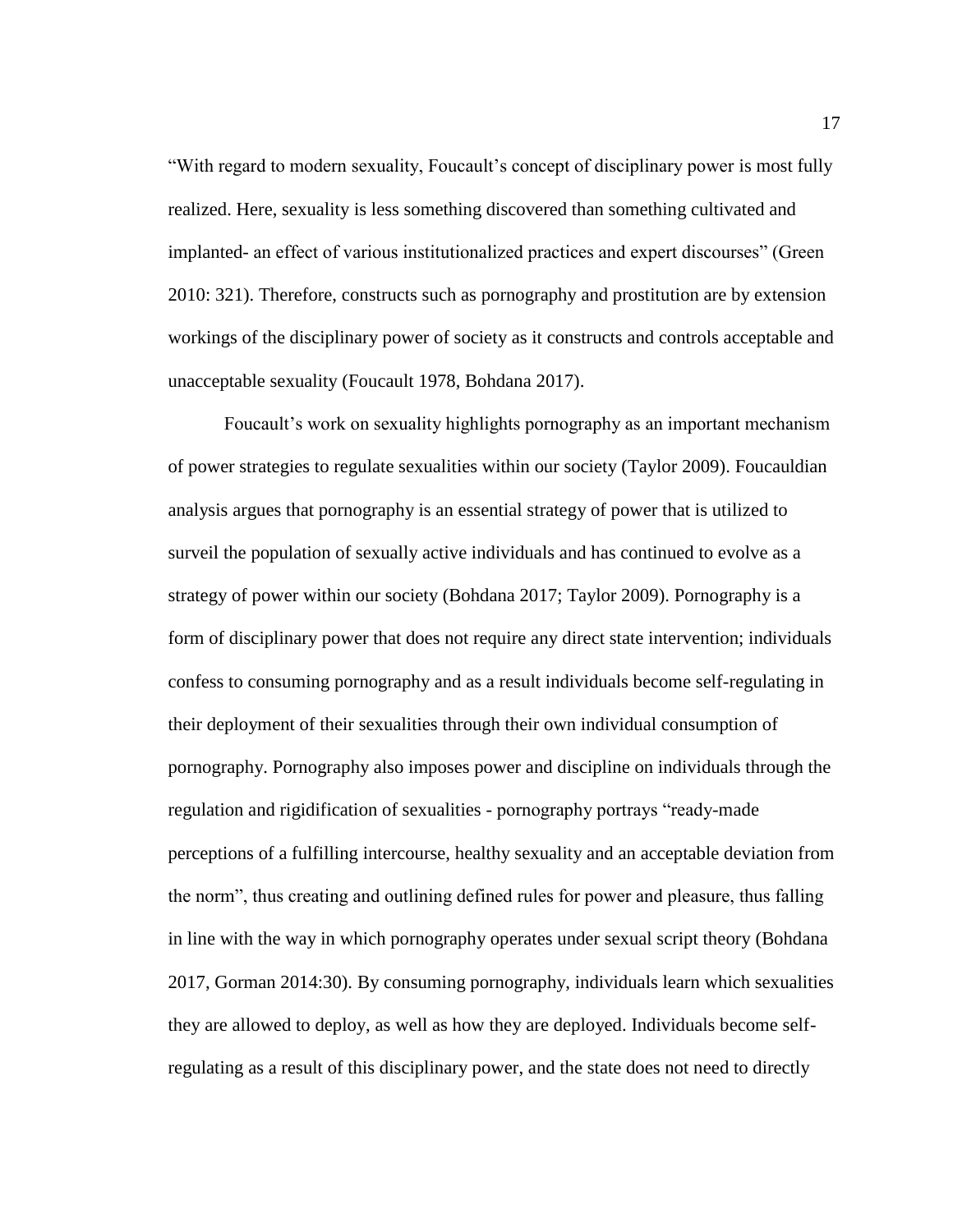"With regard to modern sexuality, Foucault's concept of disciplinary power is most fully realized. Here, sexuality is less something discovered than something cultivated and implanted- an effect of various institutionalized practices and expert discourses" (Green 2010: 321). Therefore, constructs such as pornography and prostitution are by extension workings of the disciplinary power of society as it constructs and controls acceptable and unacceptable sexuality (Foucault 1978, Bohdana 2017).

Foucault's work on sexuality highlights pornography as an important mechanism of power strategies to regulate sexualities within our society (Taylor 2009). Foucauldian analysis argues that pornography is an essential strategy of power that is utilized to surveil the population of sexually active individuals and has continued to evolve as a strategy of power within our society (Bohdana 2017; Taylor 2009). Pornography is a form of disciplinary power that does not require any direct state intervention; individuals confess to consuming pornography and as a result individuals become self-regulating in their deployment of their sexualities through their own individual consumption of pornography. Pornography also imposes power and discipline on individuals through the regulation and rigidification of sexualities - pornography portrays "ready-made perceptions of a fulfilling intercourse, healthy sexuality and an acceptable deviation from the norm", thus creating and outlining defined rules for power and pleasure, thus falling in line with the way in which pornography operates under sexual script theory (Bohdana 2017, Gorman 2014:30). By consuming pornography, individuals learn which sexualities they are allowed to deploy, as well as how they are deployed. Individuals become self-regulating as a result of this disciplinary power, and the state does not need to directly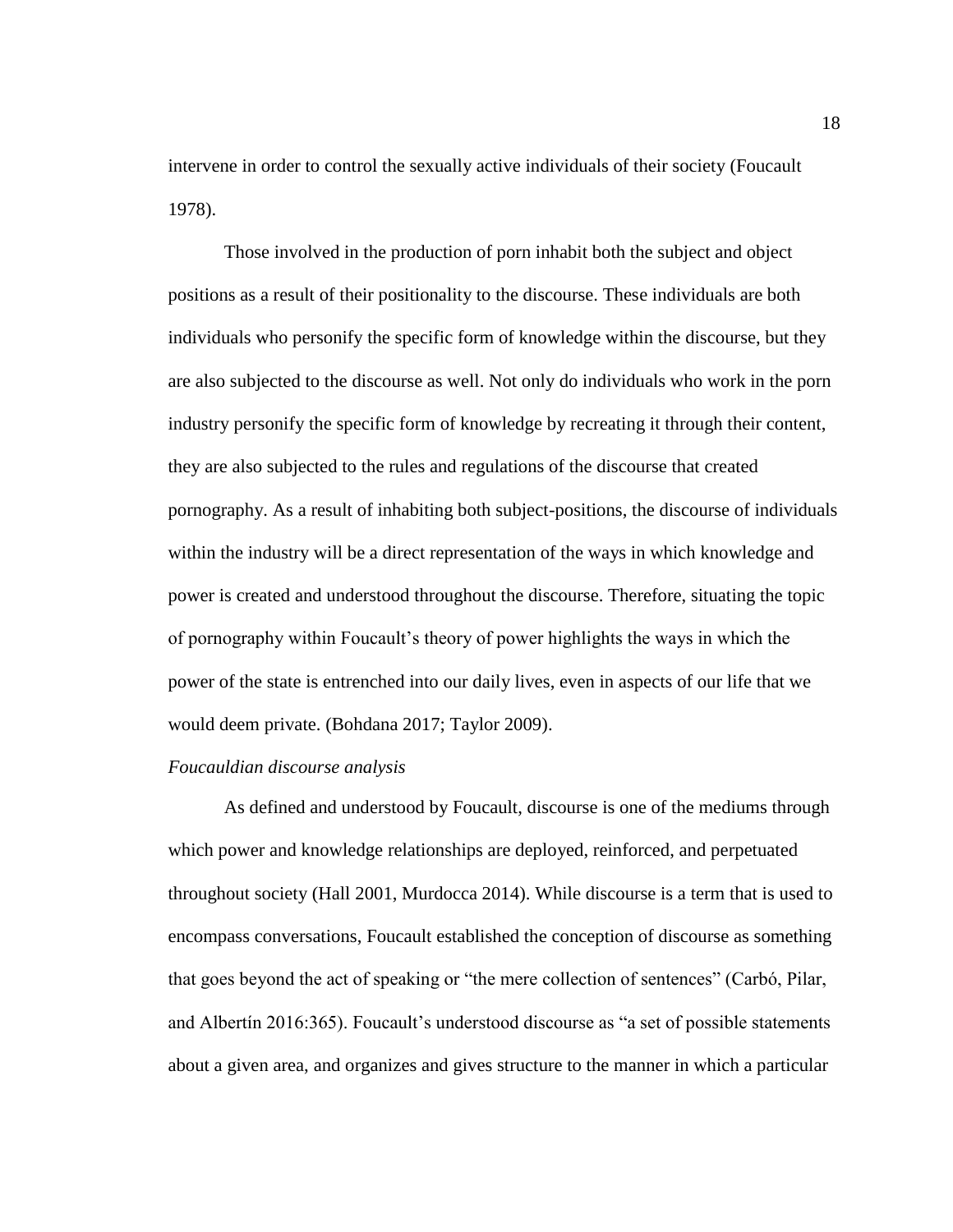intervene in order to control the sexually active individuals of their society (Foucault 1978).

Those involved in the production of porn inhabit both the subject and object positions as a result of their positionality to the discourse. These individuals are both individuals who personify the specific form of knowledge within the discourse, but they are also subjected to the discourse as well. Not only do individuals who work in the porn industry personify the specific form of knowledge by recreating it through their content, they are also subjected to the rules and regulations of the discourse that created pornography. As a result of inhabiting both subject-positions, the discourse of individuals within the industry will be a direct representation of the ways in which knowledge and power is created and understood throughout the discourse. Therefore, situating the topic of pornography within Foucault's theory of power highlights the ways in which the power of the state is entrenched into our daily lives, even in aspects of our life that we would deem private. (Bohdana 2017; Taylor 2009).

*Foucauldian discourse analysis*

As defined and understood by Foucault, discourse is one of the mediums through which power and knowledge relationships are deployed, reinforced, and perpetuated throughout society (Hall 2001, Murdocca 2014). While discourse is a term that is used to encompass conversations, Foucault established the conception of discourse as something that goes beyond the act of speaking or "the mere collection of sentences" (Carbó, Pilar, and Albertín 2016:365). Foucault's understood discourse as "a set of possible statements about a given area, and organizes and gives structure to the manner in which a particular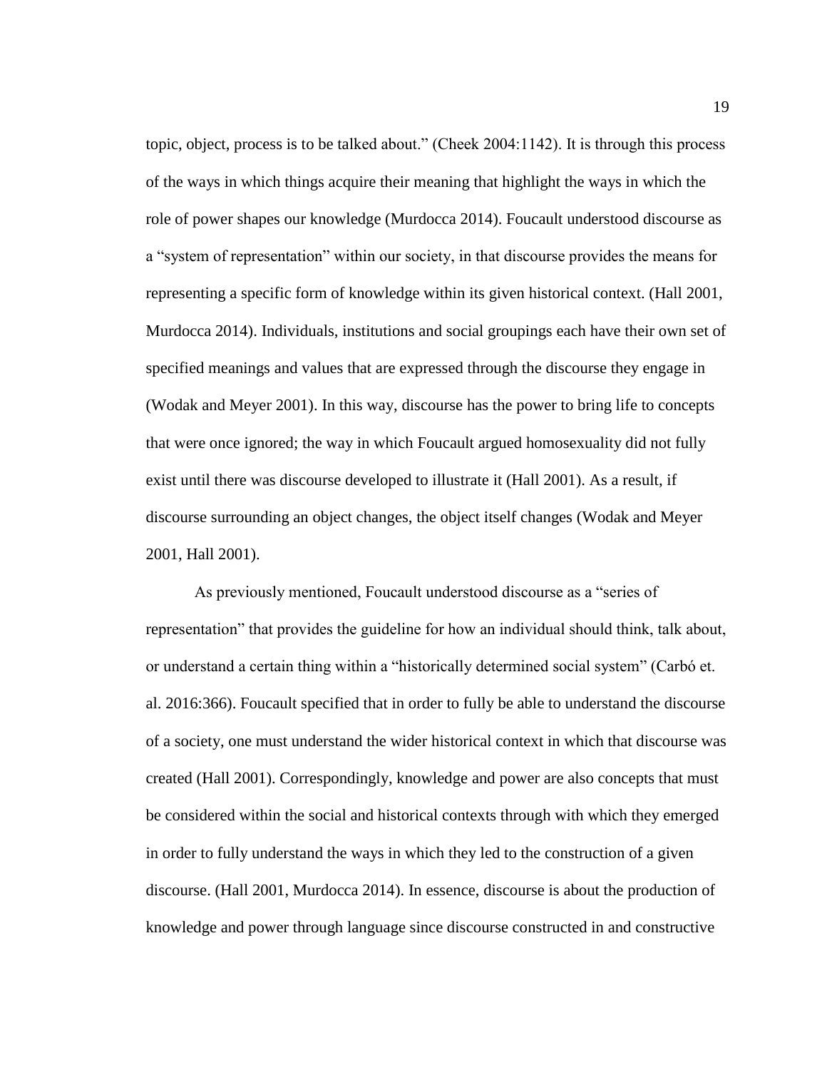topic, object, process is to be talked about." (Cheek 2004:1142). It is through this process of the ways in which things acquire their meaning that highlight the ways in which the role of power shapes our knowledge (Murdocca 2014). Foucault understood discourse as a "system of representation" within our society, in that discourse provides the means for representing a specific form of knowledge within its given historical context. (Hall 2001, Murdocca 2014). Individuals, institutions and social groupings each have their own set of specified meanings and values that are expressed through the discourse they engage in (Wodak and Meyer 2001). In this way, discourse has the power to bring life to concepts that were once ignored; the way in which Foucault argued homosexuality did not fully exist until there was discourse developed to illustrate it (Hall 2001). As a result, if discourse surrounding an object changes, the object itself changes (Wodak and Meyer 2001, Hall 2001).

As previously mentioned, Foucault understood discourse as a "series of representation" that provides the guideline for how an individual should think, talk about, or understand a certain thing within a "historically determined social system" (Carbó et. al. 2016:366). Foucault specified that in order to fully be able to understand the discourse of a society, one must understand the wider historical context in which that discourse was created (Hall 2001). Correspondingly, knowledge and power are also concepts that must be considered within the social and historical contexts through with which they emerged in order to fully understand the ways in which they led to the construction of a given discourse. (Hall 2001, Murdocca 2014). In essence, discourse is about the production of knowledge and power through language since discourse constructed in and constructive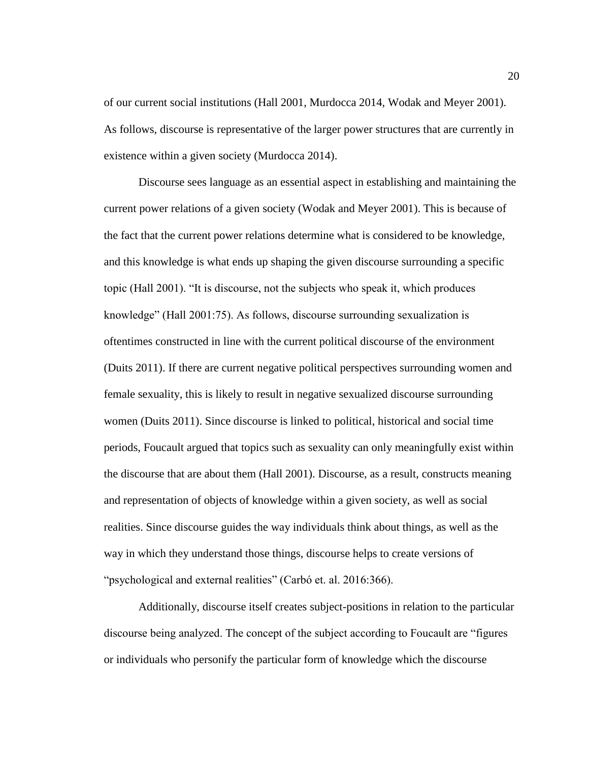of our current social institutions (Hall 2001, Murdocca 2014, Wodak and Meyer 2001). As follows, discourse is representative of the larger power structures that are currently in existence within a given society (Murdocca 2014).

Discourse sees language as an essential aspect in establishing and maintaining the current power relations of a given society (Wodak and Meyer 2001). This is because of the fact that the current power relations determine what is considered to be knowledge, and this knowledge is what ends up shaping the given discourse surrounding a specific topic (Hall 2001). "It is discourse, not the subjects who speak it, which produces knowledge" (Hall 2001:75). As follows, discourse surrounding sexualization is oftentimes constructed in line with the current political discourse of the environment (Duits 2011). If there are current negative political perspectives surrounding women and female sexuality, this is likely to result in negative sexualized discourse surrounding women (Duits 2011). Since discourse is linked to political, historical and social time periods, Foucault argued that topics such as sexuality can only meaningfully exist within the discourse that are about them (Hall 2001). Discourse, as a result, constructs meaning and representation of objects of knowledge within a given society, as well as social realities. Since discourse guides the way individuals think about things, as well as the way in which they understand those things, discourse helps to create versions of "psychological and external realities" (Carbó et. al. 2016:366).

Additionally, discourse itself creates subject-positions in relation to the particular discourse being analyzed. The concept of the subject according to Foucault are "figures or individuals who personify the particular form of knowledge which the discourse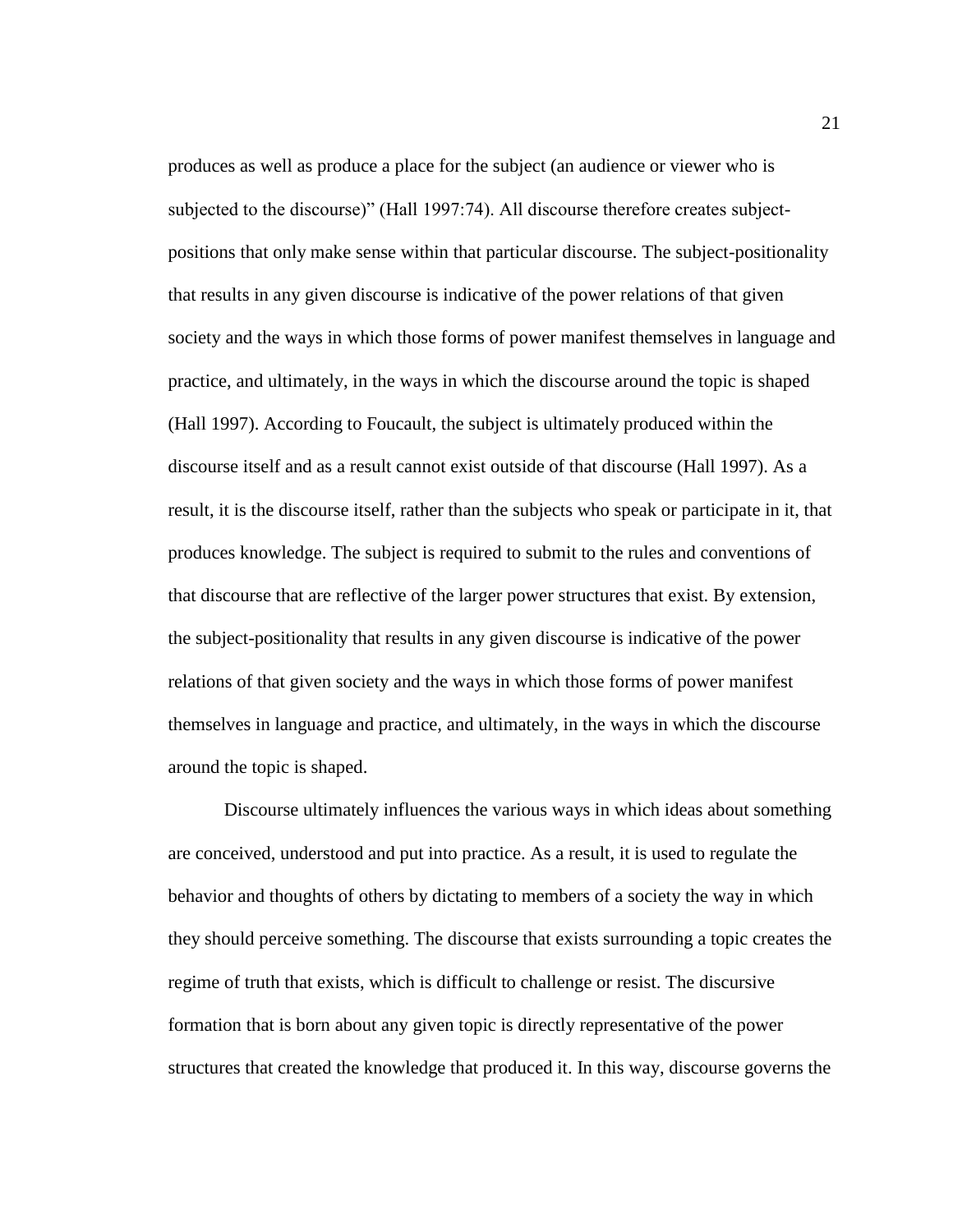produces as well as produce a place for the subject (an audience or viewer who is subjected to the discourse)" (Hall 1997:74). All discourse therefore creates subject-positions that only make sense within that particular discourse. The subject-positionality that results in any given discourse is indicative of the power relations of that given society and the ways in which those forms of power manifest themselves in language and practice, and ultimately, in the ways in which the discourse around the topic is shaped (Hall 1997). According to Foucault, the subject is ultimately produced within the discourse itself and as a result cannot exist outside of that discourse (Hall 1997). As a result, it is the discourse itself, rather than the subjects who speak or participate in it, that produces knowledge. The subject is required to submit to the rules and conventions of that discourse that are reflective of the larger power structures that exist. By extension, the subject-positionality that results in any given discourse is indicative of the power relations of that given society and the ways in which those forms of power manifest themselves in language and practice, and ultimately, in the ways in which the discourse around the topic is shaped.

Discourse ultimately influences the various ways in which ideas about something are conceived, understood and put into practice. As a result, it is used to regulate the behavior and thoughts of others by dictating to members of a society the way in which they should perceive something. The discourse that exists surrounding a topic creates the regime of truth that exists, which is difficult to challenge or resist. The discursive formation that is born about any given topic is directly representative of the power structures that created the knowledge that produced it. In this way, discourse governs the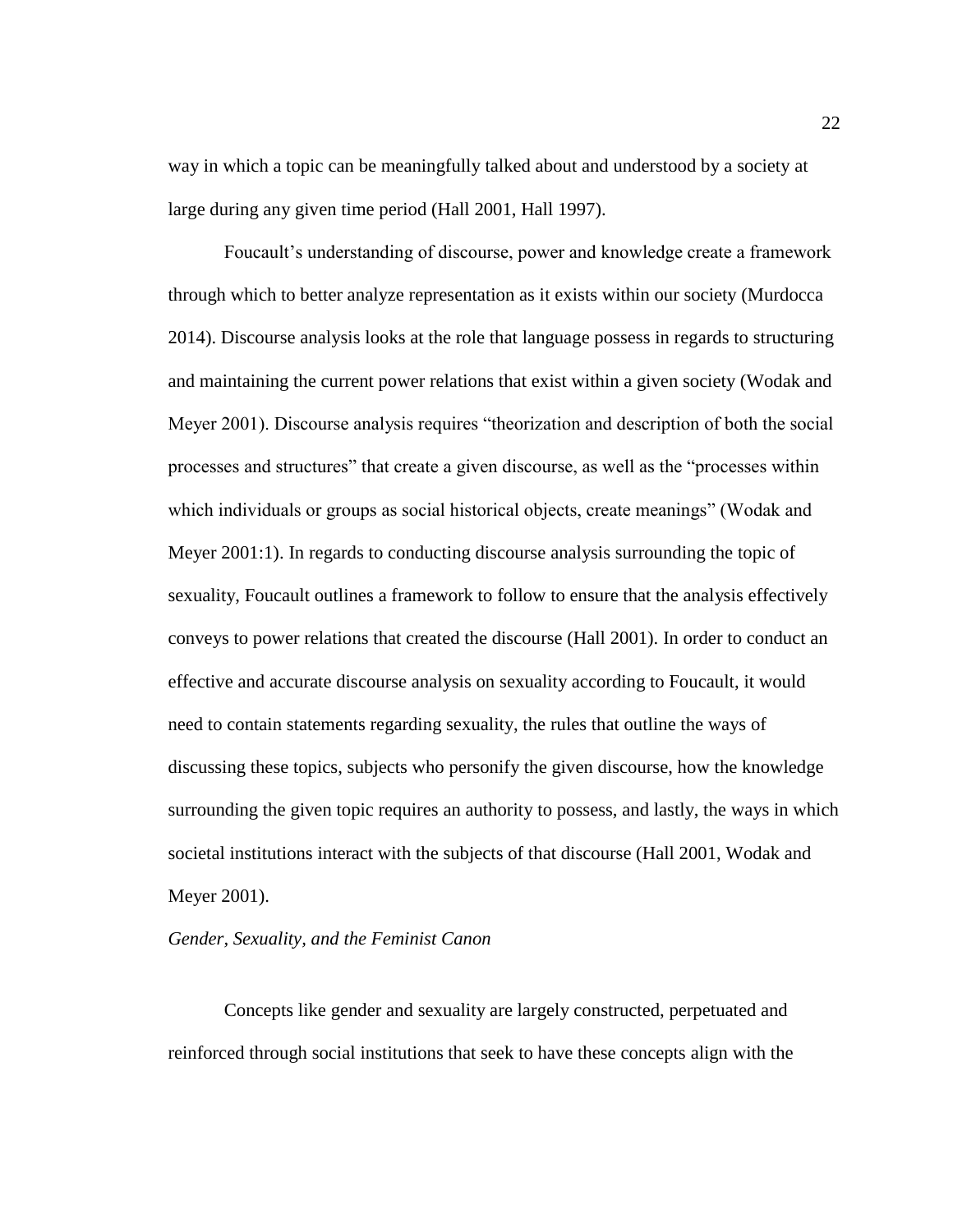way in which a topic can be meaningfully talked about and understood by a society at large during any given time period (Hall 2001, Hall 1997).

Foucault's understanding of discourse, power and knowledge create a framework through which to better analyze representation as it exists within our society (Murdocca 2014). Discourse analysis looks at the role that language possess in regards to structuring and maintaining the current power relations that exist within a given society (Wodak and Meyer 2001). Discourse analysis requires "theorization and description of both the social processes and structures" that create a given discourse, as well as the "processes within which individuals or groups as social historical objects, create meanings" (Wodak and Meyer 2001:1). In regards to conducting discourse analysis surrounding the topic of sexuality, Foucault outlines a framework to follow to ensure that the analysis effectively conveys to power relations that created the discourse (Hall 2001). In order to conduct an effective and accurate discourse analysis on sexuality according to Foucault, it would need to contain statements regarding sexuality, the rules that outline the ways of discussing these topics, subjects who personify the given discourse, how the knowledge surrounding the given topic requires an authority to possess, and lastly, the ways in which societal institutions interact with the subjects of that discourse (Hall 2001, Wodak and Meyer 2001).

*Gender, Sexuality, and the Feminist Canon*

Concepts like gender and sexuality are largely constructed, perpetuated and reinforced through social institutions that seek to have these concepts align with the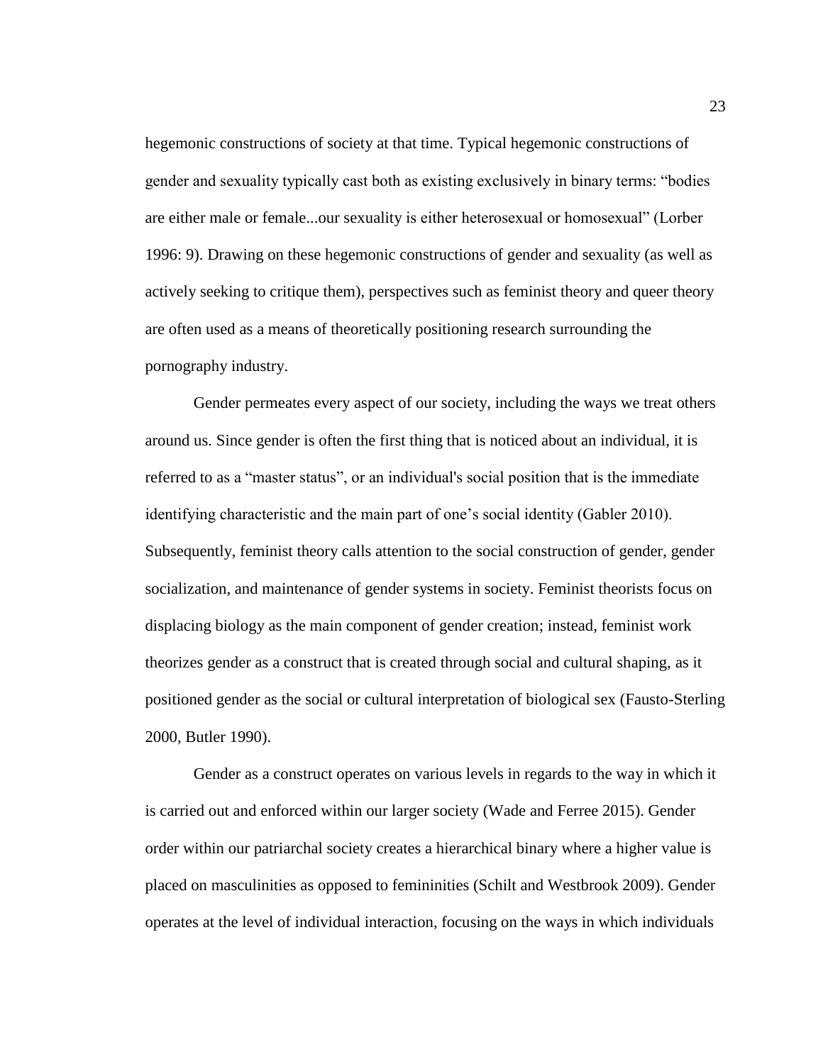hegemonic constructions of society at that time. Typical hegemonic constructions of gender and sexuality typically cast both as existing exclusively in binary terms: “bodies are either male or female...our sexuality is either heterosexual or homosexual” (Lorber 1996: 9). Drawing on these hegemonic constructions of gender and sexuality (as well as actively seeking to critique them), perspectives such as feminist theory and queer theory are often used as a means of theoretically positioning research surrounding the pornography industry.

Gender permeates every aspect of our society, including the ways we treat others around us. Since gender is often the first thing that is noticed about an individual, it is referred to as a “master status”, or an individual's social position that is the immediate identifying characteristic and the main part of one’s social identity (Gabler 2010). Subsequently, feminist theory calls attention to the social construction of gender, gender socialization, and maintenance of gender systems in society. Feminist theorists focus on displacing biology as the main component of gender creation; instead, feminist work theorizes gender as a construct that is created through social and cultural shaping, as it positioned gender as the social or cultural interpretation of biological sex (Fausto-Sterling 2000, Butler 1990).

Gender as a construct operates on various levels in regards to the way in which it is carried out and enforced within our larger society (Wade and Ferree 2015). Gender order within our patriarchal society creates a hierarchical binary where a higher value is placed on masculinities as opposed to femininities (Schilt and Westbrook 2009). Gender operates at the level of individual interaction, focusing on the ways in which individuals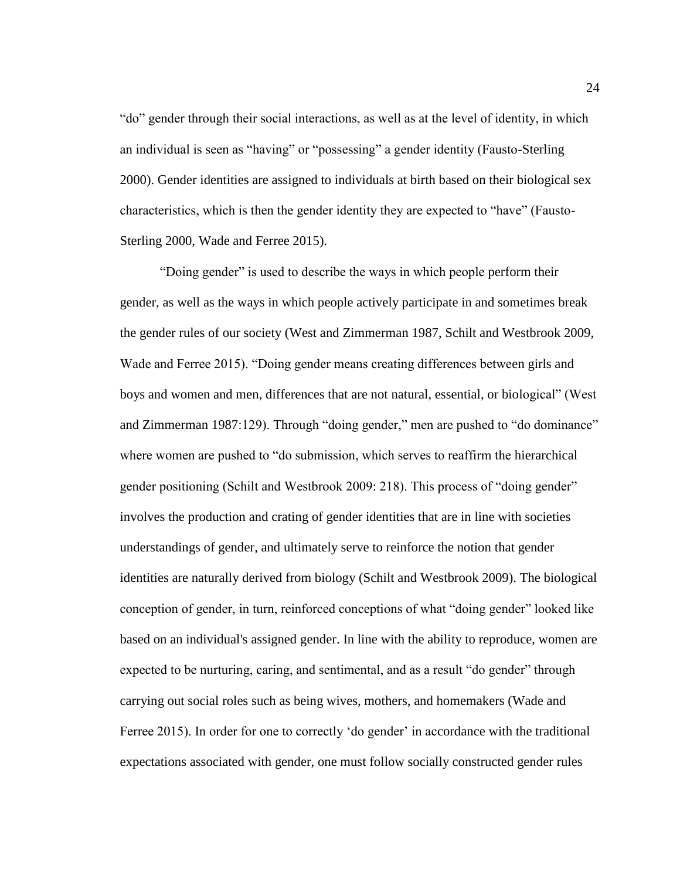"do" gender through their social interactions, as well as at the level of identity, in which an individual is seen as "having" or "possessing" a gender identity (Fausto-Sterling 2000). Gender identities are assigned to individuals at birth based on their biological sex characteristics, which is then the gender identity they are expected to "have" (Fausto-Sterling 2000, Wade and Ferree 2015).

"Doing gender" is used to describe the ways in which people perform their gender, as well as the ways in which people actively participate in and sometimes break the gender rules of our society (West and Zimmerman 1987, Schilt and Westbrook 2009, Wade and Ferree 2015). "Doing gender means creating differences between girls and boys and women and men, differences that are not natural, essential, or biological" (West and Zimmerman 1987:129). Through "doing gender," men are pushed to "do dominance" where women are pushed to "do submission, which serves to reaffirm the hierarchical gender positioning (Schilt and Westbrook 2009: 218). This process of "doing gender" involves the production and crating of gender identities that are in line with societies understandings of gender, and ultimately serve to reinforce the notion that gender identities are naturally derived from biology (Schilt and Westbrook 2009). The biological conception of gender, in turn, reinforced conceptions of what "doing gender" looked like based on an individual's assigned gender. In line with the ability to reproduce, women are expected to be nurturing, caring, and sentimental, and as a result "do gender" through carrying out social roles such as being wives, mothers, and homemakers (Wade and Ferree 2015). In order for one to correctly 'do gender' in accordance with the traditional expectations associated with gender, one must follow socially constructed gender rules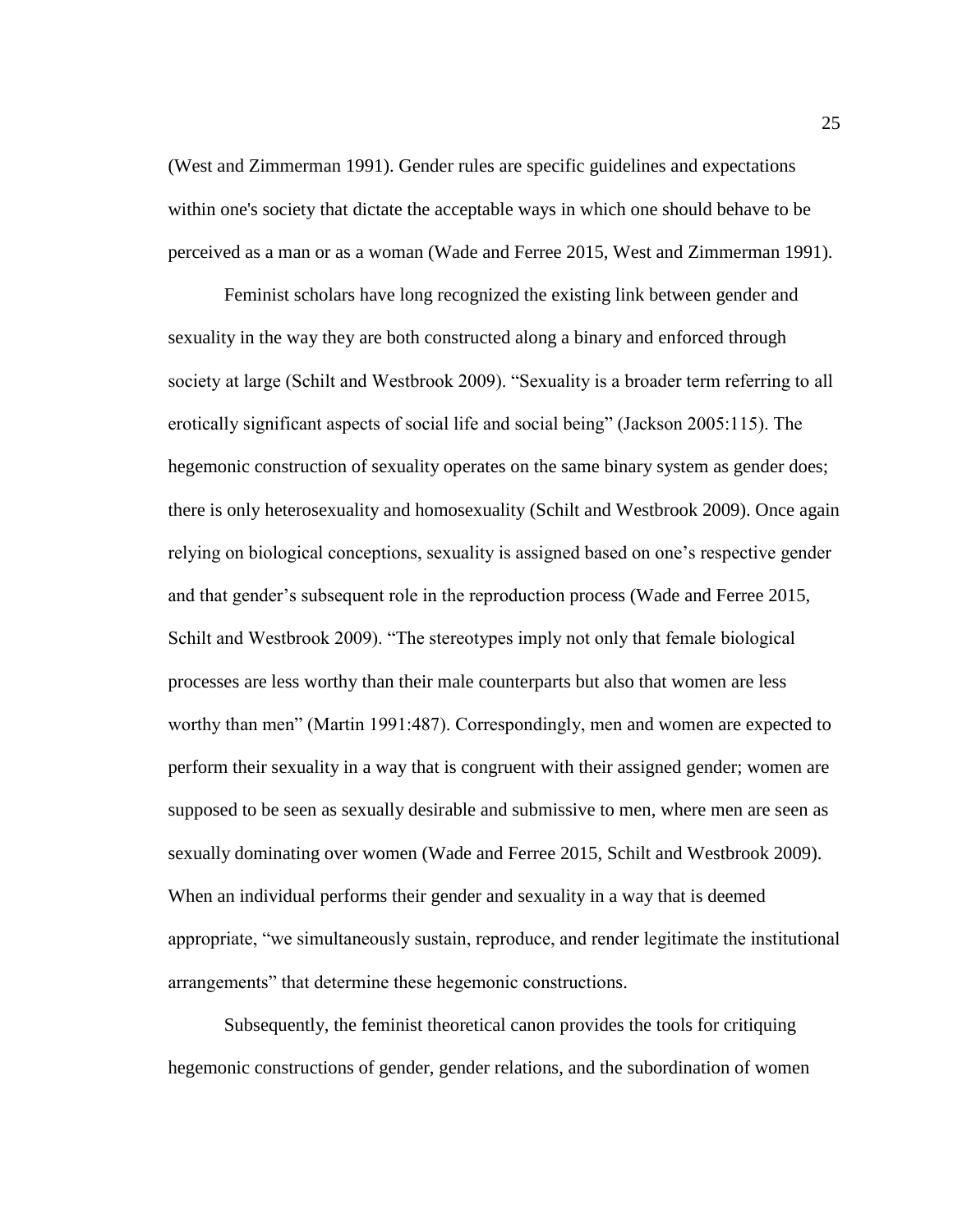(West and Zimmerman 1991). Gender rules are specific guidelines and expectations within one's society that dictate the acceptable ways in which one should behave to be perceived as a man or as a woman (Wade and Ferree 2015, West and Zimmerman 1991).

Feminist scholars have long recognized the existing link between gender and sexuality in the way they are both constructed along a binary and enforced through society at large (Schilt and Westbrook 2009). "Sexuality is a broader term referring to all erotically significant aspects of social life and social being" (Jackson 2005:115). The hegemonic construction of sexuality operates on the same binary system as gender does; there is only heterosexuality and homosexuality (Schilt and Westbrook 2009). Once again relying on biological conceptions, sexuality is assigned based on one's respective gender and that gender's subsequent role in the reproduction process (Wade and Ferree 2015, Schilt and Westbrook 2009). "The stereotypes imply not only that female biological processes are less worthy than their male counterparts but also that women are less worthy than men" (Martin 1991:487). Correspondingly, men and women are expected to perform their sexuality in a way that is congruent with their assigned gender; women are supposed to be seen as sexually desirable and submissive to men, where men are seen as sexually dominating over women (Wade and Ferree 2015, Schilt and Westbrook 2009). When an individual performs their gender and sexuality in a way that is deemed appropriate, "we simultaneously sustain, reproduce, and render legitimate the institutional arrangements" that determine these hegemonic constructions.

Subsequently, the feminist theoretical canon provides the tools for critiquing hegemonic constructions of gender, gender relations, and the subordination of women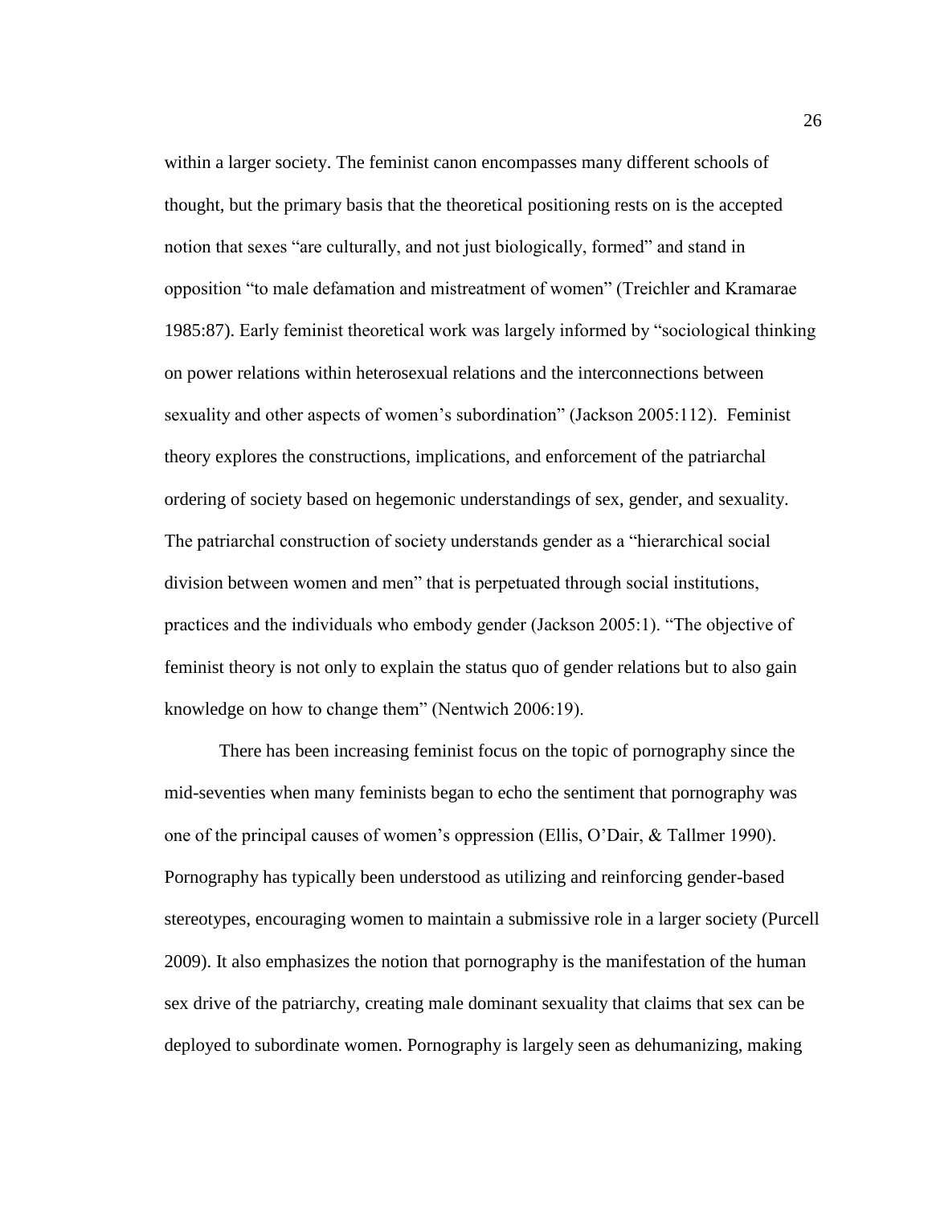within a larger society. The feminist canon encompasses many different schools of thought, but the primary basis that the theoretical positioning rests on is the accepted notion that sexes "are culturally, and not just biologically, formed" and stand in opposition "to male defamation and mistreatment of women" (Treichler and Kramarae 1985:87). Early feminist theoretical work was largely informed by "sociological thinking on power relations within heterosexual relations and the interconnections between sexuality and other aspects of women's subordination" (Jackson 2005:112). Feminist theory explores the constructions, implications, and enforcement of the patriarchal ordering of society based on hegemonic understandings of sex, gender, and sexuality. The patriarchal construction of society understands gender as a "hierarchical social division between women and men" that is perpetuated through social institutions, practices and the individuals who embody gender (Jackson 2005:1). "The objective of feminist theory is not only to explain the status quo of gender relations but to also gain knowledge on how to change them" (Nentwich 2006:19).

There has been increasing feminist focus on the topic of pornography since the mid-seventies when many feminists began to echo the sentiment that pornography was one of the principal causes of women's oppression (Ellis, O'Dair, & Tallmer 1990). Pornography has typically been understood as utilizing and reinforcing gender-based stereotypes, encouraging women to maintain a submissive role in a larger society (Purcell 2009). It also emphasizes the notion that pornography is the manifestation of the human sex drive of the patriarchy, creating male dominant sexuality that claims that sex can be deployed to subordinate women. Pornography is largely seen as dehumanizing, making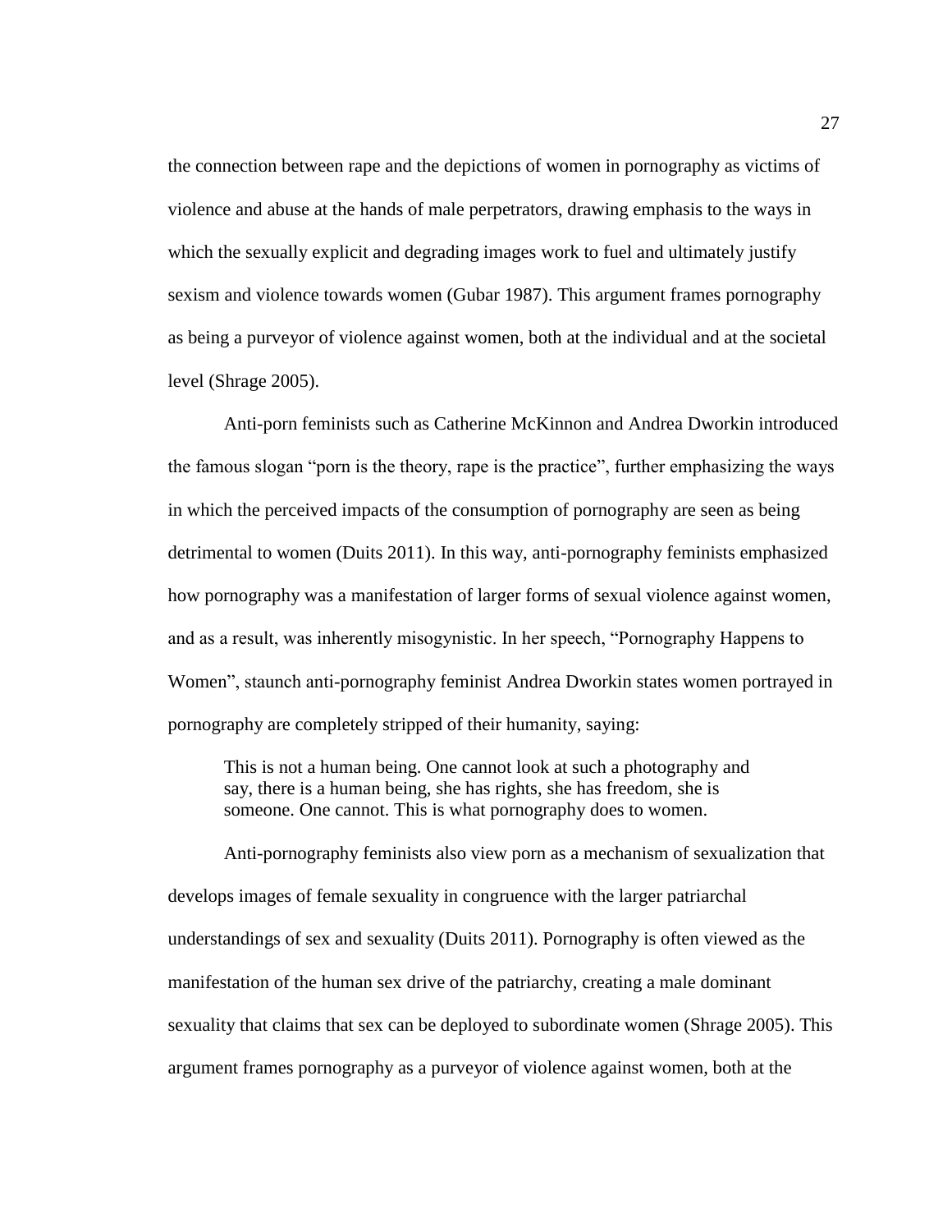the connection between rape and the depictions of women in pornography as victims of violence and abuse at the hands of male perpetrators, drawing emphasis to the ways in which the sexually explicit and degrading images work to fuel and ultimately justify sexism and violence towards women (Gubar 1987). This argument frames pornography as being a purveyor of violence against women, both at the individual and at the societal level (Shrage 2005).

Anti-porn feminists such as Catherine McKinnon and Andrea Dworkin introduced the famous slogan "porn is the theory, rape is the practice", further emphasizing the ways in which the perceived impacts of the consumption of pornography are seen as being detrimental to women (Duits 2011). In this way, anti-pornography feminists emphasized how pornography was a manifestation of larger forms of sexual violence against women, and as a result, was inherently misogynistic. In her speech, "Pornography Happens to Women", staunch anti-pornography feminist Andrea Dworkin states women portrayed in pornography are completely stripped of their humanity, saying:

> This is not a human being. One cannot look at such a photography and say, there is a human being, she has rights, she has freedom, she is someone. One cannot. This is what pornography does to women.

Anti-pornography feminists also view porn as a mechanism of sexualization that develops images of female sexuality in congruence with the larger patriarchal understandings of sex and sexuality (Duits 2011). Pornography is often viewed as the manifestation of the human sex drive of the patriarchy, creating a male dominant sexuality that claims that sex can be deployed to subordinate women (Shrage 2005). This argument frames pornography as a purveyor of violence against women, both at the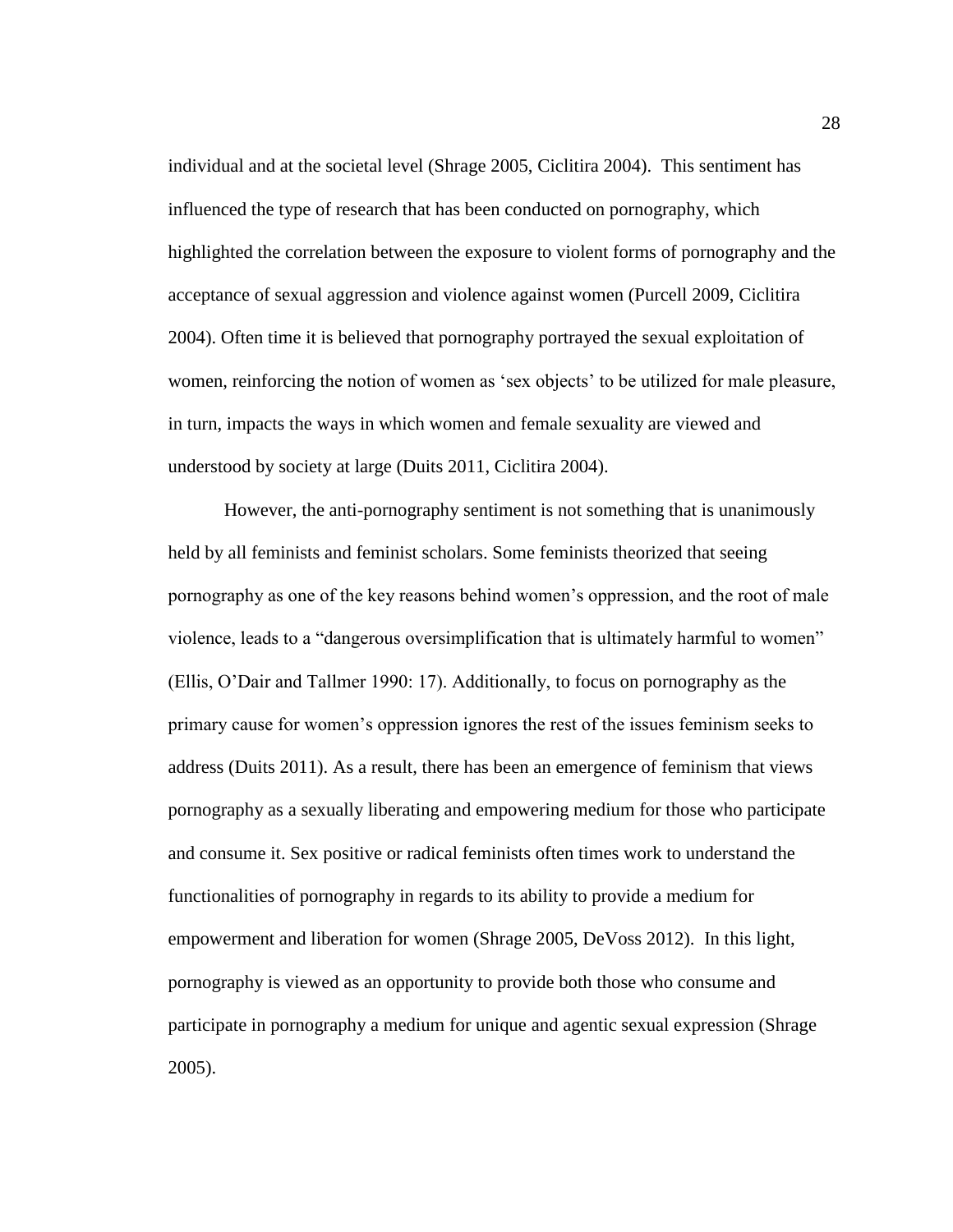individual and at the societal level (Shrage 2005, Ciclitira 2004). This sentiment has influenced the type of research that has been conducted on pornography, which highlighted the correlation between the exposure to violent forms of pornography and the acceptance of sexual aggression and violence against women (Purcell 2009, Ciclitira 2004). Often time it is believed that pornography portrayed the sexual exploitation of women, reinforcing the notion of women as 'sex objects' to be utilized for male pleasure, in turn, impacts the ways in which women and female sexuality are viewed and understood by society at large (Duits 2011, Ciclitira 2004).

However, the anti-pornography sentiment is not something that is unanimously held by all feminists and feminist scholars. Some feminists theorized that seeing pornography as one of the key reasons behind women's oppression, and the root of male violence, leads to a "dangerous oversimplification that is ultimately harmful to women" (Ellis, O'Dair and Tallmer 1990: 17). Additionally, to focus on pornography as the primary cause for women's oppression ignores the rest of the issues feminism seeks to address (Duits 2011). As a result, there has been an emergence of feminism that views pornography as a sexually liberating and empowering medium for those who participate and consume it. Sex positive or radical feminists often times work to understand the functionalities of pornography in regards to its ability to provide a medium for empowerment and liberation for women (Shrage 2005, DeVoss 2012). In this light, pornography is viewed as an opportunity to provide both those who consume and participate in pornography a medium for unique and agentic sexual expression (Shrage 2005).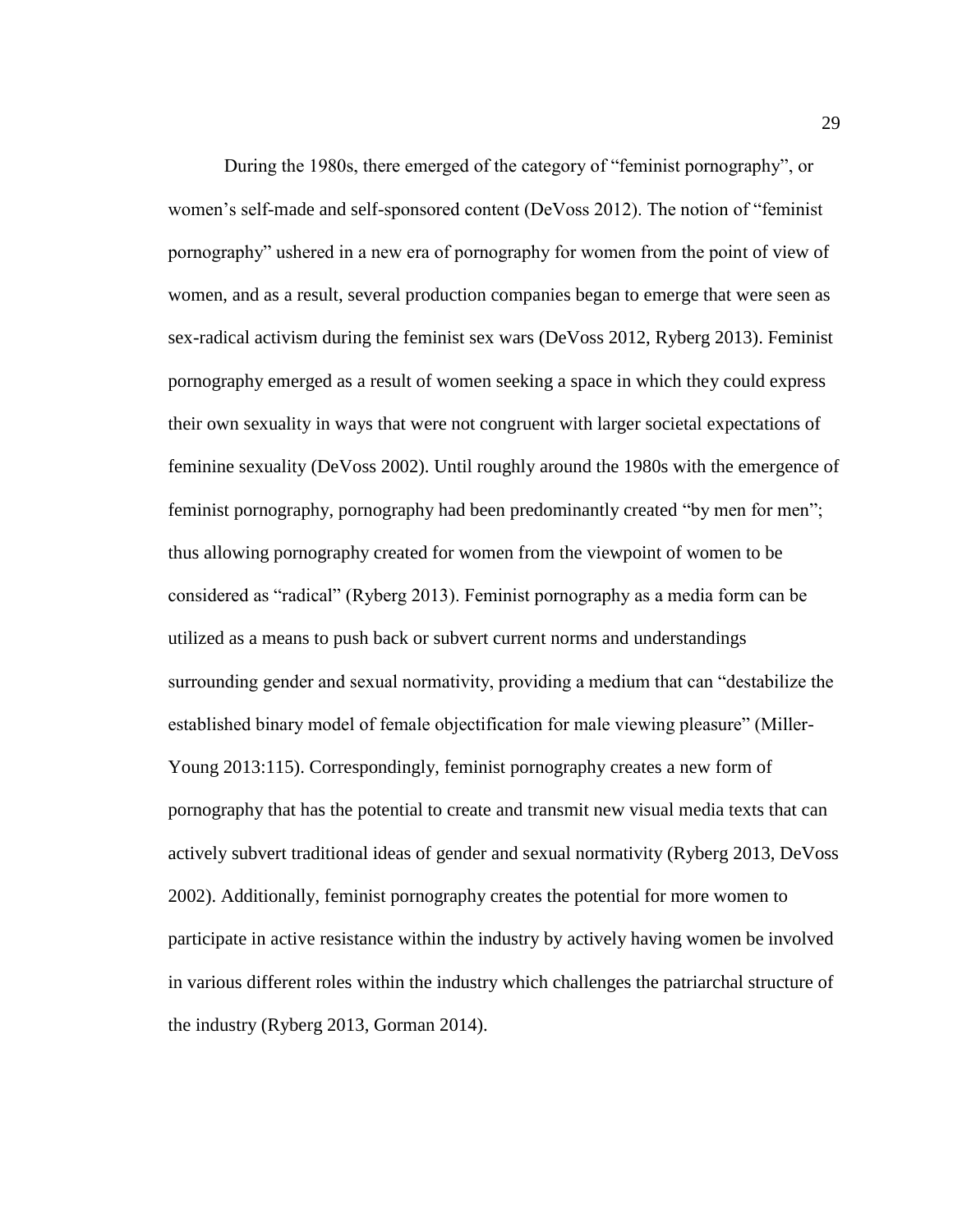During the 1980s, there emerged of the category of "feminist pornography", or women's self-made and self-sponsored content (DeVoss 2012). The notion of "feminist pornography" ushered in a new era of pornography for women from the point of view of women, and as a result, several production companies began to emerge that were seen as sex-radical activism during the feminist sex wars (DeVoss 2012, Ryberg 2013). Feminist pornography emerged as a result of women seeking a space in which they could express their own sexuality in ways that were not congruent with larger societal expectations of feminine sexuality (DeVoss 2002). Until roughly around the 1980s with the emergence of feminist pornography, pornography had been predominantly created "by men for men"; thus allowing pornography created for women from the viewpoint of women to be considered as "radical" (Ryberg 2013). Feminist pornography as a media form can be utilized as a means to push back or subvert current norms and understandings surrounding gender and sexual normativity, providing a medium that can "destabilize the established binary model of female objectification for male viewing pleasure" (Miller-Young 2013:115). Correspondingly, feminist pornography creates a new form of pornography that has the potential to create and transmit new visual media texts that can actively subvert traditional ideas of gender and sexual normativity (Ryberg 2013, DeVoss 2002). Additionally, feminist pornography creates the potential for more women to participate in active resistance within the industry by actively having women be involved in various different roles within the industry which challenges the patriarchal structure of the industry (Ryberg 2013, Gorman 2014).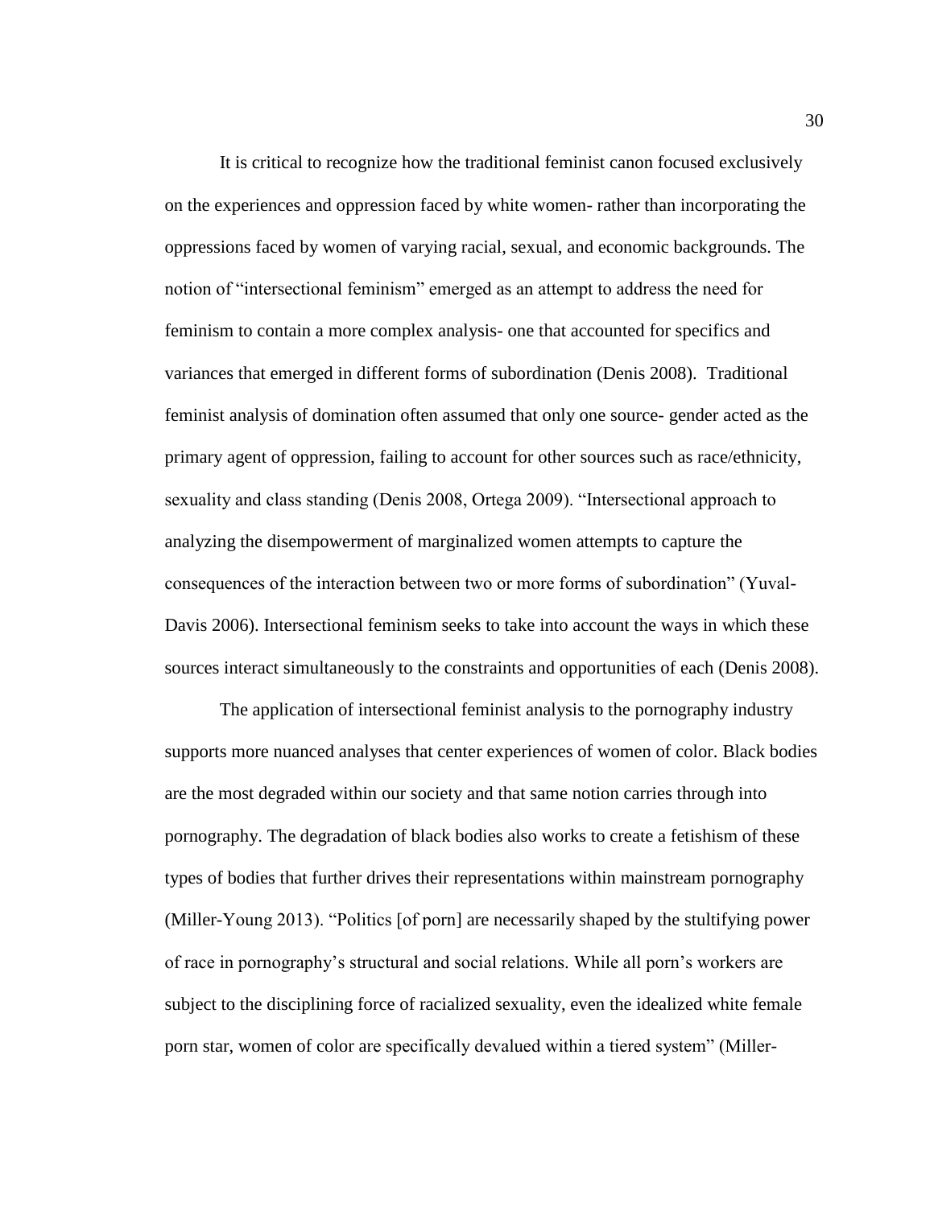It is critical to recognize how the traditional feminist canon focused exclusively on the experiences and oppression faced by white women- rather than incorporating the oppressions faced by women of varying racial, sexual, and economic backgrounds. The notion of "intersectional feminism" emerged as an attempt to address the need for feminism to contain a more complex analysis- one that accounted for specifics and variances that emerged in different forms of subordination (Denis 2008). Traditional feminist analysis of domination often assumed that only one source- gender acted as the primary agent of oppression, failing to account for other sources such as race/ethnicity, sexuality and class standing (Denis 2008, Ortega 2009). "Intersectional approach to analyzing the disempowerment of marginalized women attempts to capture the consequences of the interaction between two or more forms of subordination" (Yuval-Davis 2006). Intersectional feminism seeks to take into account the ways in which these sources interact simultaneously to the constraints and opportunities of each (Denis 2008).

The application of intersectional feminist analysis to the pornography industry supports more nuanced analyses that center experiences of women of color. Black bodies are the most degraded within our society and that same notion carries through into pornography. The degradation of black bodies also works to create a fetishism of these types of bodies that further drives their representations within mainstream pornography (Miller-Young 2013). "Politics [of porn] are necessarily shaped by the stultifying power of race in pornography's structural and social relations. While all porn's workers are subject to the disciplining force of racialized sexuality, even the idealized white female porn star, women of color are specifically devalued within a tiered system" (Miller-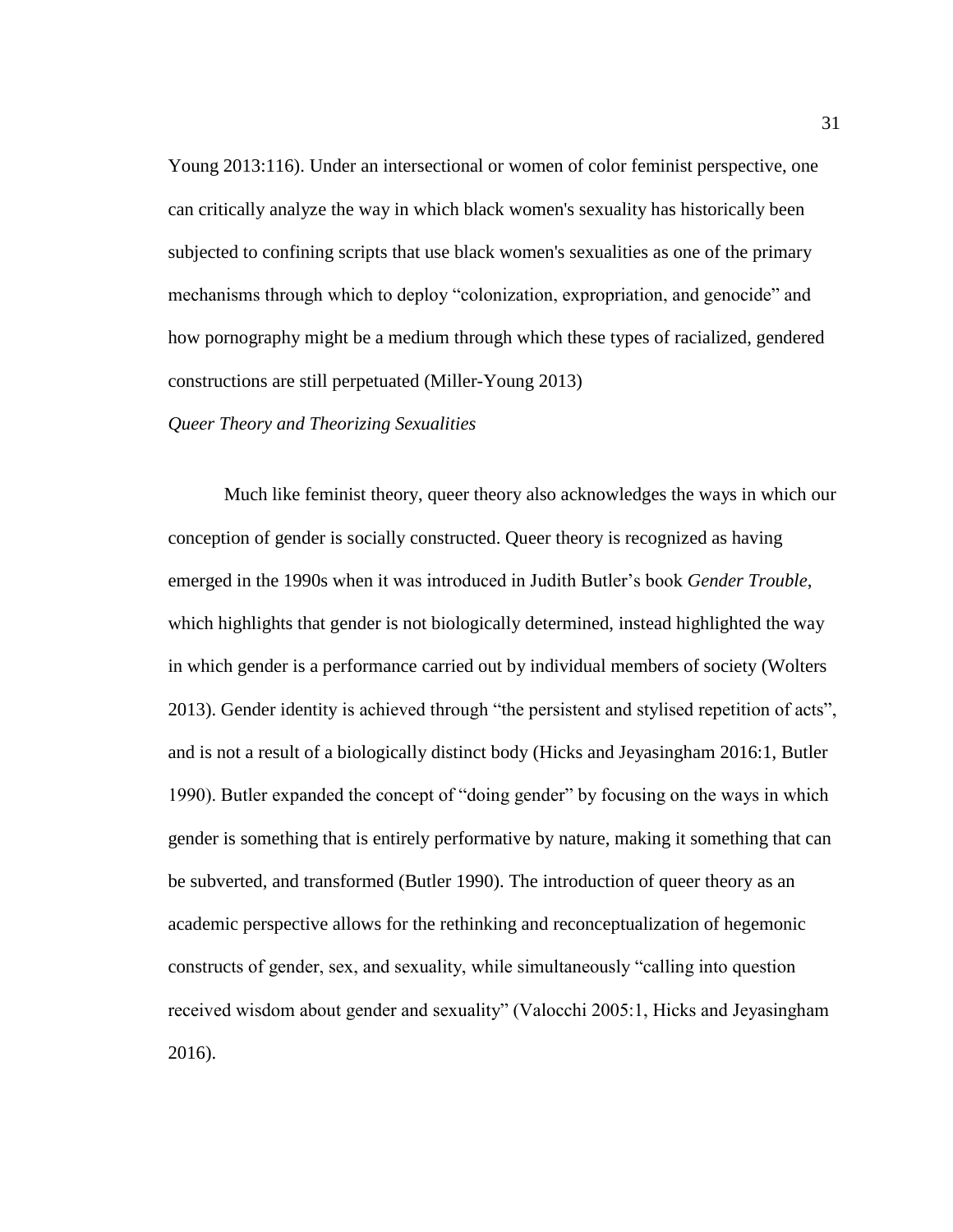Young 2013:116). Under an intersectional or women of color feminist perspective, one can critically analyze the way in which black women's sexuality has historically been subjected to confining scripts that use black women's sexualities as one of the primary mechanisms through which to deploy "colonization, expropriation, and genocide" and how pornography might be a medium through which these types of racialized, gendered constructions are still perpetuated (Miller-Young 2013)

*Queer Theory and Theorizing Sexualities*

Much like feminist theory, queer theory also acknowledges the ways in which our conception of gender is socially constructed. Queer theory is recognized as having emerged in the 1990s when it was introduced in Judith Butler's book *Gender Trouble*, which highlights that gender is not biologically determined, instead highlighted the way in which gender is a performance carried out by individual members of society (Wolters 2013). Gender identity is achieved through "the persistent and stylised repetition of acts", and is not a result of a biologically distinct body (Hicks and Jeyasingham 2016:1, Butler 1990). Butler expanded the concept of "doing gender" by focusing on the ways in which gender is something that is entirely performative by nature, making it something that can be subverted, and transformed (Butler 1990). The introduction of queer theory as an academic perspective allows for the rethinking and reconceptualization of hegemonic constructs of gender, sex, and sexuality, while simultaneously "calling into question received wisdom about gender and sexuality" (Valocchi 2005:1, Hicks and Jeyasingham 2016).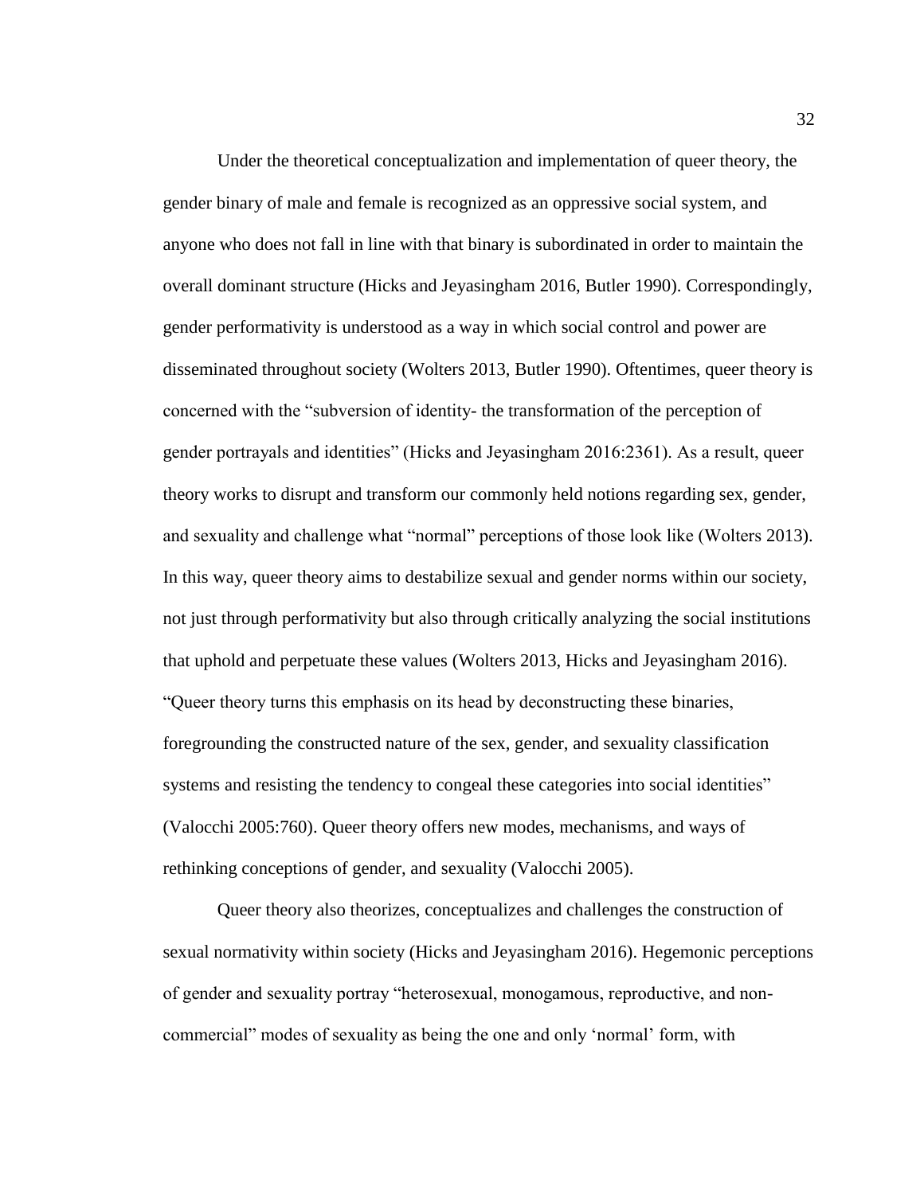Under the theoretical conceptualization and implementation of queer theory, the gender binary of male and female is recognized as an oppressive social system, and anyone who does not fall in line with that binary is subordinated in order to maintain the overall dominant structure (Hicks and Jeyasingham 2016, Butler 1990). Correspondingly, gender performativity is understood as a way in which social control and power are disseminated throughout society (Wolters 2013, Butler 1990). Oftentimes, queer theory is concerned with the "subversion of identity- the transformation of the perception of gender portrayals and identities" (Hicks and Jeyasingham 2016:2361). As a result, queer theory works to disrupt and transform our commonly held notions regarding sex, gender, and sexuality and challenge what "normal" perceptions of those look like (Wolters 2013). In this way, queer theory aims to destabilize sexual and gender norms within our society, not just through performativity but also through critically analyzing the social institutions that uphold and perpetuate these values (Wolters 2013, Hicks and Jeyasingham 2016). "Queer theory turns this emphasis on its head by deconstructing these binaries, foregrounding the constructed nature of the sex, gender, and sexuality classification systems and resisting the tendency to congeal these categories into social identities" (Valocchi 2005:760). Queer theory offers new modes, mechanisms, and ways of rethinking conceptions of gender, and sexuality (Valocchi 2005).

Queer theory also theorizes, conceptualizes and challenges the construction of sexual normativity within society (Hicks and Jeyasingham 2016). Hegemonic perceptions of gender and sexuality portray "heterosexual, monogamous, reproductive, and non-commercial" modes of sexuality as being the one and only 'normal' form, with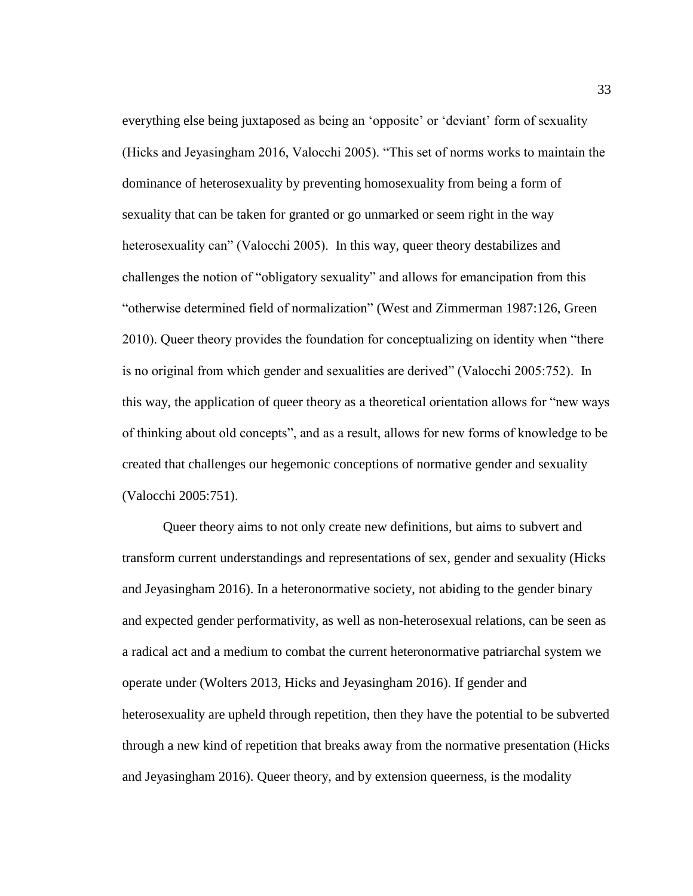everything else being juxtaposed as being an 'opposite' or 'deviant' form of sexuality (Hicks and Jeyasingham 2016, Valocchi 2005). "This set of norms works to maintain the dominance of heterosexuality by preventing homosexuality from being a form of sexuality that can be taken for granted or go unmarked or seem right in the way heterosexuality can" (Valocchi 2005). In this way, queer theory destabilizes and challenges the notion of "obligatory sexuality" and allows for emancipation from this "otherwise determined field of normalization" (West and Zimmerman 1987:126, Green 2010). Queer theory provides the foundation for conceptualizing on identity when "there is no original from which gender and sexualities are derived" (Valocchi 2005:752). In this way, the application of queer theory as a theoretical orientation allows for "new ways of thinking about old concepts", and as a result, allows for new forms of knowledge to be created that challenges our hegemonic conceptions of normative gender and sexuality (Valocchi 2005:751).

Queer theory aims to not only create new definitions, but aims to subvert and transform current understandings and representations of sex, gender and sexuality (Hicks and Jeyasingham 2016). In a heteronormative society, not abiding to the gender binary and expected gender performativity, as well as non-heterosexual relations, can be seen as a radical act and a medium to combat the current heteronormative patriarchal system we operate under (Wolters 2013, Hicks and Jeyasingham 2016). If gender and heterosexuality are upheld through repetition, then they have the potential to be subverted through a new kind of repetition that breaks away from the normative presentation (Hicks and Jeyasingham 2016). Queer theory, and by extension queerness, is the modality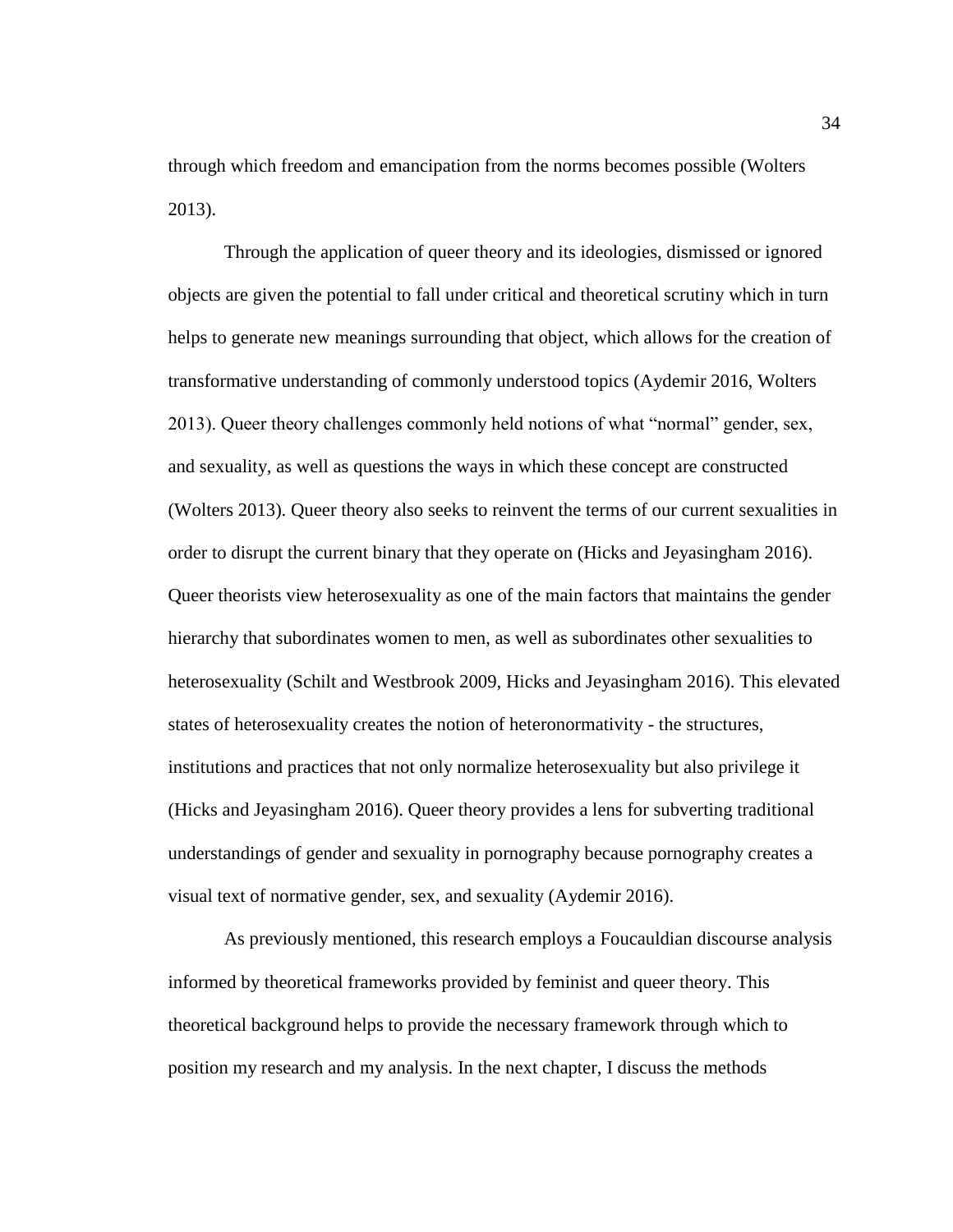through which freedom and emancipation from the norms becomes possible (Wolters 2013).

Through the application of queer theory and its ideologies, dismissed or ignored objects are given the potential to fall under critical and theoretical scrutiny which in turn helps to generate new meanings surrounding that object, which allows for the creation of transformative understanding of commonly understood topics (Aydemir 2016, Wolters 2013). Queer theory challenges commonly held notions of what "normal" gender, sex, and sexuality, as well as questions the ways in which these concept are constructed (Wolters 2013). Queer theory also seeks to reinvent the terms of our current sexualities in order to disrupt the current binary that they operate on (Hicks and Jeyasingham 2016). Queer theorists view heterosexuality as one of the main factors that maintains the gender hierarchy that subordinates women to men, as well as subordinates other sexualities to heterosexuality (Schilt and Westbrook 2009, Hicks and Jeyasingham 2016). This elevated states of heterosexuality creates the notion of heteronormativity - the structures, institutions and practices that not only normalize heterosexuality but also privilege it (Hicks and Jeyasingham 2016). Queer theory provides a lens for subverting traditional understandings of gender and sexuality in pornography because pornography creates a visual text of normative gender, sex, and sexuality (Aydemir 2016).

As previously mentioned, this research employs a Foucauldian discourse analysis informed by theoretical frameworks provided by feminist and queer theory. This theoretical background helps to provide the necessary framework through which to position my research and my analysis. In the next chapter, I discuss the methods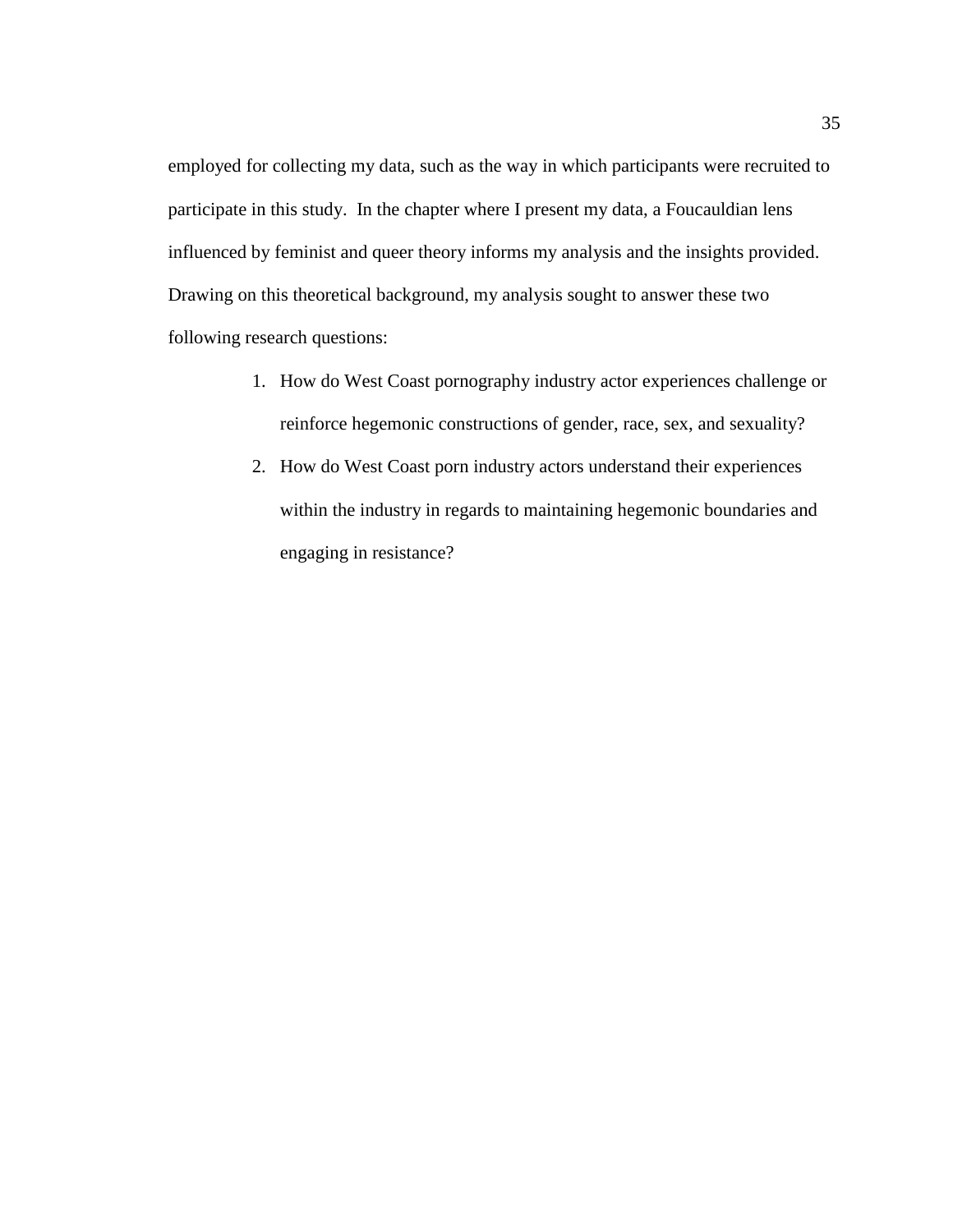employed for collecting my data, such as the way in which participants were recruited to participate in this study.  In the chapter where I present my data, a Foucauldian lens influenced by feminist and queer theory informs my analysis and the insights provided. Drawing on this theoretical background, my analysis sought to answer these two following research questions:

1. How do West Coast pornography industry actor experiences challenge or reinforce hegemonic constructions of gender, race, sex, and sexuality?
2. How do West Coast porn industry actors understand their experiences within the industry in regards to maintaining hegemonic boundaries and engaging in resistance?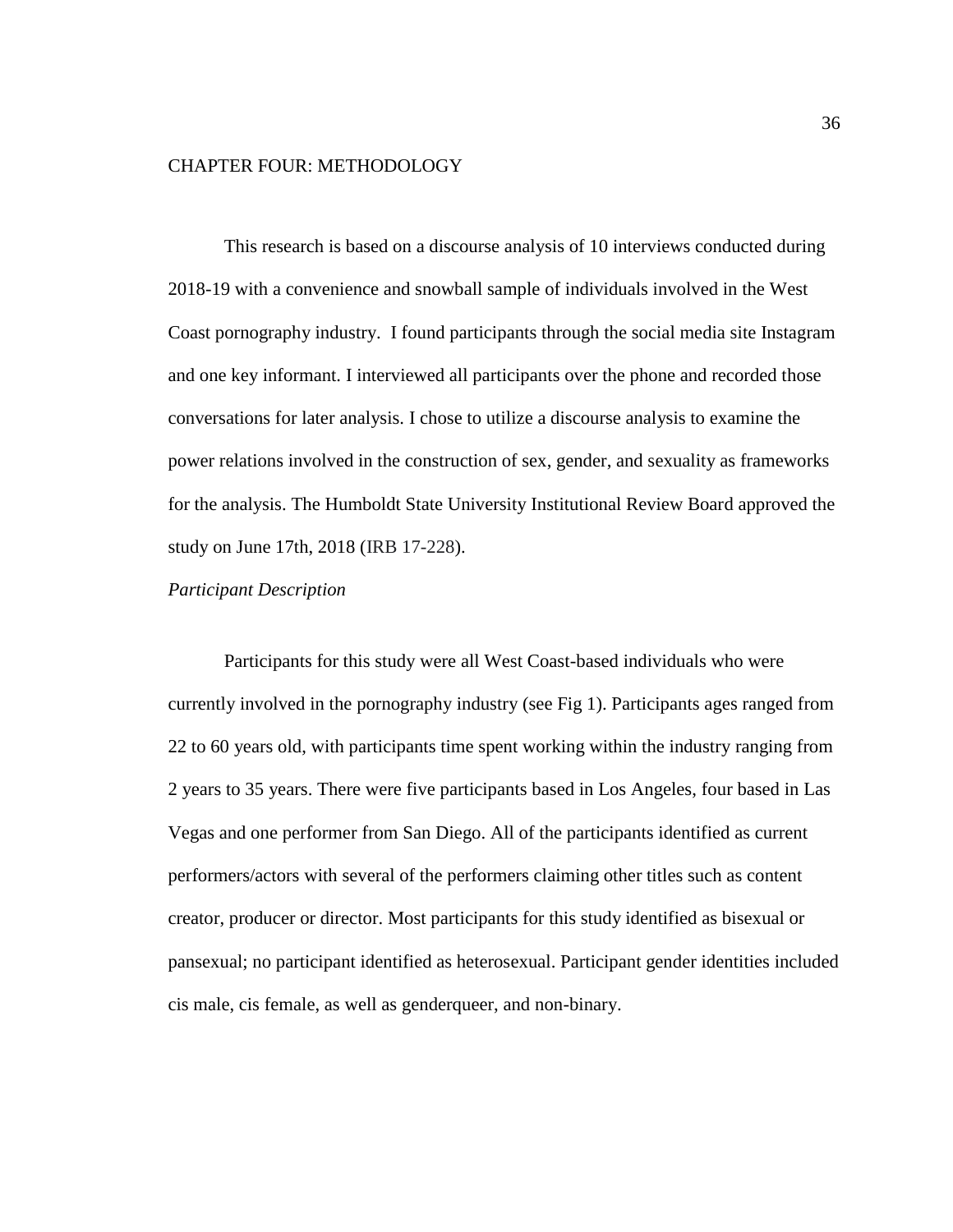# CHAPTER FOUR: METHODOLOGY

This research is based on a discourse analysis of 10 interviews conducted during 2018-19 with a convenience and snowball sample of individuals involved in the West Coast pornography industry. I found participants through the social media site Instagram and one key informant. I interviewed all participants over the phone and recorded those conversations for later analysis. I chose to utilize a discourse analysis to examine the power relations involved in the construction of sex, gender, and sexuality as frameworks for the analysis. The Humboldt State University Institutional Review Board approved the study on June 17th, 2018 (IRB 17-228).

*Participant Description*

Participants for this study were all West Coast-based individuals who were currently involved in the pornography industry (see Fig 1). Participants ages ranged from 22 to 60 years old, with participants time spent working within the industry ranging from 2 years to 35 years. There were five participants based in Los Angeles, four based in Las Vegas and one performer from San Diego. All of the participants identified as current performers/actors with several of the performers claiming other titles such as content creator, producer or director. Most participants for this study identified as bisexual or pansexual; no participant identified as heterosexual. Participant gender identities included cis male, cis female, as well as genderqueer, and non-binary.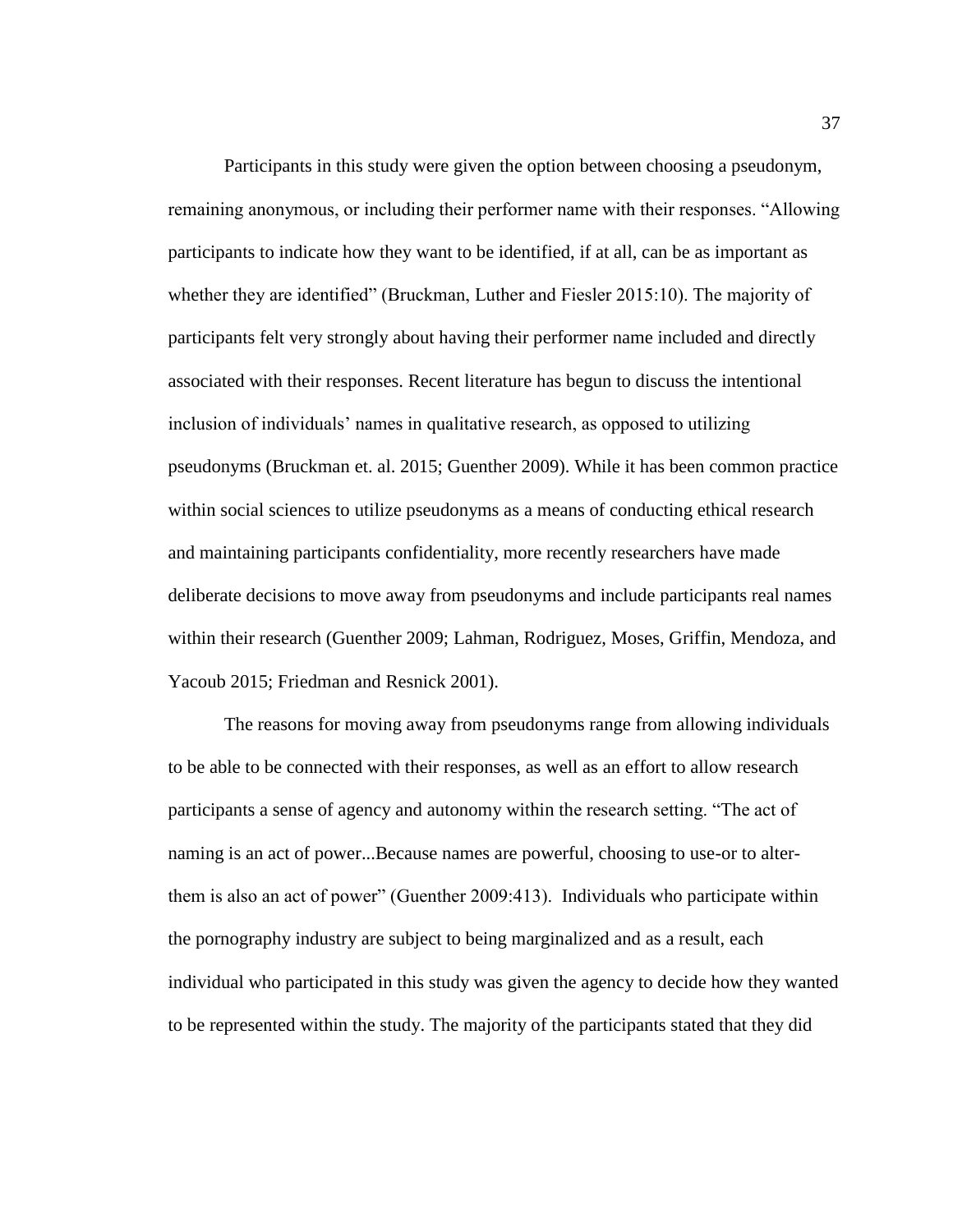Participants in this study were given the option between choosing a pseudonym, remaining anonymous, or including their performer name with their responses. “Allowing participants to indicate how they want to be identified, if at all, can be as important as whether they are identified” (Bruckman, Luther and Fiesler 2015:10). The majority of participants felt very strongly about having their performer name included and directly associated with their responses. Recent literature has begun to discuss the intentional inclusion of individuals’ names in qualitative research, as opposed to utilizing pseudonyms (Bruckman et. al. 2015; Guenther 2009). While it has been common practice within social sciences to utilize pseudonyms as a means of conducting ethical research and maintaining participants confidentiality, more recently researchers have made deliberate decisions to move away from pseudonyms and include participants real names within their research (Guenther 2009; Lahman, Rodriguez, Moses, Griffin, Mendoza, and Yacoub 2015; Friedman and Resnick 2001).

The reasons for moving away from pseudonyms range from allowing individuals to be able to be connected with their responses, as well as an effort to allow research participants a sense of agency and autonomy within the research setting. “The act of naming is an act of power...Because names are powerful, choosing to use-or to alter-them is also an act of power” (Guenther 2009:413). Individuals who participate within the pornography industry are subject to being marginalized and as a result, each individual who participated in this study was given the agency to decide how they wanted to be represented within the study. The majority of the participants stated that they did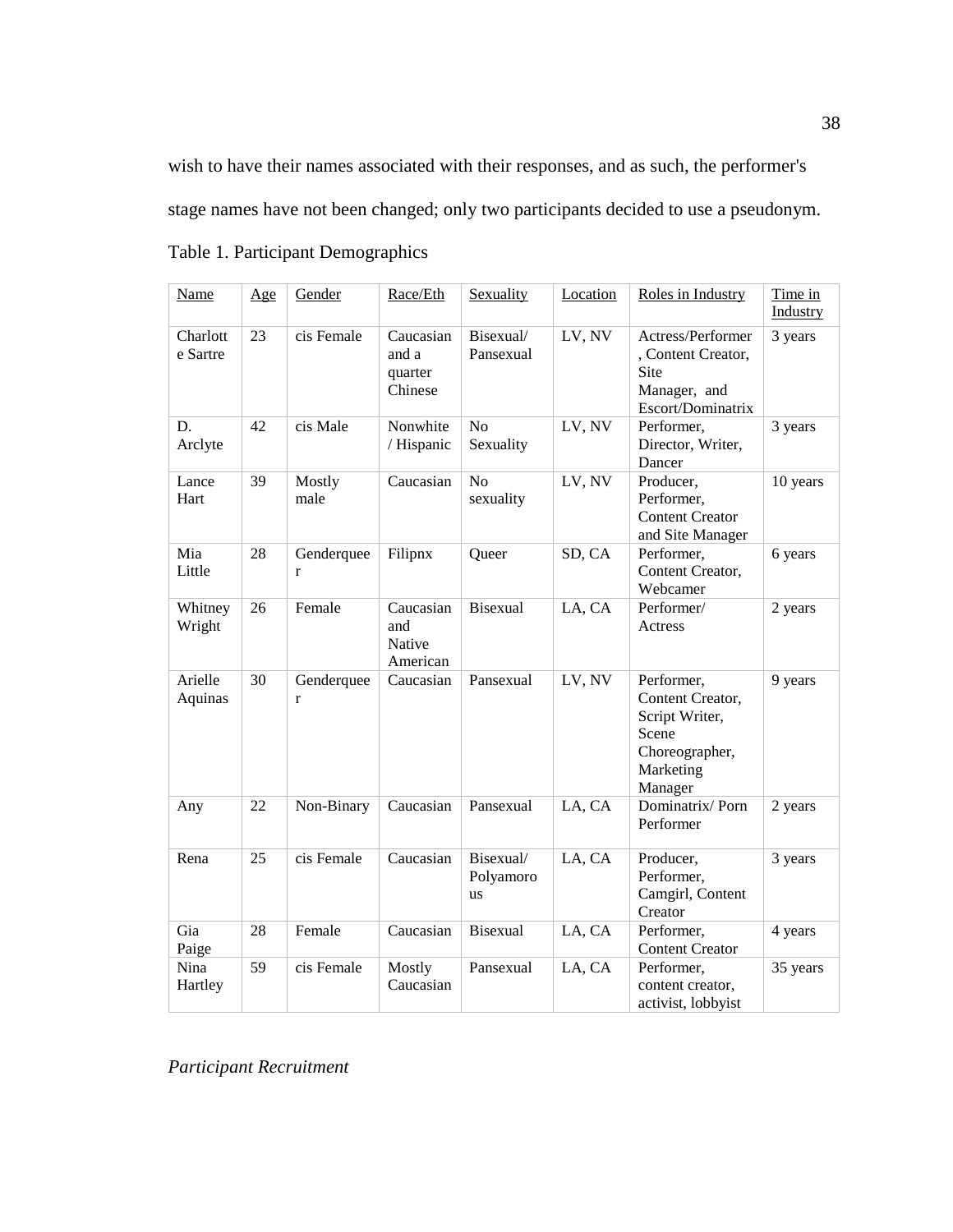wish to have their names associated with their responses, and as such, the performer's stage names have not been changed; only two participants decided to use a pseudonym.

Table 1. Participant Demographics

| Name | Age | Gender | Race/Eth | Sexuality | Location | Roles in Industry | Time in Industry |
|---|---|---|---|---|---|---|---|
| Charlotte Sartre | 23 | cis Female | Caucasian and a quarter Chinese | Bisexual/ Pansexual | LV, NV | Actress/Performer, Content Creator, Site Manager, and Escort/Dominatrix | 3 years |
| D. Arclyte | 42 | cis Male | Nonwhite / Hispanic | No Sexuality | LV, NV | Performer, Director, Writer, Dancer | 3 years |
| Lance Hart | 39 | Mostly male | Caucasian | No sexuality | LV, NV | Producer, Performer, Content Creator and Site Manager | 10 years |
| Mia Little | 28 | Genderqueer | Filipnx | Queer | SD, CA | Performer, Content Creator, Webcamer | 6 years |
| Whitney Wright | 26 | Female | Caucasian and Native American | Bisexual | LA, CA | Performer/ Actress | 2 years |
| Arielle Aquinas | 30 | Genderqueer | Caucasian | Pansexual | LV, NV | Performer, Content Creator, Script Writer, Scene Choreographer, Marketing Manager | 9 years |
| Any | 22 | Non-Binary | Caucasian | Pansexual | LA, CA | Dominatrix/ Porn Performer | 2 years |
| Rena | 25 | cis Female | Caucasian | Bisexual/ Polyamorous | LA, CA | Producer, Performer, Camgirl, Content Creator | 3 years |
| Gia Paige | 28 | Female | Caucasian | Bisexual | LA, CA | Performer, Content Creator | 4 years |
| Nina Hartley | 59 | cis Female | Mostly Caucasian | Pansexual | LA, CA | Performer, content creator, activist, lobbyist | 35 years |

*Participant Recruitment*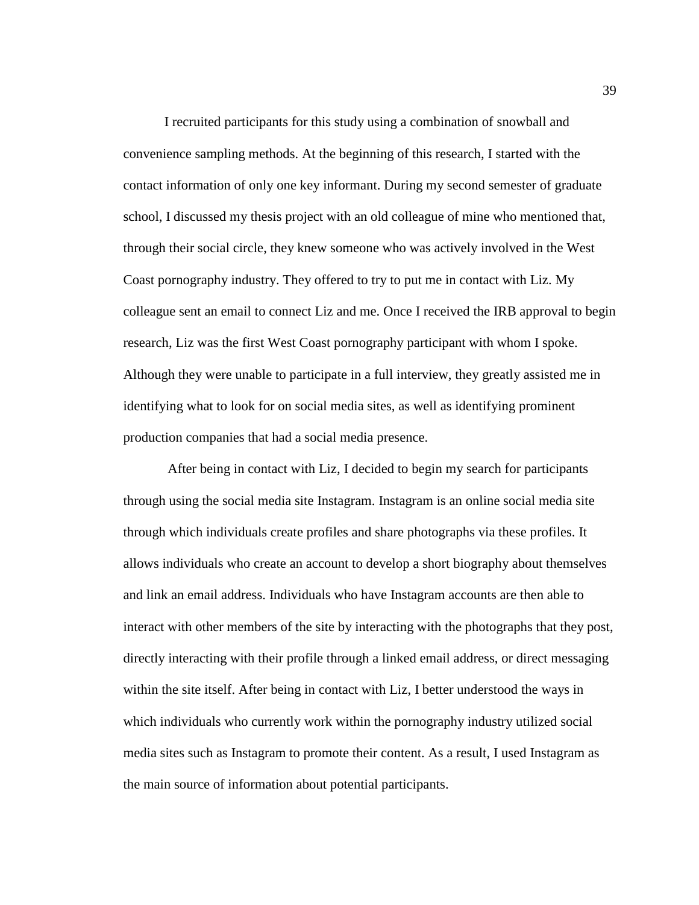I recruited participants for this study using a combination of snowball and convenience sampling methods. At the beginning of this research, I started with the contact information of only one key informant. During my second semester of graduate school, I discussed my thesis project with an old colleague of mine who mentioned that, through their social circle, they knew someone who was actively involved in the West Coast pornography industry. They offered to try to put me in contact with Liz. My colleague sent an email to connect Liz and me. Once I received the IRB approval to begin research, Liz was the first West Coast pornography participant with whom I spoke. Although they were unable to participate in a full interview, they greatly assisted me in identifying what to look for on social media sites, as well as identifying prominent production companies that had a social media presence.

After being in contact with Liz, I decided to begin my search for participants through using the social media site Instagram. Instagram is an online social media site through which individuals create profiles and share photographs via these profiles. It allows individuals who create an account to develop a short biography about themselves and link an email address. Individuals who have Instagram accounts are then able to interact with other members of the site by interacting with the photographs that they post, directly interacting with their profile through a linked email address, or direct messaging within the site itself. After being in contact with Liz, I better understood the ways in which individuals who currently work within the pornography industry utilized social media sites such as Instagram to promote their content. As a result, I used Instagram as the main source of information about potential participants.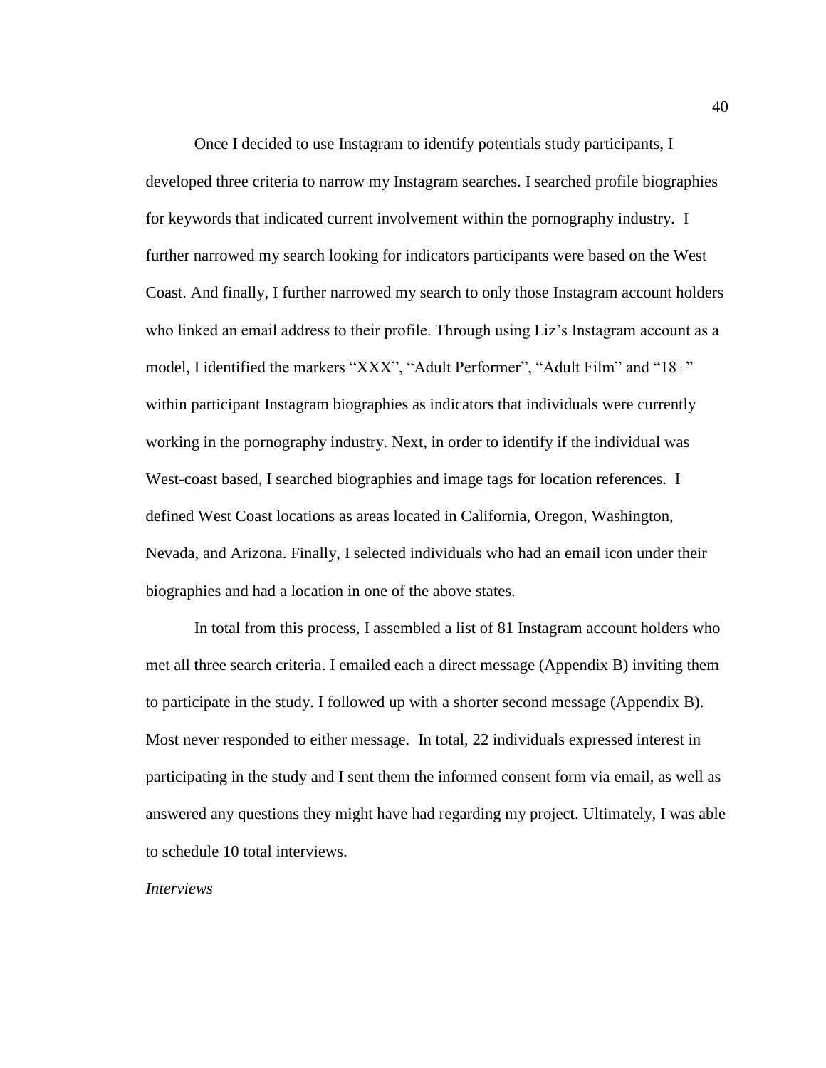Once I decided to use Instagram to identify potentials study participants, I developed three criteria to narrow my Instagram searches. I searched profile biographies for keywords that indicated current involvement within the pornography industry. I further narrowed my search looking for indicators participants were based on the West Coast. And finally, I further narrowed my search to only those Instagram account holders who linked an email address to their profile. Through using Liz's Instagram account as a model, I identified the markers "XXX", "Adult Performer", "Adult Film" and "18+" within participant Instagram biographies as indicators that individuals were currently working in the pornography industry. Next, in order to identify if the individual was West-coast based, I searched biographies and image tags for location references. I defined West Coast locations as areas located in California, Oregon, Washington, Nevada, and Arizona. Finally, I selected individuals who had an email icon under their biographies and had a location in one of the above states.

In total from this process, I assembled a list of 81 Instagram account holders who met all three search criteria. I emailed each a direct message (Appendix B) inviting them to participate in the study. I followed up with a shorter second message (Appendix B). Most never responded to either message. In total, 22 individuals expressed interest in participating in the study and I sent them the informed consent form via email, as well as answered any questions they might have had regarding my project. Ultimately, I was able to schedule 10 total interviews.

*Interviews*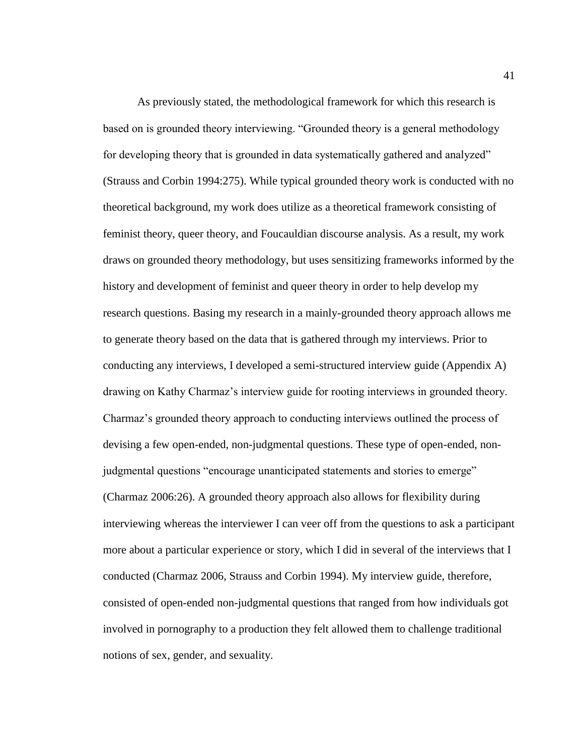As previously stated, the methodological framework for which this research is based on is grounded theory interviewing. "Grounded theory is a general methodology for developing theory that is grounded in data systematically gathered and analyzed" (Strauss and Corbin 1994:275). While typical grounded theory work is conducted with no theoretical background, my work does utilize as a theoretical framework consisting of feminist theory, queer theory, and Foucauldian discourse analysis. As a result, my work draws on grounded theory methodology, but uses sensitizing frameworks informed by the history and development of feminist and queer theory in order to help develop my research questions. Basing my research in a mainly-grounded theory approach allows me to generate theory based on the data that is gathered through my interviews. Prior to conducting any interviews, I developed a semi-structured interview guide (Appendix A) drawing on Kathy Charmaz's interview guide for rooting interviews in grounded theory. Charmaz's grounded theory approach to conducting interviews outlined the process of devising a few open-ended, non-judgmental questions. These type of open-ended, non-judgmental questions "encourage unanticipated statements and stories to emerge" (Charmaz 2006:26). A grounded theory approach also allows for flexibility during interviewing whereas the interviewer I can veer off from the questions to ask a participant more about a particular experience or story, which I did in several of the interviews that I conducted (Charmaz 2006, Strauss and Corbin 1994). My interview guide, therefore, consisted of open-ended non-judgmental questions that ranged from how individuals got involved in pornography to a production they felt allowed them to challenge traditional notions of sex, gender, and sexuality.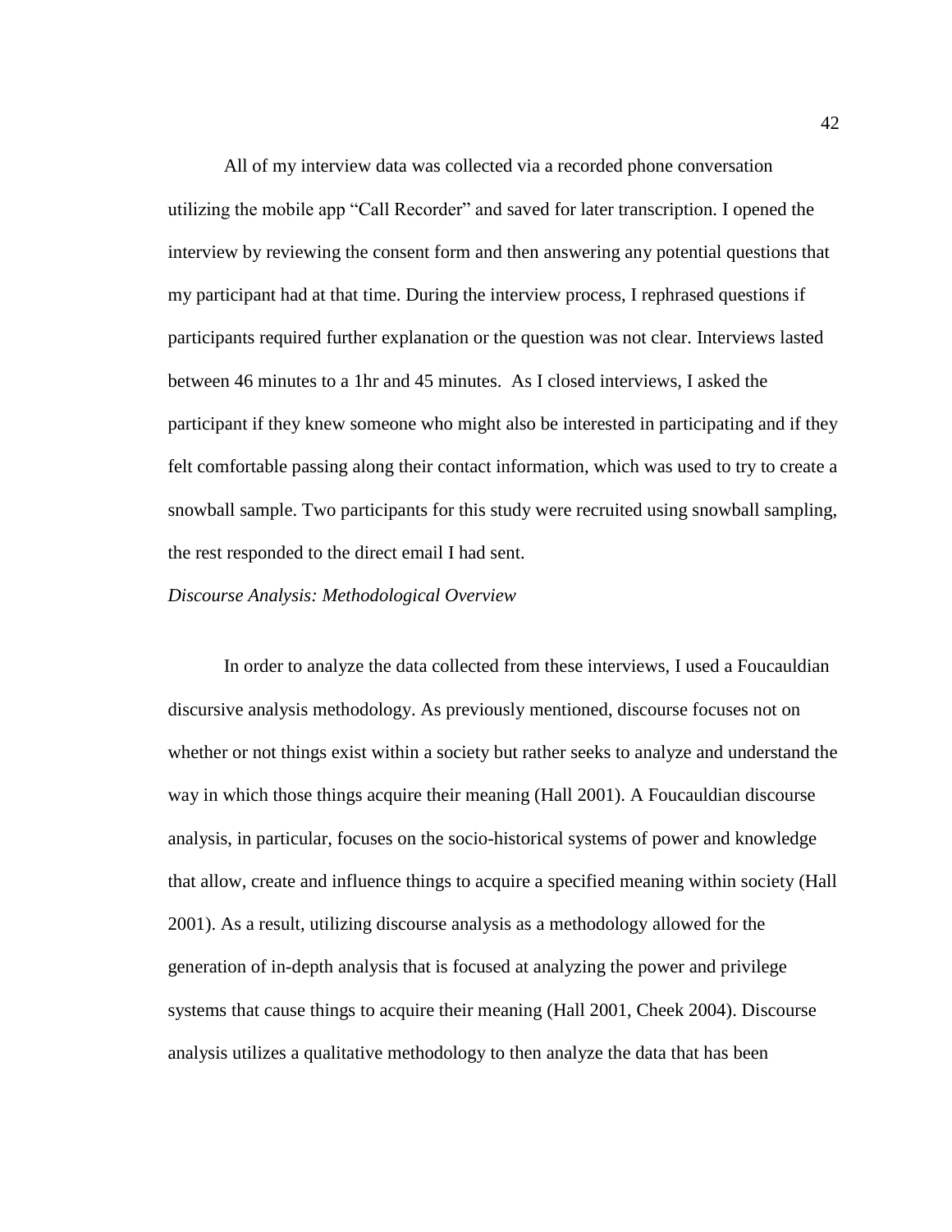All of my interview data was collected via a recorded phone conversation utilizing the mobile app "Call Recorder" and saved for later transcription. I opened the interview by reviewing the consent form and then answering any potential questions that my participant had at that time. During the interview process, I rephrased questions if participants required further explanation or the question was not clear. Interviews lasted between 46 minutes to a 1hr and 45 minutes. As I closed interviews, I asked the participant if they knew someone who might also be interested in participating and if they felt comfortable passing along their contact information, which was used to try to create a snowball sample. Two participants for this study were recruited using snowball sampling, the rest responded to the direct email I had sent.

*Discourse Analysis: Methodological Overview*

In order to analyze the data collected from these interviews, I used a Foucauldian discursive analysis methodology. As previously mentioned, discourse focuses not on whether or not things exist within a society but rather seeks to analyze and understand the way in which those things acquire their meaning (Hall 2001). A Foucauldian discourse analysis, in particular, focuses on the socio-historical systems of power and knowledge that allow, create and influence things to acquire a specified meaning within society (Hall 2001). As a result, utilizing discourse analysis as a methodology allowed for the generation of in-depth analysis that is focused at analyzing the power and privilege systems that cause things to acquire their meaning (Hall 2001, Cheek 2004). Discourse analysis utilizes a qualitative methodology to then analyze the data that has been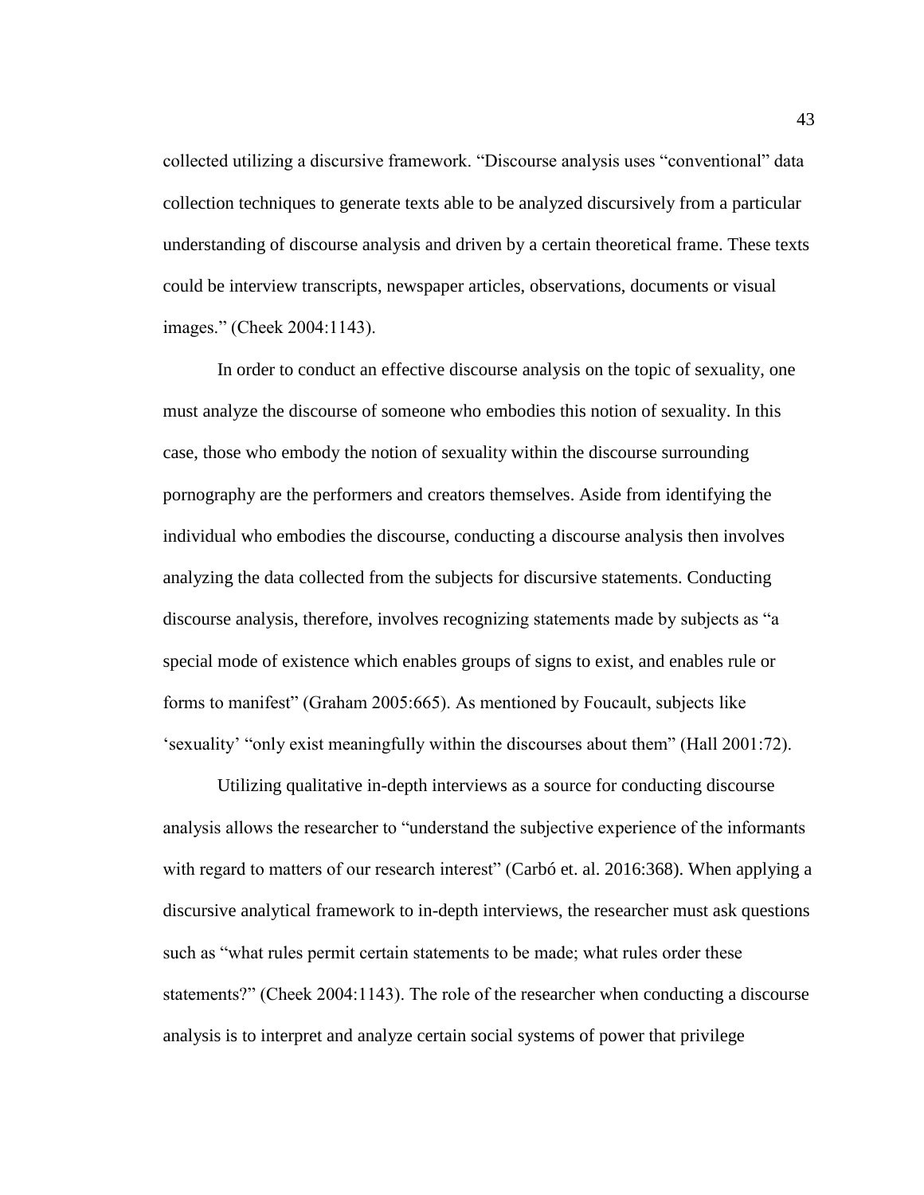collected utilizing a discursive framework. "Discourse analysis uses "conventional" data collection techniques to generate texts able to be analyzed discursively from a particular understanding of discourse analysis and driven by a certain theoretical frame. These texts could be interview transcripts, newspaper articles, observations, documents or visual images." (Cheek 2004:1143).

In order to conduct an effective discourse analysis on the topic of sexuality, one must analyze the discourse of someone who embodies this notion of sexuality. In this case, those who embody the notion of sexuality within the discourse surrounding pornography are the performers and creators themselves. Aside from identifying the individual who embodies the discourse, conducting a discourse analysis then involves analyzing the data collected from the subjects for discursive statements. Conducting discourse analysis, therefore, involves recognizing statements made by subjects as "a special mode of existence which enables groups of signs to exist, and enables rule or forms to manifest" (Graham 2005:665). As mentioned by Foucault, subjects like 'sexuality' "only exist meaningfully within the discourses about them" (Hall 2001:72).

Utilizing qualitative in-depth interviews as a source for conducting discourse analysis allows the researcher to "understand the subjective experience of the informants with regard to matters of our research interest" (Carbó et. al. 2016:368). When applying a discursive analytical framework to in-depth interviews, the researcher must ask questions such as "what rules permit certain statements to be made; what rules order these statements?" (Cheek 2004:1143). The role of the researcher when conducting a discourse analysis is to interpret and analyze certain social systems of power that privilege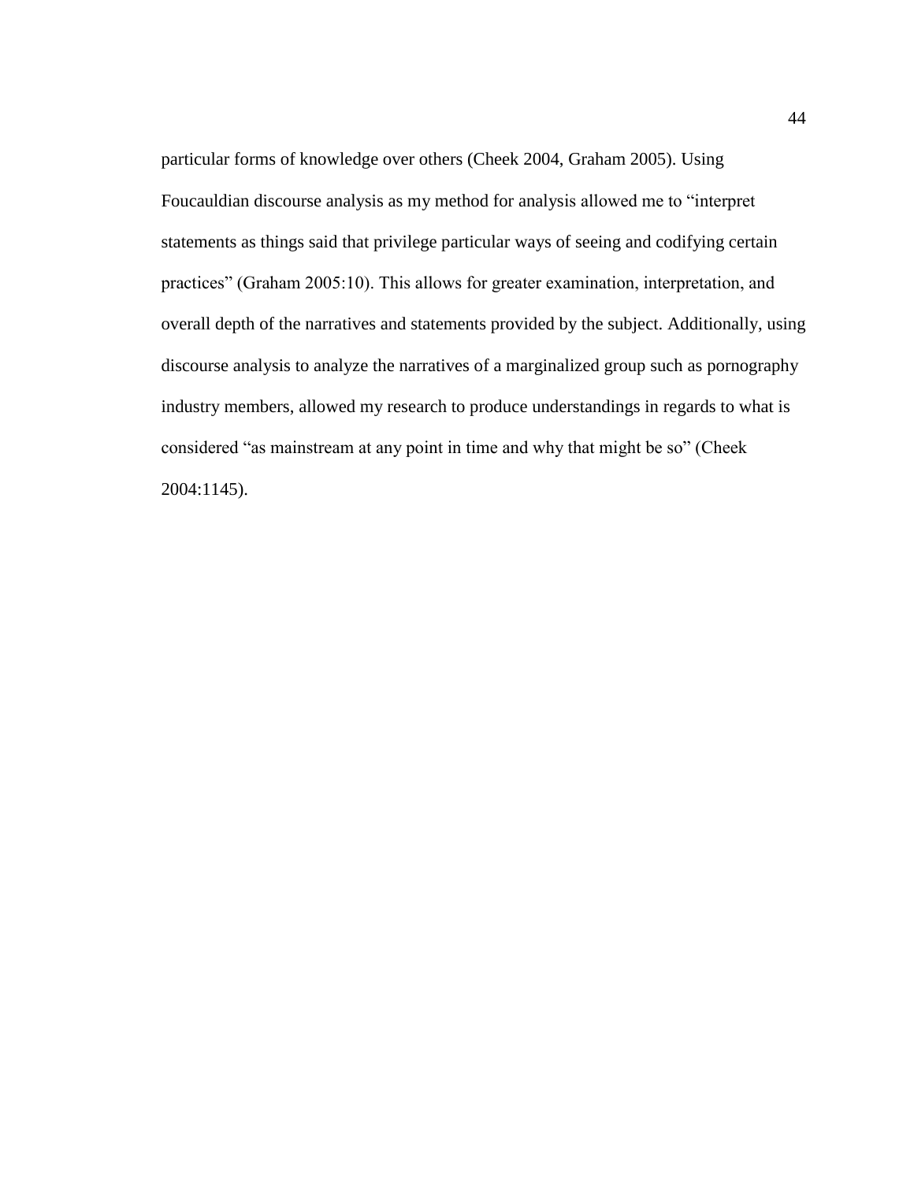particular forms of knowledge over others (Cheek 2004, Graham 2005). Using Foucauldian discourse analysis as my method for analysis allowed me to "interpret statements as things said that privilege particular ways of seeing and codifying certain practices" (Graham 2005:10). This allows for greater examination, interpretation, and overall depth of the narratives and statements provided by the subject. Additionally, using discourse analysis to analyze the narratives of a marginalized group such as pornography industry members, allowed my research to produce understandings in regards to what is considered "as mainstream at any point in time and why that might be so" (Cheek 2004:1145).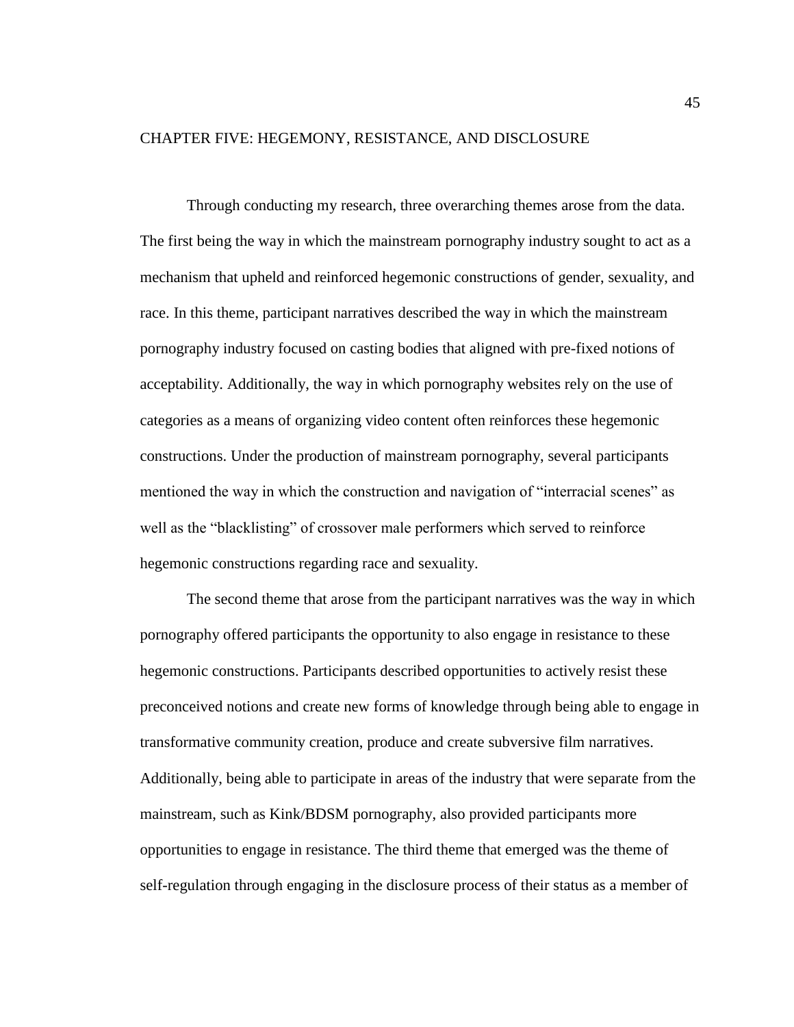# CHAPTER FIVE: HEGEMONY, RESISTANCE, AND DISCLOSURE

Through conducting my research, three overarching themes arose from the data. The first being the way in which the mainstream pornography industry sought to act as a mechanism that upheld and reinforced hegemonic constructions of gender, sexuality, and race. In this theme, participant narratives described the way in which the mainstream pornography industry focused on casting bodies that aligned with pre-fixed notions of acceptability. Additionally, the way in which pornography websites rely on the use of categories as a means of organizing video content often reinforces these hegemonic constructions. Under the production of mainstream pornography, several participants mentioned the way in which the construction and navigation of "interracial scenes" as well as the "blacklisting" of crossover male performers which served to reinforce hegemonic constructions regarding race and sexuality.

The second theme that arose from the participant narratives was the way in which pornography offered participants the opportunity to also engage in resistance to these hegemonic constructions. Participants described opportunities to actively resist these preconceived notions and create new forms of knowledge through being able to engage in transformative community creation, produce and create subversive film narratives. Additionally, being able to participate in areas of the industry that were separate from the mainstream, such as Kink/BDSM pornography, also provided participants more opportunities to engage in resistance. The third theme that emerged was the theme of self-regulation through engaging in the disclosure process of their status as a member of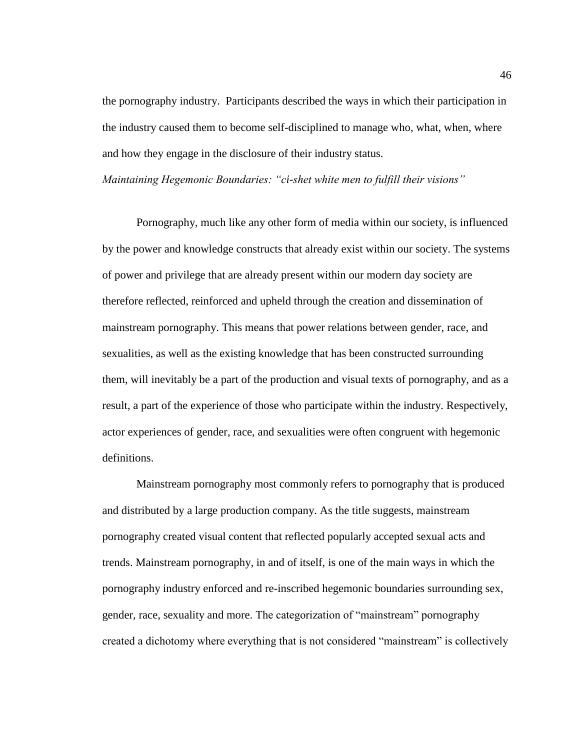the pornography industry. Participants described the ways in which their participation in the industry caused them to become self-disciplined to manage who, what, when, where and how they engage in the disclosure of their industry status.

### *Maintaining Hegemonic Boundaries: "ci-shet white men to fulfill their visions"*

Pornography, much like any other form of media within our society, is influenced by the power and knowledge constructs that already exist within our society. The systems of power and privilege that are already present within our modern day society are therefore reflected, reinforced and upheld through the creation and dissemination of mainstream pornography. This means that power relations between gender, race, and sexualities, as well as the existing knowledge that has been constructed surrounding them, will inevitably be a part of the production and visual texts of pornography, and as a result, a part of the experience of those who participate within the industry. Respectively, actor experiences of gender, race, and sexualities were often congruent with hegemonic definitions.

Mainstream pornography most commonly refers to pornography that is produced and distributed by a large production company. As the title suggests, mainstream pornography created visual content that reflected popularly accepted sexual acts and trends. Mainstream pornography, in and of itself, is one of the main ways in which the pornography industry enforced and re-inscribed hegemonic boundaries surrounding sex, gender, race, sexuality and more. The categorization of "mainstream" pornography created a dichotomy where everything that is not considered "mainstream" is collectively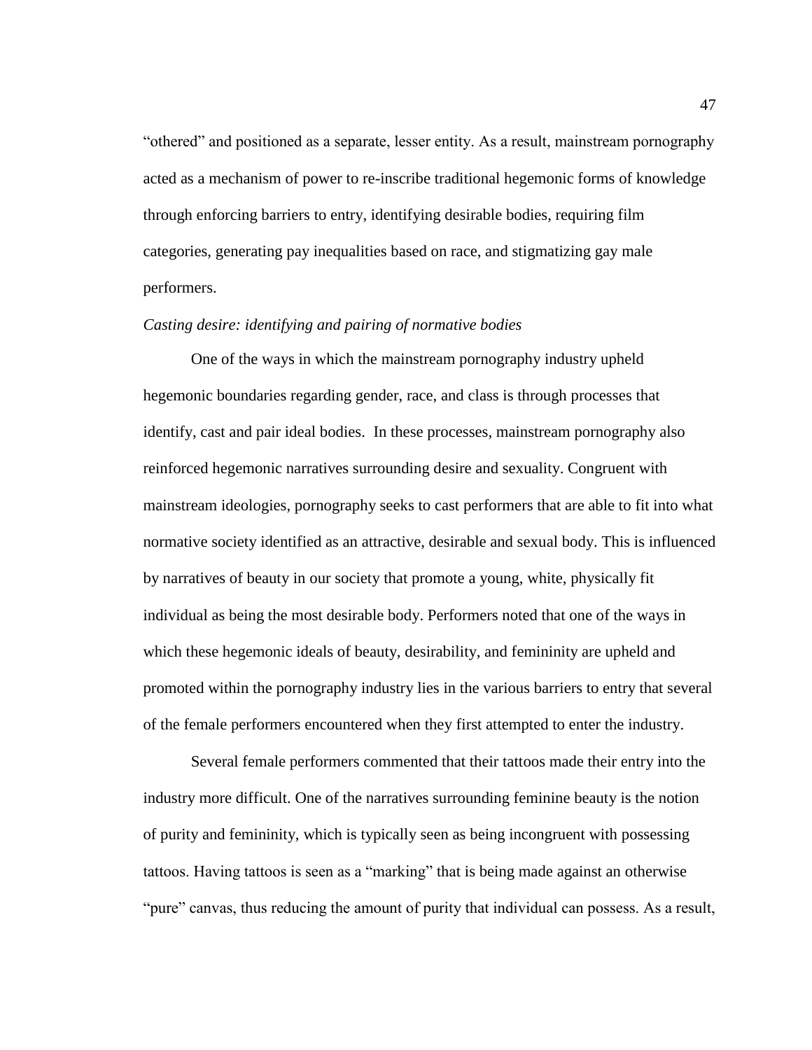"othered" and positioned as a separate, lesser entity. As a result, mainstream pornography acted as a mechanism of power to re-inscribe traditional hegemonic forms of knowledge through enforcing barriers to entry, identifying desirable bodies, requiring film categories, generating pay inequalities based on race, and stigmatizing gay male performers.

*Casting desire: identifying and pairing of normative bodies*

One of the ways in which the mainstream pornography industry upheld hegemonic boundaries regarding gender, race, and class is through processes that identify, cast and pair ideal bodies. In these processes, mainstream pornography also reinforced hegemonic narratives surrounding desire and sexuality. Congruent with mainstream ideologies, pornography seeks to cast performers that are able to fit into what normative society identified as an attractive, desirable and sexual body. This is influenced by narratives of beauty in our society that promote a young, white, physically fit individual as being the most desirable body. Performers noted that one of the ways in which these hegemonic ideals of beauty, desirability, and femininity are upheld and promoted within the pornography industry lies in the various barriers to entry that several of the female performers encountered when they first attempted to enter the industry.

Several female performers commented that their tattoos made their entry into the industry more difficult. One of the narratives surrounding feminine beauty is the notion of purity and femininity, which is typically seen as being incongruent with possessing tattoos. Having tattoos is seen as a "marking" that is being made against an otherwise "pure" canvas, thus reducing the amount of purity that individual can possess. As a result,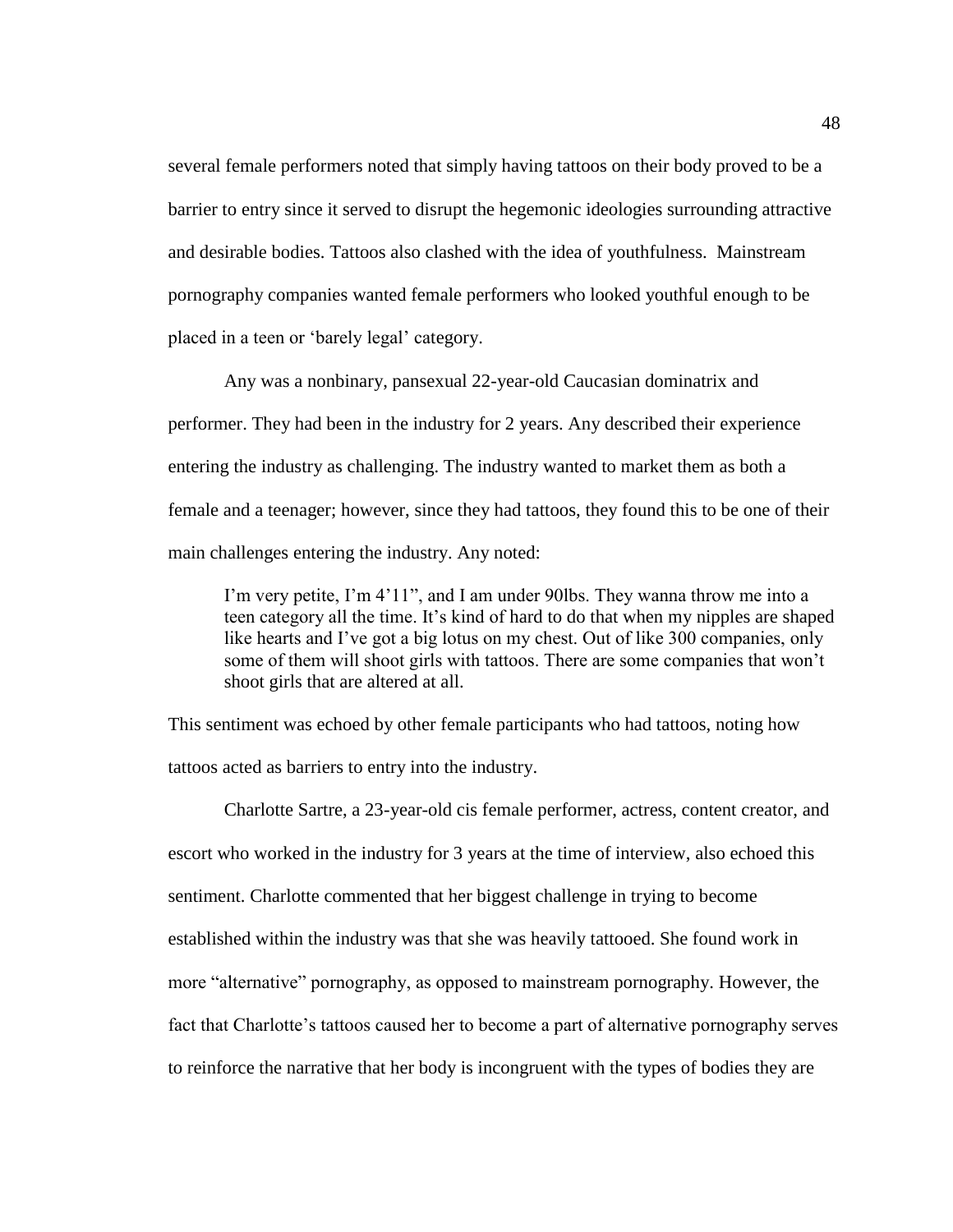several female performers noted that simply having tattoos on their body proved to be a barrier to entry since it served to disrupt the hegemonic ideologies surrounding attractive and desirable bodies. Tattoos also clashed with the idea of youthfulness. Mainstream pornography companies wanted female performers who looked youthful enough to be placed in a teen or 'barely legal' category.

Any was a nonbinary, pansexual 22-year-old Caucasian dominatrix and performer. They had been in the industry for 2 years. Any described their experience entering the industry as challenging. The industry wanted to market them as both a female and a teenager; however, since they had tattoos, they found this to be one of their main challenges entering the industry. Any noted:

> I'm very petite, I'm 4'11", and I am under 90lbs. They wanna throw me into a teen category all the time. It's kind of hard to do that when my nipples are shaped like hearts and I've got a big lotus on my chest. Out of like 300 companies, only some of them will shoot girls with tattoos. There are some companies that won't shoot girls that are altered at all.

This sentiment was echoed by other female participants who had tattoos, noting how tattoos acted as barriers to entry into the industry.

Charlotte Sartre, a 23-year-old cis female performer, actress, content creator, and escort who worked in the industry for 3 years at the time of interview, also echoed this sentiment. Charlotte commented that her biggest challenge in trying to become established within the industry was that she was heavily tattooed. She found work in more "alternative" pornography, as opposed to mainstream pornography. However, the fact that Charlotte's tattoos caused her to become a part of alternative pornography serves to reinforce the narrative that her body is incongruent with the types of bodies they are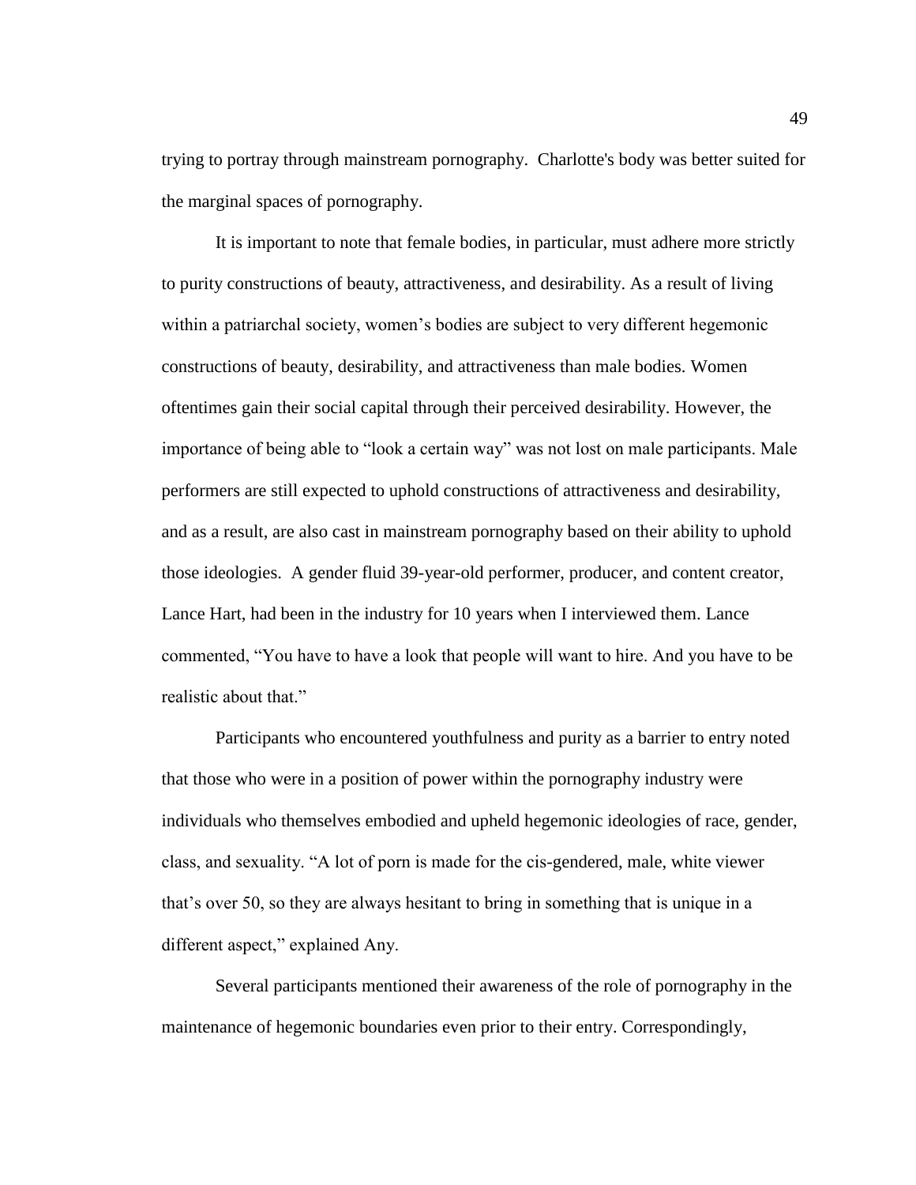trying to portray through mainstream pornography. Charlotte's body was better suited for the marginal spaces of pornography.

It is important to note that female bodies, in particular, must adhere more strictly to purity constructions of beauty, attractiveness, and desirability. As a result of living within a patriarchal society, women's bodies are subject to very different hegemonic constructions of beauty, desirability, and attractiveness than male bodies. Women oftentimes gain their social capital through their perceived desirability. However, the importance of being able to "look a certain way" was not lost on male participants. Male performers are still expected to uphold constructions of attractiveness and desirability, and as a result, are also cast in mainstream pornography based on their ability to uphold those ideologies. A gender fluid 39-year-old performer, producer, and content creator, Lance Hart, had been in the industry for 10 years when I interviewed them. Lance commented, "You have to have a look that people will want to hire. And you have to be realistic about that."

Participants who encountered youthfulness and purity as a barrier to entry noted that those who were in a position of power within the pornography industry were individuals who themselves embodied and upheld hegemonic ideologies of race, gender, class, and sexuality. "A lot of porn is made for the cis-gendered, male, white viewer that's over 50, so they are always hesitant to bring in something that is unique in a different aspect," explained Any.

Several participants mentioned their awareness of the role of pornography in the maintenance of hegemonic boundaries even prior to their entry. Correspondingly,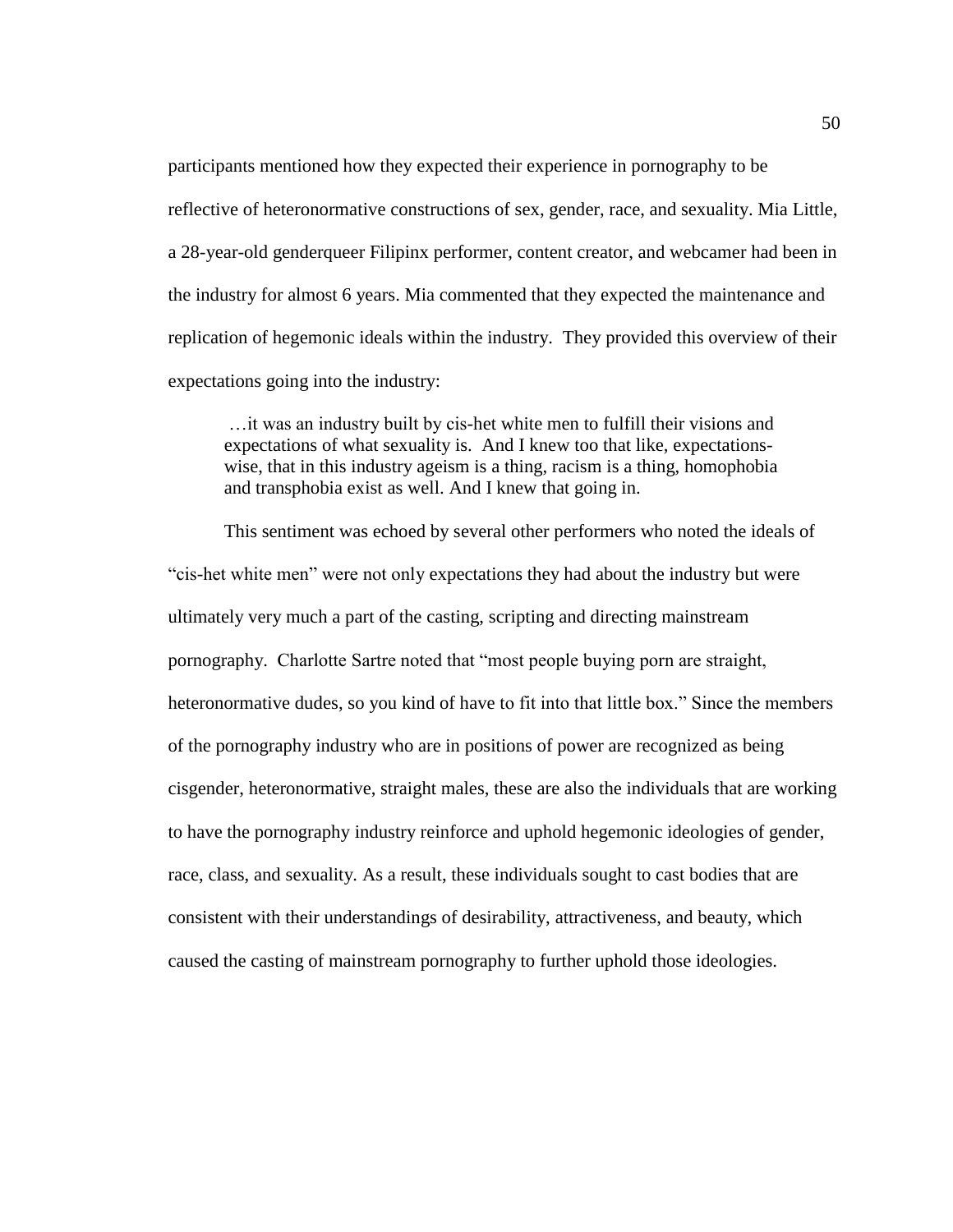participants mentioned how they expected their experience in pornography to be reflective of heteronormative constructions of sex, gender, race, and sexuality. Mia Little, a 28-year-old genderqueer Filipinx performer, content creator, and webcamer had been in the industry for almost 6 years. Mia commented that they expected the maintenance and replication of hegemonic ideals within the industry. They provided this overview of their expectations going into the industry:

> …it was an industry built by cis-het white men to fulfill their visions and expectations of what sexuality is. And I knew too that like, expectations-wise, that in this industry ageism is a thing, racism is a thing, homophobia and transphobia exist as well. And I knew that going in.

This sentiment was echoed by several other performers who noted the ideals of "cis-het white men" were not only expectations they had about the industry but were ultimately very much a part of the casting, scripting and directing mainstream pornography. Charlotte Sartre noted that "most people buying porn are straight, heteronormative dudes, so you kind of have to fit into that little box." Since the members of the pornography industry who are in positions of power are recognized as being cisgender, heteronormative, straight males, these are also the individuals that are working to have the pornography industry reinforce and uphold hegemonic ideologies of gender, race, class, and sexuality. As a result, these individuals sought to cast bodies that are consistent with their understandings of desirability, attractiveness, and beauty, which caused the casting of mainstream pornography to further uphold those ideologies.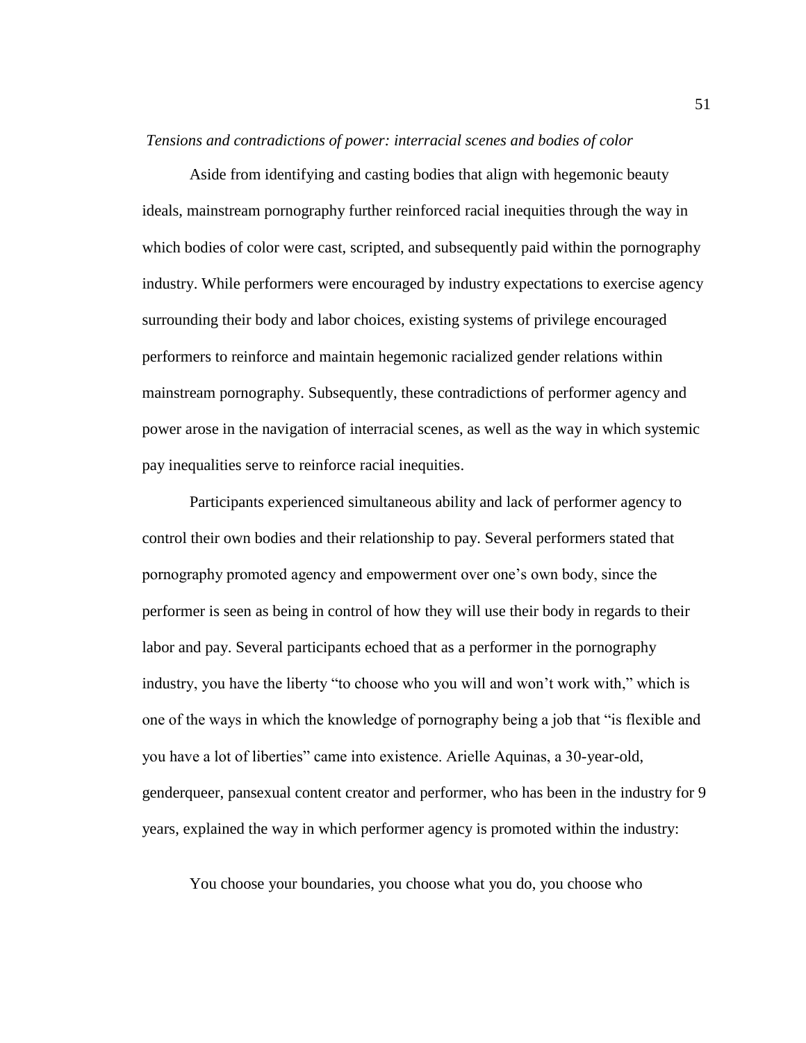*Tensions and contradictions of power: interracial scenes and bodies of color*

Aside from identifying and casting bodies that align with hegemonic beauty ideals, mainstream pornography further reinforced racial inequities through the way in which bodies of color were cast, scripted, and subsequently paid within the pornography industry. While performers were encouraged by industry expectations to exercise agency surrounding their body and labor choices, existing systems of privilege encouraged performers to reinforce and maintain hegemonic racialized gender relations within mainstream pornography. Subsequently, these contradictions of performer agency and power arose in the navigation of interracial scenes, as well as the way in which systemic pay inequalities serve to reinforce racial inequities.

Participants experienced simultaneous ability and lack of performer agency to control their own bodies and their relationship to pay. Several performers stated that pornography promoted agency and empowerment over one's own body, since the performer is seen as being in control of how they will use their body in regards to their labor and pay. Several participants echoed that as a performer in the pornography industry, you have the liberty "to choose who you will and won't work with," which is one of the ways in which the knowledge of pornography being a job that "is flexible and you have a lot of liberties" came into existence. Arielle Aquinas, a 30-year-old, genderqueer, pansexual content creator and performer, who has been in the industry for 9 years, explained the way in which performer agency is promoted within the industry:

> You choose your boundaries, you choose what you do, you choose who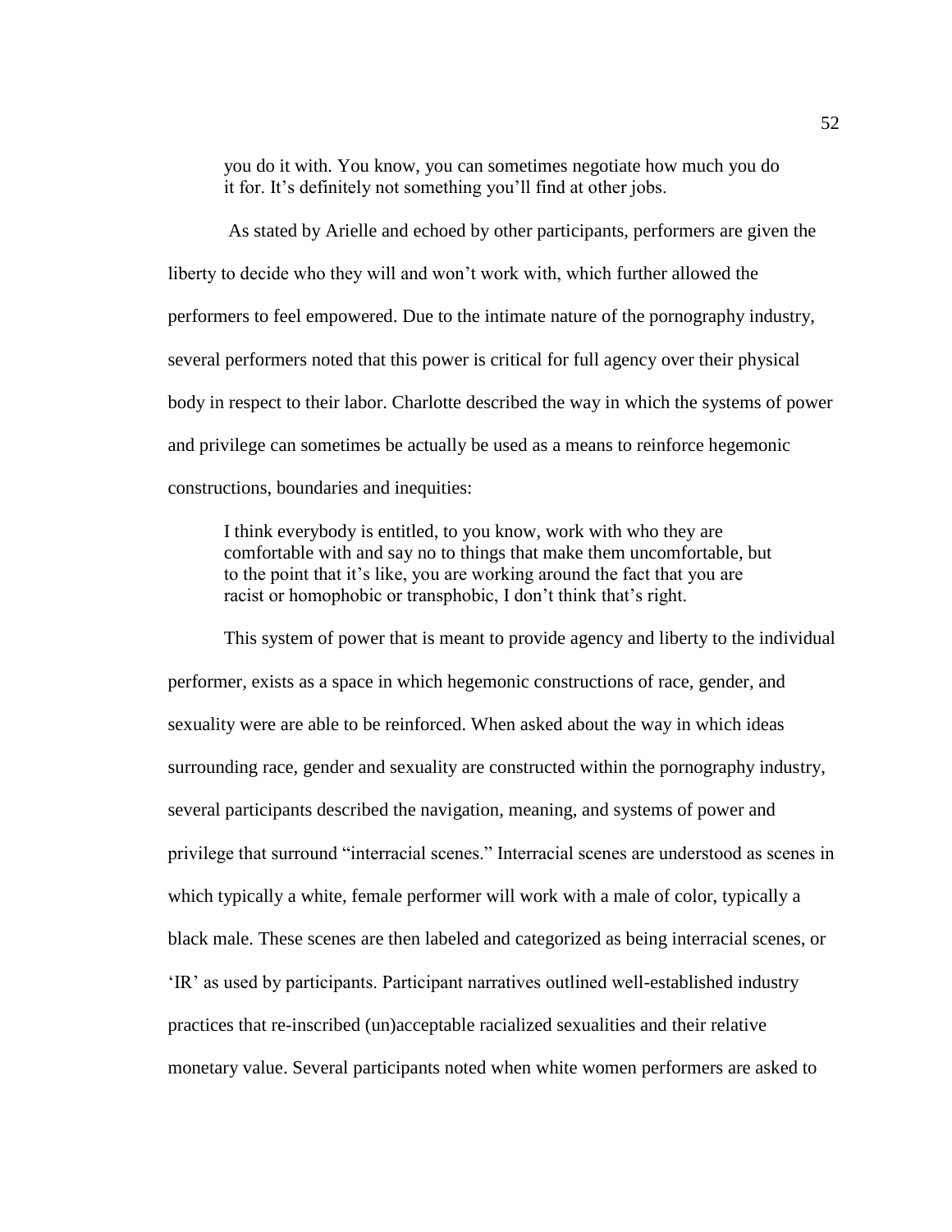> you do it with. You know, you can sometimes negotiate how much you do it for. It's definitely not something you'll find at other jobs.

As stated by Arielle and echoed by other participants, performers are given the liberty to decide who they will and won't work with, which further allowed the performers to feel empowered. Due to the intimate nature of the pornography industry, several performers noted that this power is critical for full agency over their physical body in respect to their labor. Charlotte described the way in which the systems of power and privilege can sometimes be actually be used as a means to reinforce hegemonic constructions, boundaries and inequities:

> I think everybody is entitled, to you know, work with who they are comfortable with and say no to things that make them uncomfortable, but to the point that it's like, you are working around the fact that you are racist or homophobic or transphobic, I don't think that's right.

This system of power that is meant to provide agency and liberty to the individual performer, exists as a space in which hegemonic constructions of race, gender, and sexuality were are able to be reinforced. When asked about the way in which ideas surrounding race, gender and sexuality are constructed within the pornography industry, several participants described the navigation, meaning, and systems of power and privilege that surround "interracial scenes." Interracial scenes are understood as scenes in which typically a white, female performer will work with a male of color, typically a black male. These scenes are then labeled and categorized as being interracial scenes, or 'IR' as used by participants. Participant narratives outlined well-established industry practices that re-inscribed (un)acceptable racialized sexualities and their relative monetary value. Several participants noted when white women performers are asked to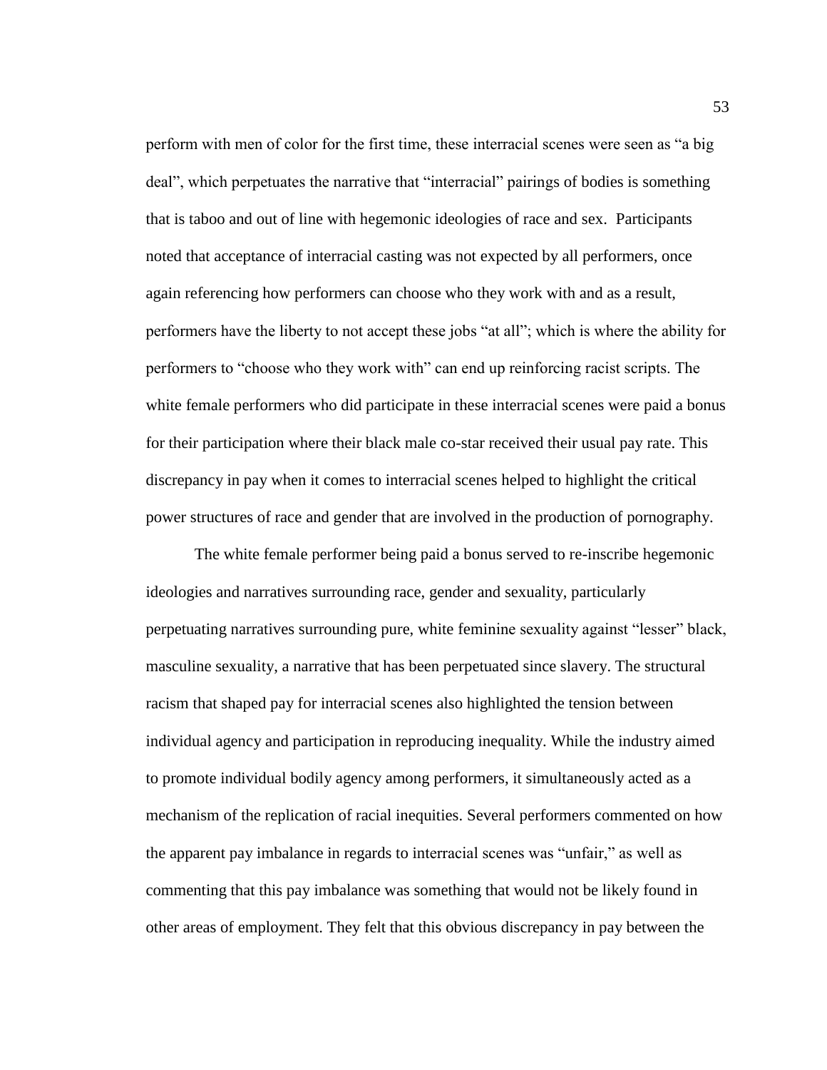perform with men of color for the first time, these interracial scenes were seen as "a big deal", which perpetuates the narrative that "interracial" pairings of bodies is something that is taboo and out of line with hegemonic ideologies of race and sex. Participants noted that acceptance of interracial casting was not expected by all performers, once again referencing how performers can choose who they work with and as a result, performers have the liberty to not accept these jobs "at all"; which is where the ability for performers to "choose who they work with" can end up reinforcing racist scripts. The white female performers who did participate in these interracial scenes were paid a bonus for their participation where their black male co-star received their usual pay rate. This discrepancy in pay when it comes to interracial scenes helped to highlight the critical power structures of race and gender that are involved in the production of pornography.

The white female performer being paid a bonus served to re-inscribe hegemonic ideologies and narratives surrounding race, gender and sexuality, particularly perpetuating narratives surrounding pure, white feminine sexuality against "lesser" black, masculine sexuality, a narrative that has been perpetuated since slavery. The structural racism that shaped pay for interracial scenes also highlighted the tension between individual agency and participation in reproducing inequality. While the industry aimed to promote individual bodily agency among performers, it simultaneously acted as a mechanism of the replication of racial inequities. Several performers commented on how the apparent pay imbalance in regards to interracial scenes was "unfair," as well as commenting that this pay imbalance was something that would not be likely found in other areas of employment. They felt that this obvious discrepancy in pay between the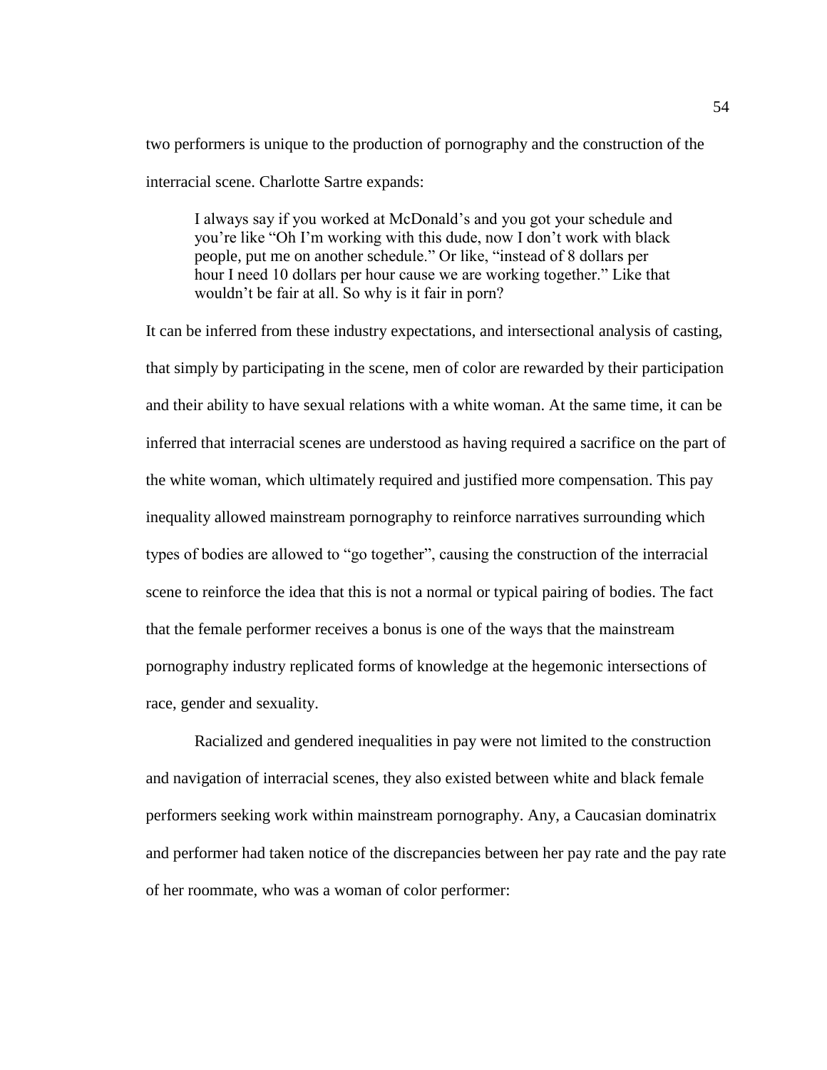two performers is unique to the production of pornography and the construction of the interracial scene. Charlotte Sartre expands:

> I always say if you worked at McDonald's and you got your schedule and you're like "Oh I'm working with this dude, now I don't work with black people, put me on another schedule." Or like, "instead of 8 dollars per hour I need 10 dollars per hour cause we are working together." Like that wouldn't be fair at all. So why is it fair in porn?

It can be inferred from these industry expectations, and intersectional analysis of casting, that simply by participating in the scene, men of color are rewarded by their participation and their ability to have sexual relations with a white woman. At the same time, it can be inferred that interracial scenes are understood as having required a sacrifice on the part of the white woman, which ultimately required and justified more compensation. This pay inequality allowed mainstream pornography to reinforce narratives surrounding which types of bodies are allowed to "go together", causing the construction of the interracial scene to reinforce the idea that this is not a normal or typical pairing of bodies. The fact that the female performer receives a bonus is one of the ways that the mainstream pornography industry replicated forms of knowledge at the hegemonic intersections of race, gender and sexuality.

Racialized and gendered inequalities in pay were not limited to the construction and navigation of interracial scenes, they also existed between white and black female performers seeking work within mainstream pornography. Any, a Caucasian dominatrix and performer had taken notice of the discrepancies between her pay rate and the pay rate of her roommate, who was a woman of color performer: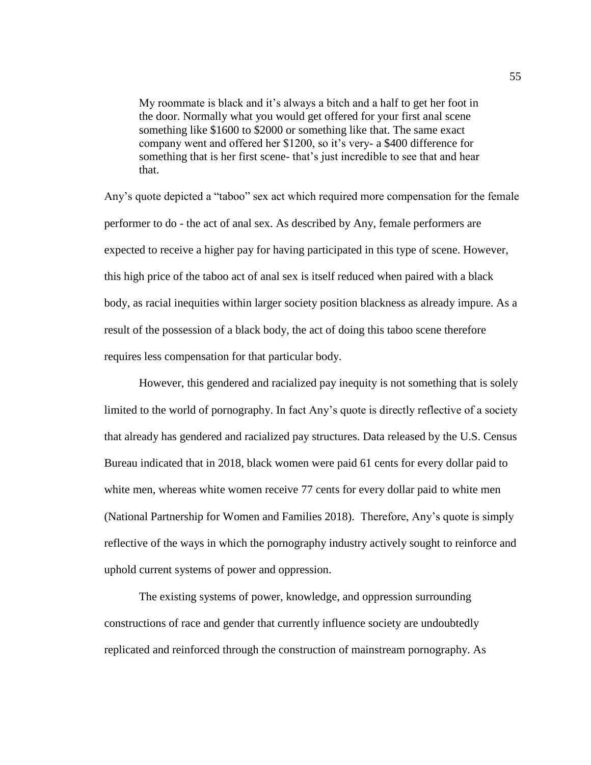> My roommate is black and it's always a bitch and a half to get her foot in the door. Normally what you would get offered for your first anal scene something like $1600 to $2000 or something like that. The same exact company went and offered her $1200, so it's very- a $400 difference for something that is her first scene- that's just incredible to see that and hear that.

Any's quote depicted a "taboo" sex act which required more compensation for the female performer to do - the act of anal sex. As described by Any, female performers are expected to receive a higher pay for having participated in this type of scene. However, this high price of the taboo act of anal sex is itself reduced when paired with a black body, as racial inequities within larger society position blackness as already impure. As a result of the possession of a black body, the act of doing this taboo scene therefore requires less compensation for that particular body.

However, this gendered and racialized pay inequity is not something that is solely limited to the world of pornography. In fact Any's quote is directly reflective of a society that already has gendered and racialized pay structures. Data released by the U.S. Census Bureau indicated that in 2018, black women were paid 61 cents for every dollar paid to white men, whereas white women receive 77 cents for every dollar paid to white men (National Partnership for Women and Families 2018). Therefore, Any's quote is simply reflective of the ways in which the pornography industry actively sought to reinforce and uphold current systems of power and oppression.

The existing systems of power, knowledge, and oppression surrounding constructions of race and gender that currently influence society are undoubtedly replicated and reinforced through the construction of mainstream pornography. As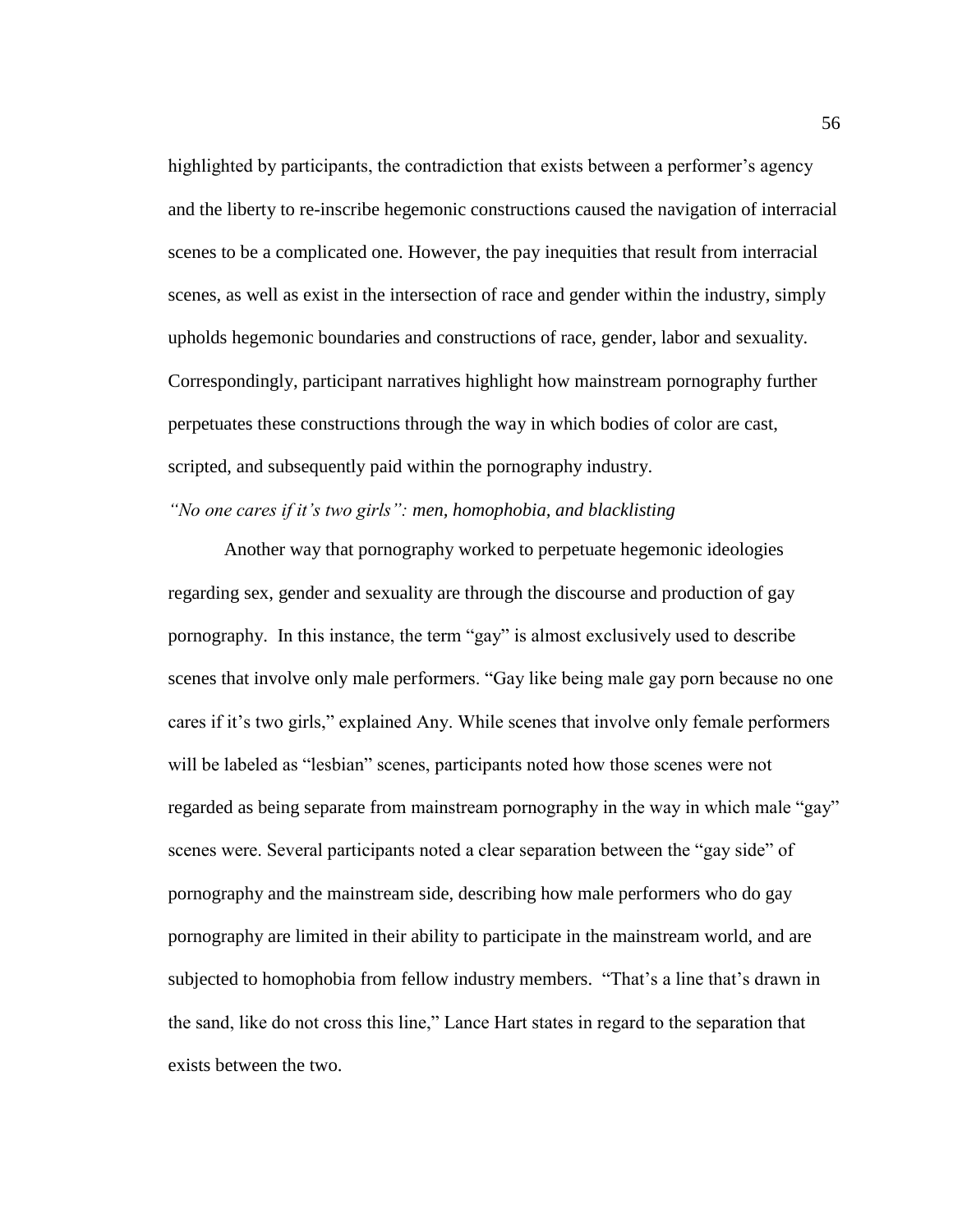highlighted by participants, the contradiction that exists between a performer's agency and the liberty to re-inscribe hegemonic constructions caused the navigation of interracial scenes to be a complicated one. However, the pay inequities that result from interracial scenes, as well as exist in the intersection of race and gender within the industry, simply upholds hegemonic boundaries and constructions of race, gender, labor and sexuality. Correspondingly, participant narratives highlight how mainstream pornography further perpetuates these constructions through the way in which bodies of color are cast, scripted, and subsequently paid within the pornography industry.

*"No one cares if it's two girls": men, homophobia, and blacklisting*

Another way that pornography worked to perpetuate hegemonic ideologies regarding sex, gender and sexuality are through the discourse and production of gay pornography. In this instance, the term "gay" is almost exclusively used to describe scenes that involve only male performers. "Gay like being male gay porn because no one cares if it's two girls," explained Any. While scenes that involve only female performers will be labeled as "lesbian" scenes, participants noted how those scenes were not regarded as being separate from mainstream pornography in the way in which male "gay" scenes were. Several participants noted a clear separation between the "gay side" of pornography and the mainstream side, describing how male performers who do gay pornography are limited in their ability to participate in the mainstream world, and are subjected to homophobia from fellow industry members. "That's a line that's drawn in the sand, like do not cross this line," Lance Hart states in regard to the separation that exists between the two.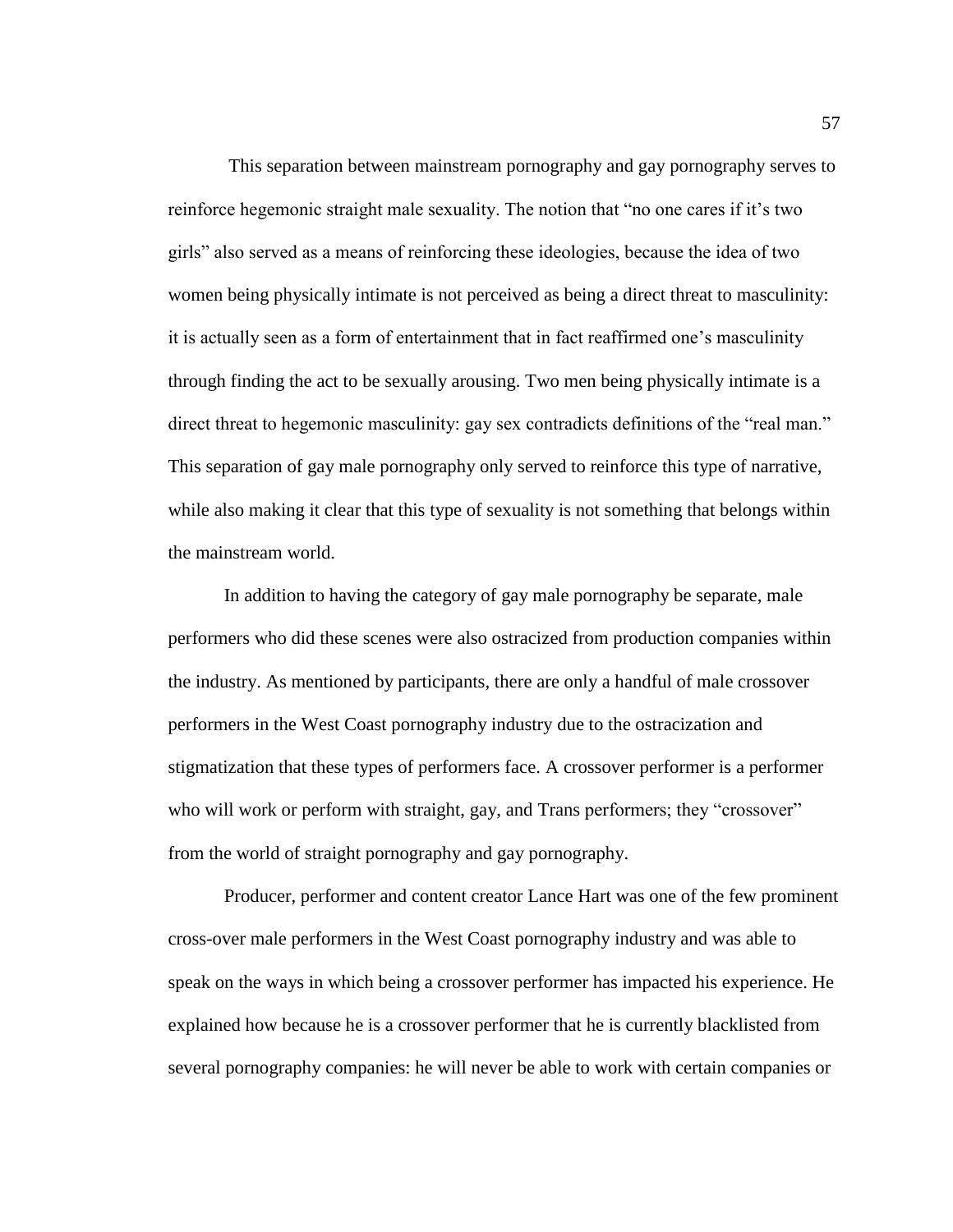This separation between mainstream pornography and gay pornography serves to reinforce hegemonic straight male sexuality. The notion that "no one cares if it's two girls" also served as a means of reinforcing these ideologies, because the idea of two women being physically intimate is not perceived as being a direct threat to masculinity: it is actually seen as a form of entertainment that in fact reaffirmed one's masculinity through finding the act to be sexually arousing. Two men being physically intimate is a direct threat to hegemonic masculinity: gay sex contradicts definitions of the "real man." This separation of gay male pornography only served to reinforce this type of narrative, while also making it clear that this type of sexuality is not something that belongs within the mainstream world.

In addition to having the category of gay male pornography be separate, male performers who did these scenes were also ostracized from production companies within the industry. As mentioned by participants, there are only a handful of male crossover performers in the West Coast pornography industry due to the ostracization and stigmatization that these types of performers face. A crossover performer is a performer who will work or perform with straight, gay, and Trans performers; they "crossover" from the world of straight pornography and gay pornography.

Producer, performer and content creator Lance Hart was one of the few prominent cross-over male performers in the West Coast pornography industry and was able to speak on the ways in which being a crossover performer has impacted his experience. He explained how because he is a crossover performer that he is currently blacklisted from several pornography companies: he will never be able to work with certain companies or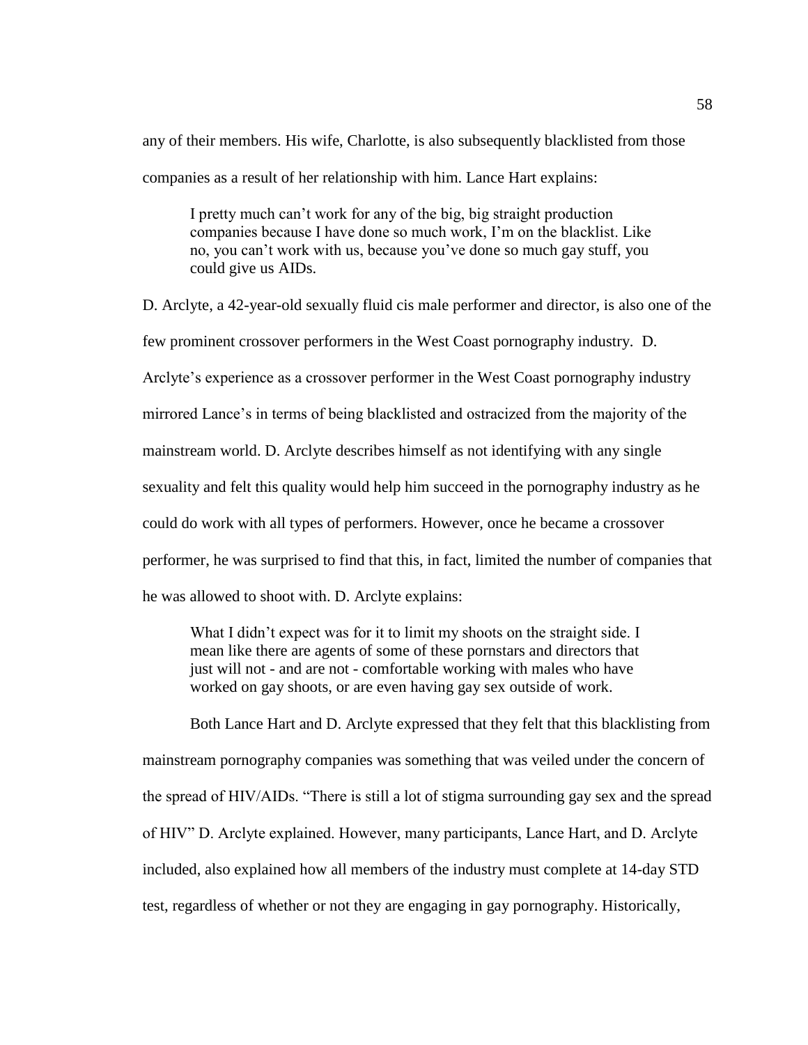any of their members. His wife, Charlotte, is also subsequently blacklisted from those companies as a result of her relationship with him. Lance Hart explains:

> I pretty much can't work for any of the big, big straight production companies because I have done so much work, I'm on the blacklist. Like no, you can't work with us, because you've done so much gay stuff, you could give us AIDs.

D. Arclyte, a 42-year-old sexually fluid cis male performer and director, is also one of the few prominent crossover performers in the West Coast pornography industry. D. Arclyte's experience as a crossover performer in the West Coast pornography industry mirrored Lance's in terms of being blacklisted and ostracized from the majority of the mainstream world. D. Arclyte describes himself as not identifying with any single sexuality and felt this quality would help him succeed in the pornography industry as he could do work with all types of performers. However, once he became a crossover performer, he was surprised to find that this, in fact, limited the number of companies that he was allowed to shoot with. D. Arclyte explains:

> What I didn't expect was for it to limit my shoots on the straight side. I mean like there are agents of some of these pornstars and directors that just will not - and are not - comfortable working with males who have worked on gay shoots, or are even having gay sex outside of work.

Both Lance Hart and D. Arclyte expressed that they felt that this blacklisting from mainstream pornography companies was something that was veiled under the concern of the spread of HIV/AIDs. "There is still a lot of stigma surrounding gay sex and the spread of HIV" D. Arclyte explained. However, many participants, Lance Hart, and D. Arclyte included, also explained how all members of the industry must complete at 14-day STD test, regardless of whether or not they are engaging in gay pornography. Historically,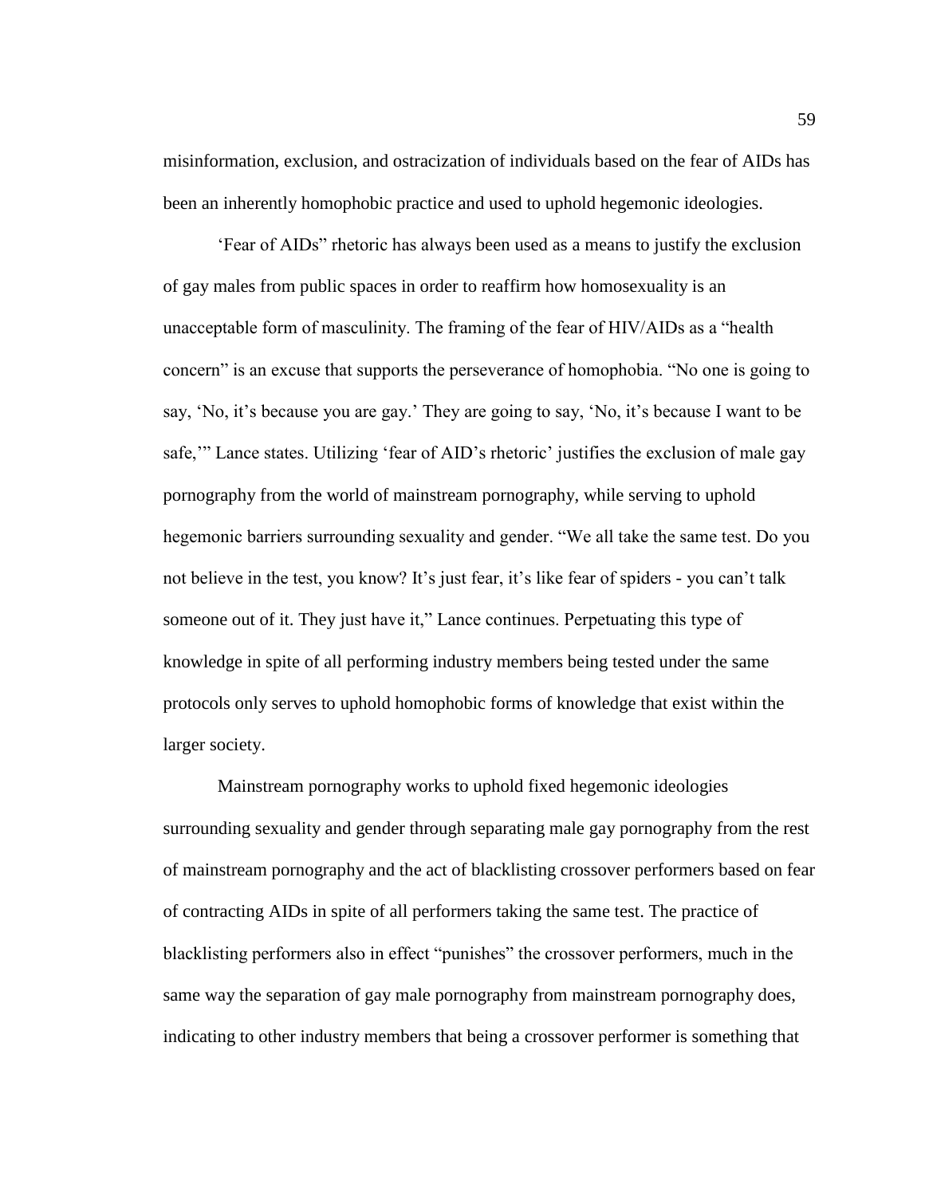misinformation, exclusion, and ostracization of individuals based on the fear of AIDs has been an inherently homophobic practice and used to uphold hegemonic ideologies.

'Fear of AIDs" rhetoric has always been used as a means to justify the exclusion of gay males from public spaces in order to reaffirm how homosexuality is an unacceptable form of masculinity. The framing of the fear of HIV/AIDs as a "health concern" is an excuse that supports the perseverance of homophobia. "No one is going to say, 'No, it's because you are gay.' They are going to say, 'No, it's because I want to be safe,'" Lance states. Utilizing 'fear of AID's rhetoric' justifies the exclusion of male gay pornography from the world of mainstream pornography, while serving to uphold hegemonic barriers surrounding sexuality and gender. "We all take the same test. Do you not believe in the test, you know? It's just fear, it's like fear of spiders - you can't talk someone out of it. They just have it," Lance continues. Perpetuating this type of knowledge in spite of all performing industry members being tested under the same protocols only serves to uphold homophobic forms of knowledge that exist within the larger society.

Mainstream pornography works to uphold fixed hegemonic ideologies surrounding sexuality and gender through separating male gay pornography from the rest of mainstream pornography and the act of blacklisting crossover performers based on fear of contracting AIDs in spite of all performers taking the same test. The practice of blacklisting performers also in effect "punishes" the crossover performers, much in the same way the separation of gay male pornography from mainstream pornography does, indicating to other industry members that being a crossover performer is something that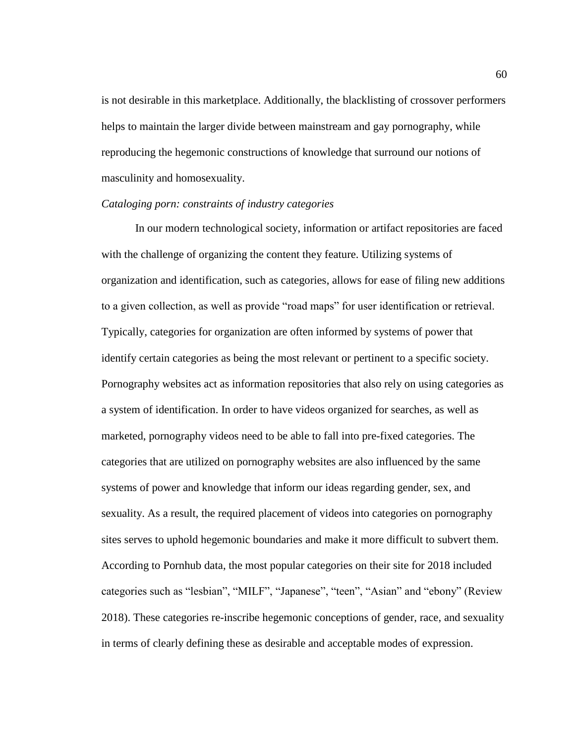is not desirable in this marketplace. Additionally, the blacklisting of crossover performers helps to maintain the larger divide between mainstream and gay pornography, while reproducing the hegemonic constructions of knowledge that surround our notions of masculinity and homosexuality.

*Cataloging porn: constraints of industry categories*

In our modern technological society, information or artifact repositories are faced with the challenge of organizing the content they feature. Utilizing systems of organization and identification, such as categories, allows for ease of filing new additions to a given collection, as well as provide "road maps" for user identification or retrieval. Typically, categories for organization are often informed by systems of power that identify certain categories as being the most relevant or pertinent to a specific society. Pornography websites act as information repositories that also rely on using categories as a system of identification. In order to have videos organized for searches, as well as marketed, pornography videos need to be able to fall into pre-fixed categories. The categories that are utilized on pornography websites are also influenced by the same systems of power and knowledge that inform our ideas regarding gender, sex, and sexuality. As a result, the required placement of videos into categories on pornography sites serves to uphold hegemonic boundaries and make it more difficult to subvert them. According to Pornhub data, the most popular categories on their site for 2018 included categories such as "lesbian", "MILF", "Japanese", "teen", "Asian" and "ebony" (Review 2018). These categories re-inscribe hegemonic conceptions of gender, race, and sexuality in terms of clearly defining these as desirable and acceptable modes of expression.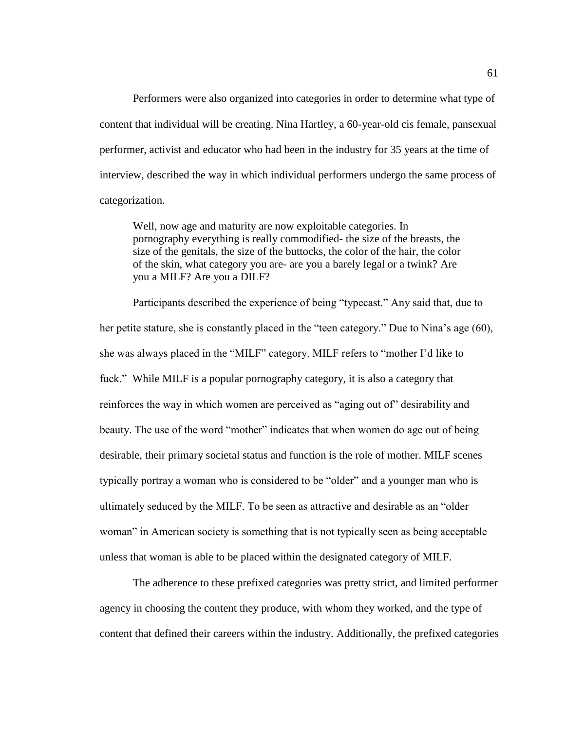Performers were also organized into categories in order to determine what type of content that individual will be creating. Nina Hartley, a 60-year-old cis female, pansexual performer, activist and educator who had been in the industry for 35 years at the time of interview, described the way in which individual performers undergo the same process of categorization.

> Well, now age and maturity are now exploitable categories. In pornography everything is really commodified- the size of the breasts, the size of the genitals, the size of the buttocks, the color of the hair, the color of the skin, what category you are- are you a barely legal or a twink? Are you a MILF? Are you a DILF?

Participants described the experience of being "typecast." Any said that, due to her petite stature, she is constantly placed in the "teen category." Due to Nina's age (60), she was always placed in the "MILF" category. MILF refers to "mother I'd like to fuck." While MILF is a popular pornography category, it is also a category that reinforces the way in which women are perceived as "aging out of" desirability and beauty. The use of the word "mother" indicates that when women do age out of being desirable, their primary societal status and function is the role of mother. MILF scenes typically portray a woman who is considered to be "older" and a younger man who is ultimately seduced by the MILF. To be seen as attractive and desirable as an "older woman" in American society is something that is not typically seen as being acceptable unless that woman is able to be placed within the designated category of MILF.

The adherence to these prefixed categories was pretty strict, and limited performer agency in choosing the content they produce, with whom they worked, and the type of content that defined their careers within the industry. Additionally, the prefixed categories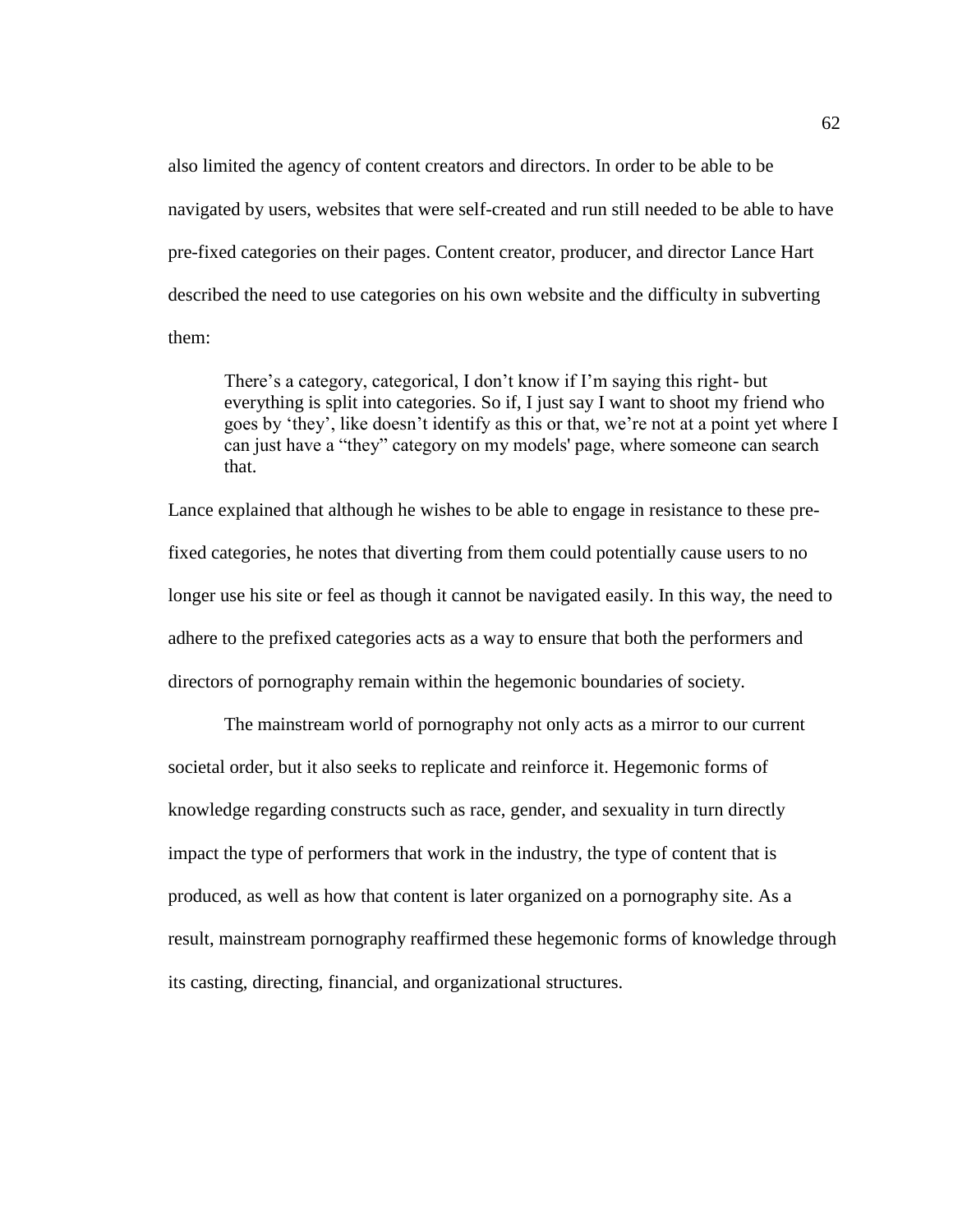also limited the agency of content creators and directors. In order to be able to be navigated by users, websites that were self-created and run still needed to be able to have pre-fixed categories on their pages. Content creator, producer, and director Lance Hart described the need to use categories on his own website and the difficulty in subverting them:

> There's a category, categorical, I don't know if I'm saying this right- but everything is split into categories. So if, I just say I want to shoot my friend who goes by 'they', like doesn't identify as this or that, we're not at a point yet where I can just have a "they" category on my models' page, where someone can search that.

Lance explained that although he wishes to be able to engage in resistance to these pre-fixed categories, he notes that diverting from them could potentially cause users to no longer use his site or feel as though it cannot be navigated easily. In this way, the need to adhere to the prefixed categories acts as a way to ensure that both the performers and directors of pornography remain within the hegemonic boundaries of society.

The mainstream world of pornography not only acts as a mirror to our current societal order, but it also seeks to replicate and reinforce it. Hegemonic forms of knowledge regarding constructs such as race, gender, and sexuality in turn directly impact the type of performers that work in the industry, the type of content that is produced, as well as how that content is later organized on a pornography site. As a result, mainstream pornography reaffirmed these hegemonic forms of knowledge through its casting, directing, financial, and organizational structures.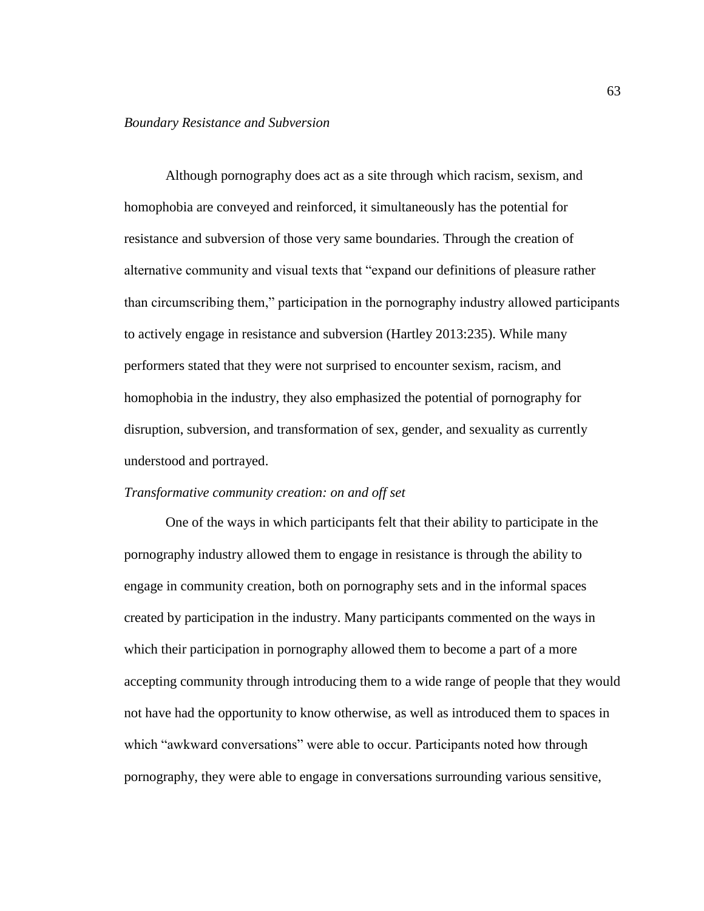*Boundary Resistance and Subversion*

Although pornography does act as a site through which racism, sexism, and homophobia are conveyed and reinforced, it simultaneously has the potential for resistance and subversion of those very same boundaries. Through the creation of alternative community and visual texts that "expand our definitions of pleasure rather than circumscribing them," participation in the pornography industry allowed participants to actively engage in resistance and subversion (Hartley 2013:235). While many performers stated that they were not surprised to encounter sexism, racism, and homophobia in the industry, they also emphasized the potential of pornography for disruption, subversion, and transformation of sex, gender, and sexuality as currently understood and portrayed.

*Transformative community creation: on and off set*

One of the ways in which participants felt that their ability to participate in the pornography industry allowed them to engage in resistance is through the ability to engage in community creation, both on pornography sets and in the informal spaces created by participation in the industry. Many participants commented on the ways in which their participation in pornography allowed them to become a part of a more accepting community through introducing them to a wide range of people that they would not have had the opportunity to know otherwise, as well as introduced them to spaces in which "awkward conversations" were able to occur. Participants noted how through pornography, they were able to engage in conversations surrounding various sensitive,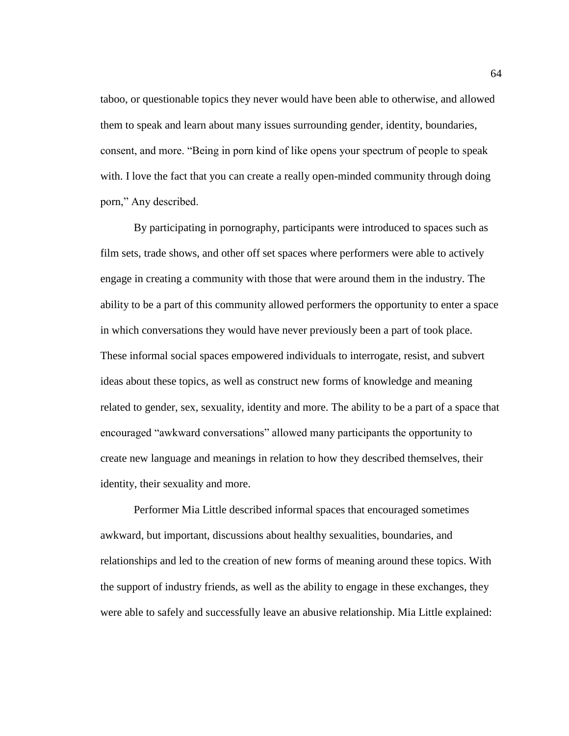taboo, or questionable topics they never would have been able to otherwise, and allowed them to speak and learn about many issues surrounding gender, identity, boundaries, consent, and more. "Being in porn kind of like opens your spectrum of people to speak with. I love the fact that you can create a really open-minded community through doing porn," Any described.

By participating in pornography, participants were introduced to spaces such as film sets, trade shows, and other off set spaces where performers were able to actively engage in creating a community with those that were around them in the industry. The ability to be a part of this community allowed performers the opportunity to enter a space in which conversations they would have never previously been a part of took place. These informal social spaces empowered individuals to interrogate, resist, and subvert ideas about these topics, as well as construct new forms of knowledge and meaning related to gender, sex, sexuality, identity and more. The ability to be a part of a space that encouraged "awkward conversations" allowed many participants the opportunity to create new language and meanings in relation to how they described themselves, their identity, their sexuality and more.

Performer Mia Little described informal spaces that encouraged sometimes awkward, but important, discussions about healthy sexualities, boundaries, and relationships and led to the creation of new forms of meaning around these topics. With the support of industry friends, as well as the ability to engage in these exchanges, they were able to safely and successfully leave an abusive relationship. Mia Little explained: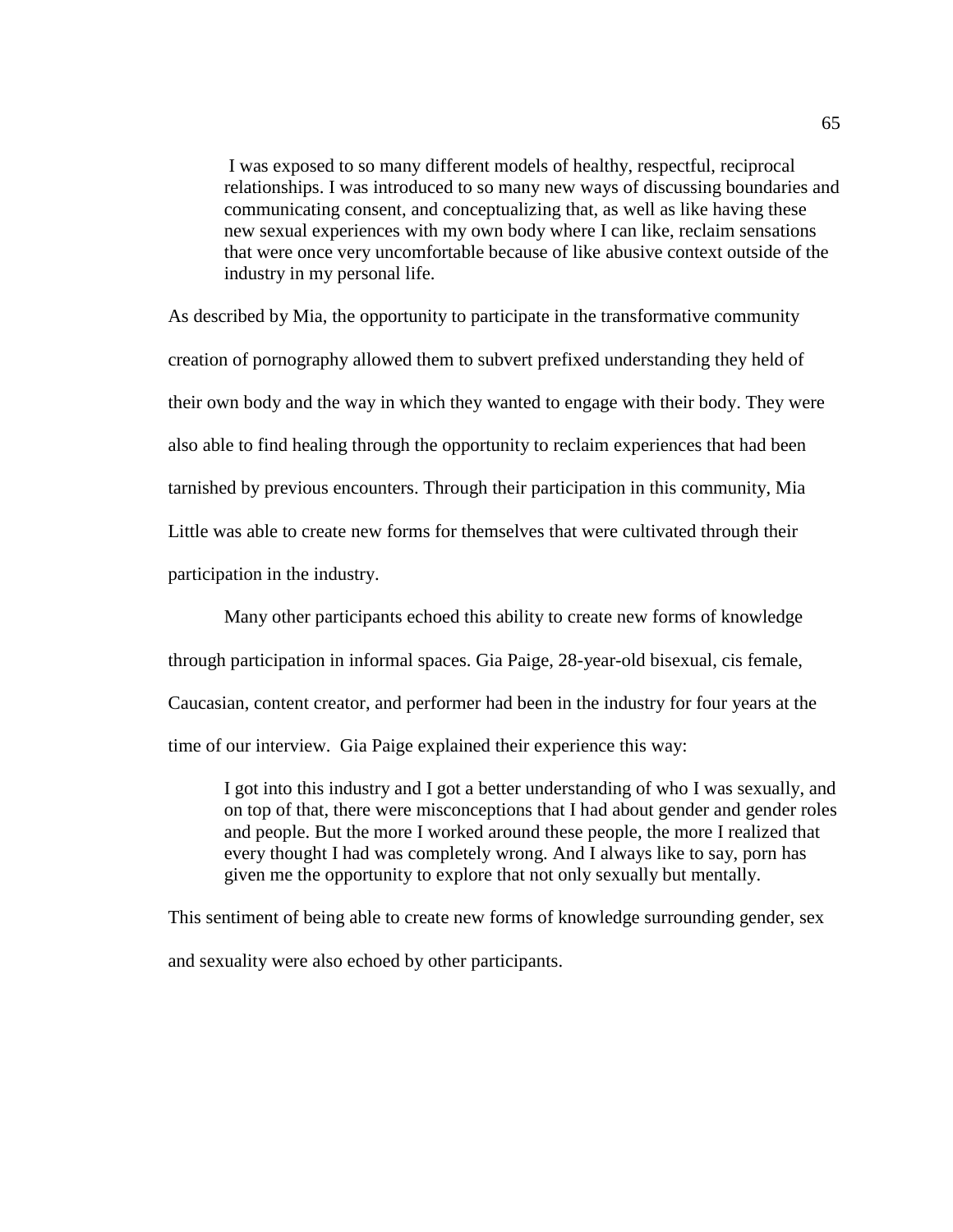> I was exposed to so many different models of healthy, respectful, reciprocal relationships. I was introduced to so many new ways of discussing boundaries and communicating consent, and conceptualizing that, as well as like having these new sexual experiences with my own body where I can like, reclaim sensations that were once very uncomfortable because of like abusive context outside of the industry in my personal life.

As described by Mia, the opportunity to participate in the transformative community creation of pornography allowed them to subvert prefixed understanding they held of their own body and the way in which they wanted to engage with their body. They were also able to find healing through the opportunity to reclaim experiences that had been tarnished by previous encounters. Through their participation in this community, Mia Little was able to create new forms for themselves that were cultivated through their participation in the industry.

Many other participants echoed this ability to create new forms of knowledge through participation in informal spaces. Gia Paige, 28-year-old bisexual, cis female, Caucasian, content creator, and performer had been in the industry for four years at the time of our interview. Gia Paige explained their experience this way:

> I got into this industry and I got a better understanding of who I was sexually, and on top of that, there were misconceptions that I had about gender and gender roles and people. But the more I worked around these people, the more I realized that every thought I had was completely wrong. And I always like to say, porn has given me the opportunity to explore that not only sexually but mentally.

This sentiment of being able to create new forms of knowledge surrounding gender, sex and sexuality were also echoed by other participants.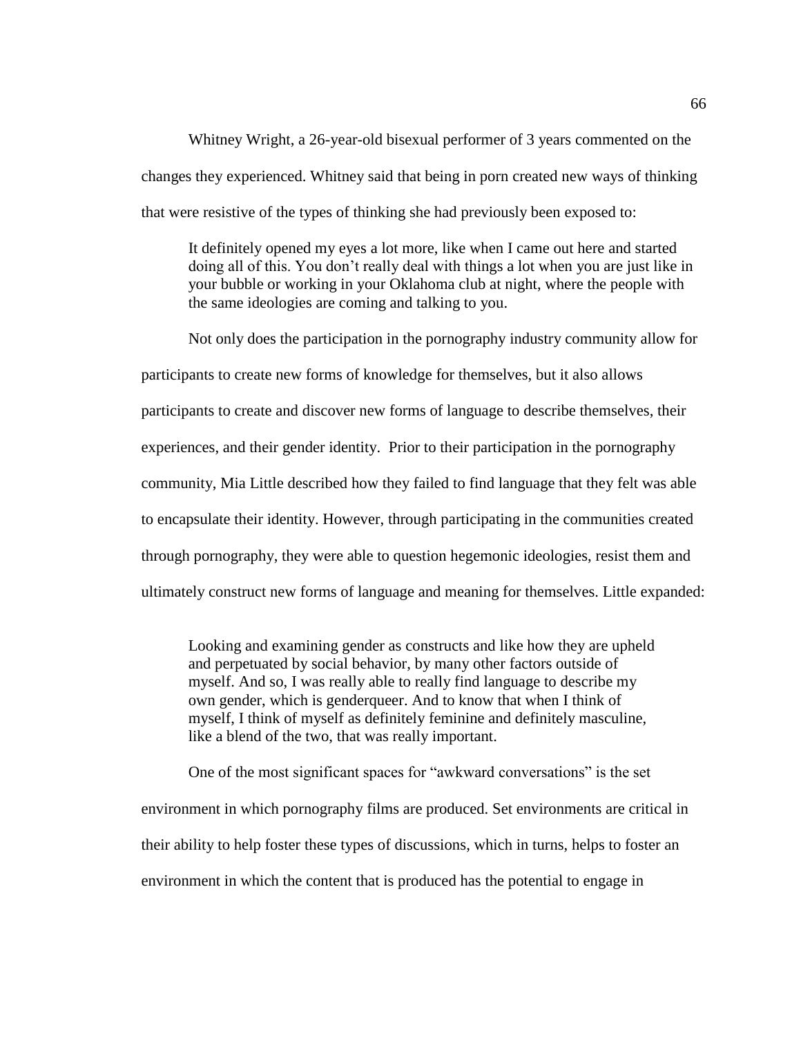Whitney Wright, a 26-year-old bisexual performer of 3 years commented on the changes they experienced. Whitney said that being in porn created new ways of thinking that were resistive of the types of thinking she had previously been exposed to:

> It definitely opened my eyes a lot more, like when I came out here and started doing all of this. You don't really deal with things a lot when you are just like in your bubble or working in your Oklahoma club at night, where the people with the same ideologies are coming and talking to you.

Not only does the participation in the pornography industry community allow for participants to create new forms of knowledge for themselves, but it also allows participants to create and discover new forms of language to describe themselves, their experiences, and their gender identity. Prior to their participation in the pornography community, Mia Little described how they failed to find language that they felt was able to encapsulate their identity. However, through participating in the communities created through pornography, they were able to question hegemonic ideologies, resist them and ultimately construct new forms of language and meaning for themselves. Little expanded:

> Looking and examining gender as constructs and like how they are upheld and perpetuated by social behavior, by many other factors outside of myself. And so, I was really able to really find language to describe my own gender, which is genderqueer. And to know that when I think of myself, I think of myself as definitely feminine and definitely masculine, like a blend of the two, that was really important.

One of the most significant spaces for "awkward conversations" is the set environment in which pornography films are produced. Set environments are critical in their ability to help foster these types of discussions, which in turns, helps to foster an environment in which the content that is produced has the potential to engage in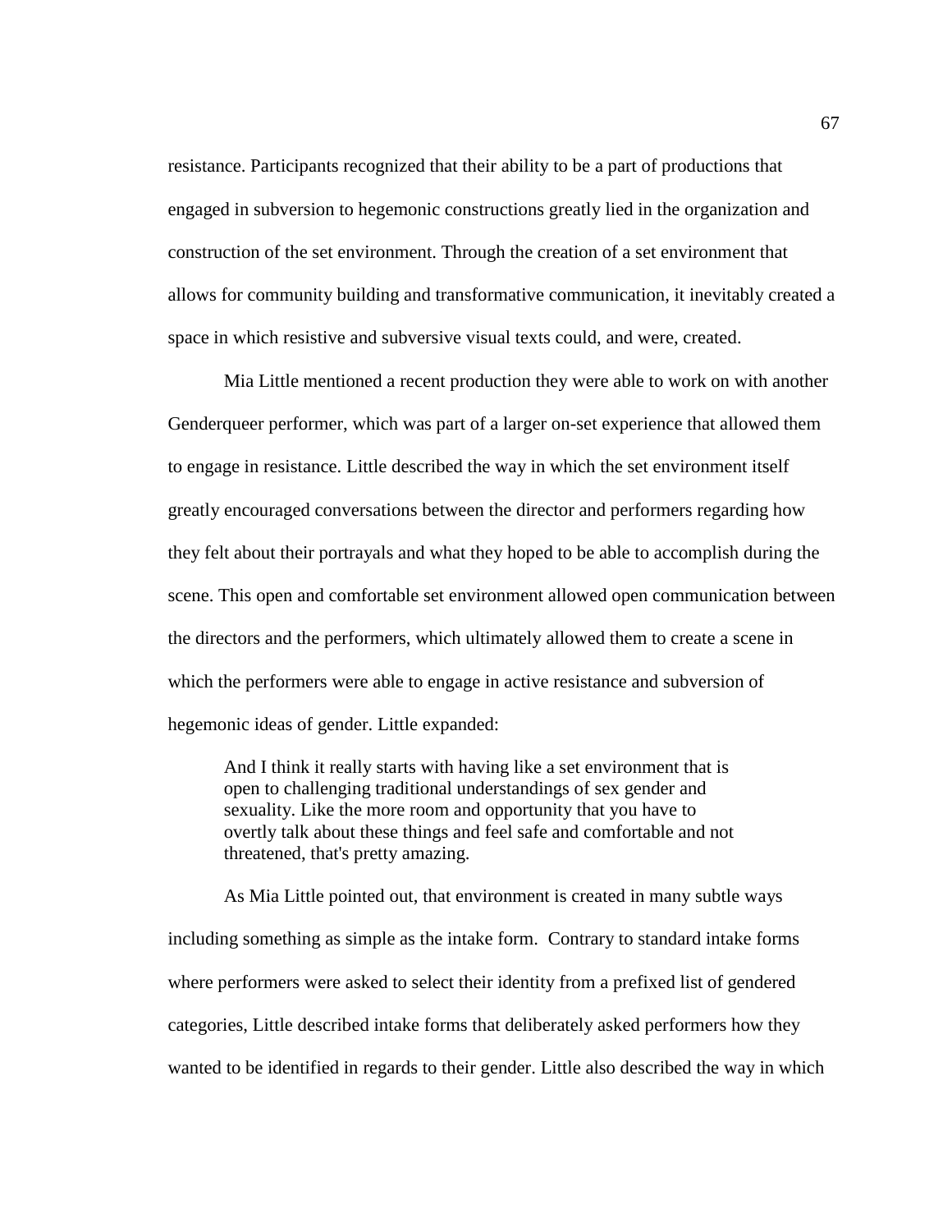resistance. Participants recognized that their ability to be a part of productions that engaged in subversion to hegemonic constructions greatly lied in the organization and construction of the set environment. Through the creation of a set environment that allows for community building and transformative communication, it inevitably created a space in which resistive and subversive visual texts could, and were, created.

Mia Little mentioned a recent production they were able to work on with another Genderqueer performer, which was part of a larger on-set experience that allowed them to engage in resistance. Little described the way in which the set environment itself greatly encouraged conversations between the director and performers regarding how they felt about their portrayals and what they hoped to be able to accomplish during the scene. This open and comfortable set environment allowed open communication between the directors and the performers, which ultimately allowed them to create a scene in which the performers were able to engage in active resistance and subversion of hegemonic ideas of gender. Little expanded:

> And I think it really starts with having like a set environment that is open to challenging traditional understandings of sex gender and sexuality. Like the more room and opportunity that you have to overtly talk about these things and feel safe and comfortable and not threatened, that's pretty amazing.

As Mia Little pointed out, that environment is created in many subtle ways including something as simple as the intake form. Contrary to standard intake forms where performers were asked to select their identity from a prefixed list of gendered categories, Little described intake forms that deliberately asked performers how they wanted to be identified in regards to their gender. Little also described the way in which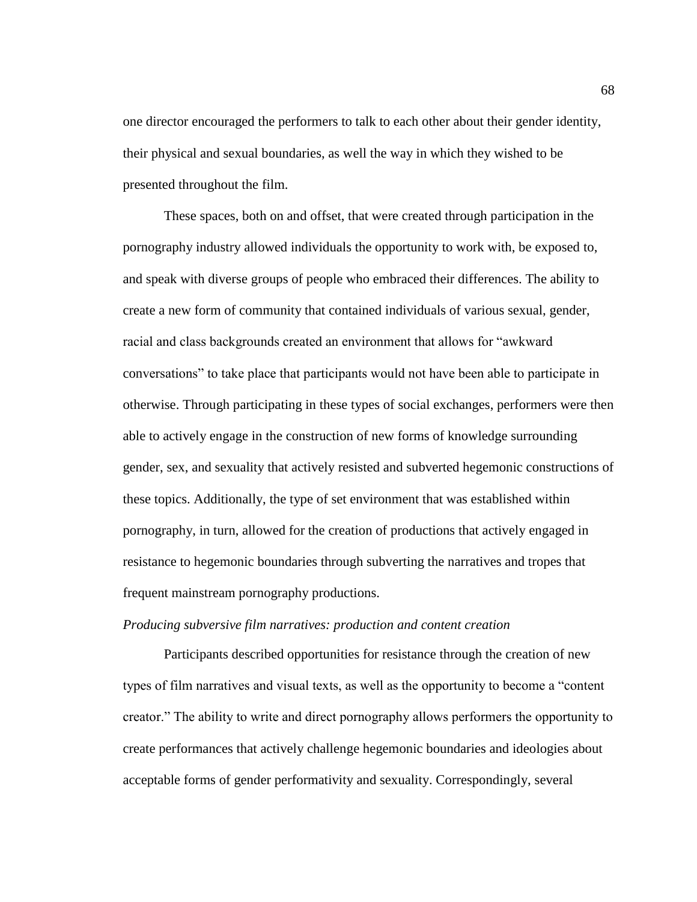one director encouraged the performers to talk to each other about their gender identity, their physical and sexual boundaries, as well the way in which they wished to be presented throughout the film.

These spaces, both on and offset, that were created through participation in the pornography industry allowed individuals the opportunity to work with, be exposed to, and speak with diverse groups of people who embraced their differences. The ability to create a new form of community that contained individuals of various sexual, gender, racial and class backgrounds created an environment that allows for "awkward conversations" to take place that participants would not have been able to participate in otherwise. Through participating in these types of social exchanges, performers were then able to actively engage in the construction of new forms of knowledge surrounding gender, sex, and sexuality that actively resisted and subverted hegemonic constructions of these topics. Additionally, the type of set environment that was established within pornography, in turn, allowed for the creation of productions that actively engaged in resistance to hegemonic boundaries through subverting the narratives and tropes that frequent mainstream pornography productions.

*Producing subversive film narratives: production and content creation*

Participants described opportunities for resistance through the creation of new types of film narratives and visual texts, as well as the opportunity to become a "content creator." The ability to write and direct pornography allows performers the opportunity to create performances that actively challenge hegemonic boundaries and ideologies about acceptable forms of gender performativity and sexuality. Correspondingly, several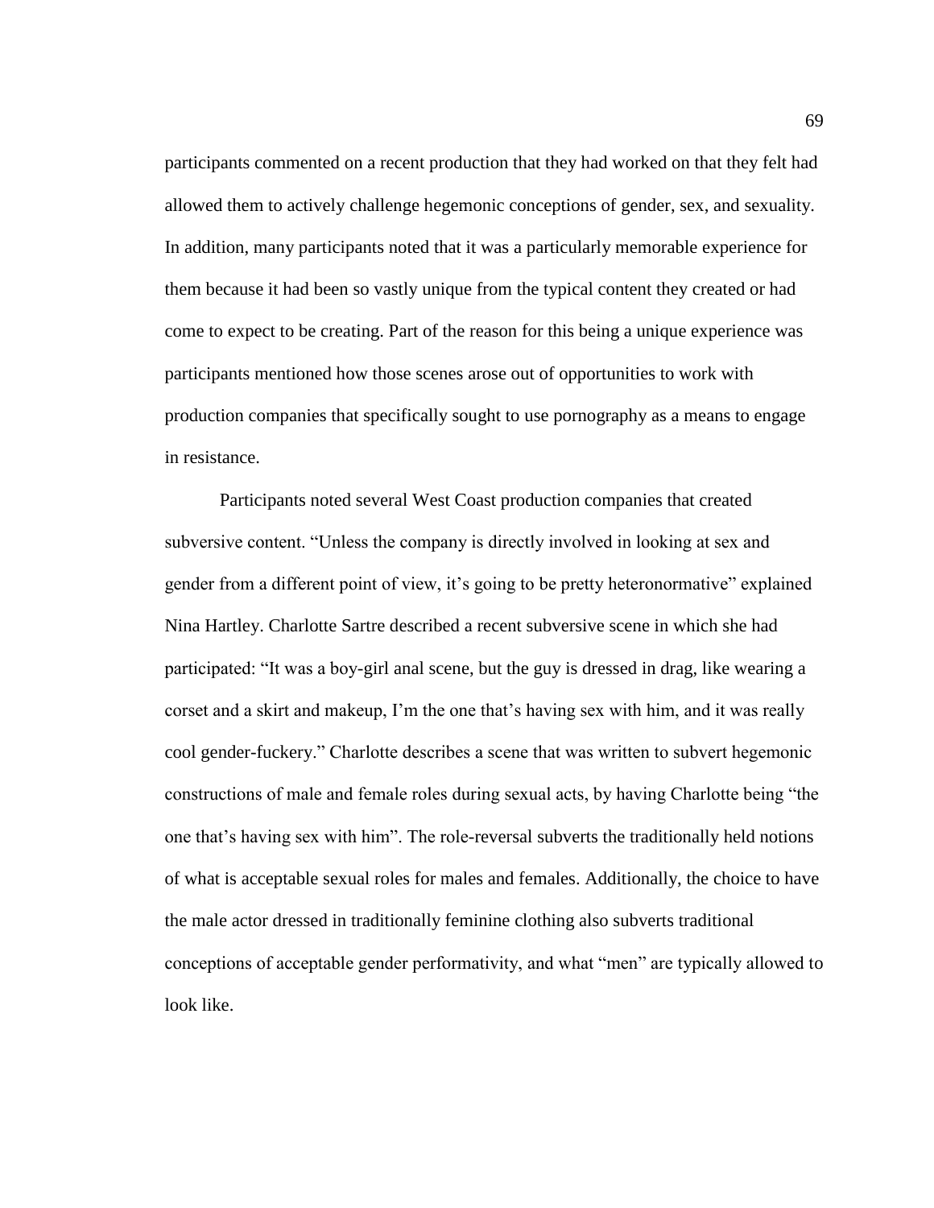participants commented on a recent production that they had worked on that they felt had allowed them to actively challenge hegemonic conceptions of gender, sex, and sexuality. In addition, many participants noted that it was a particularly memorable experience for them because it had been so vastly unique from the typical content they created or had come to expect to be creating. Part of the reason for this being a unique experience was participants mentioned how those scenes arose out of opportunities to work with production companies that specifically sought to use pornography as a means to engage in resistance.

Participants noted several West Coast production companies that created subversive content. "Unless the company is directly involved in looking at sex and gender from a different point of view, it's going to be pretty heteronormative" explained Nina Hartley. Charlotte Sartre described a recent subversive scene in which she had participated: "It was a boy-girl anal scene, but the guy is dressed in drag, like wearing a corset and a skirt and makeup, I'm the one that's having sex with him, and it was really cool gender-fuckery." Charlotte describes a scene that was written to subvert hegemonic constructions of male and female roles during sexual acts, by having Charlotte being "the one that's having sex with him". The role-reversal subverts the traditionally held notions of what is acceptable sexual roles for males and females. Additionally, the choice to have the male actor dressed in traditionally feminine clothing also subverts traditional conceptions of acceptable gender performativity, and what "men" are typically allowed to look like.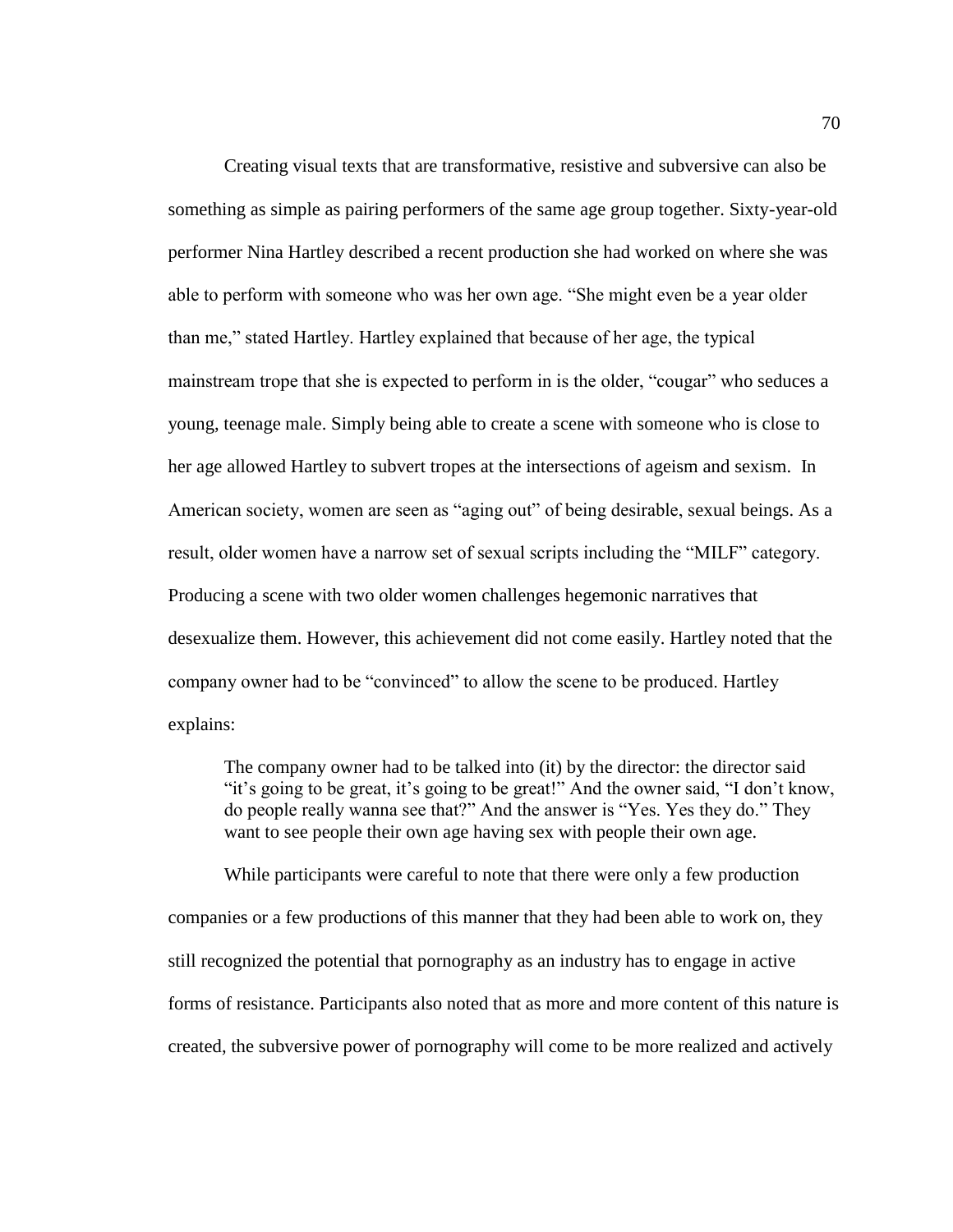Creating visual texts that are transformative, resistive and subversive can also be something as simple as pairing performers of the same age group together. Sixty-year-old performer Nina Hartley described a recent production she had worked on where she was able to perform with someone who was her own age. “She might even be a year older than me,” stated Hartley. Hartley explained that because of her age, the typical mainstream trope that she is expected to perform in is the older, “cougar” who seduces a young, teenage male. Simply being able to create a scene with someone who is close to her age allowed Hartley to subvert tropes at the intersections of ageism and sexism. In American society, women are seen as “aging out” of being desirable, sexual beings. As a result, older women have a narrow set of sexual scripts including the “MILF” category. Producing a scene with two older women challenges hegemonic narratives that desexualize them. However, this achievement did not come easily. Hartley noted that the company owner had to be “convinced” to allow the scene to be produced. Hartley explains:

> The company owner had to be talked into (it) by the director: the director said “it’s going to be great, it’s going to be great!” And the owner said, “I don’t know, do people really wanna see that?” And the answer is “Yes. Yes they do.” They want to see people their own age having sex with people their own age.

While participants were careful to note that there were only a few production companies or a few productions of this manner that they had been able to work on, they still recognized the potential that pornography as an industry has to engage in active forms of resistance. Participants also noted that as more and more content of this nature is created, the subversive power of pornography will come to be more realized and actively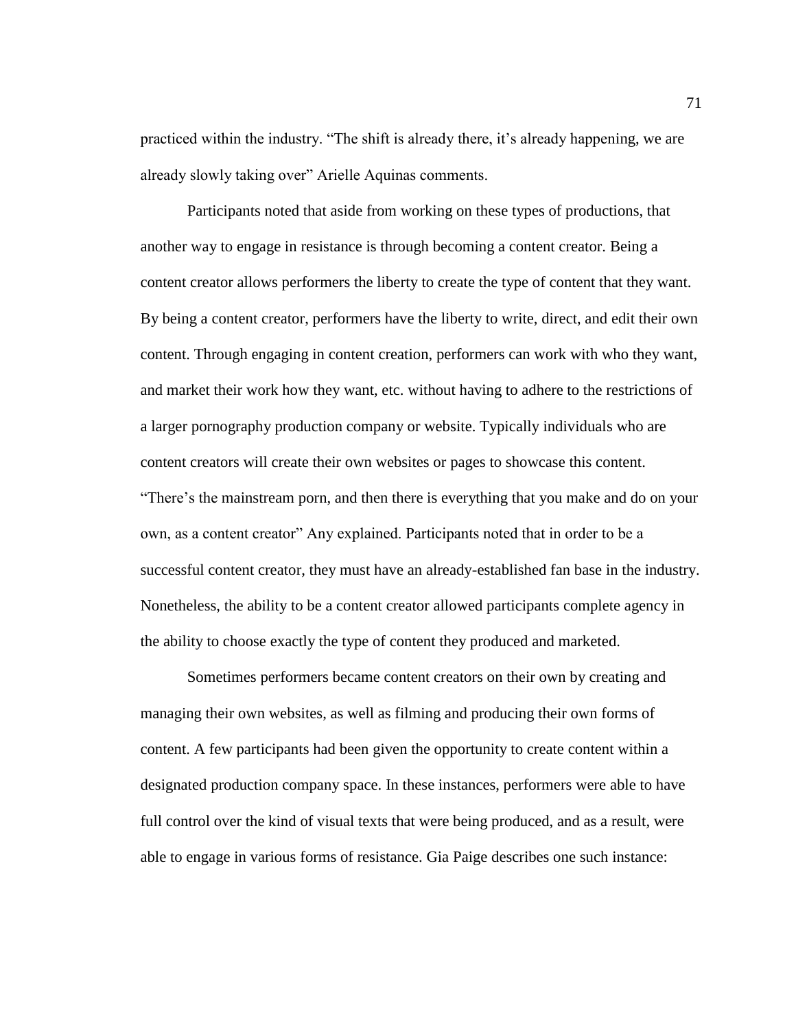practiced within the industry. "The shift is already there, it's already happening, we are already slowly taking over" Arielle Aquinas comments.

Participants noted that aside from working on these types of productions, that another way to engage in resistance is through becoming a content creator. Being a content creator allows performers the liberty to create the type of content that they want. By being a content creator, performers have the liberty to write, direct, and edit their own content. Through engaging in content creation, performers can work with who they want, and market their work how they want, etc. without having to adhere to the restrictions of a larger pornography production company or website. Typically individuals who are content creators will create their own websites or pages to showcase this content. "There's the mainstream porn, and then there is everything that you make and do on your own, as a content creator" Any explained. Participants noted that in order to be a successful content creator, they must have an already-established fan base in the industry. Nonetheless, the ability to be a content creator allowed participants complete agency in the ability to choose exactly the type of content they produced and marketed.

Sometimes performers became content creators on their own by creating and managing their own websites, as well as filming and producing their own forms of content. A few participants had been given the opportunity to create content within a designated production company space. In these instances, performers were able to have full control over the kind of visual texts that were being produced, and as a result, were able to engage in various forms of resistance. Gia Paige describes one such instance: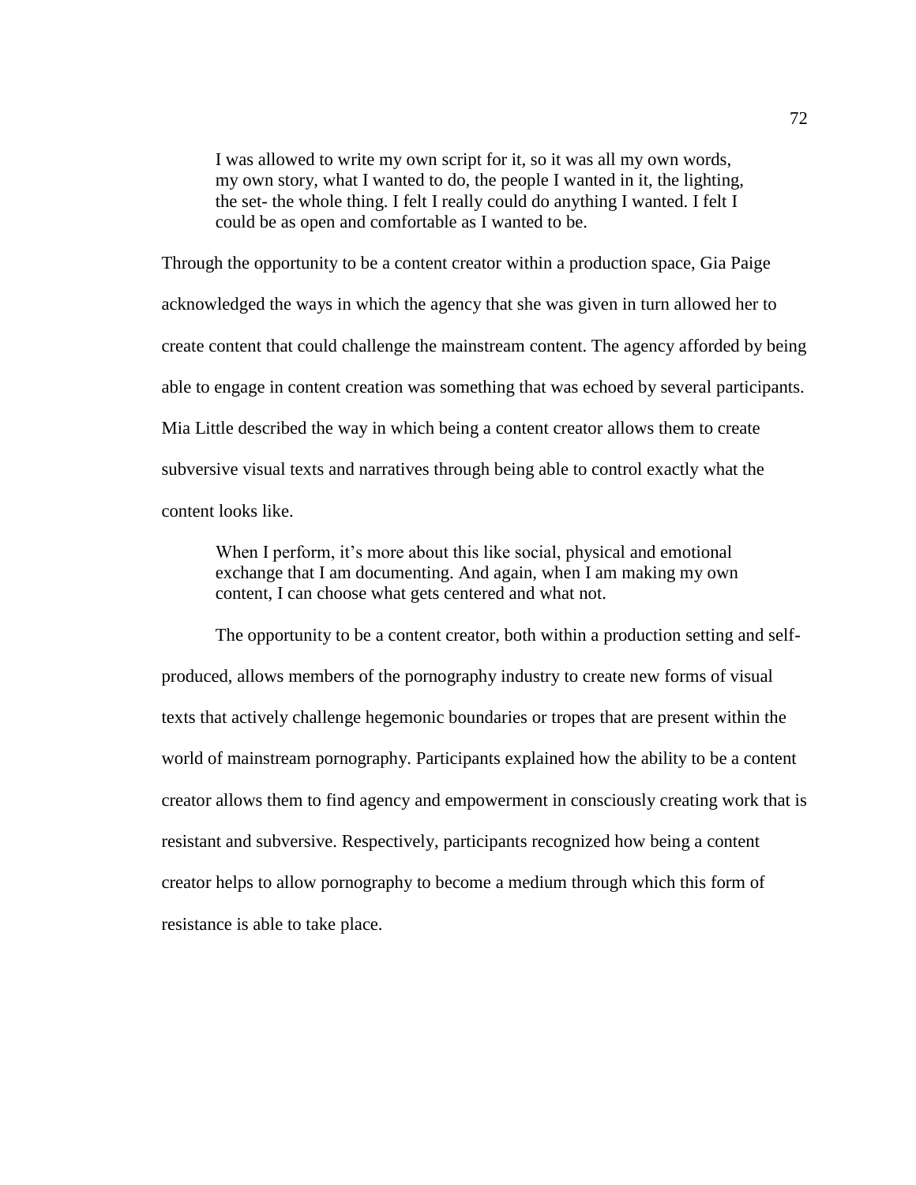> I was allowed to write my own script for it, so it was all my own words, my own story, what I wanted to do, the people I wanted in it, the lighting, the set- the whole thing. I felt I really could do anything I wanted. I felt I could be as open and comfortable as I wanted to be.

Through the opportunity to be a content creator within a production space, Gia Paige acknowledged the ways in which the agency that she was given in turn allowed her to create content that could challenge the mainstream content. The agency afforded by being able to engage in content creation was something that was echoed by several participants. Mia Little described the way in which being a content creator allows them to create subversive visual texts and narratives through being able to control exactly what the content looks like.

> When I perform, it's more about this like social, physical and emotional exchange that I am documenting. And again, when I am making my own content, I can choose what gets centered and what not.

The opportunity to be a content creator, both within a production setting and self-produced, allows members of the pornography industry to create new forms of visual texts that actively challenge hegemonic boundaries or tropes that are present within the world of mainstream pornography. Participants explained how the ability to be a content creator allows them to find agency and empowerment in consciously creating work that is resistant and subversive. Respectively, participants recognized how being a content creator helps to allow pornography to become a medium through which this form of resistance is able to take place.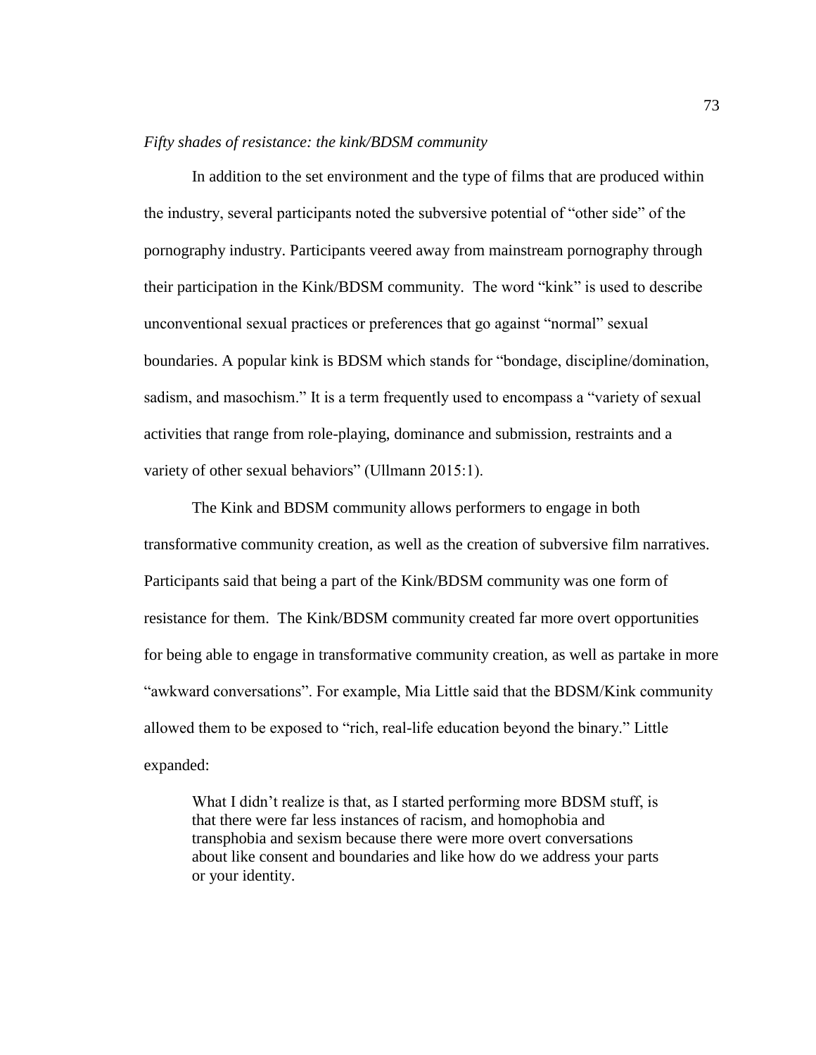*Fifty shades of resistance: the kink/BDSM community*

In addition to the set environment and the type of films that are produced within the industry, several participants noted the subversive potential of "other side" of the pornography industry. Participants veered away from mainstream pornography through their participation in the Kink/BDSM community. The word "kink" is used to describe unconventional sexual practices or preferences that go against "normal" sexual boundaries. A popular kink is BDSM which stands for "bondage, discipline/domination, sadism, and masochism." It is a term frequently used to encompass a "variety of sexual activities that range from role-playing, dominance and submission, restraints and a variety of other sexual behaviors" (Ullmann 2015:1).

The Kink and BDSM community allows performers to engage in both transformative community creation, as well as the creation of subversive film narratives. Participants said that being a part of the Kink/BDSM community was one form of resistance for them. The Kink/BDSM community created far more overt opportunities for being able to engage in transformative community creation, as well as partake in more "awkward conversations". For example, Mia Little said that the BDSM/Kink community allowed them to be exposed to "rich, real-life education beyond the binary." Little expanded:

> What I didn't realize is that, as I started performing more BDSM stuff, is that there were far less instances of racism, and homophobia and transphobia and sexism because there were more overt conversations about like consent and boundaries and like how do we address your parts or your identity.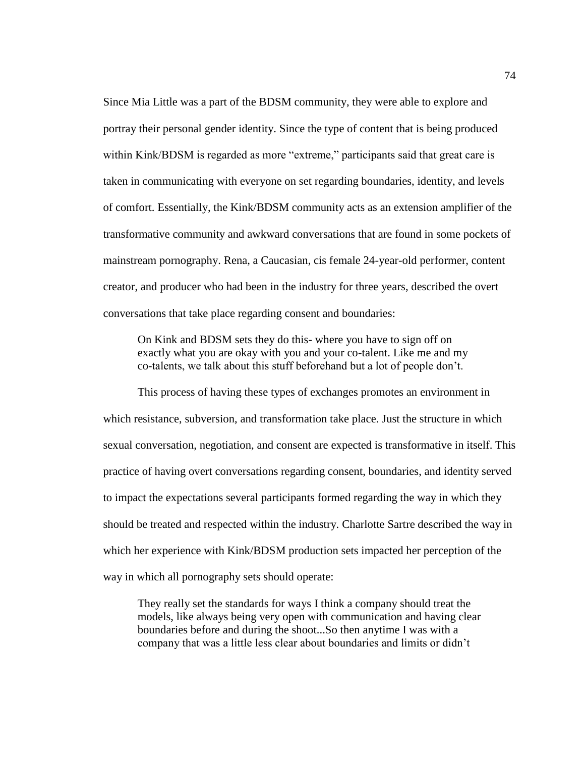Since Mia Little was a part of the BDSM community, they were able to explore and portray their personal gender identity. Since the type of content that is being produced within Kink/BDSM is regarded as more "extreme," participants said that great care is taken in communicating with everyone on set regarding boundaries, identity, and levels of comfort. Essentially, the Kink/BDSM community acts as an extension amplifier of the transformative community and awkward conversations that are found in some pockets of mainstream pornography. Rena, a Caucasian, cis female 24-year-old performer, content creator, and producer who had been in the industry for three years, described the overt conversations that take place regarding consent and boundaries:

> On Kink and BDSM sets they do this- where you have to sign off on exactly what you are okay with you and your co-talent. Like me and my co-talents, we talk about this stuff beforehand but a lot of people don't.

This process of having these types of exchanges promotes an environment in which resistance, subversion, and transformation take place. Just the structure in which sexual conversation, negotiation, and consent are expected is transformative in itself. This practice of having overt conversations regarding consent, boundaries, and identity served to impact the expectations several participants formed regarding the way in which they should be treated and respected within the industry. Charlotte Sartre described the way in which her experience with Kink/BDSM production sets impacted her perception of the way in which all pornography sets should operate:

> They really set the standards for ways I think a company should treat the models, like always being very open with communication and having clear boundaries before and during the shoot...So then anytime I was with a company that was a little less clear about boundaries and limits or didn't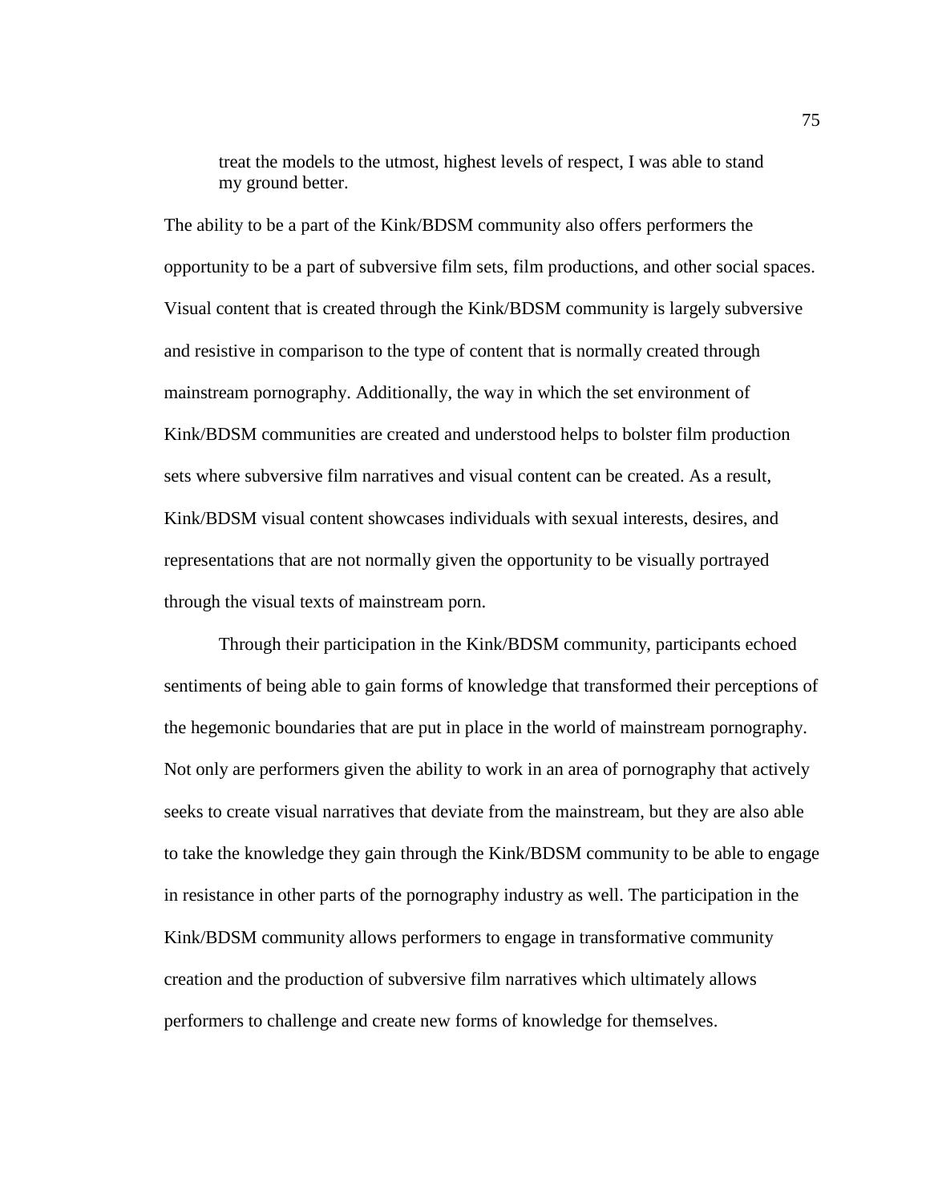> treat the models to the utmost, highest levels of respect, I was able to stand my ground better.

The ability to be a part of the Kink/BDSM community also offers performers the opportunity to be a part of subversive film sets, film productions, and other social spaces. Visual content that is created through the Kink/BDSM community is largely subversive and resistive in comparison to the type of content that is normally created through mainstream pornography. Additionally, the way in which the set environment of Kink/BDSM communities are created and understood helps to bolster film production sets where subversive film narratives and visual content can be created. As a result, Kink/BDSM visual content showcases individuals with sexual interests, desires, and representations that are not normally given the opportunity to be visually portrayed through the visual texts of mainstream porn.

Through their participation in the Kink/BDSM community, participants echoed sentiments of being able to gain forms of knowledge that transformed their perceptions of the hegemonic boundaries that are put in place in the world of mainstream pornography. Not only are performers given the ability to work in an area of pornography that actively seeks to create visual narratives that deviate from the mainstream, but they are also able to take the knowledge they gain through the Kink/BDSM community to be able to engage in resistance in other parts of the pornography industry as well. The participation in the Kink/BDSM community allows performers to engage in transformative community creation and the production of subversive film narratives which ultimately allows performers to challenge and create new forms of knowledge for themselves.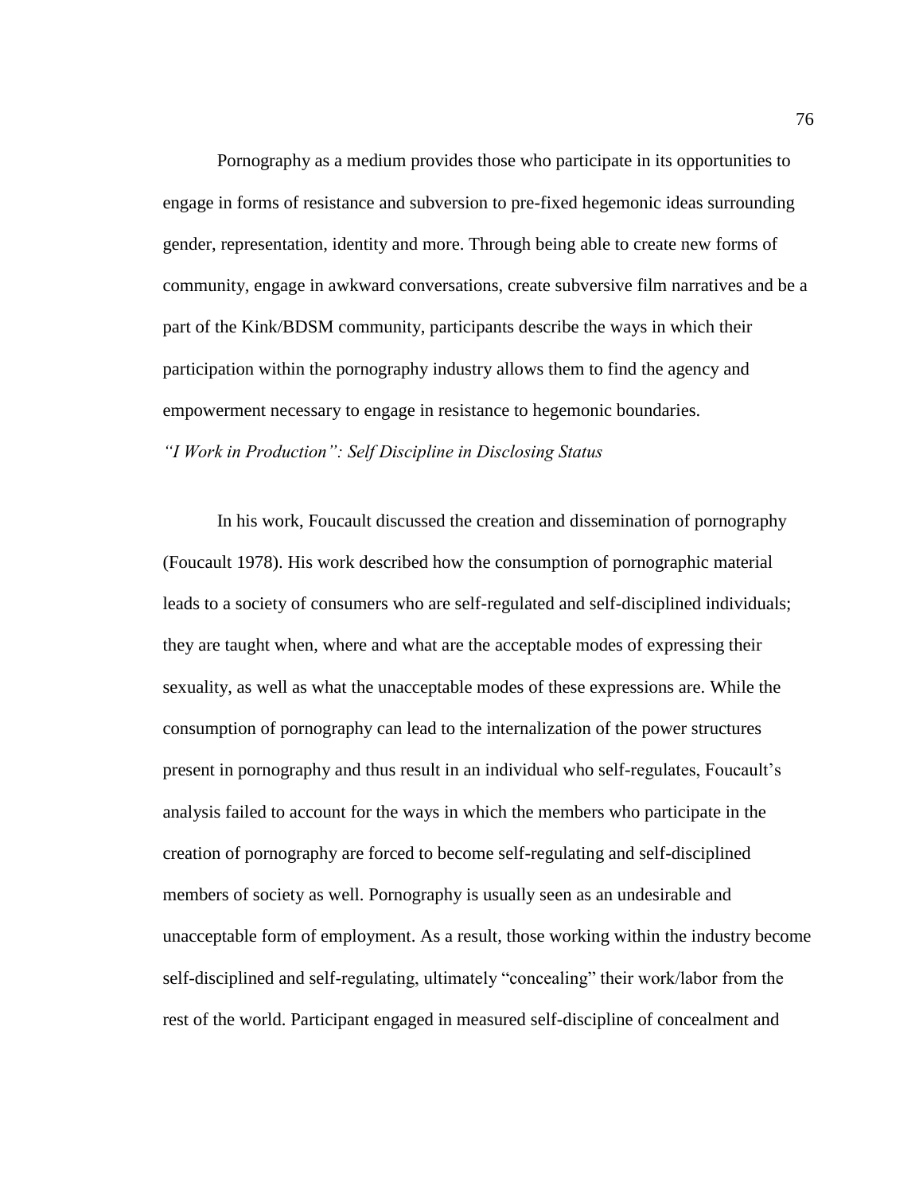Pornography as a medium provides those who participate in its opportunities to engage in forms of resistance and subversion to pre-fixed hegemonic ideas surrounding gender, representation, identity and more. Through being able to create new forms of community, engage in awkward conversations, create subversive film narratives and be a part of the Kink/BDSM community, participants describe the ways in which their participation within the pornography industry allows them to find the agency and empowerment necessary to engage in resistance to hegemonic boundaries.

### *"I Work in Production": Self Discipline in Disclosing Status*

In his work, Foucault discussed the creation and dissemination of pornography (Foucault 1978). His work described how the consumption of pornographic material leads to a society of consumers who are self-regulated and self-disciplined individuals; they are taught when, where and what are the acceptable modes of expressing their sexuality, as well as what the unacceptable modes of these expressions are. While the consumption of pornography can lead to the internalization of the power structures present in pornography and thus result in an individual who self-regulates, Foucault's analysis failed to account for the ways in which the members who participate in the creation of pornography are forced to become self-regulating and self-disciplined members of society as well. Pornography is usually seen as an undesirable and unacceptable form of employment. As a result, those working within the industry become self-disciplined and self-regulating, ultimately "concealing" their work/labor from the rest of the world. Participant engaged in measured self-discipline of concealment and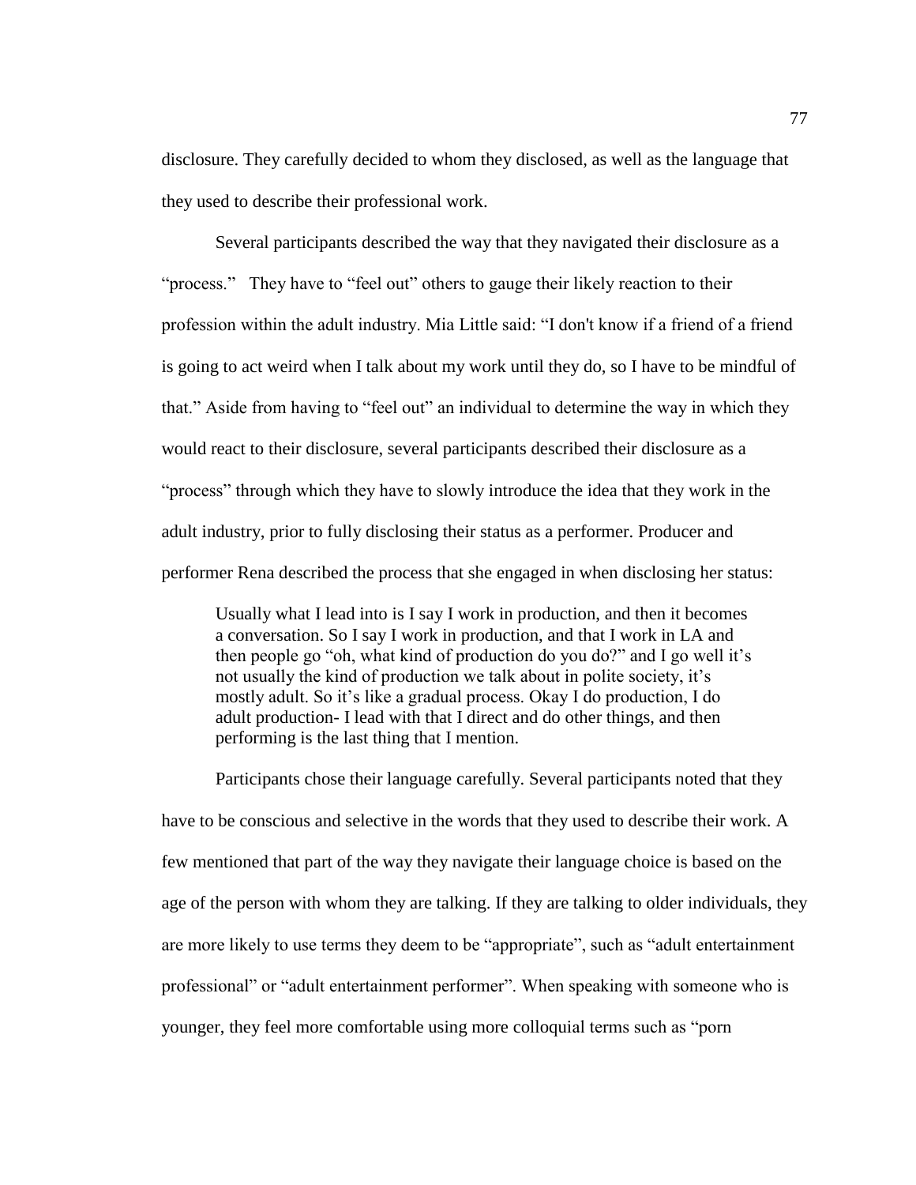disclosure. They carefully decided to whom they disclosed, as well as the language that they used to describe their professional work.

Several participants described the way that they navigated their disclosure as a "process." They have to "feel out" others to gauge their likely reaction to their profession within the adult industry. Mia Little said: "I don't know if a friend of a friend is going to act weird when I talk about my work until they do, so I have to be mindful of that." Aside from having to "feel out" an individual to determine the way in which they would react to their disclosure, several participants described their disclosure as a "process" through which they have to slowly introduce the idea that they work in the adult industry, prior to fully disclosing their status as a performer. Producer and performer Rena described the process that she engaged in when disclosing her status:

> Usually what I lead into is I say I work in production, and then it becomes a conversation. So I say I work in production, and that I work in LA and then people go "oh, what kind of production do you do?" and I go well it's not usually the kind of production we talk about in polite society, it's mostly adult. So it's like a gradual process. Okay I do production, I do adult production- I lead with that I direct and do other things, and then performing is the last thing that I mention.

Participants chose their language carefully. Several participants noted that they have to be conscious and selective in the words that they used to describe their work. A few mentioned that part of the way they navigate their language choice is based on the age of the person with whom they are talking. If they are talking to older individuals, they are more likely to use terms they deem to be "appropriate", such as "adult entertainment professional" or "adult entertainment performer". When speaking with someone who is younger, they feel more comfortable using more colloquial terms such as "porn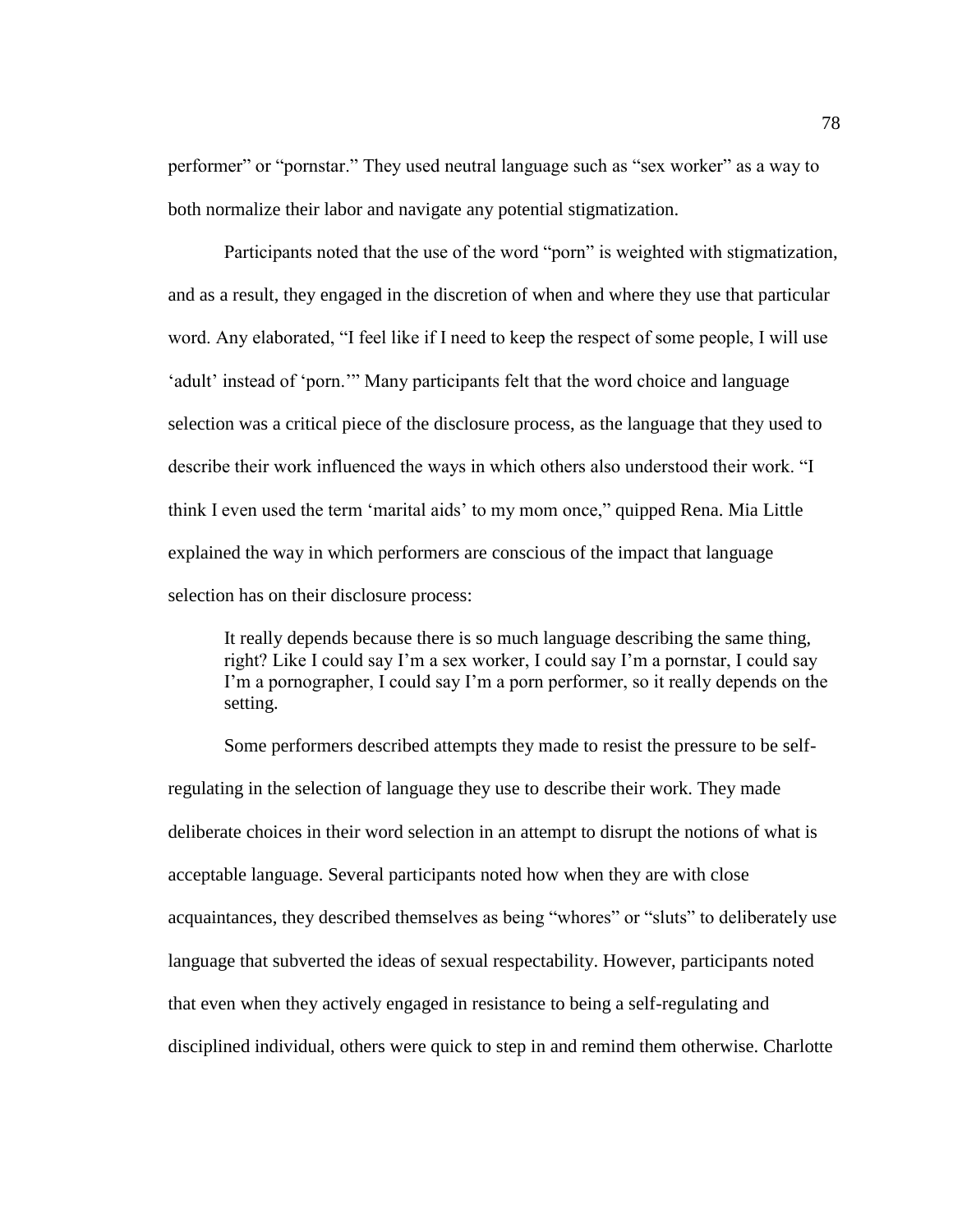performer" or "pornstar." They used neutral language such as "sex worker" as a way to both normalize their labor and navigate any potential stigmatization.

Participants noted that the use of the word "porn" is weighted with stigmatization, and as a result, they engaged in the discretion of when and where they use that particular word. Any elaborated, "I feel like if I need to keep the respect of some people, I will use 'adult' instead of 'porn.'" Many participants felt that the word choice and language selection was a critical piece of the disclosure process, as the language that they used to describe their work influenced the ways in which others also understood their work. "I think I even used the term 'marital aids' to my mom once," quipped Rena. Mia Little explained the way in which performers are conscious of the impact that language selection has on their disclosure process:

> It really depends because there is so much language describing the same thing, right? Like I could say I'm a sex worker, I could say I'm a pornstar, I could say I'm a pornographer, I could say I'm a porn performer, so it really depends on the setting.

Some performers described attempts they made to resist the pressure to be self-regulating in the selection of language they use to describe their work. They made deliberate choices in their word selection in an attempt to disrupt the notions of what is acceptable language. Several participants noted how when they are with close acquaintances, they described themselves as being "whores" or "sluts" to deliberately use language that subverted the ideas of sexual respectability. However, participants noted that even when they actively engaged in resistance to being a self-regulating and disciplined individual, others were quick to step in and remind them otherwise. Charlotte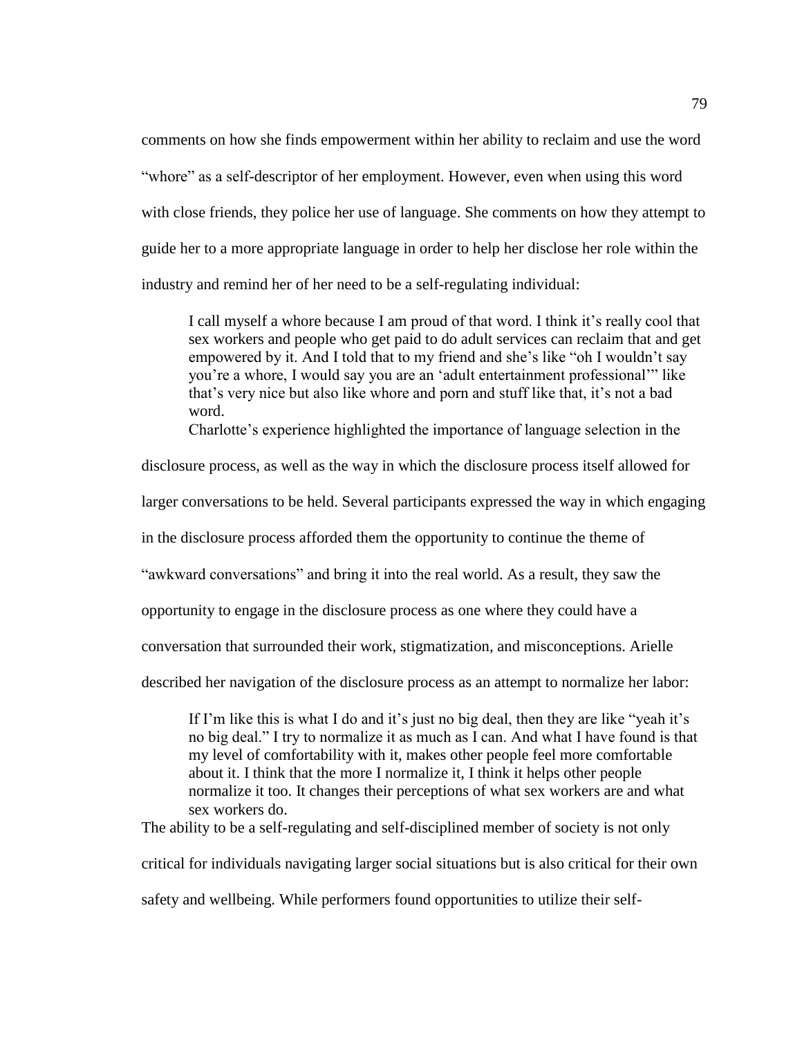comments on how she finds empowerment within her ability to reclaim and use the word "whore" as a self-descriptor of her employment. However, even when using this word with close friends, they police her use of language. She comments on how they attempt to guide her to a more appropriate language in order to help her disclose her role within the industry and remind her of her need to be a self-regulating individual:

> I call myself a whore because I am proud of that word. I think it's really cool that sex workers and people who get paid to do adult services can reclaim that and get empowered by it. And I told that to my friend and she's like "oh I wouldn't say you're a whore, I would say you are an 'adult entertainment professional'" like that's very nice but also like whore and porn and stuff like that, it's not a bad word.

Charlotte's experience highlighted the importance of language selection in the disclosure process, as well as the way in which the disclosure process itself allowed for larger conversations to be held. Several participants expressed the way in which engaging in the disclosure process afforded them the opportunity to continue the theme of "awkward conversations" and bring it into the real world. As a result, they saw the opportunity to engage in the disclosure process as one where they could have a conversation that surrounded their work, stigmatization, and misconceptions. Arielle described her navigation of the disclosure process as an attempt to normalize her labor:

> If I'm like this is what I do and it's just no big deal, then they are like "yeah it's no big deal." I try to normalize it as much as I can. And what I have found is that my level of comfortability with it, makes other people feel more comfortable about it. I think that the more I normalize it, I think it helps other people normalize it too. It changes their perceptions of what sex workers are and what sex workers do.

The ability to be a self-regulating and self-disciplined member of society is not only critical for individuals navigating larger social situations but is also critical for their own safety and wellbeing. While performers found opportunities to utilize their self-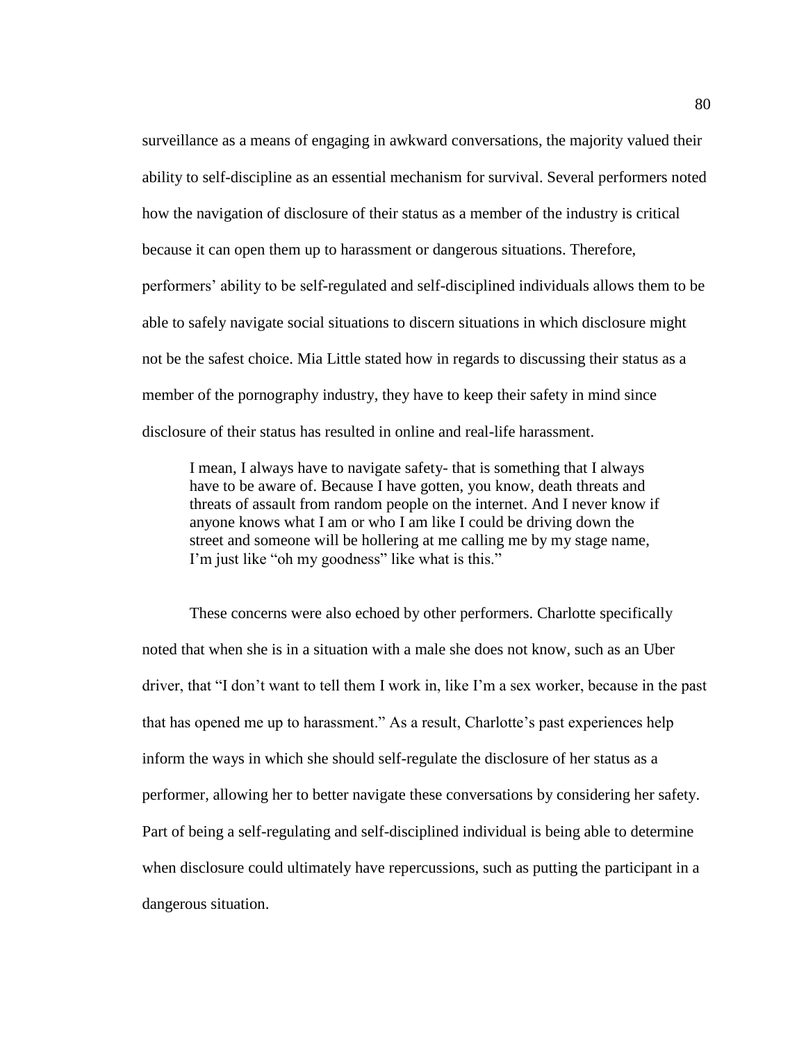surveillance as a means of engaging in awkward conversations, the majority valued their ability to self-discipline as an essential mechanism for survival. Several performers noted how the navigation of disclosure of their status as a member of the industry is critical because it can open them up to harassment or dangerous situations. Therefore, performers' ability to be self-regulated and self-disciplined individuals allows them to be able to safely navigate social situations to discern situations in which disclosure might not be the safest choice. Mia Little stated how in regards to discussing their status as a member of the pornography industry, they have to keep their safety in mind since disclosure of their status has resulted in online and real-life harassment.

> I mean, I always have to navigate safety- that is something that I always have to be aware of. Because I have gotten, you know, death threats and threats of assault from random people on the internet. And I never know if anyone knows what I am or who I am like I could be driving down the street and someone will be hollering at me calling me by my stage name, I'm just like "oh my goodness" like what is this."

These concerns were also echoed by other performers. Charlotte specifically noted that when she is in a situation with a male she does not know, such as an Uber driver, that "I don't want to tell them I work in, like I'm a sex worker, because in the past that has opened me up to harassment." As a result, Charlotte's past experiences help inform the ways in which she should self-regulate the disclosure of her status as a performer, allowing her to better navigate these conversations by considering her safety. Part of being a self-regulating and self-disciplined individual is being able to determine when disclosure could ultimately have repercussions, such as putting the participant in a dangerous situation.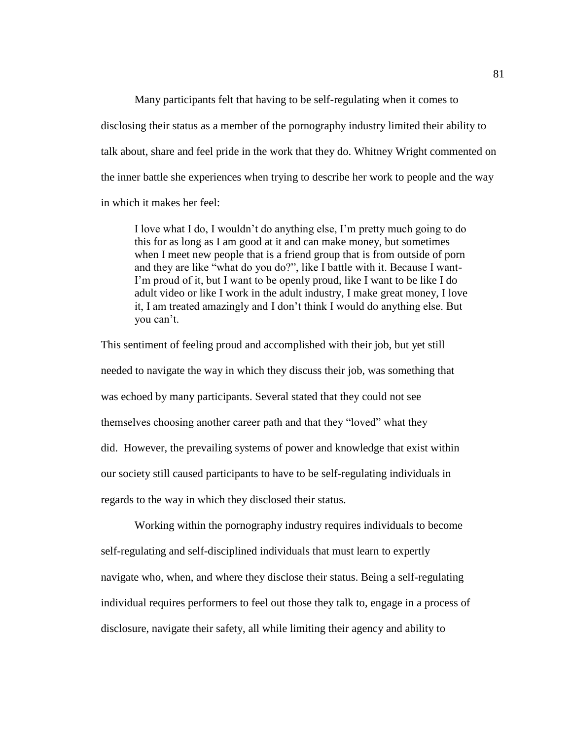Many participants felt that having to be self-regulating when it comes to disclosing their status as a member of the pornography industry limited their ability to talk about, share and feel pride in the work that they do. Whitney Wright commented on the inner battle she experiences when trying to describe her work to people and the way in which it makes her feel:

> I love what I do, I wouldn't do anything else, I'm pretty much going to do this for as long as I am good at it and can make money, but sometimes when I meet new people that is a friend group that is from outside of porn and they are like "what do you do?", like I battle with it. Because I want- I'm proud of it, but I want to be openly proud, like I want to be like I do adult video or like I work in the adult industry, I make great money, I love it, I am treated amazingly and I don't think I would do anything else. But you can't.

This sentiment of feeling proud and accomplished with their job, but yet still needed to navigate the way in which they discuss their job, was something that was echoed by many participants. Several stated that they could not see themselves choosing another career path and that they "loved" what they did. However, the prevailing systems of power and knowledge that exist within our society still caused participants to have to be self-regulating individuals in regards to the way in which they disclosed their status.

Working within the pornography industry requires individuals to become self-regulating and self-disciplined individuals that must learn to expertly navigate who, when, and where they disclose their status. Being a self-regulating individual requires performers to feel out those they talk to, engage in a process of disclosure, navigate their safety, all while limiting their agency and ability to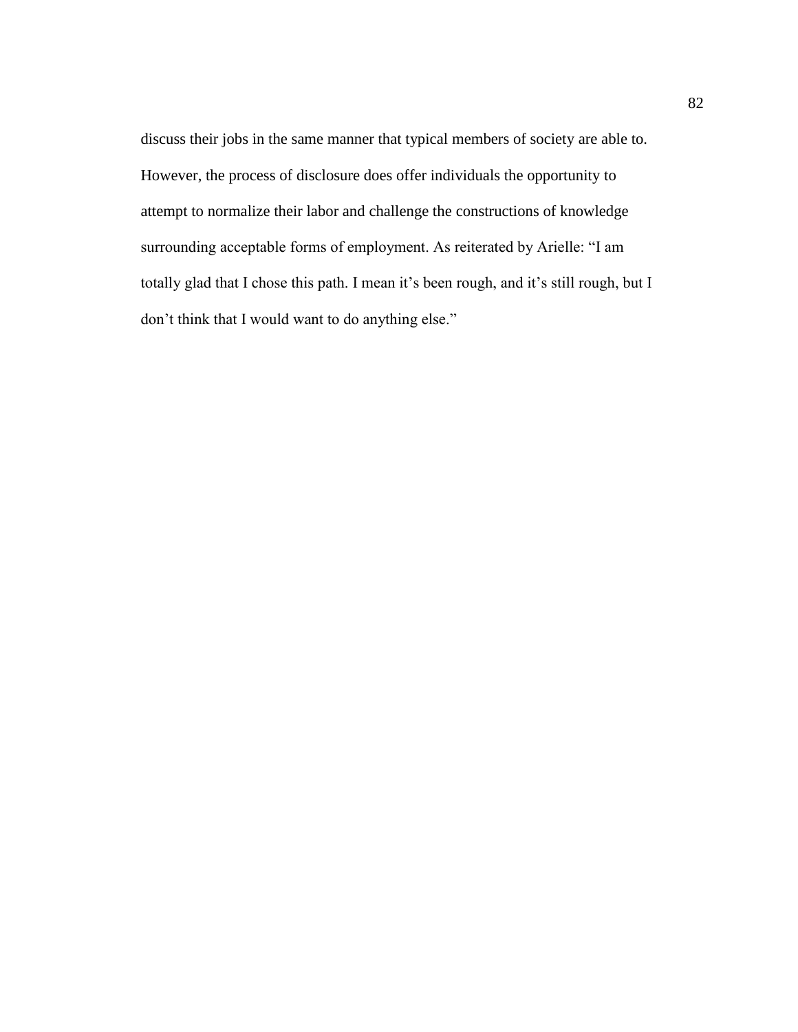discuss their jobs in the same manner that typical members of society are able to. However, the process of disclosure does offer individuals the opportunity to attempt to normalize their labor and challenge the constructions of knowledge surrounding acceptable forms of employment. As reiterated by Arielle: “I am totally glad that I chose this path. I mean it’s been rough, and it’s still rough, but I don’t think that I would want to do anything else.”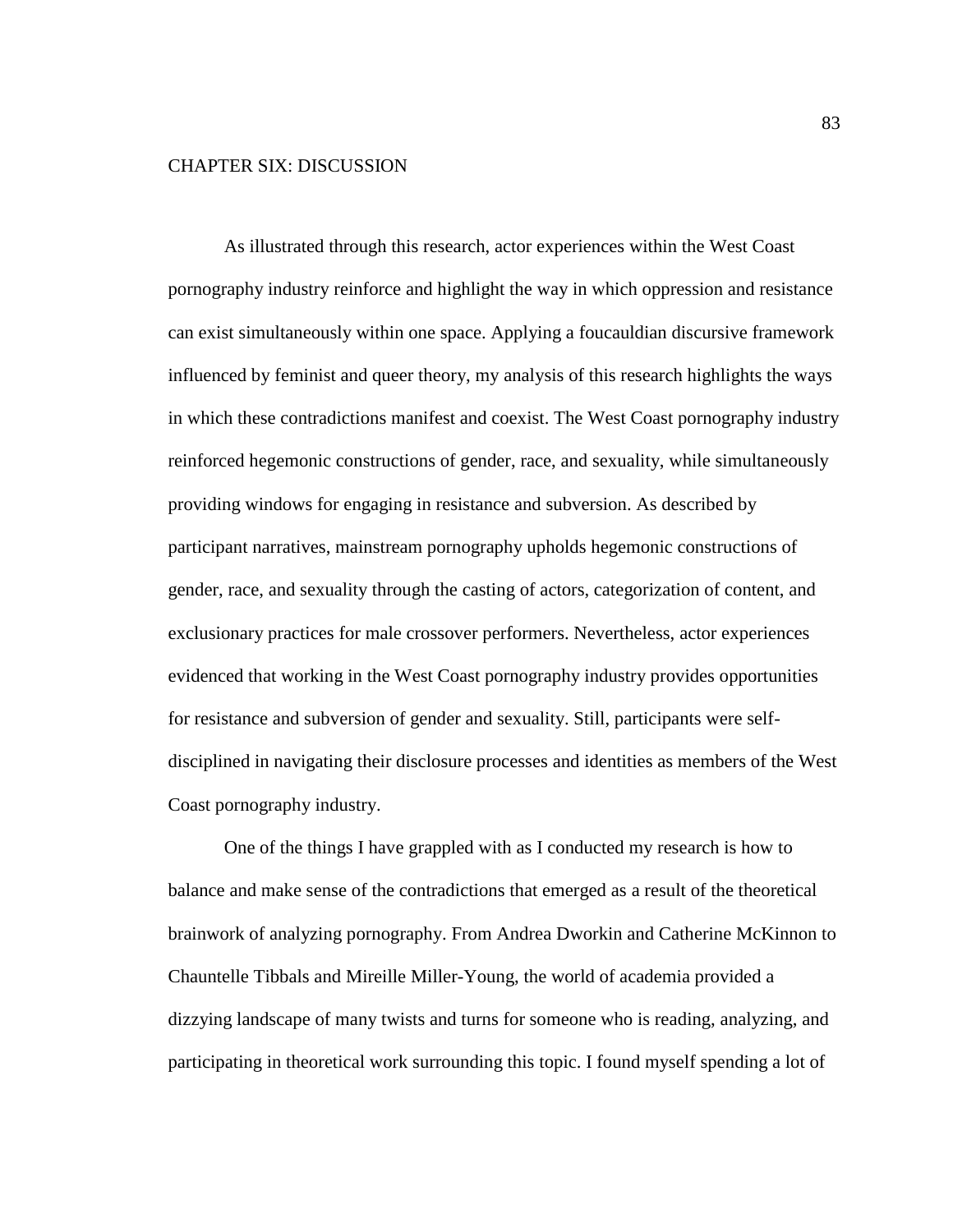# CHAPTER SIX: DISCUSSION

As illustrated through this research, actor experiences within the West Coast pornography industry reinforce and highlight the way in which oppression and resistance can exist simultaneously within one space. Applying a foucauldian discursive framework influenced by feminist and queer theory, my analysis of this research highlights the ways in which these contradictions manifest and coexist. The West Coast pornography industry reinforced hegemonic constructions of gender, race, and sexuality, while simultaneously providing windows for engaging in resistance and subversion. As described by participant narratives, mainstream pornography upholds hegemonic constructions of gender, race, and sexuality through the casting of actors, categorization of content, and exclusionary practices for male crossover performers. Nevertheless, actor experiences evidenced that working in the West Coast pornography industry provides opportunities for resistance and subversion of gender and sexuality. Still, participants were self-disciplined in navigating their disclosure processes and identities as members of the West Coast pornography industry.

One of the things I have grappled with as I conducted my research is how to balance and make sense of the contradictions that emerged as a result of the theoretical brainwork of analyzing pornography. From Andrea Dworkin and Catherine McKinnon to Chauntelle Tibbals and Mireille Miller-Young, the world of academia provided a dizzying landscape of many twists and turns for someone who is reading, analyzing, and participating in theoretical work surrounding this topic. I found myself spending a lot of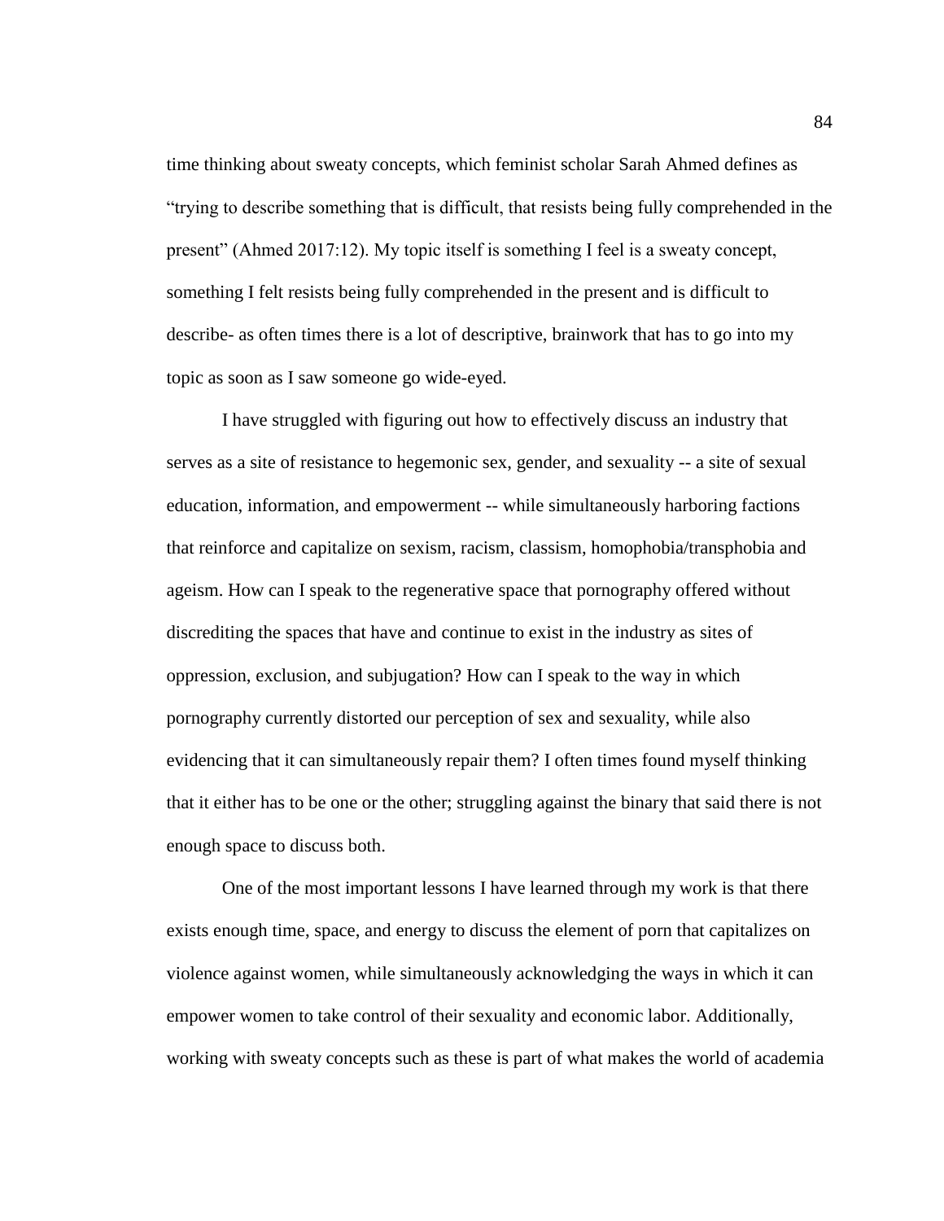time thinking about sweaty concepts, which feminist scholar Sarah Ahmed defines as "trying to describe something that is difficult, that resists being fully comprehended in the present" (Ahmed 2017:12). My topic itself is something I feel is a sweaty concept, something I felt resists being fully comprehended in the present and is difficult to describe- as often times there is a lot of descriptive, brainwork that has to go into my topic as soon as I saw someone go wide-eyed.

I have struggled with figuring out how to effectively discuss an industry that serves as a site of resistance to hegemonic sex, gender, and sexuality -- a site of sexual education, information, and empowerment -- while simultaneously harboring factions that reinforce and capitalize on sexism, racism, classism, homophobia/transphobia and ageism. How can I speak to the regenerative space that pornography offered without discrediting the spaces that have and continue to exist in the industry as sites of oppression, exclusion, and subjugation? How can I speak to the way in which pornography currently distorted our perception of sex and sexuality, while also evidencing that it can simultaneously repair them? I often times found myself thinking that it either has to be one or the other; struggling against the binary that said there is not enough space to discuss both.

One of the most important lessons I have learned through my work is that there exists enough time, space, and energy to discuss the element of porn that capitalizes on violence against women, while simultaneously acknowledging the ways in which it can empower women to take control of their sexuality and economic labor. Additionally, working with sweaty concepts such as these is part of what makes the world of academia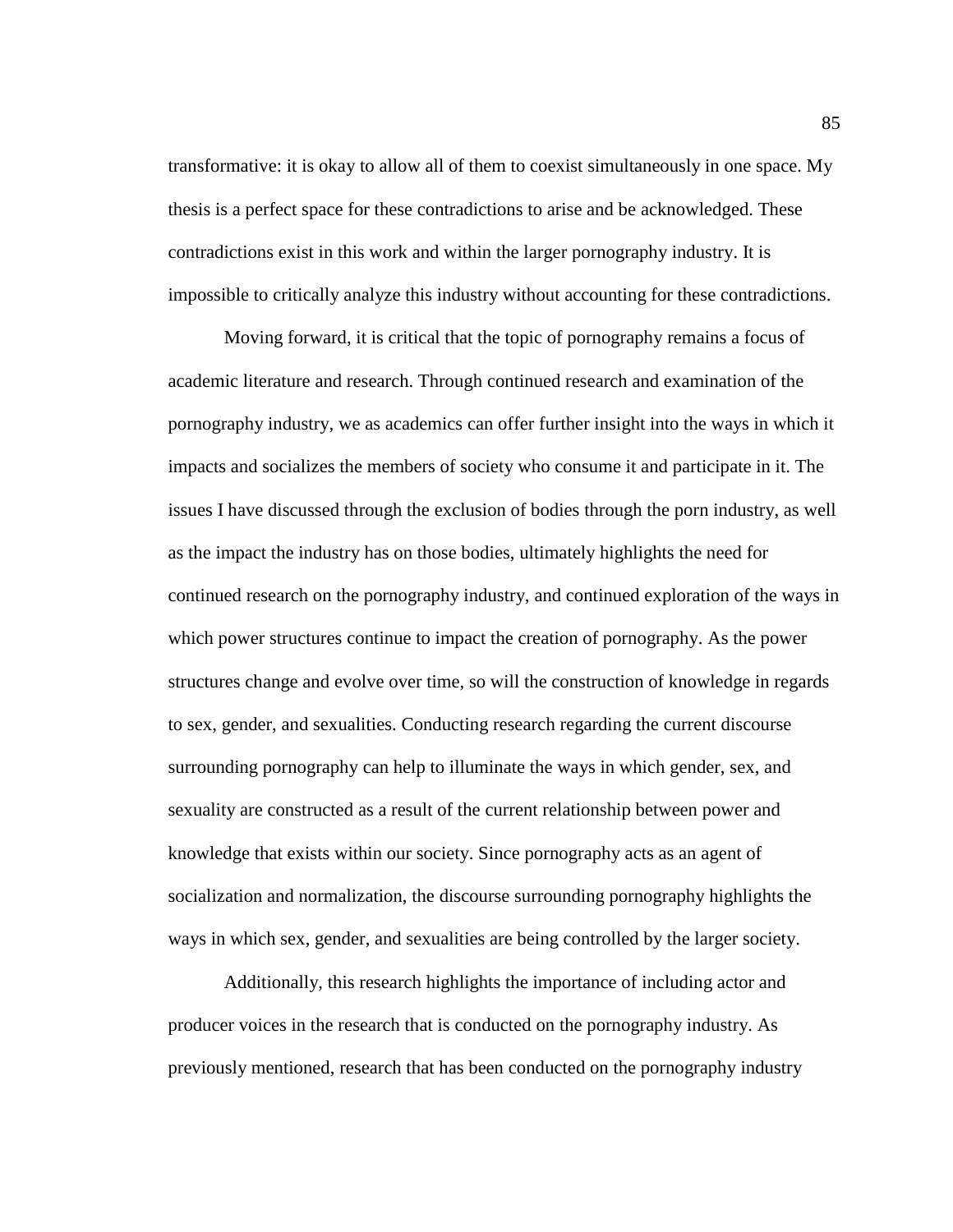transformative: it is okay to allow all of them to coexist simultaneously in one space. My thesis is a perfect space for these contradictions to arise and be acknowledged. These contradictions exist in this work and within the larger pornography industry. It is impossible to critically analyze this industry without accounting for these contradictions.

Moving forward, it is critical that the topic of pornography remains a focus of academic literature and research. Through continued research and examination of the pornography industry, we as academics can offer further insight into the ways in which it impacts and socializes the members of society who consume it and participate in it. The issues I have discussed through the exclusion of bodies through the porn industry, as well as the impact the industry has on those bodies, ultimately highlights the need for continued research on the pornography industry, and continued exploration of the ways in which power structures continue to impact the creation of pornography. As the power structures change and evolve over time, so will the construction of knowledge in regards to sex, gender, and sexualities. Conducting research regarding the current discourse surrounding pornography can help to illuminate the ways in which gender, sex, and sexuality are constructed as a result of the current relationship between power and knowledge that exists within our society. Since pornography acts as an agent of socialization and normalization, the discourse surrounding pornography highlights the ways in which sex, gender, and sexualities are being controlled by the larger society.

Additionally, this research highlights the importance of including actor and producer voices in the research that is conducted on the pornography industry. As previously mentioned, research that has been conducted on the pornography industry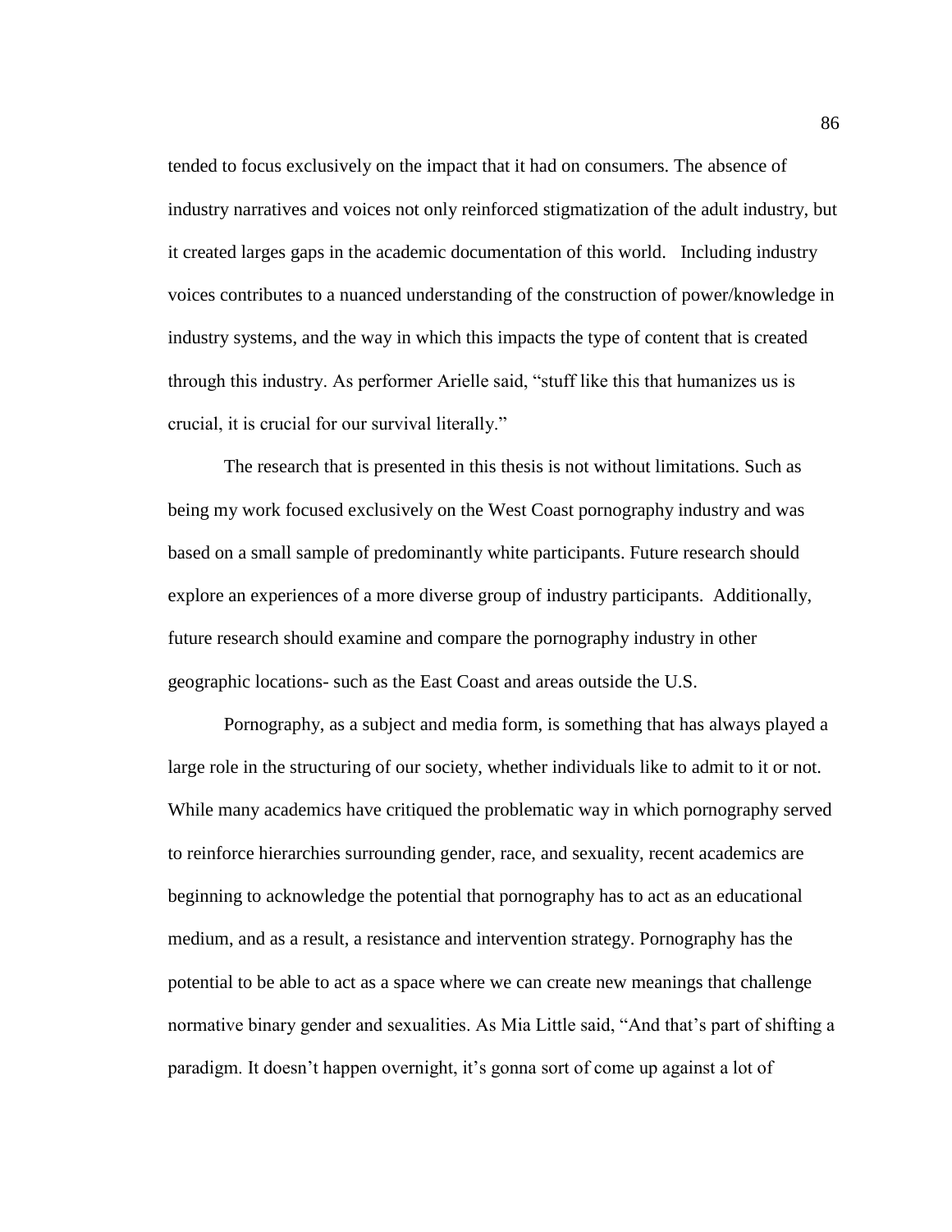tended to focus exclusively on the impact that it had on consumers. The absence of industry narratives and voices not only reinforced stigmatization of the adult industry, but it created larges gaps in the academic documentation of this world. Including industry voices contributes to a nuanced understanding of the construction of power/knowledge in industry systems, and the way in which this impacts the type of content that is created through this industry. As performer Arielle said, "stuff like this that humanizes us is crucial, it is crucial for our survival literally."

The research that is presented in this thesis is not without limitations. Such as being my work focused exclusively on the West Coast pornography industry and was based on a small sample of predominantly white participants. Future research should explore an experiences of a more diverse group of industry participants. Additionally, future research should examine and compare the pornography industry in other geographic locations- such as the East Coast and areas outside the U.S.

Pornography, as a subject and media form, is something that has always played a large role in the structuring of our society, whether individuals like to admit to it or not. While many academics have critiqued the problematic way in which pornography served to reinforce hierarchies surrounding gender, race, and sexuality, recent academics are beginning to acknowledge the potential that pornography has to act as an educational medium, and as a result, a resistance and intervention strategy. Pornography has the potential to be able to act as a space where we can create new meanings that challenge normative binary gender and sexualities. As Mia Little said, "And that's part of shifting a paradigm. It doesn't happen overnight, it's gonna sort of come up against a lot of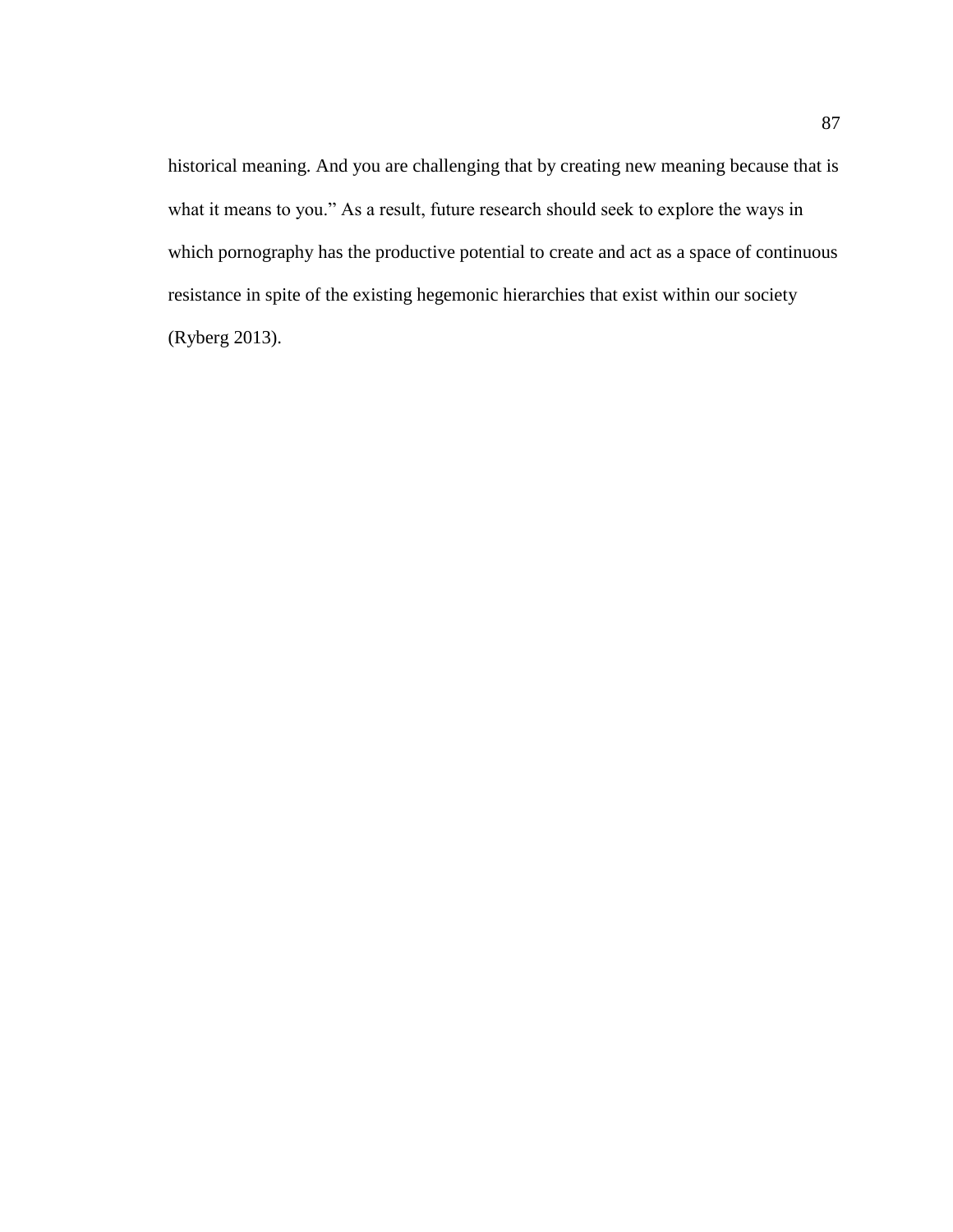historical meaning. And you are challenging that by creating new meaning because that is what it means to you." As a result, future research should seek to explore the ways in which pornography has the productive potential to create and act as a space of continuous resistance in spite of the existing hegemonic hierarchies that exist within our society (Ryberg 2013).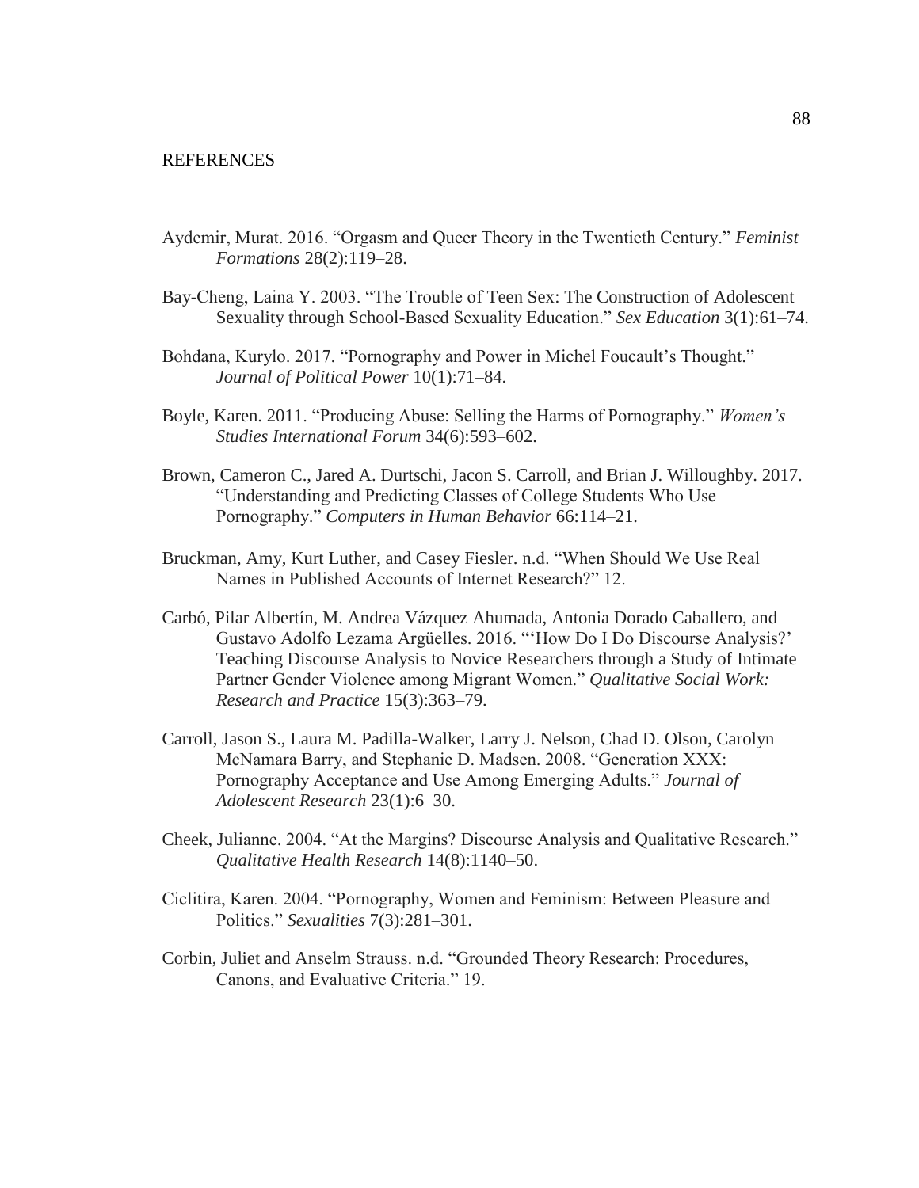# REFERENCES

Aydemir, Murat. 2016. "Orgasm and Queer Theory in the Twentieth Century." *Feminist Formations* 28(2):119–28.

Bay-Cheng, Laina Y. 2003. "The Trouble of Teen Sex: The Construction of Adolescent Sexuality through School-Based Sexuality Education." *Sex Education* 3(1):61–74.

Bohdana, Kurylo. 2017. "Pornography and Power in Michel Foucault's Thought." *Journal of Political Power* 10(1):71–84.

Boyle, Karen. 2011. "Producing Abuse: Selling the Harms of Pornography." *Women's Studies International Forum* 34(6):593–602.

Brown, Cameron C., Jared A. Durtschi, Jacon S. Carroll, and Brian J. Willoughby. 2017. "Understanding and Predicting Classes of College Students Who Use Pornography." *Computers in Human Behavior* 66:114–21.

Bruckman, Amy, Kurt Luther, and Casey Fiesler. n.d. "When Should We Use Real Names in Published Accounts of Internet Research?" 12.

Carbó, Pilar Albertín, M. Andrea Vázquez Ahumada, Antonia Dorado Caballero, and Gustavo Adolfo Lezama Argüelles. 2016. "'How Do I Do Discourse Analysis?' Teaching Discourse Analysis to Novice Researchers through a Study of Intimate Partner Gender Violence among Migrant Women." *Qualitative Social Work: Research and Practice* 15(3):363–79.

Carroll, Jason S., Laura M. Padilla-Walker, Larry J. Nelson, Chad D. Olson, Carolyn McNamara Barry, and Stephanie D. Madsen. 2008. "Generation XXX: Pornography Acceptance and Use Among Emerging Adults." *Journal of Adolescent Research* 23(1):6–30.

Cheek, Julianne. 2004. "At the Margins? Discourse Analysis and Qualitative Research." *Qualitative Health Research* 14(8):1140–50.

Ciclitira, Karen. 2004. "Pornography, Women and Feminism: Between Pleasure and Politics." *Sexualities* 7(3):281–301.

Corbin, Juliet and Anselm Strauss. n.d. "Grounded Theory Research: Procedures, Canons, and Evaluative Criteria." 19.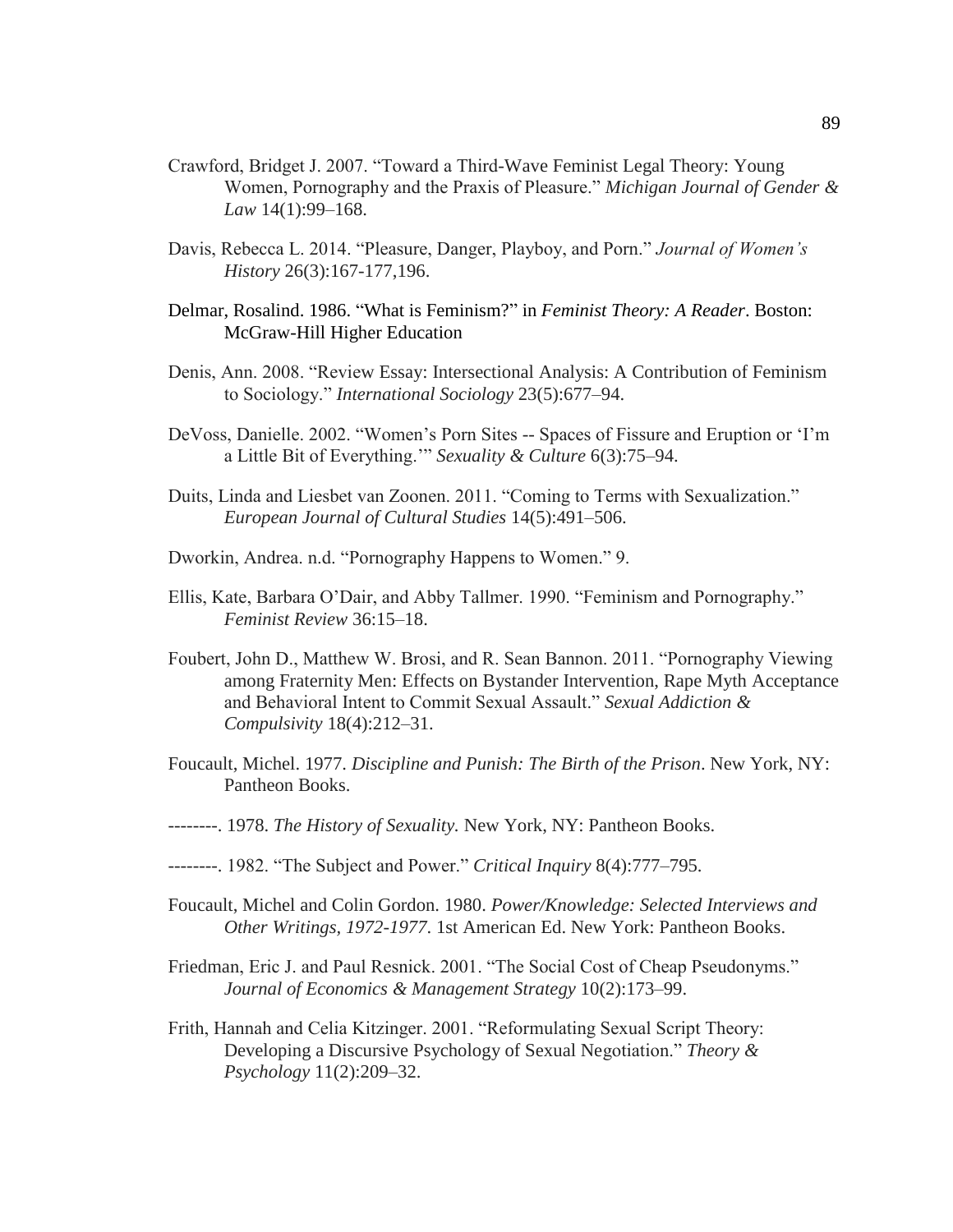Crawford, Bridget J. 2007. "Toward a Third-Wave Feminist Legal Theory: Young Women, Pornography and the Praxis of Pleasure." *Michigan Journal of Gender & Law* 14(1):99–168.

Davis, Rebecca L. 2014. "Pleasure, Danger, Playboy, and Porn." *Journal of Women's History* 26(3):167-177,196.

Delmar, Rosalind. 1986. "What is Feminism?" in *Feminist Theory: A Reader*. Boston: McGraw-Hill Higher Education

Denis, Ann. 2008. "Review Essay: Intersectional Analysis: A Contribution of Feminism to Sociology." *International Sociology* 23(5):677–94.

DeVoss, Danielle. 2002. "Women's Porn Sites -- Spaces of Fissure and Eruption or 'I'm a Little Bit of Everything.'" *Sexuality & Culture* 6(3):75–94.

Duits, Linda and Liesbet van Zoonen. 2011. "Coming to Terms with Sexualization." *European Journal of Cultural Studies* 14(5):491–506.

Dworkin, Andrea. n.d. "Pornography Happens to Women." 9.

Ellis, Kate, Barbara O'Dair, and Abby Tallmer. 1990. "Feminism and Pornography." *Feminist Review* 36:15–18.

Foubert, John D., Matthew W. Brosi, and R. Sean Bannon. 2011. "Pornography Viewing among Fraternity Men: Effects on Bystander Intervention, Rape Myth Acceptance and Behavioral Intent to Commit Sexual Assault." *Sexual Addiction & Compulsivity* 18(4):212–31.

Foucault, Michel. 1977. *Discipline and Punish: The Birth of the Prison*. New York, NY: Pantheon Books.

--------. 1978. *The History of Sexuality.* New York, NY: Pantheon Books.

--------. 1982. "The Subject and Power." *Critical Inquiry* 8(4):777–795.

Foucault, Michel and Colin Gordon. 1980. *Power/Knowledge: Selected Interviews and Other Writings, 1972-1977*. 1st American Ed. New York: Pantheon Books.

Friedman, Eric J. and Paul Resnick. 2001. "The Social Cost of Cheap Pseudonyms." *Journal of Economics & Management Strategy* 10(2):173–99.

Frith, Hannah and Celia Kitzinger. 2001. "Reformulating Sexual Script Theory: Developing a Discursive Psychology of Sexual Negotiation." *Theory & Psychology* 11(2):209–32.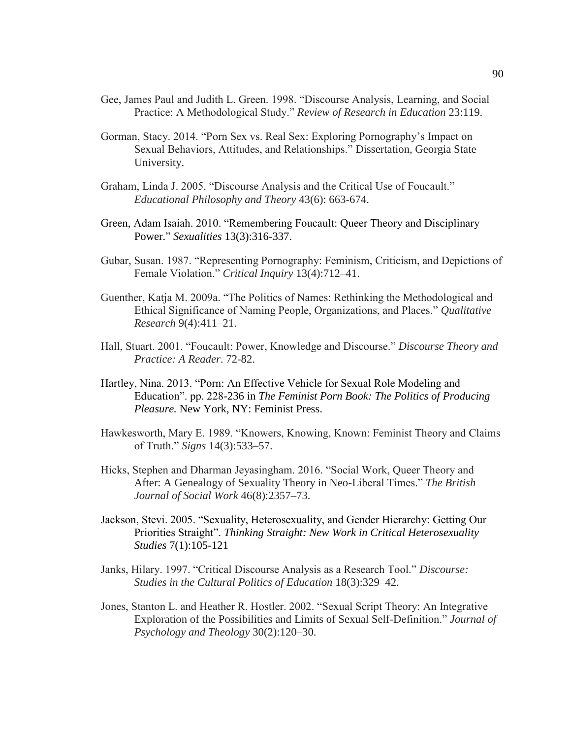Gee, James Paul and Judith L. Green. 1998. "Discourse Analysis, Learning, and Social Practice: A Methodological Study." *Review of Research in Education* 23:119.

Gorman, Stacy. 2014. "Porn Sex vs. Real Sex: Exploring Pornography's Impact on Sexual Behaviors, Attitudes, and Relationships." Dissertation, Georgia State University.

Graham, Linda J. 2005. "Discourse Analysis and the Critical Use of Foucault." *Educational Philosophy and Theory* 43(6): 663-674.

Green, Adam Isaiah. 2010. "Remembering Foucault: Queer Theory and Disciplinary Power." *Sexualities* 13(3):316-337.

Gubar, Susan. 1987. "Representing Pornography: Feminism, Criticism, and Depictions of Female Violation." *Critical Inquiry* 13(4):712–41.

Guenther, Katja M. 2009a. "The Politics of Names: Rethinking the Methodological and Ethical Significance of Naming People, Organizations, and Places." *Qualitative Research* 9(4):411–21.

Hall, Stuart. 2001. "Foucault: Power, Knowledge and Discourse." *Discourse Theory and Practice: A Reader*. 72-82.

Hartley, Nina. 2013. "Porn: An Effective Vehicle for Sexual Role Modeling and Education". pp. 228-236 in *The Feminist Porn Book: The Politics of Producing Pleasure.* New York, NY: Feminist Press.

Hawkesworth, Mary E. 1989. "Knowers, Knowing, Known: Feminist Theory and Claims of Truth." *Signs* 14(3):533–57.

Hicks, Stephen and Dharman Jeyasingham. 2016. "Social Work, Queer Theory and After: A Genealogy of Sexuality Theory in Neo-Liberal Times." *The British Journal of Social Work* 46(8):2357–73.

Jackson, Stevi. 2005. "Sexuality, Heterosexuality, and Gender Hierarchy: Getting Our Priorities Straight". *Thinking Straight: New Work in Critical Heterosexuality Studies* 7(1):105-121

Janks, Hilary. 1997. "Critical Discourse Analysis as a Research Tool." *Discourse: Studies in the Cultural Politics of Education* 18(3):329–42.

Jones, Stanton L. and Heather R. Hostler. 2002. "Sexual Script Theory: An Integrative Exploration of the Possibilities and Limits of Sexual Self-Definition." *Journal of Psychology and Theology* 30(2):120–30.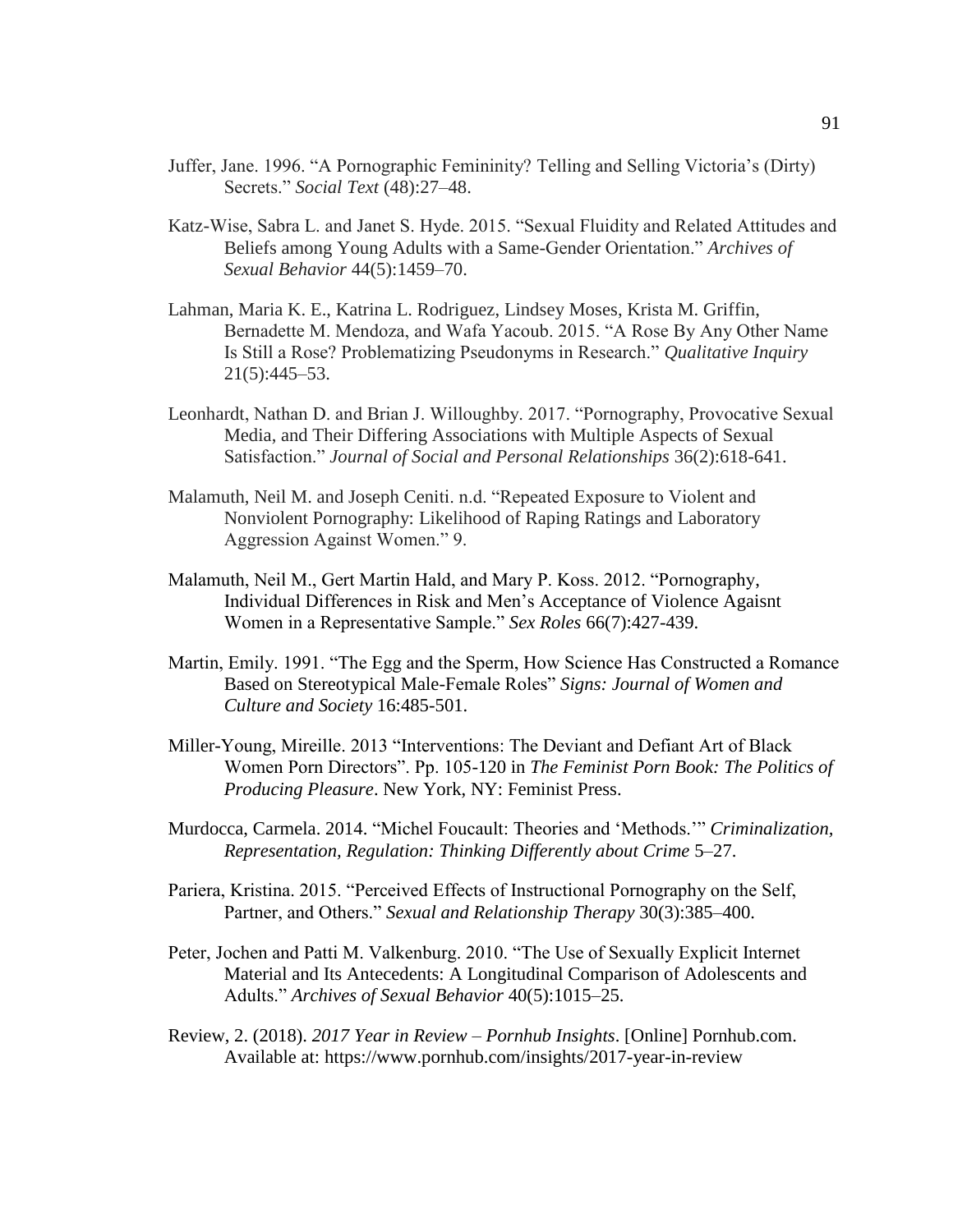Juffer, Jane. 1996. "A Pornographic Femininity? Telling and Selling Victoria's (Dirty) Secrets." *Social Text* (48):27–48.

Katz-Wise, Sabra L. and Janet S. Hyde. 2015. "Sexual Fluidity and Related Attitudes and Beliefs among Young Adults with a Same-Gender Orientation." *Archives of Sexual Behavior* 44(5):1459–70.

Lahman, Maria K. E., Katrina L. Rodriguez, Lindsey Moses, Krista M. Griffin, Bernadette M. Mendoza, and Wafa Yacoub. 2015. "A Rose By Any Other Name Is Still a Rose? Problematizing Pseudonyms in Research." *Qualitative Inquiry* 21(5):445–53.

Leonhardt, Nathan D. and Brian J. Willoughby. 2017. "Pornography, Provocative Sexual Media, and Their Differing Associations with Multiple Aspects of Sexual Satisfaction." *Journal of Social and Personal Relationships* 36(2):618-641.

Malamuth, Neil M. and Joseph Ceniti. n.d. "Repeated Exposure to Violent and Nonviolent Pornography: Likelihood of Raping Ratings and Laboratory Aggression Against Women." 9.

Malamuth, Neil M., Gert Martin Hald, and Mary P. Koss. 2012. "Pornography, Individual Differences in Risk and Men's Acceptance of Violence Agaisnt Women in a Representative Sample." *Sex Roles* 66(7):427-439.

Martin, Emily. 1991. "The Egg and the Sperm, How Science Has Constructed a Romance Based on Stereotypical Male-Female Roles" *Signs: Journal of Women and Culture and Society* 16:485-501.

Miller-Young, Mireille. 2013 "Interventions: The Deviant and Defiant Art of Black Women Porn Directors". Pp. 105-120 in *The Feminist Porn Book: The Politics of Producing Pleasure*. New York, NY: Feminist Press.

Murdocca, Carmela. 2014. "Michel Foucault: Theories and 'Methods.'" *Criminalization, Representation, Regulation: Thinking Differently about Crime* 5–27.

Pariera, Kristina. 2015. "Perceived Effects of Instructional Pornography on the Self, Partner, and Others." *Sexual and Relationship Therapy* 30(3):385–400.

Peter, Jochen and Patti M. Valkenburg. 2010. "The Use of Sexually Explicit Internet Material and Its Antecedents: A Longitudinal Comparison of Adolescents and Adults." *Archives of Sexual Behavior* 40(5):1015–25.

Review, 2. (2018). *2017 Year in Review – Pornhub Insights*. [Online] Pornhub.com. Available at: https://www.pornhub.com/insights/2017-year-in-review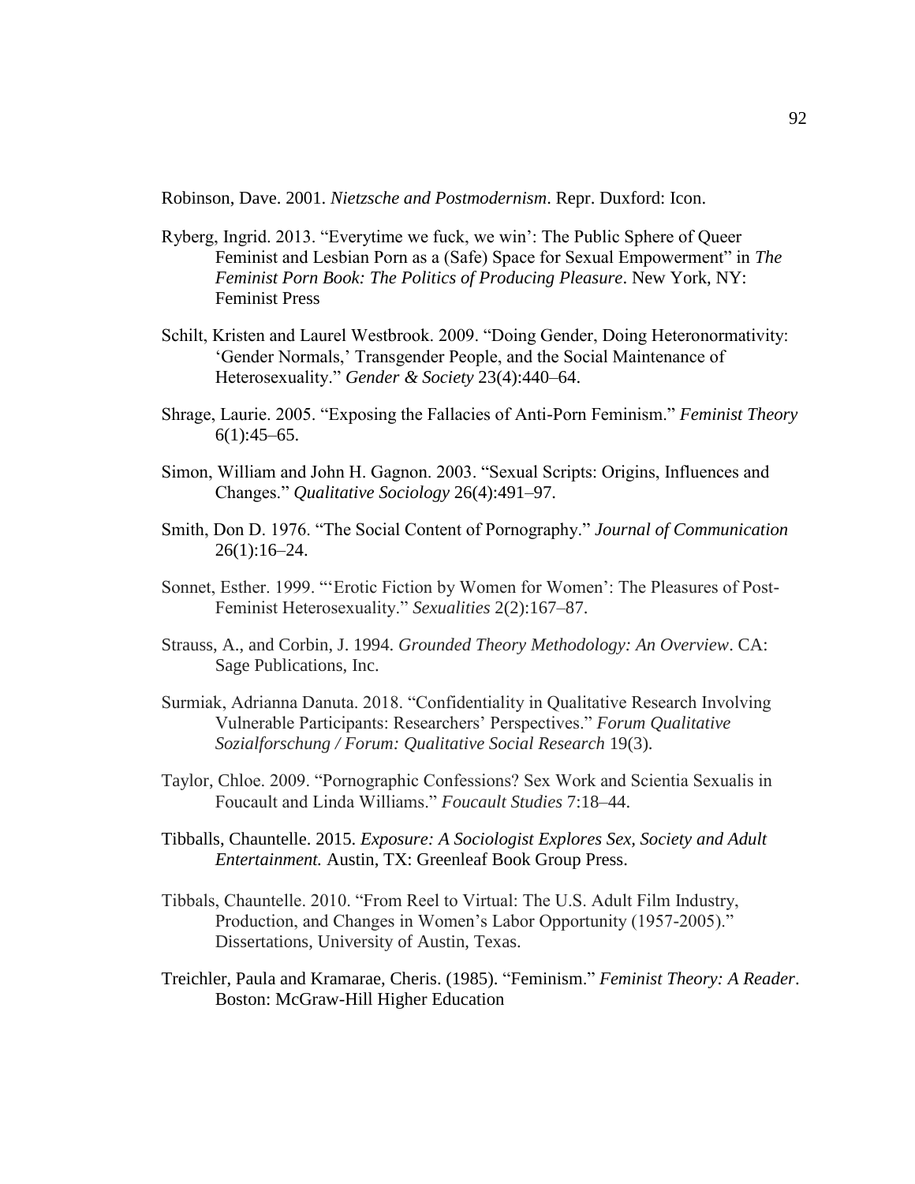Robinson, Dave. 2001. *Nietzsche and Postmodernism*. Repr. Duxford: Icon.

Ryberg, Ingrid. 2013. "'Everytime we fuck, we win': The Public Sphere of Queer Feminist and Lesbian Porn as a (Safe) Space for Sexual Empowerment" in *The Feminist Porn Book: The Politics of Producing Pleasure*. New York, NY: Feminist Press

Schilt, Kristen and Laurel Westbrook. 2009. "Doing Gender, Doing Heteronormativity: 'Gender Normals,' Transgender People, and the Social Maintenance of Heterosexuality." *Gender & Society* 23(4):440–64.

Shrage, Laurie. 2005. "Exposing the Fallacies of Anti-Porn Feminism." *Feminist Theory* 6(1):45–65.

Simon, William and John H. Gagnon. 2003. "Sexual Scripts: Origins, Influences and Changes." *Qualitative Sociology* 26(4):491–97.

Smith, Don D. 1976. "The Social Content of Pornography." *Journal of Communication* 26(1):16–24.

Sonnet, Esther. 1999. "'Erotic Fiction by Women for Women': The Pleasures of Post-Feminist Heterosexuality." *Sexualities* 2(2):167–87.

Strauss, A., and Corbin, J. 1994. *Grounded Theory Methodology: An Overview*. CA: Sage Publications, Inc.

Surmiak, Adrianna Danuta. 2018. "Confidentiality in Qualitative Research Involving Vulnerable Participants: Researchers' Perspectives." *Forum Qualitative Sozialforschung / Forum: Qualitative Social Research* 19(3).

Taylor, Chloe. 2009. "Pornographic Confessions? Sex Work and Scientia Sexualis in Foucault and Linda Williams." *Foucault Studies* 7:18–44.

Tibballs, Chauntelle. 2015. *Exposure: A Sociologist Explores Sex, Society and Adult Entertainment.* Austin, TX: Greenleaf Book Group Press.

Tibbals, Chauntelle. 2010. "From Reel to Virtual: The U.S. Adult Film Industry, Production, and Changes in Women's Labor Opportunity (1957-2005)." Dissertations, University of Austin, Texas.

Treichler, Paula and Kramarae, Cheris. (1985). "Feminism." *Feminist Theory: A Reader*. Boston: McGraw-Hill Higher Education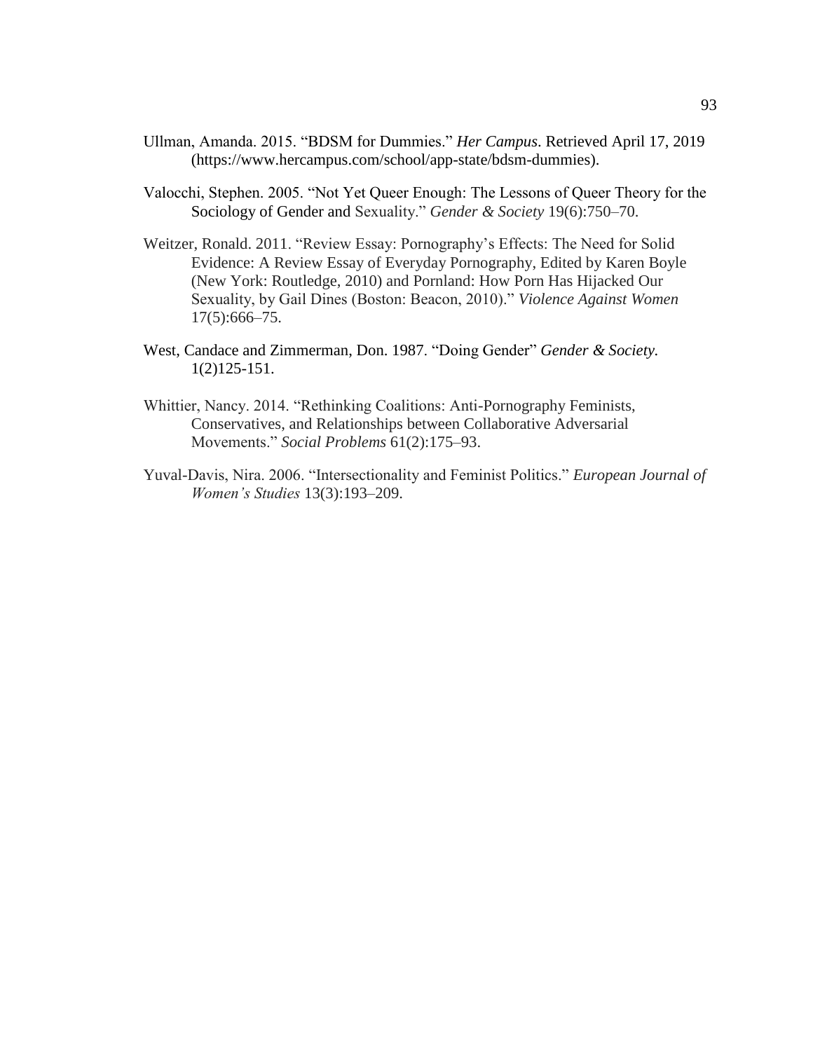Ullman, Amanda. 2015. "BDSM for Dummies." *Her Campus*. Retrieved April 17, 2019 (https://www.hercampus.com/school/app-state/bdsm-dummies).

Valocchi, Stephen. 2005. "Not Yet Queer Enough: The Lessons of Queer Theory for the Sociology of Gender and Sexuality." *Gender & Society* 19(6):750–70.

Weitzer, Ronald. 2011. "Review Essay: Pornography's Effects: The Need for Solid Evidence: A Review Essay of Everyday Pornography, Edited by Karen Boyle (New York: Routledge, 2010) and Pornland: How Porn Has Hijacked Our Sexuality, by Gail Dines (Boston: Beacon, 2010)." *Violence Against Women* 17(5):666–75.

West, Candace and Zimmerman, Don. 1987. "Doing Gender" *Gender & Society.* 1(2)125-151.

Whittier, Nancy. 2014. "Rethinking Coalitions: Anti-Pornography Feminists, Conservatives, and Relationships between Collaborative Adversarial Movements." *Social Problems* 61(2):175–93.

Yuval-Davis, Nira. 2006. "Intersectionality and Feminist Politics." *European Journal of Women's Studies* 13(3):193–209.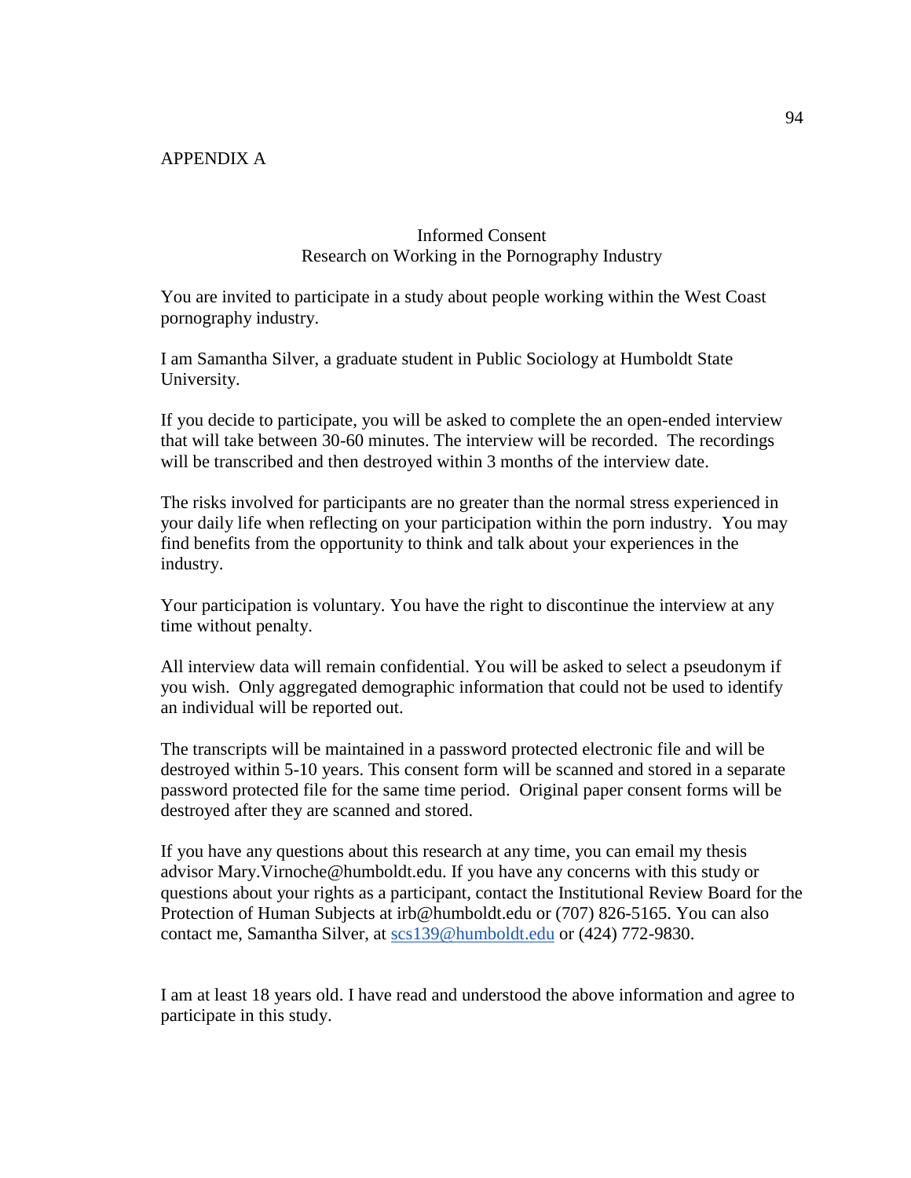APPENDIX A

## Informed Consent
### Research on Working in the Pornography Industry

You are invited to participate in a study about people working within the West Coast pornography industry.

I am Samantha Silver, a graduate student in Public Sociology at Humboldt State University.

If you decide to participate, you will be asked to complete the an open-ended interview that will take between 30-60 minutes. The interview will be recorded. The recordings will be transcribed and then destroyed within 3 months of the interview date.

The risks involved for participants are no greater than the normal stress experienced in your daily life when reflecting on your participation within the porn industry. You may find benefits from the opportunity to think and talk about your experiences in the industry.

Your participation is voluntary. You have the right to discontinue the interview at any time without penalty.

All interview data will remain confidential. You will be asked to select a pseudonym if you wish. Only aggregated demographic information that could not be used to identify an individual will be reported out.

The transcripts will be maintained in a password protected electronic file and will be destroyed within 5-10 years. This consent form will be scanned and stored in a separate password protected file for the same time period. Original paper consent forms will be destroyed after they are scanned and stored.

If you have any questions about this research at any time, you can email my thesis advisor Mary.Virnoche@humboldt.edu. If you have any concerns with this study or questions about your rights as a participant, contact the Institutional Review Board for the Protection of Human Subjects at irb@humboldt.edu or (707) 826-5165. You can also contact me, Samantha Silver, at scs139@humboldt.edu or (424) 772-9830.

I am at least 18 years old. I have read and understood the above information and agree to participate in this study.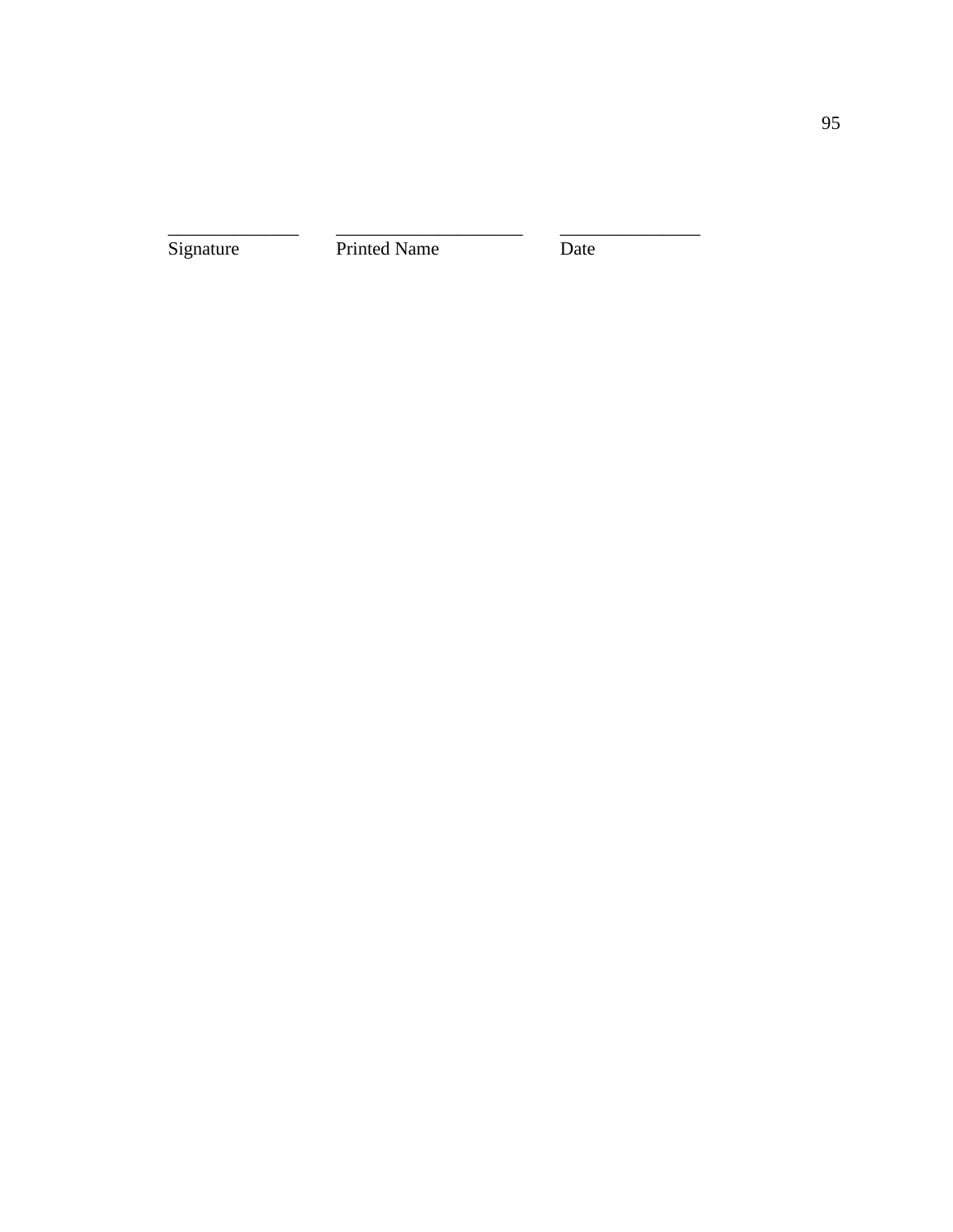_______________ _____________________ ________________
Signature Printed Name Date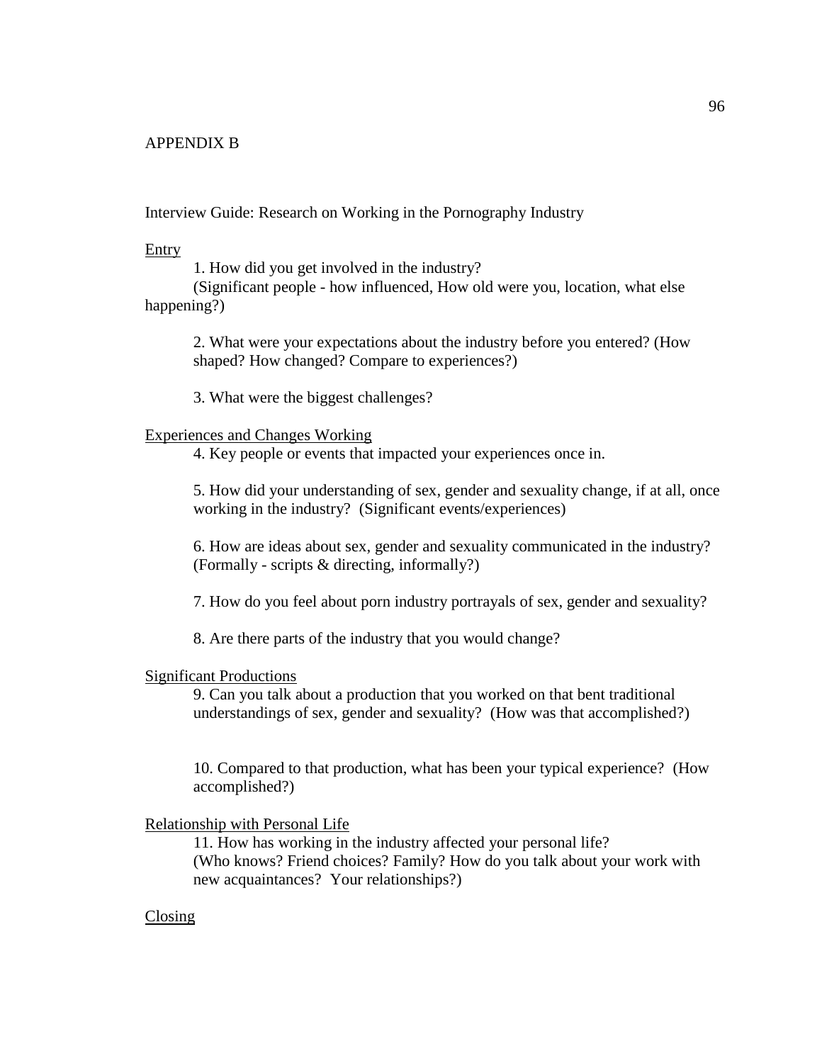## APPENDIX B

Interview Guide: Research on Working in the Pornography Industry

Entry

1. How did you get involved in the industry?
(Significant people - how influenced, How old were you, location, what else happening?)

2. What were your expectations about the industry before you entered? (How shaped? How changed? Compare to experiences?)

3. What were the biggest challenges?

Experiences and Changes Working

4. Key people or events that impacted your experiences once in.

5. How did your understanding of sex, gender and sexuality change, if at all, once working in the industry? (Significant events/experiences)

6. How are ideas about sex, gender and sexuality communicated in the industry? (Formally - scripts & directing, informally?)

7. How do you feel about porn industry portrayals of sex, gender and sexuality?

8. Are there parts of the industry that you would change?

Significant Productions

9. Can you talk about a production that you worked on that bent traditional understandings of sex, gender and sexuality? (How was that accomplished?)

10. Compared to that production, what has been your typical experience? (How accomplished?)

Relationship with Personal Life

11. How has working in the industry affected your personal life?
(Who knows? Friend choices? Family? How do you talk about your work with new acquaintances? Your relationships?)

Closing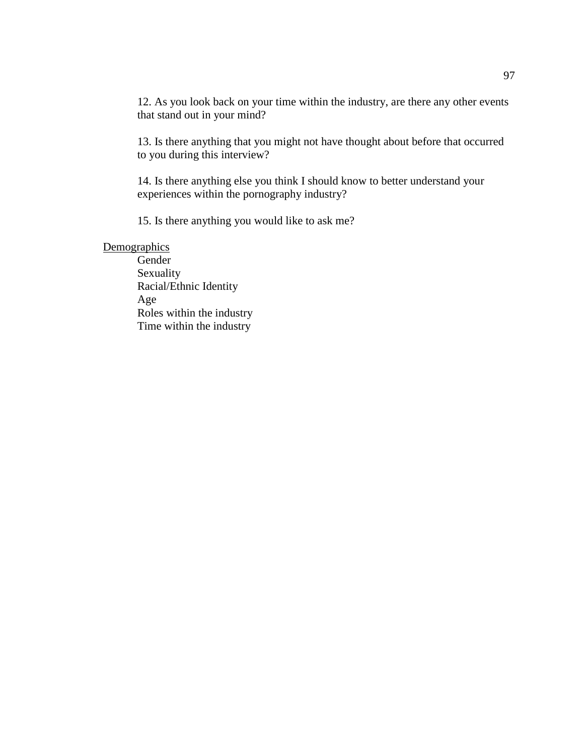12. As you look back on your time within the industry, are there any other events that stand out in your mind?

13. Is there anything that you might not have thought about before that occurred to you during this interview?

14. Is there anything else you think I should know to better understand your experiences within the pornography industry?

15. Is there anything you would like to ask me?

Demographics

Gender
Sexuality
Racial/Ethnic Identity
Age
Roles within the industry
Time within the industry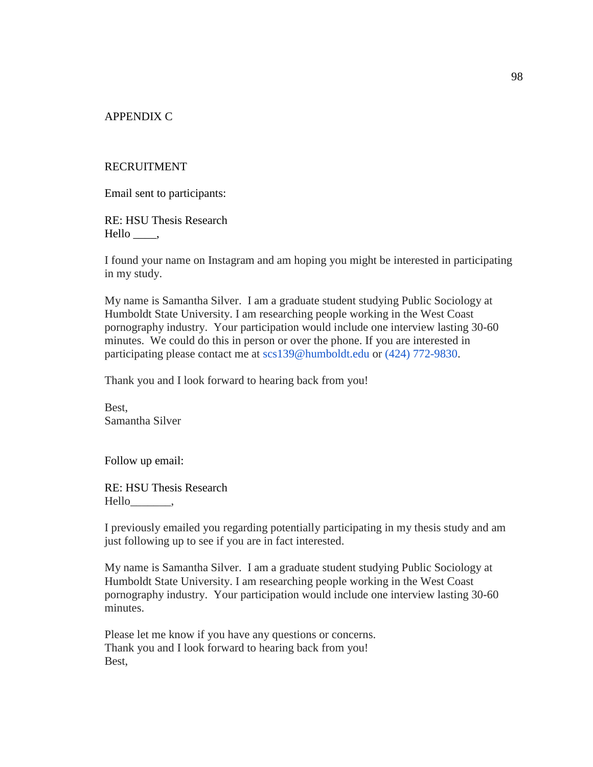APPENDIX C

RECRUITMENT

Email sent to participants:

RE: HSU Thesis Research
Hello ____,

I found your name on Instagram and am hoping you might be interested in participating in my study.

My name is Samantha Silver. I am a graduate student studying Public Sociology at Humboldt State University. I am researching people working in the West Coast pornography industry. Your participation would include one interview lasting 30-60 minutes. We could do this in person or over the phone. If you are interested in participating please contact me at scs139@humboldt.edu or (424) 772-9830.

Thank you and I look forward to hearing back from you!

Best,
Samantha Silver

Follow up email:

RE: HSU Thesis Research
Hello_______,

I previously emailed you regarding potentially participating in my thesis study and am just following up to see if you are in fact interested.

My name is Samantha Silver. I am a graduate student studying Public Sociology at Humboldt State University. I am researching people working in the West Coast pornography industry. Your participation would include one interview lasting 30-60 minutes.

Please let me know if you have any questions or concerns.
Thank you and I look forward to hearing back from you!
Best,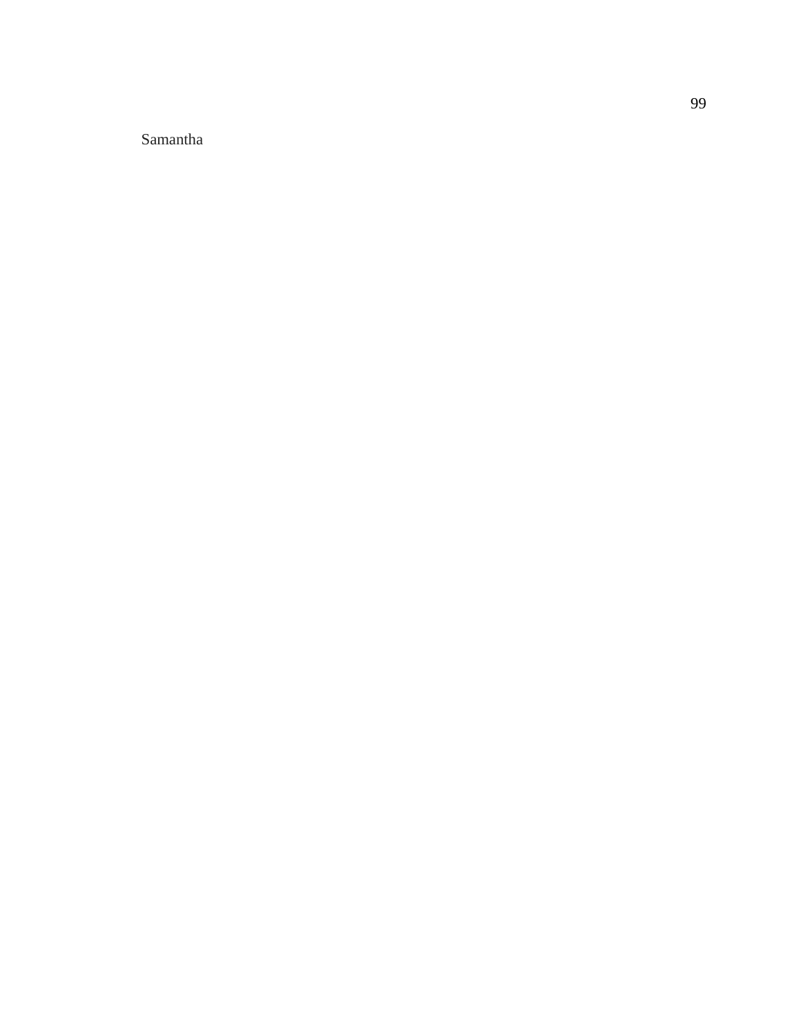Samantha